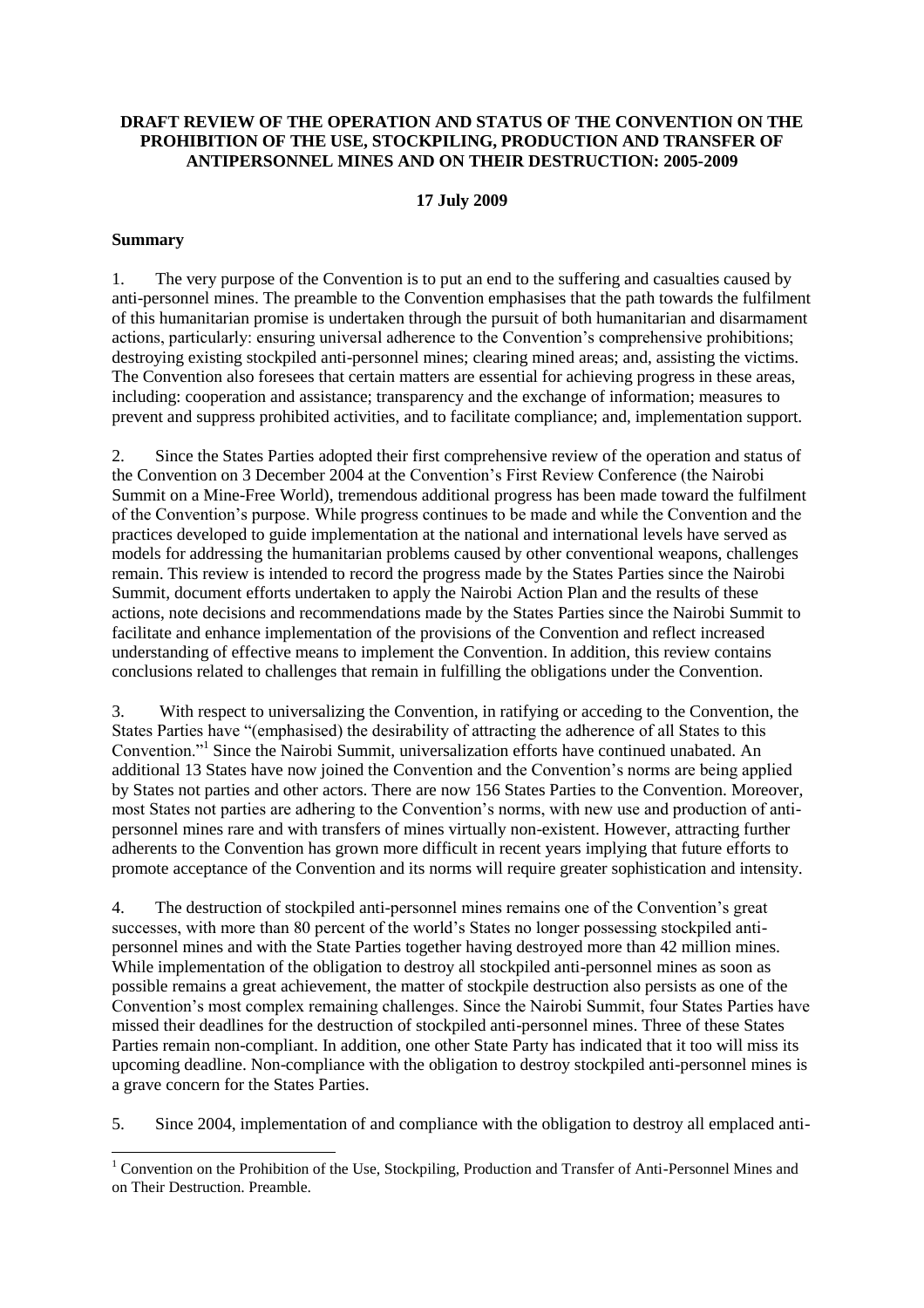**DRAFT REVIEW OF THE OPERATION AND STATUS OF THE CONVENTION ON THE PROHIBITION OF THE USE, STOCKPILING, PRODUCTION AND TRANSFER OF ANTIPERSONNEL MINES AND ON THEIR DESTRUCTION: 2005-2009**

**17 July 2009**

**Summary**

1. The very purpose of the Convention is to put an end to the suffering and casualties caused by anti-personnel mines. The preamble to the Convention emphasises that the path towards the fulfilment of this humanitarian promise is undertaken through the pursuit of both humanitarian and disarmament actions, particularly: ensuring universal adherence to the Convention's comprehensive prohibitions; destroying existing stockpiled anti-personnel mines; clearing mined areas; and, assisting the victims. The Convention also foresees that certain matters are essential for achieving progress in these areas, including: cooperation and assistance; transparency and the exchange of information; measures to prevent and suppress prohibited activities, and to facilitate compliance; and, implementation support.

2. Since the States Parties adopted their first comprehensive review of the operation and status of the Convention on 3 December 2004 at the Convention's First Review Conference (the Nairobi Summit on a Mine-Free World), tremendous additional progress has been made toward the fulfilment of the Convention's purpose. While progress continues to be made and while the Convention and the practices developed to guide implementation at the national and international levels have served as models for addressing the humanitarian problems caused by other conventional weapons, challenges remain. This review is intended to record the progress made by the States Parties since the Nairobi Summit, document efforts undertaken to apply the Nairobi Action Plan and the results of these actions, note decisions and recommendations made by the States Parties since the Nairobi Summit to facilitate and enhance implementation of the provisions of the Convention and reflect increased understanding of effective means to implement the Convention. In addition, this review contains conclusions related to challenges that remain in fulfilling the obligations under the Convention.

3. With respect to universalizing the Convention, in ratifying or acceding to the Convention, the States Parties have "(emphasised) the desirability of attracting the adherence of all States to this Convention."[1] Since the Nairobi Summit, universalization efforts have continued unabated. An additional 13 States have now joined the Convention and the Convention's norms are being applied by States not parties and other actors. There are now 156 States Parties to the Convention. Moreover, most States not parties are adhering to the Convention's norms, with new use and production of anti-personnel mines rare and with transfers of mines virtually non-existent. However, attracting further adherents to the Convention has grown more difficult in recent years implying that future efforts to promote acceptance of the Convention and its norms will require greater sophistication and intensity.

4. The destruction of stockpiled anti-personnel mines remains one of the Convention's great successes, with more than 80 percent of the world's States no longer possessing stockpiled anti-personnel mines and with the State Parties together having destroyed more than 42 million mines. While implementation of the obligation to destroy all stockpiled anti-personnel mines as soon as possible remains a great achievement, the matter of stockpile destruction also persists as one of the Convention's most complex remaining challenges. Since the Nairobi Summit, four States Parties have missed their deadlines for the destruction of stockpiled anti-personnel mines. Three of these States Parties remain non-compliant. In addition, one other State Party has indicated that it too will miss its upcoming deadline. Non-compliance with the obligation to destroy stockpiled anti-personnel mines is a grave concern for the States Parties.

5. Since 2004, implementation of and compliance with the obligation to destroy all emplaced anti-

[1] Convention on the Prohibition of the Use, Stockpiling, Production and Transfer of Anti-Personnel Mines and on Their Destruction. Preamble.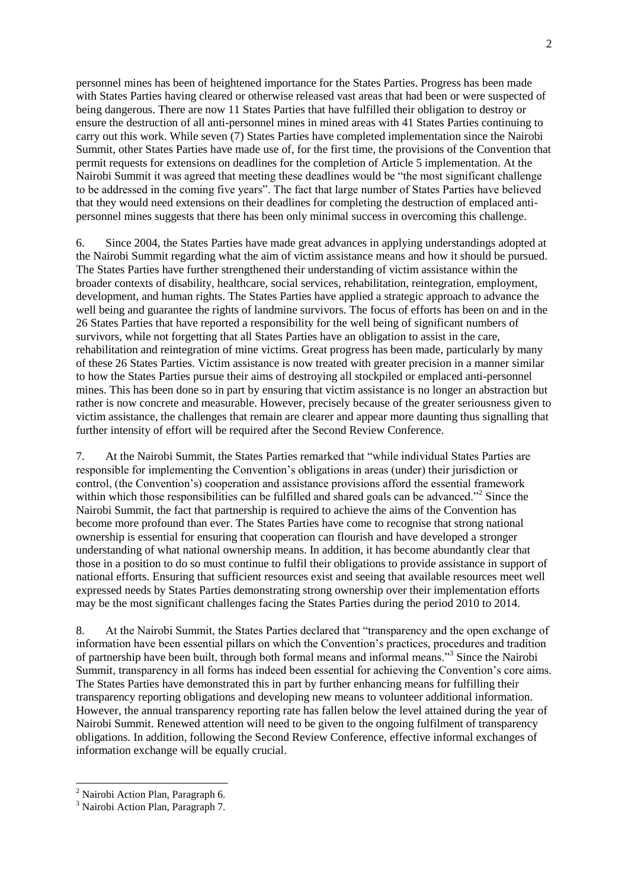personnel mines has been of heightened importance for the States Parties. Progress has been made with States Parties having cleared or otherwise released vast areas that had been or were suspected of being dangerous. There are now 11 States Parties that have fulfilled their obligation to destroy or ensure the destruction of all anti-personnel mines in mined areas with 41 States Parties continuing to carry out this work. While seven (7) States Parties have completed implementation since the Nairobi Summit, other States Parties have made use of, for the first time, the provisions of the Convention that permit requests for extensions on deadlines for the completion of Article 5 implementation. At the Nairobi Summit it was agreed that meeting these deadlines would be "the most significant challenge to be addressed in the coming five years". The fact that large number of States Parties have believed that they would need extensions on their deadlines for completing the destruction of emplaced anti-personnel mines suggests that there has been only minimal success in overcoming this challenge.

6. Since 2004, the States Parties have made great advances in applying understandings adopted at the Nairobi Summit regarding what the aim of victim assistance means and how it should be pursued. The States Parties have further strengthened their understanding of victim assistance within the broader contexts of disability, healthcare, social services, rehabilitation, reintegration, employment, development, and human rights. The States Parties have applied a strategic approach to advance the well being and guarantee the rights of landmine survivors. The focus of efforts has been on and in the 26 States Parties that have reported a responsibility for the well being of significant numbers of survivors, while not forgetting that all States Parties have an obligation to assist in the care, rehabilitation and reintegration of mine victims. Great progress has been made, particularly by many of these 26 States Parties. Victim assistance is now treated with greater precision in a manner similar to how the States Parties pursue their aims of destroying all stockpiled or emplaced anti-personnel mines. This has been done so in part by ensuring that victim assistance is no longer an abstraction but rather is now concrete and measurable. However, precisely because of the greater seriousness given to victim assistance, the challenges that remain are clearer and appear more daunting thus signalling that further intensity of effort will be required after the Second Review Conference.

7. At the Nairobi Summit, the States Parties remarked that "while individual States Parties are responsible for implementing the Convention's obligations in areas (under) their jurisdiction or control, (the Convention's) cooperation and assistance provisions afford the essential framework within which those responsibilities can be fulfilled and shared goals can be advanced."[2] Since the Nairobi Summit, the fact that partnership is required to achieve the aims of the Convention has become more profound than ever. The States Parties have come to recognise that strong national ownership is essential for ensuring that cooperation can flourish and have developed a stronger understanding of what national ownership means. In addition, it has become abundantly clear that those in a position to do so must continue to fulfil their obligations to provide assistance in support of national efforts. Ensuring that sufficient resources exist and seeing that available resources meet well expressed needs by States Parties demonstrating strong ownership over their implementation efforts may be the most significant challenges facing the States Parties during the period 2010 to 2014.

8. At the Nairobi Summit, the States Parties declared that "transparency and the open exchange of information have been essential pillars on which the Convention's practices, procedures and tradition of partnership have been built, through both formal means and informal means."[3] Since the Nairobi Summit, transparency in all forms has indeed been essential for achieving the Convention's core aims. The States Parties have demonstrated this in part by further enhancing means for fulfilling their transparency reporting obligations and developing new means to volunteer additional information. However, the annual transparency reporting rate has fallen below the level attained during the year of Nairobi Summit. Renewed attention will need to be given to the ongoing fulfilment of transparency obligations. In addition, following the Second Review Conference, effective informal exchanges of information exchange will be equally crucial.

[2] Nairobi Action Plan, Paragraph 6.

[3] Nairobi Action Plan, Paragraph 7.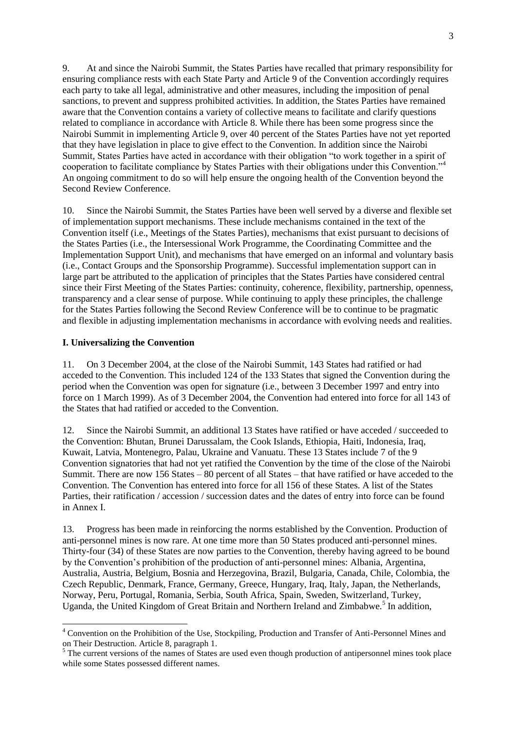9. At and since the Nairobi Summit, the States Parties have recalled that primary responsibility for ensuring compliance rests with each State Party and Article 9 of the Convention accordingly requires each party to take all legal, administrative and other measures, including the imposition of penal sanctions, to prevent and suppress prohibited activities. In addition, the States Parties have remained aware that the Convention contains a variety of collective means to facilitate and clarify questions related to compliance in accordance with Article 8. While there has been some progress since the Nairobi Summit in implementing Article 9, over 40 percent of the States Parties have not yet reported that they have legislation in place to give effect to the Convention. In addition since the Nairobi Summit, States Parties have acted in accordance with their obligation "to work together in a spirit of cooperation to facilitate compliance by States Parties with their obligations under this Convention."[4] An ongoing commitment to do so will help ensure the ongoing health of the Convention beyond the Second Review Conference.

10. Since the Nairobi Summit, the States Parties have been well served by a diverse and flexible set of implementation support mechanisms. These include mechanisms contained in the text of the Convention itself (i.e., Meetings of the States Parties), mechanisms that exist pursuant to decisions of the States Parties (i.e., the Intersessional Work Programme, the Coordinating Committee and the Implementation Support Unit), and mechanisms that have emerged on an informal and voluntary basis (i.e., Contact Groups and the Sponsorship Programme). Successful implementation support can in large part be attributed to the application of principles that the States Parties have considered central since their First Meeting of the States Parties: continuity, coherence, flexibility, partnership, openness, transparency and a clear sense of purpose. While continuing to apply these principles, the challenge for the States Parties following the Second Review Conference will be to continue to be pragmatic and flexible in adjusting implementation mechanisms in accordance with evolving needs and realities.

## I. Universalizing the Convention

11. On 3 December 2004, at the close of the Nairobi Summit, 143 States had ratified or had acceded to the Convention. This included 124 of the 133 States that signed the Convention during the period when the Convention was open for signature (i.e., between 3 December 1997 and entry into force on 1 March 1999). As of 3 December 2004, the Convention had entered into force for all 143 of the States that had ratified or acceded to the Convention.

12. Since the Nairobi Summit, an additional 13 States have ratified or have acceded / succeeded to the Convention: Bhutan, Brunei Darussalam, the Cook Islands, Ethiopia, Haiti, Indonesia, Iraq, Kuwait, Latvia, Montenegro, Palau, Ukraine and Vanuatu. These 13 States include 7 of the 9 Convention signatories that had not yet ratified the Convention by the time of the close of the Nairobi Summit. There are now 156 States – 80 percent of all States – that have ratified or have acceded to the Convention. The Convention has entered into force for all 156 of these States. A list of the States Parties, their ratification / accession / succession dates and the dates of entry into force can be found in Annex I.

13. Progress has been made in reinforcing the norms established by the Convention. Production of anti-personnel mines is now rare. At one time more than 50 States produced anti-personnel mines. Thirty-four (34) of these States are now parties to the Convention, thereby having agreed to be bound by the Convention's prohibition of the production of anti-personnel mines: Albania, Argentina, Australia, Austria, Belgium, Bosnia and Herzegovina, Brazil, Bulgaria, Canada, Chile, Colombia, the Czech Republic, Denmark, France, Germany, Greece, Hungary, Iraq, Italy, Japan, the Netherlands, Norway, Peru, Portugal, Romania, Serbia, South Africa, Spain, Sweden, Switzerland, Turkey, Uganda, the United Kingdom of Great Britain and Northern Ireland and Zimbabwe.[5] In addition,

---

[4] Convention on the Prohibition of the Use, Stockpiling, Production and Transfer of Anti-Personnel Mines and on Their Destruction. Article 8, paragraph 1.

[5] The current versions of the names of States are used even though production of antipersonnel mines took place while some States possessed different names.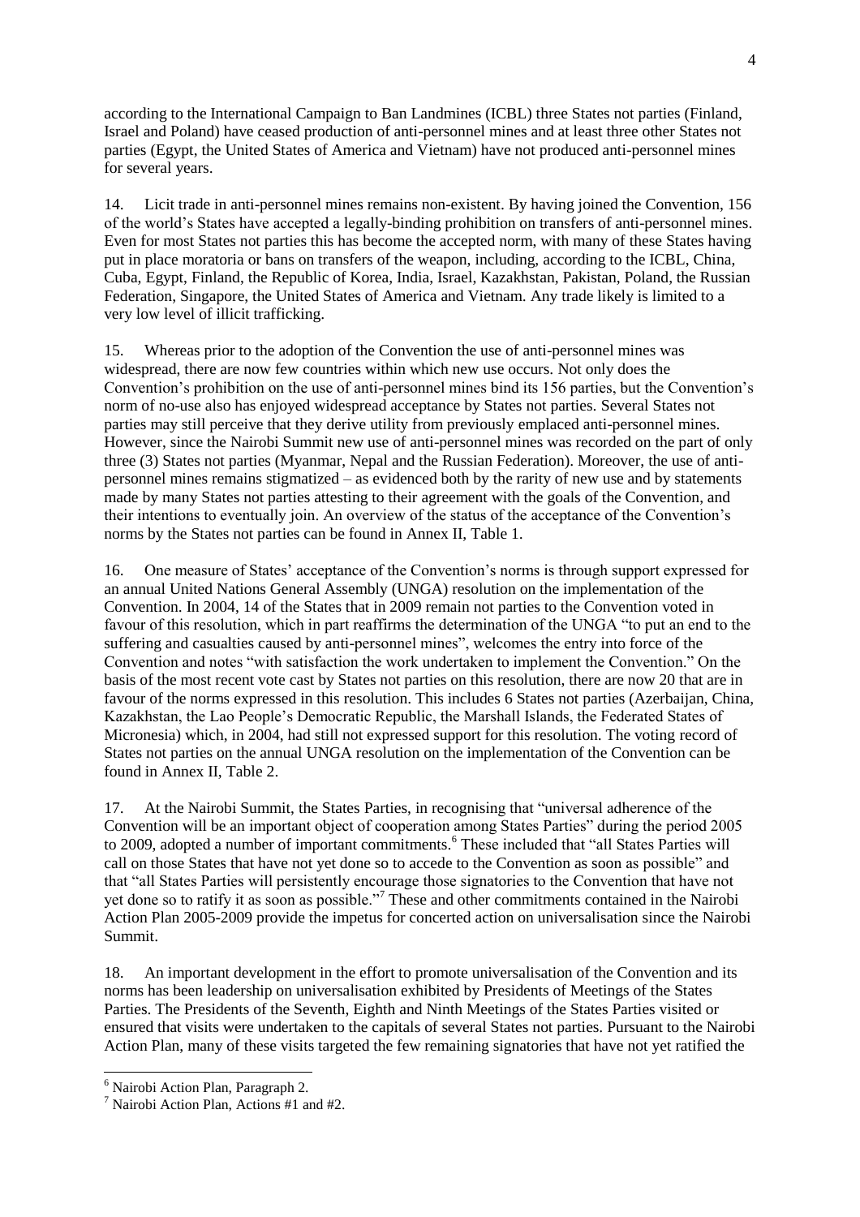according to the International Campaign to Ban Landmines (ICBL) three States not parties (Finland, Israel and Poland) have ceased production of anti-personnel mines and at least three other States not parties (Egypt, the United States of America and Vietnam) have not produced anti-personnel mines for several years.

14. Licit trade in anti-personnel mines remains non-existent. By having joined the Convention, 156 of the world's States have accepted a legally-binding prohibition on transfers of anti-personnel mines. Even for most States not parties this has become the accepted norm, with many of these States having put in place moratoria or bans on transfers of the weapon, including, according to the ICBL, China, Cuba, Egypt, Finland, the Republic of Korea, India, Israel, Kazakhstan, Pakistan, Poland, the Russian Federation, Singapore, the United States of America and Vietnam. Any trade likely is limited to a very low level of illicit trafficking.

15. Whereas prior to the adoption of the Convention the use of anti-personnel mines was widespread, there are now few countries within which new use occurs. Not only does the Convention's prohibition on the use of anti-personnel mines bind its 156 parties, but the Convention's norm of no-use also has enjoyed widespread acceptance by States not parties. Several States not parties may still perceive that they derive utility from previously emplaced anti-personnel mines. However, since the Nairobi Summit new use of anti-personnel mines was recorded on the part of only three (3) States not parties (Myanmar, Nepal and the Russian Federation). Moreover, the use of anti-personnel mines remains stigmatized – as evidenced both by the rarity of new use and by statements made by many States not parties attesting to their agreement with the goals of the Convention, and their intentions to eventually join. An overview of the status of the acceptance of the Convention's norms by the States not parties can be found in Annex II, Table 1.

16. One measure of States' acceptance of the Convention's norms is through support expressed for an annual United Nations General Assembly (UNGA) resolution on the implementation of the Convention. In 2004, 14 of the States that in 2009 remain not parties to the Convention voted in favour of this resolution, which in part reaffirms the determination of the UNGA "to put an end to the suffering and casualties caused by anti-personnel mines", welcomes the entry into force of the Convention and notes "with satisfaction the work undertaken to implement the Convention." On the basis of the most recent vote cast by States not parties on this resolution, there are now 20 that are in favour of the norms expressed in this resolution. This includes 6 States not parties (Azerbaijan, China, Kazakhstan, the Lao People's Democratic Republic, the Marshall Islands, the Federated States of Micronesia) which, in 2004, had still not expressed support for this resolution. The voting record of States not parties on the annual UNGA resolution on the implementation of the Convention can be found in Annex II, Table 2.

17. At the Nairobi Summit, the States Parties, in recognising that "universal adherence of the Convention will be an important object of cooperation among States Parties" during the period 2005 to 2009, adopted a number of important commitments.[6] These included that "all States Parties will call on those States that have not yet done so to accede to the Convention as soon as possible" and that "all States Parties will persistently encourage those signatories to the Convention that have not yet done so to ratify it as soon as possible."[7] These and other commitments contained in the Nairobi Action Plan 2005-2009 provide the impetus for concerted action on universalisation since the Nairobi Summit.

18. An important development in the effort to promote universalisation of the Convention and its norms has been leadership on universalisation exhibited by Presidents of Meetings of the States Parties. The Presidents of the Seventh, Eighth and Ninth Meetings of the States Parties visited or ensured that visits were undertaken to the capitals of several States not parties. Pursuant to the Nairobi Action Plan, many of these visits targeted the few remaining signatories that have not yet ratified the

---

[6] Nairobi Action Plan, Paragraph 2.

[7] Nairobi Action Plan, Actions #1 and #2.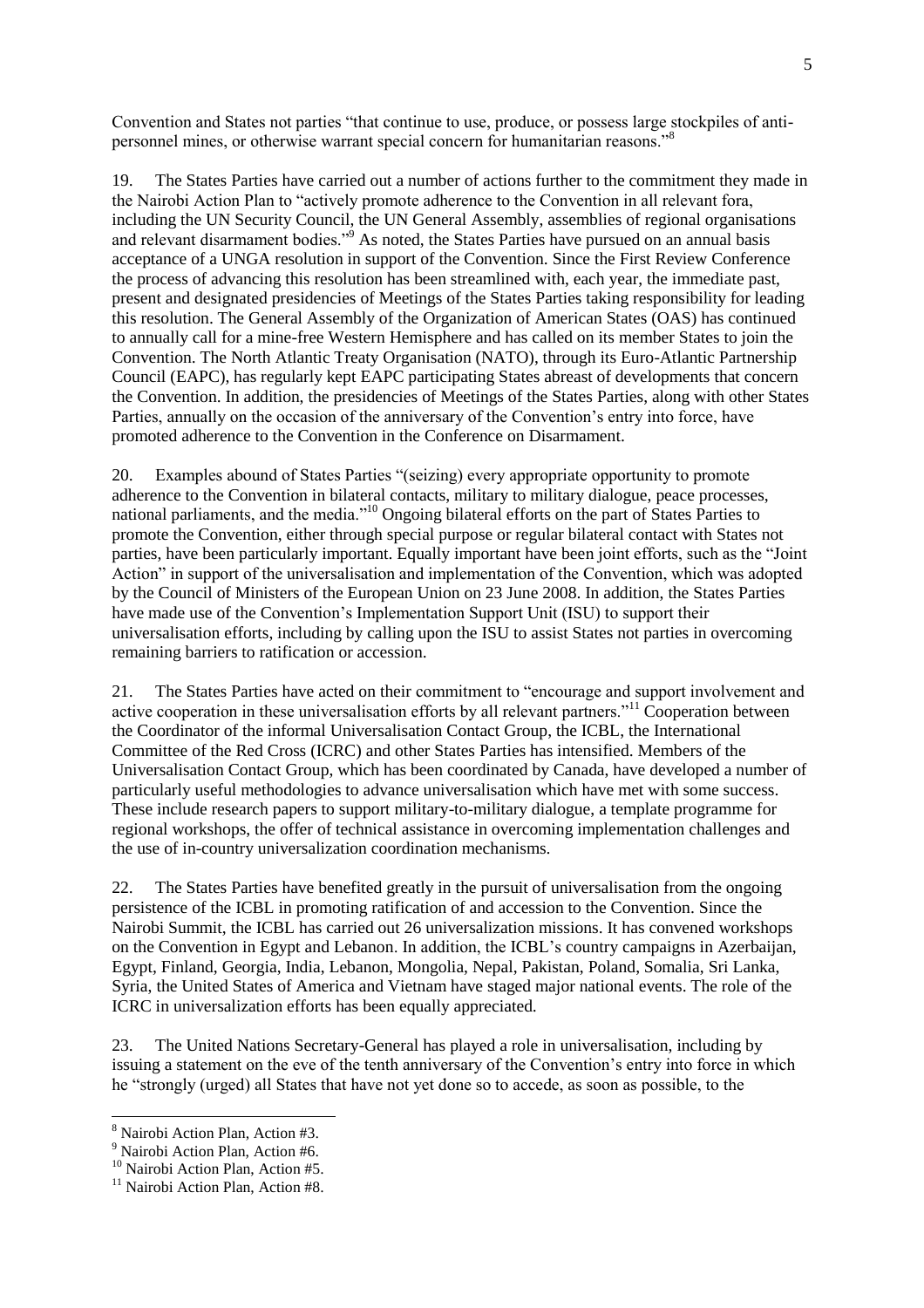Convention and States not parties "that continue to use, produce, or possess large stockpiles of anti-personnel mines, or otherwise warrant special concern for humanitarian reasons."[8]

19. The States Parties have carried out a number of actions further to the commitment they made in the Nairobi Action Plan to "actively promote adherence to the Convention in all relevant fora, including the UN Security Council, the UN General Assembly, assemblies of regional organisations and relevant disarmament bodies."[9] As noted, the States Parties have pursued on an annual basis acceptance of a UNGA resolution in support of the Convention. Since the First Review Conference the process of advancing this resolution has been streamlined with, each year, the immediate past, present and designated presidencies of Meetings of the States Parties taking responsibility for leading this resolution. The General Assembly of the Organization of American States (OAS) has continued to annually call for a mine-free Western Hemisphere and has called on its member States to join the Convention. The North Atlantic Treaty Organisation (NATO), through its Euro-Atlantic Partnership Council (EAPC), has regularly kept EAPC participating States abreast of developments that concern the Convention. In addition, the presidencies of Meetings of the States Parties, along with other States Parties, annually on the occasion of the anniversary of the Convention's entry into force, have promoted adherence to the Convention in the Conference on Disarmament.

20. Examples abound of States Parties "(seizing) every appropriate opportunity to promote adherence to the Convention in bilateral contacts, military to military dialogue, peace processes, national parliaments, and the media."[10] Ongoing bilateral efforts on the part of States Parties to promote the Convention, either through special purpose or regular bilateral contact with States not parties, have been particularly important. Equally important have been joint efforts, such as the "Joint Action" in support of the universalisation and implementation of the Convention, which was adopted by the Council of Ministers of the European Union on 23 June 2008. In addition, the States Parties have made use of the Convention's Implementation Support Unit (ISU) to support their universalisation efforts, including by calling upon the ISU to assist States not parties in overcoming remaining barriers to ratification or accession.

21. The States Parties have acted on their commitment to "encourage and support involvement and active cooperation in these universalisation efforts by all relevant partners."[11] Cooperation between the Coordinator of the informal Universalisation Contact Group, the ICBL, the International Committee of the Red Cross (ICRC) and other States Parties has intensified. Members of the Universalisation Contact Group, which has been coordinated by Canada, have developed a number of particularly useful methodologies to advance universalisation which have met with some success. These include research papers to support military-to-military dialogue, a template programme for regional workshops, the offer of technical assistance in overcoming implementation challenges and the use of in-country universalization coordination mechanisms.

22. The States Parties have benefited greatly in the pursuit of universalisation from the ongoing persistence of the ICBL in promoting ratification of and accession to the Convention. Since the Nairobi Summit, the ICBL has carried out 26 universalization missions. It has convened workshops on the Convention in Egypt and Lebanon. In addition, the ICBL's country campaigns in Azerbaijan, Egypt, Finland, Georgia, India, Lebanon, Mongolia, Nepal, Pakistan, Poland, Somalia, Sri Lanka, Syria, the United States of America and Vietnam have staged major national events. The role of the ICRC in universalization efforts has been equally appreciated.

23. The United Nations Secretary-General has played a role in universalisation, including by issuing a statement on the eve of the tenth anniversary of the Convention's entry into force in which he "strongly (urged) all States that have not yet done so to accede, as soon as possible, to the

---

[8] Nairobi Action Plan, Action #3.

[9] Nairobi Action Plan, Action #6.

[10] Nairobi Action Plan, Action #5.

[11] Nairobi Action Plan, Action #8.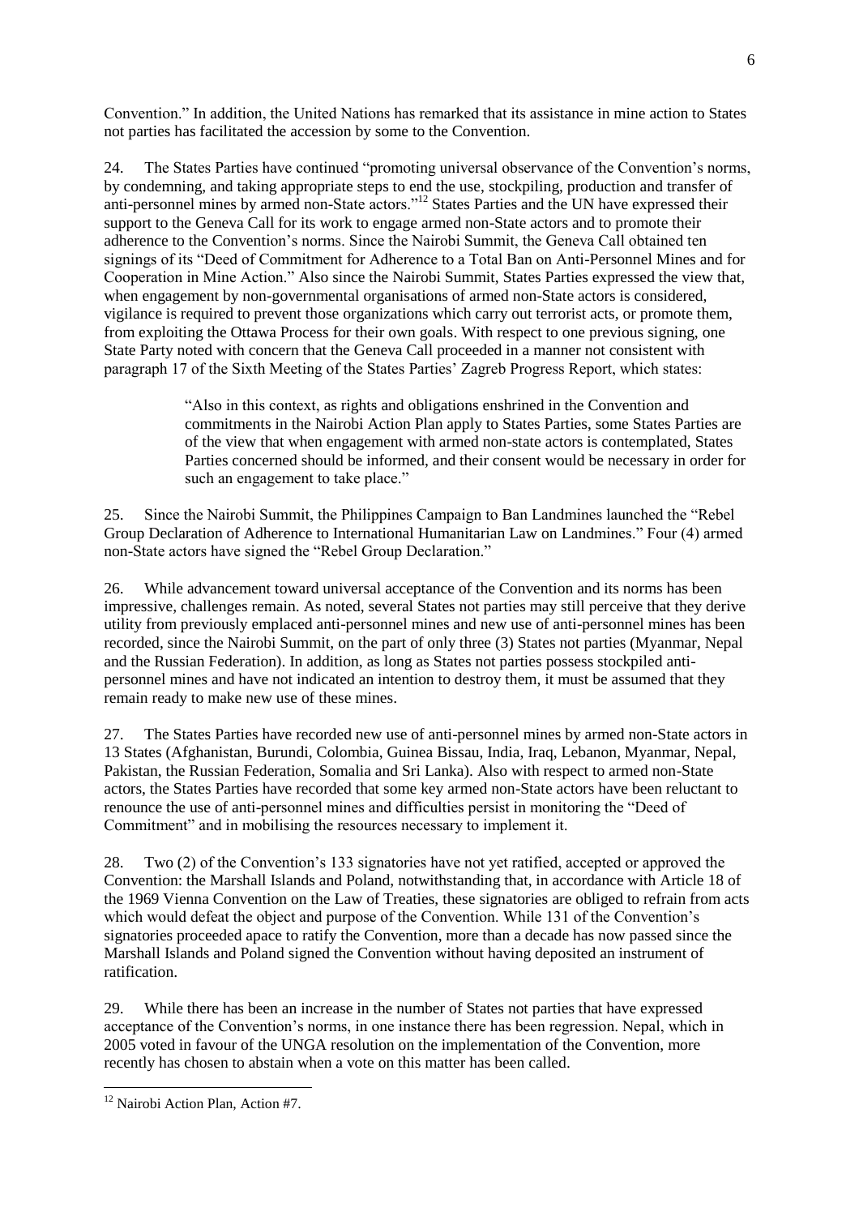Convention." In addition, the United Nations has remarked that its assistance in mine action to States not parties has facilitated the accession by some to the Convention.

24. The States Parties have continued "promoting universal observance of the Convention's norms, by condemning, and taking appropriate steps to end the use, stockpiling, production and transfer of anti-personnel mines by armed non-State actors."[12] States Parties and the UN have expressed their support to the Geneva Call for its work to engage armed non-State actors and to promote their adherence to the Convention's norms. Since the Nairobi Summit, the Geneva Call obtained ten signings of its "Deed of Commitment for Adherence to a Total Ban on Anti-Personnel Mines and for Cooperation in Mine Action." Also since the Nairobi Summit, States Parties expressed the view that, when engagement by non-governmental organisations of armed non-State actors is considered, vigilance is required to prevent those organizations which carry out terrorist acts, or promote them, from exploiting the Ottawa Process for their own goals. With respect to one previous signing, one State Party noted with concern that the Geneva Call proceeded in a manner not consistent with paragraph 17 of the Sixth Meeting of the States Parties' Zagreb Progress Report, which states:

> "Also in this context, as rights and obligations enshrined in the Convention and commitments in the Nairobi Action Plan apply to States Parties, some States Parties are of the view that when engagement with armed non-state actors is contemplated, States Parties concerned should be informed, and their consent would be necessary in order for such an engagement to take place."

25. Since the Nairobi Summit, the Philippines Campaign to Ban Landmines launched the "Rebel Group Declaration of Adherence to International Humanitarian Law on Landmines." Four (4) armed non-State actors have signed the "Rebel Group Declaration."

26. While advancement toward universal acceptance of the Convention and its norms has been impressive, challenges remain. As noted, several States not parties may still perceive that they derive utility from previously emplaced anti-personnel mines and new use of anti-personnel mines has been recorded, since the Nairobi Summit, on the part of only three (3) States not parties (Myanmar, Nepal and the Russian Federation). In addition, as long as States not parties possess stockpiled anti-personnel mines and have not indicated an intention to destroy them, it must be assumed that they remain ready to make new use of these mines.

27. The States Parties have recorded new use of anti-personnel mines by armed non-State actors in 13 States (Afghanistan, Burundi, Colombia, Guinea Bissau, India, Iraq, Lebanon, Myanmar, Nepal, Pakistan, the Russian Federation, Somalia and Sri Lanka). Also with respect to armed non-State actors, the States Parties have recorded that some key armed non-State actors have been reluctant to renounce the use of anti-personnel mines and difficulties persist in monitoring the "Deed of Commitment" and in mobilising the resources necessary to implement it.

28. Two (2) of the Convention's 133 signatories have not yet ratified, accepted or approved the Convention: the Marshall Islands and Poland, notwithstanding that, in accordance with Article 18 of the 1969 Vienna Convention on the Law of Treaties, these signatories are obliged to refrain from acts which would defeat the object and purpose of the Convention. While 131 of the Convention's signatories proceeded apace to ratify the Convention, more than a decade has now passed since the Marshall Islands and Poland signed the Convention without having deposited an instrument of ratification.

29. While there has been an increase in the number of States not parties that have expressed acceptance of the Convention's norms, in one instance there has been regression. Nepal, which in 2005 voted in favour of the UNGA resolution on the implementation of the Convention, more recently has chosen to abstain when a vote on this matter has been called.

---

[12] Nairobi Action Plan, Action #7.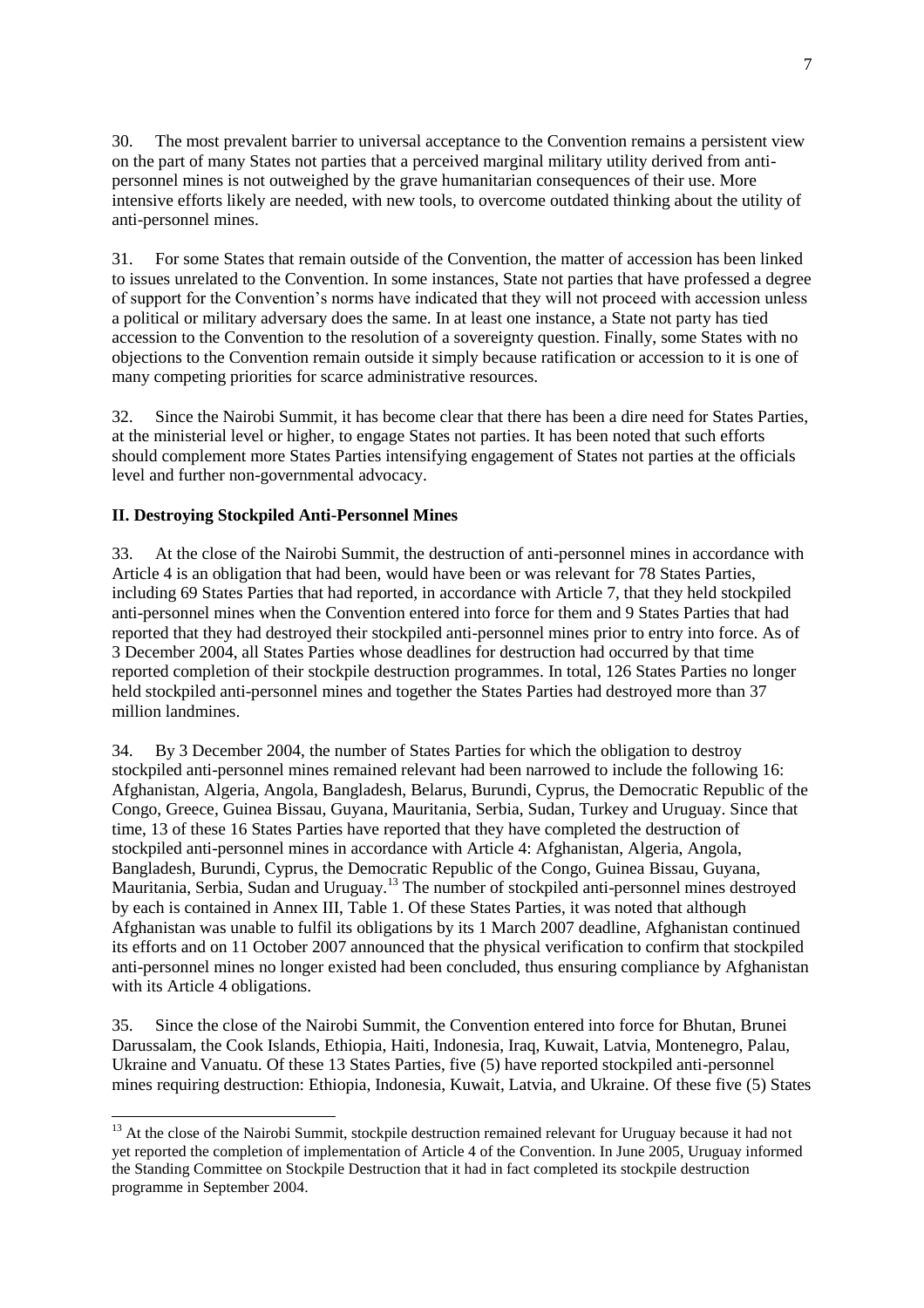30. The most prevalent barrier to universal acceptance to the Convention remains a persistent view on the part of many States not parties that a perceived marginal military utility derived from anti-personnel mines is not outweighed by the grave humanitarian consequences of their use. More intensive efforts likely are needed, with new tools, to overcome outdated thinking about the utility of anti-personnel mines.

31. For some States that remain outside of the Convention, the matter of accession has been linked to issues unrelated to the Convention. In some instances, State not parties that have professed a degree of support for the Convention's norms have indicated that they will not proceed with accession unless a political or military adversary does the same. In at least one instance, a State not party has tied accession to the Convention to the resolution of a sovereignty question. Finally, some States with no objections to the Convention remain outside it simply because ratification or accession to it is one of many competing priorities for scarce administrative resources.

32. Since the Nairobi Summit, it has become clear that there has been a dire need for States Parties, at the ministerial level or higher, to engage States not parties. It has been noted that such efforts should complement more States Parties intensifying engagement of States not parties at the officials level and further non-governmental advocacy.

## II. Destroying Stockpiled Anti-Personnel Mines

33. At the close of the Nairobi Summit, the destruction of anti-personnel mines in accordance with Article 4 is an obligation that had been, would have been or was relevant for 78 States Parties, including 69 States Parties that had reported, in accordance with Article 7, that they held stockpiled anti-personnel mines when the Convention entered into force for them and 9 States Parties that had reported that they had destroyed their stockpiled anti-personnel mines prior to entry into force. As of 3 December 2004, all States Parties whose deadlines for destruction had occurred by that time reported completion of their stockpile destruction programmes. In total, 126 States Parties no longer held stockpiled anti-personnel mines and together the States Parties had destroyed more than 37 million landmines.

34. By 3 December 2004, the number of States Parties for which the obligation to destroy stockpiled anti-personnel mines remained relevant had been narrowed to include the following 16: Afghanistan, Algeria, Angola, Bangladesh, Belarus, Burundi, Cyprus, the Democratic Republic of the Congo, Greece, Guinea Bissau, Guyana, Mauritania, Serbia, Sudan, Turkey and Uruguay. Since that time, 13 of these 16 States Parties have reported that they have completed the destruction of stockpiled anti-personnel mines in accordance with Article 4: Afghanistan, Algeria, Angola, Bangladesh, Burundi, Cyprus, the Democratic Republic of the Congo, Guinea Bissau, Guyana, Mauritania, Serbia, Sudan and Uruguay.[13] The number of stockpiled anti-personnel mines destroyed by each is contained in Annex III, Table 1. Of these States Parties, it was noted that although Afghanistan was unable to fulfil its obligations by its 1 March 2007 deadline, Afghanistan continued its efforts and on 11 October 2007 announced that the physical verification to confirm that stockpiled anti-personnel mines no longer existed had been concluded, thus ensuring compliance by Afghanistan with its Article 4 obligations.

35. Since the close of the Nairobi Summit, the Convention entered into force for Bhutan, Brunei Darussalam, the Cook Islands, Ethiopia, Haiti, Indonesia, Iraq, Kuwait, Latvia, Montenegro, Palau, Ukraine and Vanuatu. Of these 13 States Parties, five (5) have reported stockpiled anti-personnel mines requiring destruction: Ethiopia, Indonesia, Kuwait, Latvia, and Ukraine. Of these five (5) States

---

[13] At the close of the Nairobi Summit, stockpile destruction remained relevant for Uruguay because it had not yet reported the completion of implementation of Article 4 of the Convention. In June 2005, Uruguay informed the Standing Committee on Stockpile Destruction that it had in fact completed its stockpile destruction programme in September 2004.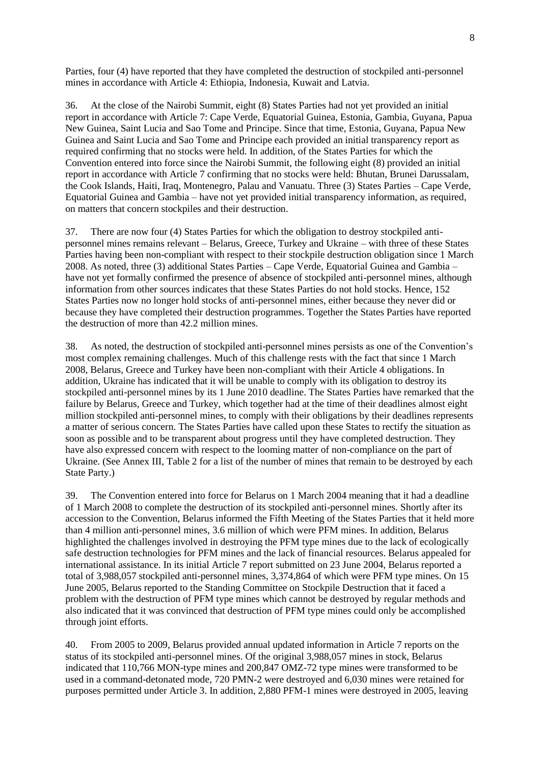Parties, four (4) have reported that they have completed the destruction of stockpiled anti-personnel mines in accordance with Article 4: Ethiopia, Indonesia, Kuwait and Latvia.

36. At the close of the Nairobi Summit, eight (8) States Parties had not yet provided an initial report in accordance with Article 7: Cape Verde, Equatorial Guinea, Estonia, Gambia, Guyana, Papua New Guinea, Saint Lucia and Sao Tome and Principe. Since that time, Estonia, Guyana, Papua New Guinea and Saint Lucia and Sao Tome and Principe each provided an initial transparency report as required confirming that no stocks were held. In addition, of the States Parties for which the Convention entered into force since the Nairobi Summit, the following eight (8) provided an initial report in accordance with Article 7 confirming that no stocks were held: Bhutan, Brunei Darussalam, the Cook Islands, Haiti, Iraq, Montenegro, Palau and Vanuatu. Three (3) States Parties – Cape Verde, Equatorial Guinea and Gambia – have not yet provided initial transparency information, as required, on matters that concern stockpiles and their destruction.

37. There are now four (4) States Parties for which the obligation to destroy stockpiled anti-personnel mines remains relevant – Belarus, Greece, Turkey and Ukraine – with three of these States Parties having been non-compliant with respect to their stockpile destruction obligation since 1 March 2008. As noted, three (3) additional States Parties – Cape Verde, Equatorial Guinea and Gambia – have not yet formally confirmed the presence of absence of stockpiled anti-personnel mines, although information from other sources indicates that these States Parties do not hold stocks. Hence, 152 States Parties now no longer hold stocks of anti-personnel mines, either because they never did or because they have completed their destruction programmes. Together the States Parties have reported the destruction of more than 42.2 million mines.

38. As noted, the destruction of stockpiled anti-personnel mines persists as one of the Convention's most complex remaining challenges. Much of this challenge rests with the fact that since 1 March 2008, Belarus, Greece and Turkey have been non-compliant with their Article 4 obligations. In addition, Ukraine has indicated that it will be unable to comply with its obligation to destroy its stockpiled anti-personnel mines by its 1 June 2010 deadline. The States Parties have remarked that the failure by Belarus, Greece and Turkey, which together had at the time of their deadlines almost eight million stockpiled anti-personnel mines, to comply with their obligations by their deadlines represents a matter of serious concern. The States Parties have called upon these States to rectify the situation as soon as possible and to be transparent about progress until they have completed destruction. They have also expressed concern with respect to the looming matter of non-compliance on the part of Ukraine. (See Annex III, Table 2 for a list of the number of mines that remain to be destroyed by each State Party.)

39. The Convention entered into force for Belarus on 1 March 2004 meaning that it had a deadline of 1 March 2008 to complete the destruction of its stockpiled anti-personnel mines. Shortly after its accession to the Convention, Belarus informed the Fifth Meeting of the States Parties that it held more than 4 million anti-personnel mines, 3.6 million of which were PFM mines. In addition, Belarus highlighted the challenges involved in destroying the PFM type mines due to the lack of ecologically safe destruction technologies for PFM mines and the lack of financial resources. Belarus appealed for international assistance. In its initial Article 7 report submitted on 23 June 2004, Belarus reported a total of 3,988,057 stockpiled anti-personnel mines, 3,374,864 of which were PFM type mines. On 15 June 2005, Belarus reported to the Standing Committee on Stockpile Destruction that it faced a problem with the destruction of PFM type mines which cannot be destroyed by regular methods and also indicated that it was convinced that destruction of PFM type mines could only be accomplished through joint efforts.

40. From 2005 to 2009, Belarus provided annual updated information in Article 7 reports on the status of its stockpiled anti-personnel mines. Of the original 3,988,057 mines in stock, Belarus indicated that 110,766 MON-type mines and 200,847 OMZ-72 type mines were transformed to be used in a command-detonated mode, 720 PMN-2 were destroyed and 6,030 mines were retained for purposes permitted under Article 3. In addition, 2,880 PFM-1 mines were destroyed in 2005, leaving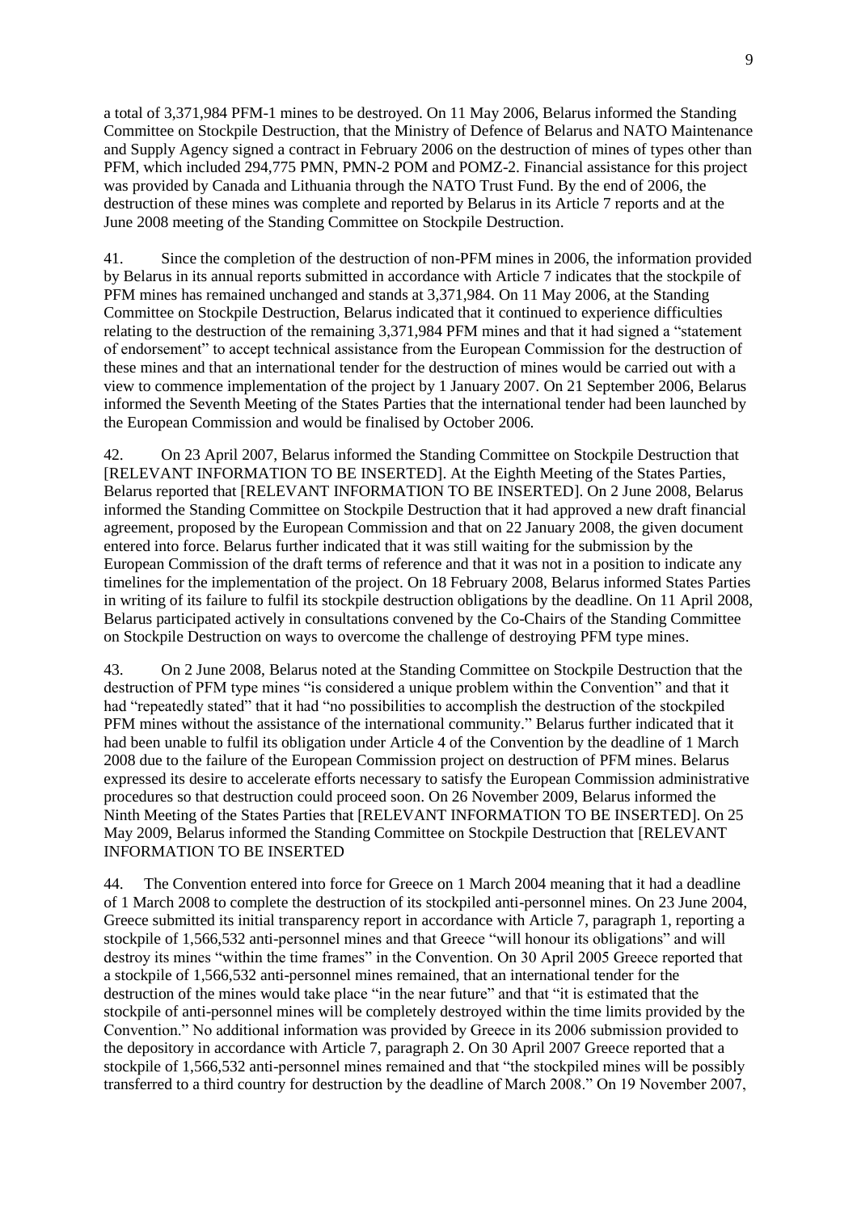a total of 3,371,984 PFM-1 mines to be destroyed. On 11 May 2006, Belarus informed the Standing Committee on Stockpile Destruction, that the Ministry of Defence of Belarus and NATO Maintenance and Supply Agency signed a contract in February 2006 on the destruction of mines of types other than PFM, which included 294,775 PMN, PMN-2 POM and POMZ-2. Financial assistance for this project was provided by Canada and Lithuania through the NATO Trust Fund. By the end of 2006, the destruction of these mines was complete and reported by Belarus in its Article 7 reports and at the June 2008 meeting of the Standing Committee on Stockpile Destruction.

41. Since the completion of the destruction of non-PFM mines in 2006, the information provided by Belarus in its annual reports submitted in accordance with Article 7 indicates that the stockpile of PFM mines has remained unchanged and stands at 3,371,984. On 11 May 2006, at the Standing Committee on Stockpile Destruction, Belarus indicated that it continued to experience difficulties relating to the destruction of the remaining 3,371,984 PFM mines and that it had signed a "statement of endorsement" to accept technical assistance from the European Commission for the destruction of these mines and that an international tender for the destruction of mines would be carried out with a view to commence implementation of the project by 1 January 2007. On 21 September 2006, Belarus informed the Seventh Meeting of the States Parties that the international tender had been launched by the European Commission and would be finalised by October 2006.

42. On 23 April 2007, Belarus informed the Standing Committee on Stockpile Destruction that [RELEVANT INFORMATION TO BE INSERTED]. At the Eighth Meeting of the States Parties, Belarus reported that [RELEVANT INFORMATION TO BE INSERTED]. On 2 June 2008, Belarus informed the Standing Committee on Stockpile Destruction that it had approved a new draft financial agreement, proposed by the European Commission and that on 22 January 2008, the given document entered into force. Belarus further indicated that it was still waiting for the submission by the European Commission of the draft terms of reference and that it was not in a position to indicate any timelines for the implementation of the project. On 18 February 2008, Belarus informed States Parties in writing of its failure to fulfil its stockpile destruction obligations by the deadline. On 11 April 2008, Belarus participated actively in consultations convened by the Co-Chairs of the Standing Committee on Stockpile Destruction on ways to overcome the challenge of destroying PFM type mines.

43. On 2 June 2008, Belarus noted at the Standing Committee on Stockpile Destruction that the destruction of PFM type mines "is considered a unique problem within the Convention" and that it had "repeatedly stated" that it had "no possibilities to accomplish the destruction of the stockpiled PFM mines without the assistance of the international community." Belarus further indicated that it had been unable to fulfil its obligation under Article 4 of the Convention by the deadline of 1 March 2008 due to the failure of the European Commission project on destruction of PFM mines. Belarus expressed its desire to accelerate efforts necessary to satisfy the European Commission administrative procedures so that destruction could proceed soon. On 26 November 2009, Belarus informed the Ninth Meeting of the States Parties that [RELEVANT INFORMATION TO BE INSERTED]. On 25 May 2009, Belarus informed the Standing Committee on Stockpile Destruction that [RELEVANT INFORMATION TO BE INSERTED

44. The Convention entered into force for Greece on 1 March 2004 meaning that it had a deadline of 1 March 2008 to complete the destruction of its stockpiled anti-personnel mines. On 23 June 2004, Greece submitted its initial transparency report in accordance with Article 7, paragraph 1, reporting a stockpile of 1,566,532 anti-personnel mines and that Greece "will honour its obligations" and will destroy its mines "within the time frames" in the Convention. On 30 April 2005 Greece reported that a stockpile of 1,566,532 anti-personnel mines remained, that an international tender for the destruction of the mines would take place "in the near future" and that "it is estimated that the stockpile of anti-personnel mines will be completely destroyed within the time limits provided by the Convention." No additional information was provided by Greece in its 2006 submission provided to the depository in accordance with Article 7, paragraph 2. On 30 April 2007 Greece reported that a stockpile of 1,566,532 anti-personnel mines remained and that "the stockpiled mines will be possibly transferred to a third country for destruction by the deadline of March 2008." On 19 November 2007,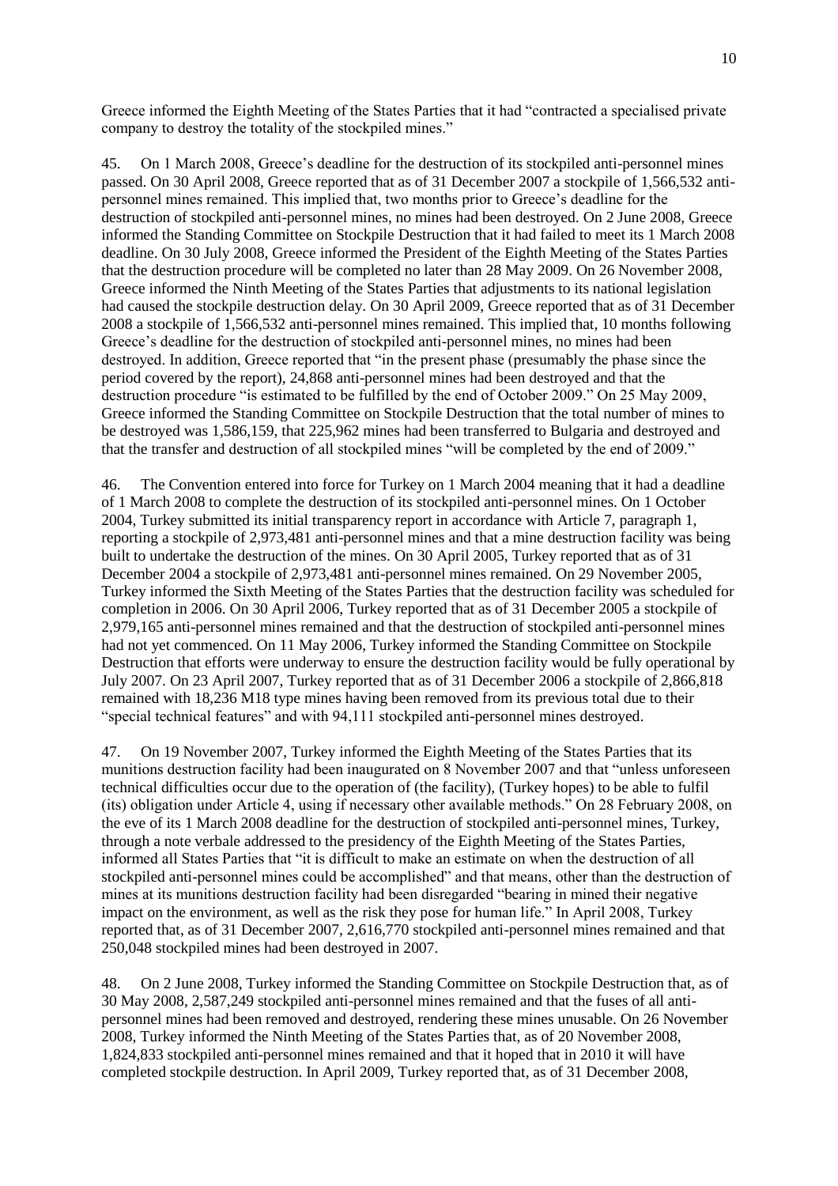Greece informed the Eighth Meeting of the States Parties that it had "contracted a specialised private company to destroy the totality of the stockpiled mines."

45. On 1 March 2008, Greece's deadline for the destruction of its stockpiled anti-personnel mines passed. On 30 April 2008, Greece reported that as of 31 December 2007 a stockpile of 1,566,532 anti-personnel mines remained. This implied that, two months prior to Greece's deadline for the destruction of stockpiled anti-personnel mines, no mines had been destroyed. On 2 June 2008, Greece informed the Standing Committee on Stockpile Destruction that it had failed to meet its 1 March 2008 deadline. On 30 July 2008, Greece informed the President of the Eighth Meeting of the States Parties that the destruction procedure will be completed no later than 28 May 2009. On 26 November 2008, Greece informed the Ninth Meeting of the States Parties that adjustments to its national legislation had caused the stockpile destruction delay. On 30 April 2009, Greece reported that as of 31 December 2008 a stockpile of 1,566,532 anti-personnel mines remained. This implied that, 10 months following Greece's deadline for the destruction of stockpiled anti-personnel mines, no mines had been destroyed. In addition, Greece reported that "in the present phase (presumably the phase since the period covered by the report), 24,868 anti-personnel mines had been destroyed and that the destruction procedure "is estimated to be fulfilled by the end of October 2009." On 25 May 2009, Greece informed the Standing Committee on Stockpile Destruction that the total number of mines to be destroyed was 1,586,159, that 225,962 mines had been transferred to Bulgaria and destroyed and that the transfer and destruction of all stockpiled mines "will be completed by the end of 2009."

46. The Convention entered into force for Turkey on 1 March 2004 meaning that it had a deadline of 1 March 2008 to complete the destruction of its stockpiled anti-personnel mines. On 1 October 2004, Turkey submitted its initial transparency report in accordance with Article 7, paragraph 1, reporting a stockpile of 2,973,481 anti-personnel mines and that a mine destruction facility was being built to undertake the destruction of the mines. On 30 April 2005, Turkey reported that as of 31 December 2004 a stockpile of 2,973,481 anti-personnel mines remained. On 29 November 2005, Turkey informed the Sixth Meeting of the States Parties that the destruction facility was scheduled for completion in 2006. On 30 April 2006, Turkey reported that as of 31 December 2005 a stockpile of 2,979,165 anti-personnel mines remained and that the destruction of stockpiled anti-personnel mines had not yet commenced. On 11 May 2006, Turkey informed the Standing Committee on Stockpile Destruction that efforts were underway to ensure the destruction facility would be fully operational by July 2007. On 23 April 2007, Turkey reported that as of 31 December 2006 a stockpile of 2,866,818 remained with 18,236 M18 type mines having been removed from its previous total due to their "special technical features" and with 94,111 stockpiled anti-personnel mines destroyed.

47. On 19 November 2007, Turkey informed the Eighth Meeting of the States Parties that its munitions destruction facility had been inaugurated on 8 November 2007 and that "unless unforeseen technical difficulties occur due to the operation of (the facility), (Turkey hopes) to be able to fulfil (its) obligation under Article 4, using if necessary other available methods." On 28 February 2008, on the eve of its 1 March 2008 deadline for the destruction of stockpiled anti-personnel mines, Turkey, through a note verbale addressed to the presidency of the Eighth Meeting of the States Parties, informed all States Parties that "it is difficult to make an estimate on when the destruction of all stockpiled anti-personnel mines could be accomplished" and that means, other than the destruction of mines at its munitions destruction facility had been disregarded "bearing in mined their negative impact on the environment, as well as the risk they pose for human life." In April 2008, Turkey reported that, as of 31 December 2007, 2,616,770 stockpiled anti-personnel mines remained and that 250,048 stockpiled mines had been destroyed in 2007.

48. On 2 June 2008, Turkey informed the Standing Committee on Stockpile Destruction that, as of 30 May 2008, 2,587,249 stockpiled anti-personnel mines remained and that the fuses of all anti-personnel mines had been removed and destroyed, rendering these mines unusable. On 26 November 2008, Turkey informed the Ninth Meeting of the States Parties that, as of 20 November 2008, 1,824,833 stockpiled anti-personnel mines remained and that it hoped that in 2010 it will have completed stockpile destruction. In April 2009, Turkey reported that, as of 31 December 2008,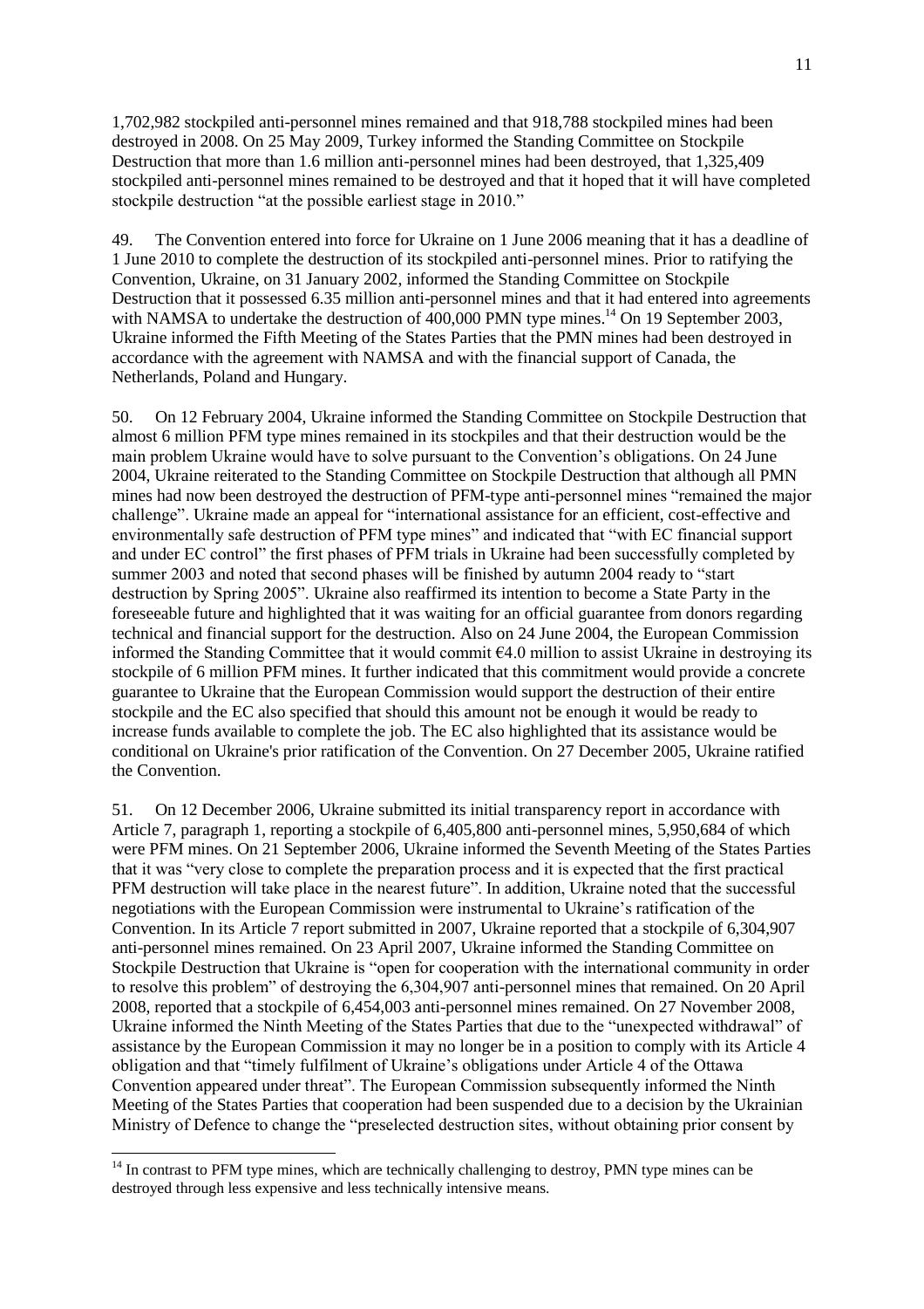1,702,982 stockpiled anti-personnel mines remained and that 918,788 stockpiled mines had been destroyed in 2008. On 25 May 2009, Turkey informed the Standing Committee on Stockpile Destruction that more than 1.6 million anti-personnel mines had been destroyed, that 1,325,409 stockpiled anti-personnel mines remained to be destroyed and that it hoped that it will have completed stockpile destruction "at the possible earliest stage in 2010."

49. The Convention entered into force for Ukraine on 1 June 2006 meaning that it has a deadline of 1 June 2010 to complete the destruction of its stockpiled anti-personnel mines. Prior to ratifying the Convention, Ukraine, on 31 January 2002, informed the Standing Committee on Stockpile Destruction that it possessed 6.35 million anti-personnel mines and that it had entered into agreements with NAMSA to undertake the destruction of 400,000 PMN type mines.[14] On 19 September 2003, Ukraine informed the Fifth Meeting of the States Parties that the PMN mines had been destroyed in accordance with the agreement with NAMSA and with the financial support of Canada, the Netherlands, Poland and Hungary.

50. On 12 February 2004, Ukraine informed the Standing Committee on Stockpile Destruction that almost 6 million PFM type mines remained in its stockpiles and that their destruction would be the main problem Ukraine would have to solve pursuant to the Convention's obligations. On 24 June 2004, Ukraine reiterated to the Standing Committee on Stockpile Destruction that although all PMN mines had now been destroyed the destruction of PFM-type anti-personnel mines "remained the major challenge". Ukraine made an appeal for "international assistance for an efficient, cost-effective and environmentally safe destruction of PFM type mines" and indicated that "with EC financial support and under EC control" the first phases of PFM trials in Ukraine had been successfully completed by summer 2003 and noted that second phases will be finished by autumn 2004 ready to "start destruction by Spring 2005". Ukraine also reaffirmed its intention to become a State Party in the foreseeable future and highlighted that it was waiting for an official guarantee from donors regarding technical and financial support for the destruction. Also on 24 June 2004, the European Commission informed the Standing Committee that it would commit €4.0 million to assist Ukraine in destroying its stockpile of 6 million PFM mines. It further indicated that this commitment would provide a concrete guarantee to Ukraine that the European Commission would support the destruction of their entire stockpile and the EC also specified that should this amount not be enough it would be ready to increase funds available to complete the job. The EC also highlighted that its assistance would be conditional on Ukraine's prior ratification of the Convention. On 27 December 2005, Ukraine ratified the Convention.

51. On 12 December 2006, Ukraine submitted its initial transparency report in accordance with Article 7, paragraph 1, reporting a stockpile of 6,405,800 anti-personnel mines, 5,950,684 of which were PFM mines. On 21 September 2006, Ukraine informed the Seventh Meeting of the States Parties that it was "very close to complete the preparation process and it is expected that the first practical PFM destruction will take place in the nearest future". In addition, Ukraine noted that the successful negotiations with the European Commission were instrumental to Ukraine's ratification of the Convention. In its Article 7 report submitted in 2007, Ukraine reported that a stockpile of 6,304,907 anti-personnel mines remained. On 23 April 2007, Ukraine informed the Standing Committee on Stockpile Destruction that Ukraine is "open for cooperation with the international community in order to resolve this problem" of destroying the 6,304,907 anti-personnel mines that remained. On 20 April 2008, reported that a stockpile of 6,454,003 anti-personnel mines remained. On 27 November 2008, Ukraine informed the Ninth Meeting of the States Parties that due to the "unexpected withdrawal" of assistance by the European Commission it may no longer be in a position to comply with its Article 4 obligation and that "timely fulfilment of Ukraine's obligations under Article 4 of the Ottawa Convention appeared under threat". The European Commission subsequently informed the Ninth Meeting of the States Parties that cooperation had been suspended due to a decision by the Ukrainian Ministry of Defence to change the "preselected destruction sites, without obtaining prior consent by

[14] In contrast to PFM type mines, which are technically challenging to destroy, PMN type mines can be destroyed through less expensive and less technically intensive means.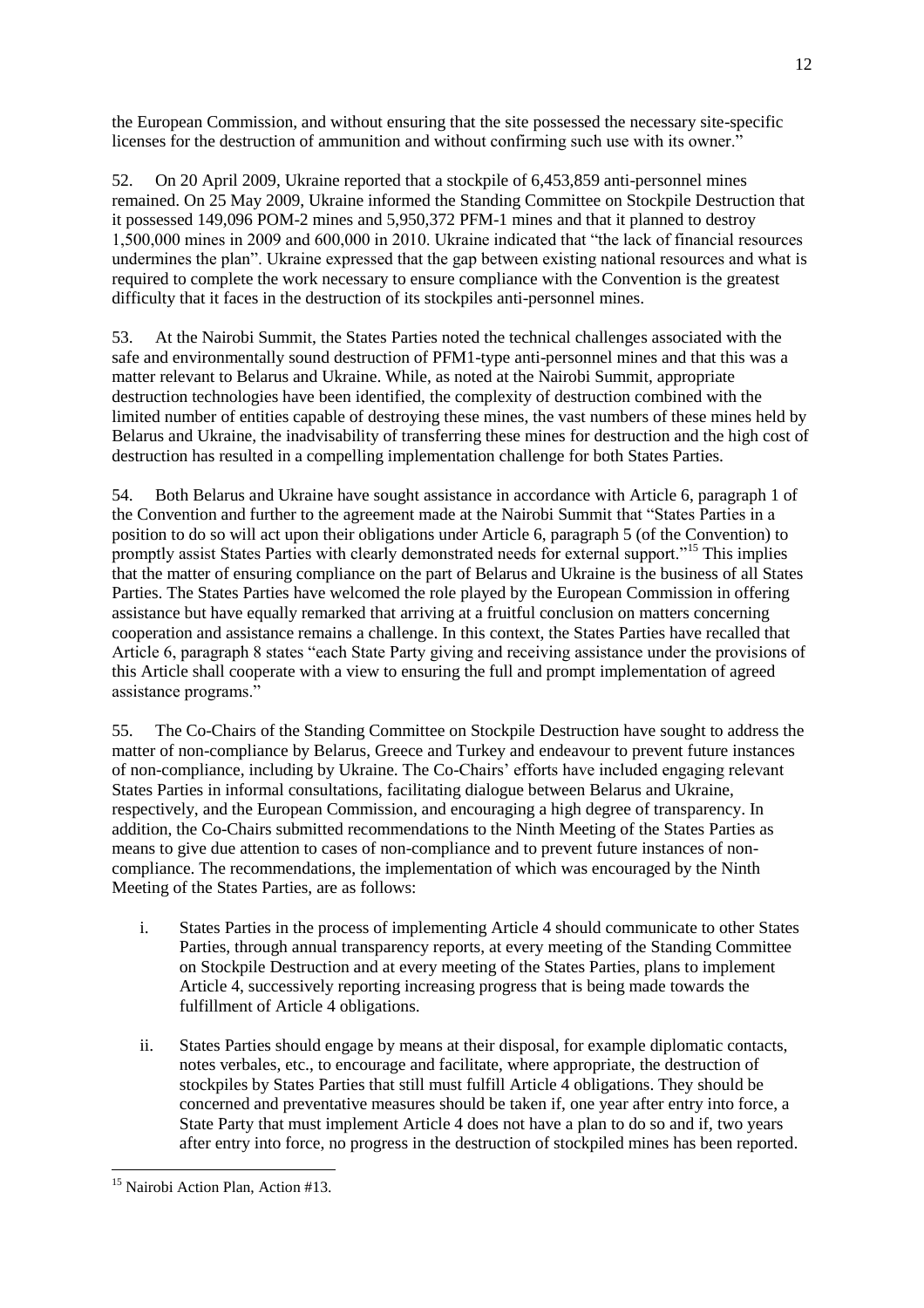the European Commission, and without ensuring that the site possessed the necessary site-specific licenses for the destruction of ammunition and without confirming such use with its owner."

52. On 20 April 2009, Ukraine reported that a stockpile of 6,453,859 anti-personnel mines remained. On 25 May 2009, Ukraine informed the Standing Committee on Stockpile Destruction that it possessed 149,096 POM-2 mines and 5,950,372 PFM-1 mines and that it planned to destroy 1,500,000 mines in 2009 and 600,000 in 2010. Ukraine indicated that "the lack of financial resources undermines the plan". Ukraine expressed that the gap between existing national resources and what is required to complete the work necessary to ensure compliance with the Convention is the greatest difficulty that it faces in the destruction of its stockpiles anti-personnel mines.

53. At the Nairobi Summit, the States Parties noted the technical challenges associated with the safe and environmentally sound destruction of PFM1-type anti-personnel mines and that this was a matter relevant to Belarus and Ukraine. While, as noted at the Nairobi Summit, appropriate destruction technologies have been identified, the complexity of destruction combined with the limited number of entities capable of destroying these mines, the vast numbers of these mines held by Belarus and Ukraine, the inadvisability of transferring these mines for destruction and the high cost of destruction has resulted in a compelling implementation challenge for both States Parties.

54. Both Belarus and Ukraine have sought assistance in accordance with Article 6, paragraph 1 of the Convention and further to the agreement made at the Nairobi Summit that "States Parties in a position to do so will act upon their obligations under Article 6, paragraph 5 (of the Convention) to promptly assist States Parties with clearly demonstrated needs for external support."[15] This implies that the matter of ensuring compliance on the part of Belarus and Ukraine is the business of all States Parties. The States Parties have welcomed the role played by the European Commission in offering assistance but have equally remarked that arriving at a fruitful conclusion on matters concerning cooperation and assistance remains a challenge. In this context, the States Parties have recalled that Article 6, paragraph 8 states "each State Party giving and receiving assistance under the provisions of this Article shall cooperate with a view to ensuring the full and prompt implementation of agreed assistance programs."

55. The Co-Chairs of the Standing Committee on Stockpile Destruction have sought to address the matter of non-compliance by Belarus, Greece and Turkey and endeavour to prevent future instances of non-compliance, including by Ukraine. The Co-Chairs' efforts have included engaging relevant States Parties in informal consultations, facilitating dialogue between Belarus and Ukraine, respectively, and the European Commission, and encouraging a high degree of transparency. In addition, the Co-Chairs submitted recommendations to the Ninth Meeting of the States Parties as means to give due attention to cases of non-compliance and to prevent future instances of non-compliance. The recommendations, the implementation of which was encouraged by the Ninth Meeting of the States Parties, are as follows:

i. States Parties in the process of implementing Article 4 should communicate to other States Parties, through annual transparency reports, at every meeting of the Standing Committee on Stockpile Destruction and at every meeting of the States Parties, plans to implement Article 4, successively reporting increasing progress that is being made towards the fulfillment of Article 4 obligations.

ii. States Parties should engage by means at their disposal, for example diplomatic contacts, notes verbales, etc., to encourage and facilitate, where appropriate, the destruction of stockpiles by States Parties that still must fulfill Article 4 obligations. They should be concerned and preventative measures should be taken if, one year after entry into force, a State Party that must implement Article 4 does not have a plan to do so and if, two years after entry into force, no progress in the destruction of stockpiled mines has been reported.

[15] Nairobi Action Plan, Action #13.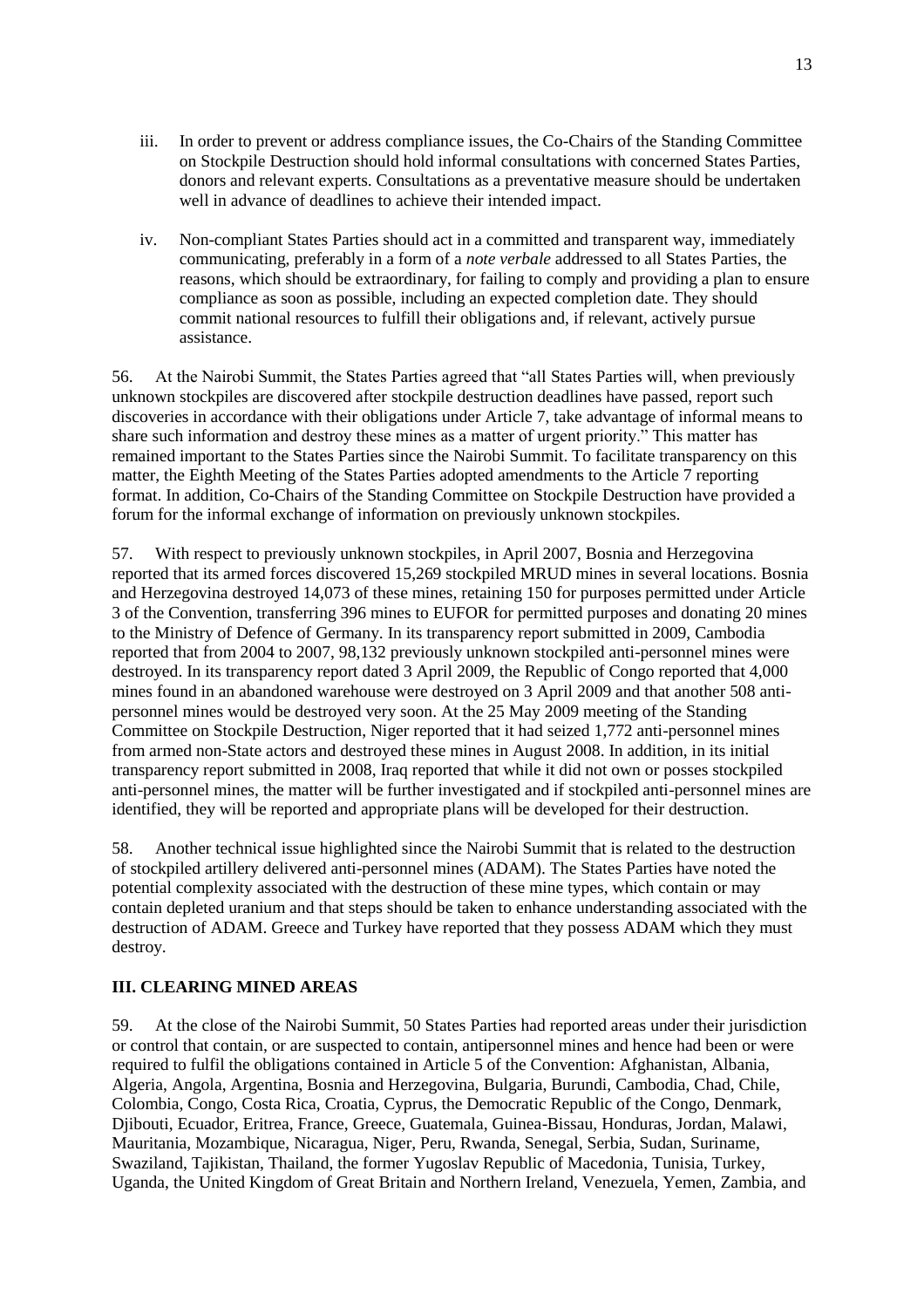iii. In order to prevent or address compliance issues, the Co-Chairs of the Standing Committee on Stockpile Destruction should hold informal consultations with concerned States Parties, donors and relevant experts. Consultations as a preventative measure should be undertaken well in advance of deadlines to achieve their intended impact.

iv. Non-compliant States Parties should act in a committed and transparent way, immediately communicating, preferably in a form of a *note verbale* addressed to all States Parties, the reasons, which should be extraordinary, for failing to comply and providing a plan to ensure compliance as soon as possible, including an expected completion date. They should commit national resources to fulfill their obligations and, if relevant, actively pursue assistance.

56. At the Nairobi Summit, the States Parties agreed that "all States Parties will, when previously unknown stockpiles are discovered after stockpile destruction deadlines have passed, report such discoveries in accordance with their obligations under Article 7, take advantage of informal means to share such information and destroy these mines as a matter of urgent priority." This matter has remained important to the States Parties since the Nairobi Summit. To facilitate transparency on this matter, the Eighth Meeting of the States Parties adopted amendments to the Article 7 reporting format. In addition, Co-Chairs of the Standing Committee on Stockpile Destruction have provided a forum for the informal exchange of information on previously unknown stockpiles.

57. With respect to previously unknown stockpiles, in April 2007, Bosnia and Herzegovina reported that its armed forces discovered 15,269 stockpiled MRUD mines in several locations. Bosnia and Herzegovina destroyed 14,073 of these mines, retaining 150 for purposes permitted under Article 3 of the Convention, transferring 396 mines to EUFOR for permitted purposes and donating 20 mines to the Ministry of Defence of Germany. In its transparency report submitted in 2009, Cambodia reported that from 2004 to 2007, 98,132 previously unknown stockpiled anti-personnel mines were destroyed. In its transparency report dated 3 April 2009, the Republic of Congo reported that 4,000 mines found in an abandoned warehouse were destroyed on 3 April 2009 and that another 508 anti-personnel mines would be destroyed very soon. At the 25 May 2009 meeting of the Standing Committee on Stockpile Destruction, Niger reported that it had seized 1,772 anti-personnel mines from armed non-State actors and destroyed these mines in August 2008. In addition, in its initial transparency report submitted in 2008, Iraq reported that while it did not own or posses stockpiled anti-personnel mines, the matter will be further investigated and if stockpiled anti-personnel mines are identified, they will be reported and appropriate plans will be developed for their destruction.

58. Another technical issue highlighted since the Nairobi Summit that is related to the destruction of stockpiled artillery delivered anti-personnel mines (ADAM). The States Parties have noted the potential complexity associated with the destruction of these mine types, which contain or may contain depleted uranium and that steps should be taken to enhance understanding associated with the destruction of ADAM. Greece and Turkey have reported that they possess ADAM which they must destroy.

## III. CLEARING MINED AREAS

59. At the close of the Nairobi Summit, 50 States Parties had reported areas under their jurisdiction or control that contain, or are suspected to contain, antipersonnel mines and hence had been or were required to fulfil the obligations contained in Article 5 of the Convention: Afghanistan, Albania, Algeria, Angola, Argentina, Bosnia and Herzegovina, Bulgaria, Burundi, Cambodia, Chad, Chile, Colombia, Congo, Costa Rica, Croatia, Cyprus, the Democratic Republic of the Congo, Denmark, Djibouti, Ecuador, Eritrea, France, Greece, Guatemala, Guinea-Bissau, Honduras, Jordan, Malawi, Mauritania, Mozambique, Nicaragua, Niger, Peru, Rwanda, Senegal, Serbia, Sudan, Suriname, Swaziland, Tajikistan, Thailand, the former Yugoslav Republic of Macedonia, Tunisia, Turkey, Uganda, the United Kingdom of Great Britain and Northern Ireland, Venezuela, Yemen, Zambia, and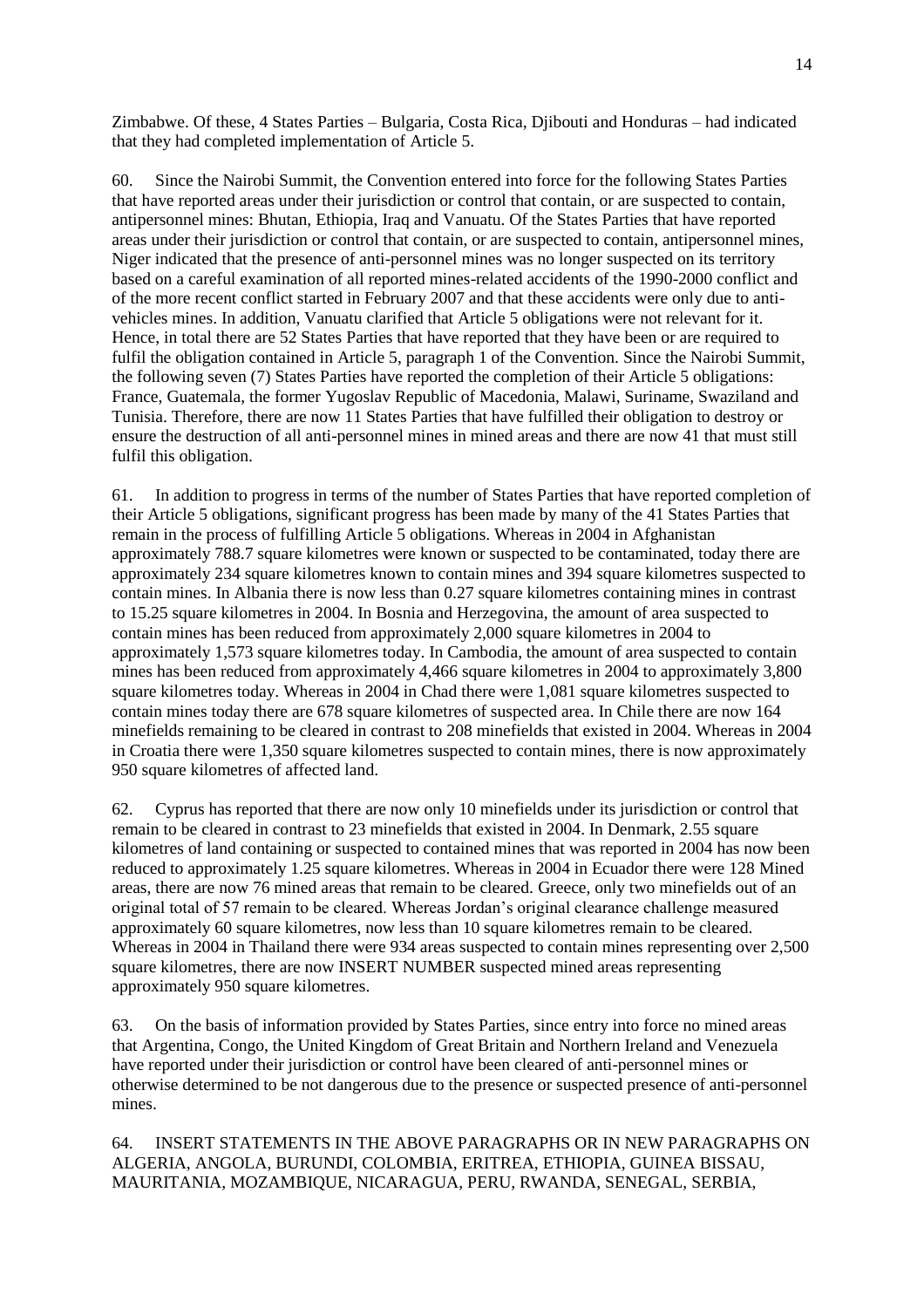Zimbabwe. Of these, 4 States Parties – Bulgaria, Costa Rica, Djibouti and Honduras – had indicated that they had completed implementation of Article 5.

60. Since the Nairobi Summit, the Convention entered into force for the following States Parties that have reported areas under their jurisdiction or control that contain, or are suspected to contain, antipersonnel mines: Bhutan, Ethiopia, Iraq and Vanuatu. Of the States Parties that have reported areas under their jurisdiction or control that contain, or are suspected to contain, antipersonnel mines, Niger indicated that the presence of anti-personnel mines was no longer suspected on its territory based on a careful examination of all reported mines-related accidents of the 1990-2000 conflict and of the more recent conflict started in February 2007 and that these accidents were only due to anti-vehicles mines. In addition, Vanuatu clarified that Article 5 obligations were not relevant for it. Hence, in total there are 52 States Parties that have reported that they have been or are required to fulfil the obligation contained in Article 5, paragraph 1 of the Convention. Since the Nairobi Summit, the following seven (7) States Parties have reported the completion of their Article 5 obligations: France, Guatemala, the former Yugoslav Republic of Macedonia, Malawi, Suriname, Swaziland and Tunisia. Therefore, there are now 11 States Parties that have fulfilled their obligation to destroy or ensure the destruction of all anti-personnel mines in mined areas and there are now 41 that must still fulfil this obligation.

61. In addition to progress in terms of the number of States Parties that have reported completion of their Article 5 obligations, significant progress has been made by many of the 41 States Parties that remain in the process of fulfilling Article 5 obligations. Whereas in 2004 in Afghanistan approximately 788.7 square kilometres were known or suspected to be contaminated, today there are approximately 234 square kilometres known to contain mines and 394 square kilometres suspected to contain mines. In Albania there is now less than 0.27 square kilometres containing mines in contrast to 15.25 square kilometres in 2004. In Bosnia and Herzegovina, the amount of area suspected to contain mines has been reduced from approximately 2,000 square kilometres in 2004 to approximately 1,573 square kilometres today. In Cambodia, the amount of area suspected to contain mines has been reduced from approximately 4,466 square kilometres in 2004 to approximately 3,800 square kilometres today. Whereas in 2004 in Chad there were 1,081 square kilometres suspected to contain mines today there are 678 square kilometres of suspected area. In Chile there are now 164 minefields remaining to be cleared in contrast to 208 minefields that existed in 2004. Whereas in 2004 in Croatia there were 1,350 square kilometres suspected to contain mines, there is now approximately 950 square kilometres of affected land.

62. Cyprus has reported that there are now only 10 minefields under its jurisdiction or control that remain to be cleared in contrast to 23 minefields that existed in 2004. In Denmark, 2.55 square kilometres of land containing or suspected to contained mines that was reported in 2004 has now been reduced to approximately 1.25 square kilometres. Whereas in 2004 in Ecuador there were 128 Mined areas, there are now 76 mined areas that remain to be cleared. Greece, only two minefields out of an original total of 57 remain to be cleared. Whereas Jordan's original clearance challenge measured approximately 60 square kilometres, now less than 10 square kilometres remain to be cleared. Whereas in 2004 in Thailand there were 934 areas suspected to contain mines representing over 2,500 square kilometres, there are now INSERT NUMBER suspected mined areas representing approximately 950 square kilometres.

63. On the basis of information provided by States Parties, since entry into force no mined areas that Argentina, Congo, the United Kingdom of Great Britain and Northern Ireland and Venezuela have reported under their jurisdiction or control have been cleared of anti-personnel mines or otherwise determined to be not dangerous due to the presence or suspected presence of anti-personnel mines.

64. INSERT STATEMENTS IN THE ABOVE PARAGRAPHS OR IN NEW PARAGRAPHS ON ALGERIA, ANGOLA, BURUNDI, COLOMBIA, ERITREA, ETHIOPIA, GUINEA BISSAU, MAURITANIA, MOZAMBIQUE, NICARAGUA, PERU, RWANDA, SENEGAL, SERBIA,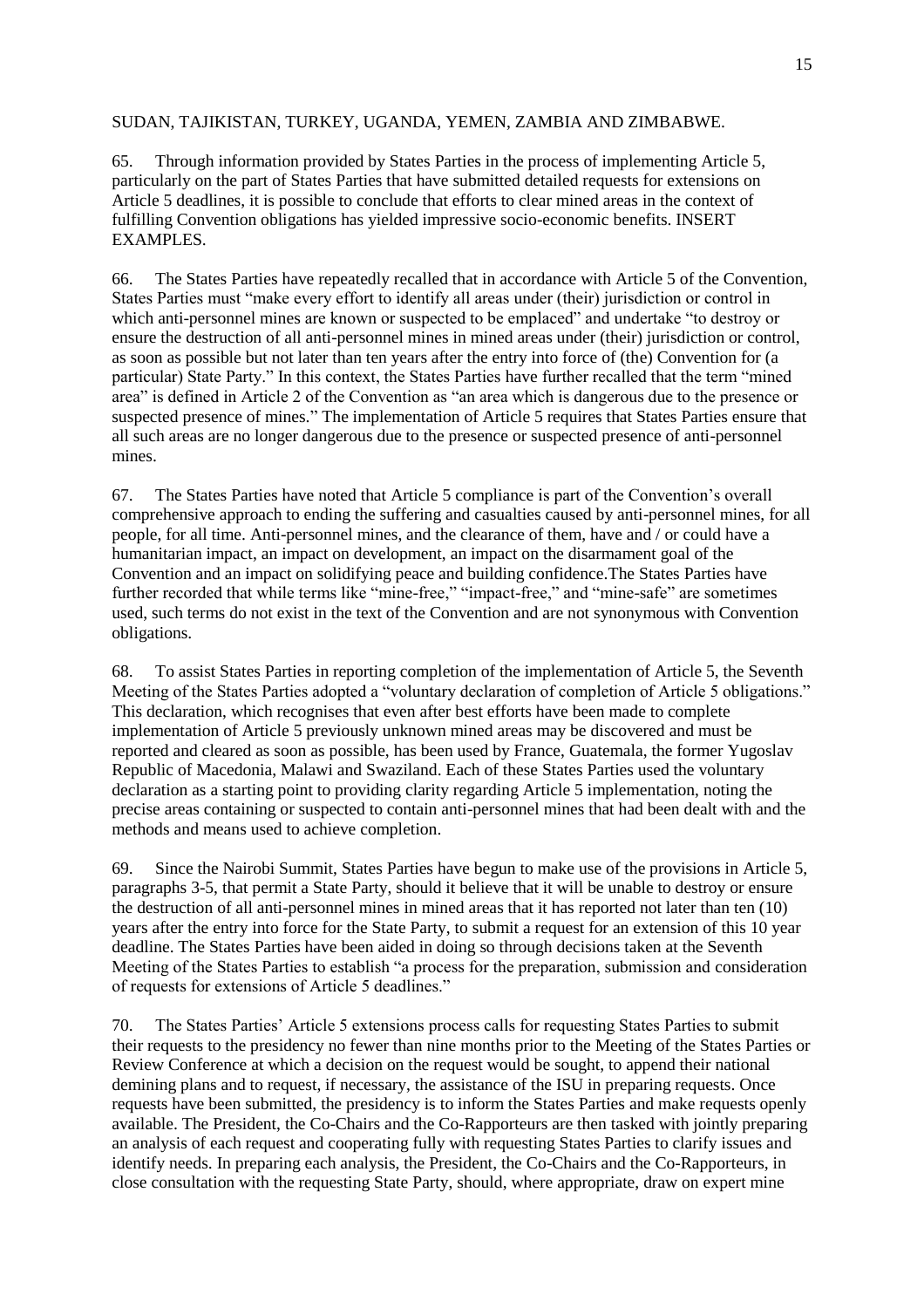SUDAN, TAJIKISTAN, TURKEY, UGANDA, YEMEN, ZAMBIA AND ZIMBABWE.

65. Through information provided by States Parties in the process of implementing Article 5, particularly on the part of States Parties that have submitted detailed requests for extensions on Article 5 deadlines, it is possible to conclude that efforts to clear mined areas in the context of fulfilling Convention obligations has yielded impressive socio-economic benefits. INSERT EXAMPLES.

66. The States Parties have repeatedly recalled that in accordance with Article 5 of the Convention, States Parties must "make every effort to identify all areas under (their) jurisdiction or control in which anti-personnel mines are known or suspected to be emplaced" and undertake "to destroy or ensure the destruction of all anti-personnel mines in mined areas under (their) jurisdiction or control, as soon as possible but not later than ten years after the entry into force of (the) Convention for (a particular) State Party." In this context, the States Parties have further recalled that the term "mined area" is defined in Article 2 of the Convention as "an area which is dangerous due to the presence or suspected presence of mines." The implementation of Article 5 requires that States Parties ensure that all such areas are no longer dangerous due to the presence or suspected presence of anti-personnel mines.

67. The States Parties have noted that Article 5 compliance is part of the Convention's overall comprehensive approach to ending the suffering and casualties caused by anti-personnel mines, for all people, for all time. Anti-personnel mines, and the clearance of them, have and / or could have a humanitarian impact, an impact on development, an impact on the disarmament goal of the Convention and an impact on solidifying peace and building confidence.The States Parties have further recorded that while terms like "mine-free," "impact-free," and "mine-safe" are sometimes used, such terms do not exist in the text of the Convention and are not synonymous with Convention obligations.

68. To assist States Parties in reporting completion of the implementation of Article 5, the Seventh Meeting of the States Parties adopted a "voluntary declaration of completion of Article 5 obligations." This declaration, which recognises that even after best efforts have been made to complete implementation of Article 5 previously unknown mined areas may be discovered and must be reported and cleared as soon as possible, has been used by France, Guatemala, the former Yugoslav Republic of Macedonia, Malawi and Swaziland. Each of these States Parties used the voluntary declaration as a starting point to providing clarity regarding Article 5 implementation, noting the precise areas containing or suspected to contain anti-personnel mines that had been dealt with and the methods and means used to achieve completion.

69. Since the Nairobi Summit, States Parties have begun to make use of the provisions in Article 5, paragraphs 3-5, that permit a State Party, should it believe that it will be unable to destroy or ensure the destruction of all anti-personnel mines in mined areas that it has reported not later than ten (10) years after the entry into force for the State Party, to submit a request for an extension of this 10 year deadline. The States Parties have been aided in doing so through decisions taken at the Seventh Meeting of the States Parties to establish "a process for the preparation, submission and consideration of requests for extensions of Article 5 deadlines."

70. The States Parties' Article 5 extensions process calls for requesting States Parties to submit their requests to the presidency no fewer than nine months prior to the Meeting of the States Parties or Review Conference at which a decision on the request would be sought, to append their national demining plans and to request, if necessary, the assistance of the ISU in preparing requests. Once requests have been submitted, the presidency is to inform the States Parties and make requests openly available. The President, the Co-Chairs and the Co-Rapporteurs are then tasked with jointly preparing an analysis of each request and cooperating fully with requesting States Parties to clarify issues and identify needs. In preparing each analysis, the President, the Co-Chairs and the Co-Rapporteurs, in close consultation with the requesting State Party, should, where appropriate, draw on expert mine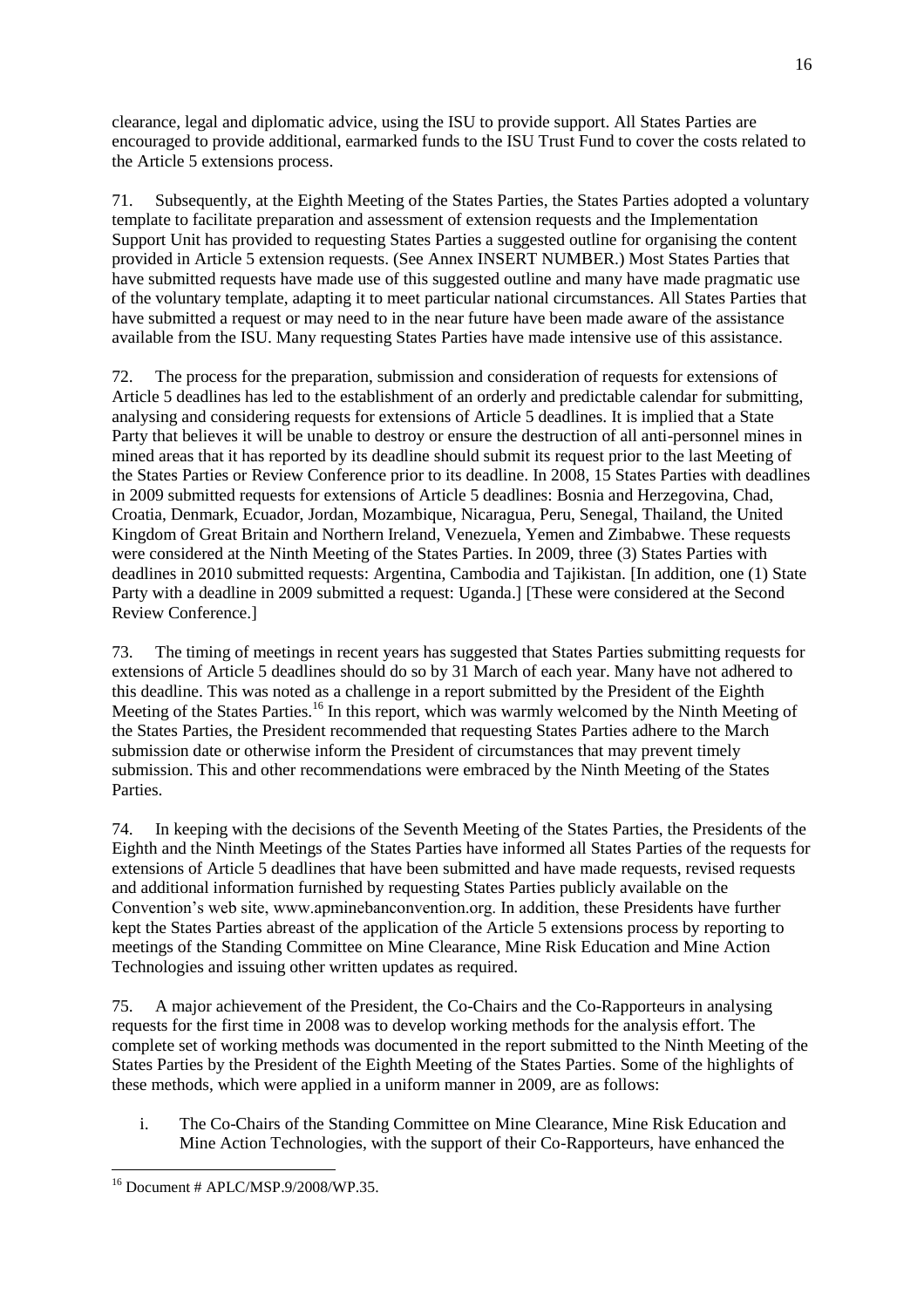clearance, legal and diplomatic advice, using the ISU to provide support. All States Parties are encouraged to provide additional, earmarked funds to the ISU Trust Fund to cover the costs related to the Article 5 extensions process.

71. Subsequently, at the Eighth Meeting of the States Parties, the States Parties adopted a voluntary template to facilitate preparation and assessment of extension requests and the Implementation Support Unit has provided to requesting States Parties a suggested outline for organising the content provided in Article 5 extension requests. (See Annex INSERT NUMBER.) Most States Parties that have submitted requests have made use of this suggested outline and many have made pragmatic use of the voluntary template, adapting it to meet particular national circumstances. All States Parties that have submitted a request or may need to in the near future have been made aware of the assistance available from the ISU. Many requesting States Parties have made intensive use of this assistance.

72. The process for the preparation, submission and consideration of requests for extensions of Article 5 deadlines has led to the establishment of an orderly and predictable calendar for submitting, analysing and considering requests for extensions of Article 5 deadlines. It is implied that a State Party that believes it will be unable to destroy or ensure the destruction of all anti-personnel mines in mined areas that it has reported by its deadline should submit its request prior to the last Meeting of the States Parties or Review Conference prior to its deadline. In 2008, 15 States Parties with deadlines in 2009 submitted requests for extensions of Article 5 deadlines: Bosnia and Herzegovina, Chad, Croatia, Denmark, Ecuador, Jordan, Mozambique, Nicaragua, Peru, Senegal, Thailand, the United Kingdom of Great Britain and Northern Ireland, Venezuela, Yemen and Zimbabwe. These requests were considered at the Ninth Meeting of the States Parties. In 2009, three (3) States Parties with deadlines in 2010 submitted requests: Argentina, Cambodia and Tajikistan. [In addition, one (1) State Party with a deadline in 2009 submitted a request: Uganda.] [These were considered at the Second Review Conference.]

73. The timing of meetings in recent years has suggested that States Parties submitting requests for extensions of Article 5 deadlines should do so by 31 March of each year. Many have not adhered to this deadline. This was noted as a challenge in a report submitted by the President of the Eighth Meeting of the States Parties.[16] In this report, which was warmly welcomed by the Ninth Meeting of the States Parties, the President recommended that requesting States Parties adhere to the March submission date or otherwise inform the President of circumstances that may prevent timely submission. This and other recommendations were embraced by the Ninth Meeting of the States Parties.

74. In keeping with the decisions of the Seventh Meeting of the States Parties, the Presidents of the Eighth and the Ninth Meetings of the States Parties have informed all States Parties of the requests for extensions of Article 5 deadlines that have been submitted and have made requests, revised requests and additional information furnished by requesting States Parties publicly available on the Convention's web site, www.apminebanconvention.org. In addition, these Presidents have further kept the States Parties abreast of the application of the Article 5 extensions process by reporting to meetings of the Standing Committee on Mine Clearance, Mine Risk Education and Mine Action Technologies and issuing other written updates as required.

75. A major achievement of the President, the Co-Chairs and the Co-Rapporteurs in analysing requests for the first time in 2008 was to develop working methods for the analysis effort. The complete set of working methods was documented in the report submitted to the Ninth Meeting of the States Parties by the President of the Eighth Meeting of the States Parties. Some of the highlights of these methods, which were applied in a uniform manner in 2009, are as follows:

i. The Co-Chairs of the Standing Committee on Mine Clearance, Mine Risk Education and Mine Action Technologies, with the support of their Co-Rapporteurs, have enhanced the

[16] Document # APLC/MSP.9/2008/WP.35.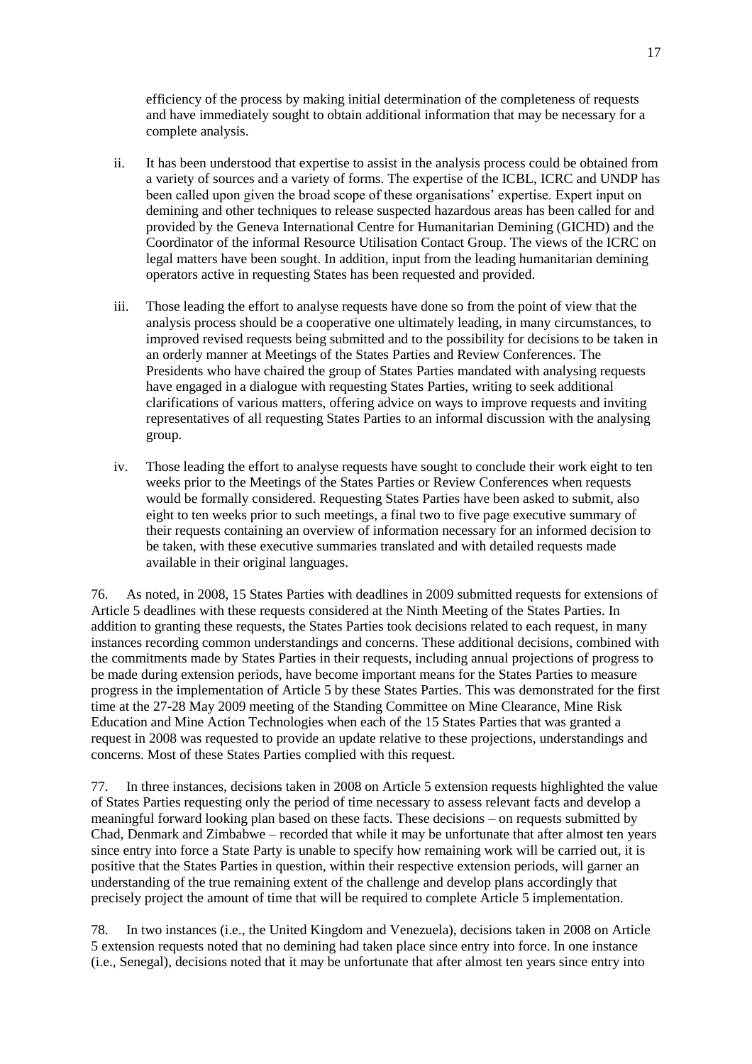efficiency of the process by making initial determination of the completeness of requests and have immediately sought to obtain additional information that may be necessary for a complete analysis.

ii. It has been understood that expertise to assist in the analysis process could be obtained from a variety of sources and a variety of forms. The expertise of the ICBL, ICRC and UNDP has been called upon given the broad scope of these organisations' expertise. Expert input on demining and other techniques to release suspected hazardous areas has been called for and provided by the Geneva International Centre for Humanitarian Demining (GICHD) and the Coordinator of the informal Resource Utilisation Contact Group. The views of the ICRC on legal matters have been sought. In addition, input from the leading humanitarian demining operators active in requesting States has been requested and provided.

iii. Those leading the effort to analyse requests have done so from the point of view that the analysis process should be a cooperative one ultimately leading, in many circumstances, to improved revised requests being submitted and to the possibility for decisions to be taken in an orderly manner at Meetings of the States Parties and Review Conferences. The Presidents who have chaired the group of States Parties mandated with analysing requests have engaged in a dialogue with requesting States Parties, writing to seek additional clarifications of various matters, offering advice on ways to improve requests and inviting representatives of all requesting States Parties to an informal discussion with the analysing group.

iv. Those leading the effort to analyse requests have sought to conclude their work eight to ten weeks prior to the Meetings of the States Parties or Review Conferences when requests would be formally considered. Requesting States Parties have been asked to submit, also eight to ten weeks prior to such meetings, a final two to five page executive summary of their requests containing an overview of information necessary for an informed decision to be taken, with these executive summaries translated and with detailed requests made available in their original languages.

76. As noted, in 2008, 15 States Parties with deadlines in 2009 submitted requests for extensions of Article 5 deadlines with these requests considered at the Ninth Meeting of the States Parties. In addition to granting these requests, the States Parties took decisions related to each request, in many instances recording common understandings and concerns. These additional decisions, combined with the commitments made by States Parties in their requests, including annual projections of progress to be made during extension periods, have become important means for the States Parties to measure progress in the implementation of Article 5 by these States Parties. This was demonstrated for the first time at the 27-28 May 2009 meeting of the Standing Committee on Mine Clearance, Mine Risk Education and Mine Action Technologies when each of the 15 States Parties that was granted a request in 2008 was requested to provide an update relative to these projections, understandings and concerns. Most of these States Parties complied with this request.

77. In three instances, decisions taken in 2008 on Article 5 extension requests highlighted the value of States Parties requesting only the period of time necessary to assess relevant facts and develop a meaningful forward looking plan based on these facts. These decisions – on requests submitted by Chad, Denmark and Zimbabwe – recorded that while it may be unfortunate that after almost ten years since entry into force a State Party is unable to specify how remaining work will be carried out, it is positive that the States Parties in question, within their respective extension periods, will garner an understanding of the true remaining extent of the challenge and develop plans accordingly that precisely project the amount of time that will be required to complete Article 5 implementation.

78. In two instances (i.e., the United Kingdom and Venezuela), decisions taken in 2008 on Article 5 extension requests noted that no demining had taken place since entry into force. In one instance (i.e., Senegal), decisions noted that it may be unfortunate that after almost ten years since entry into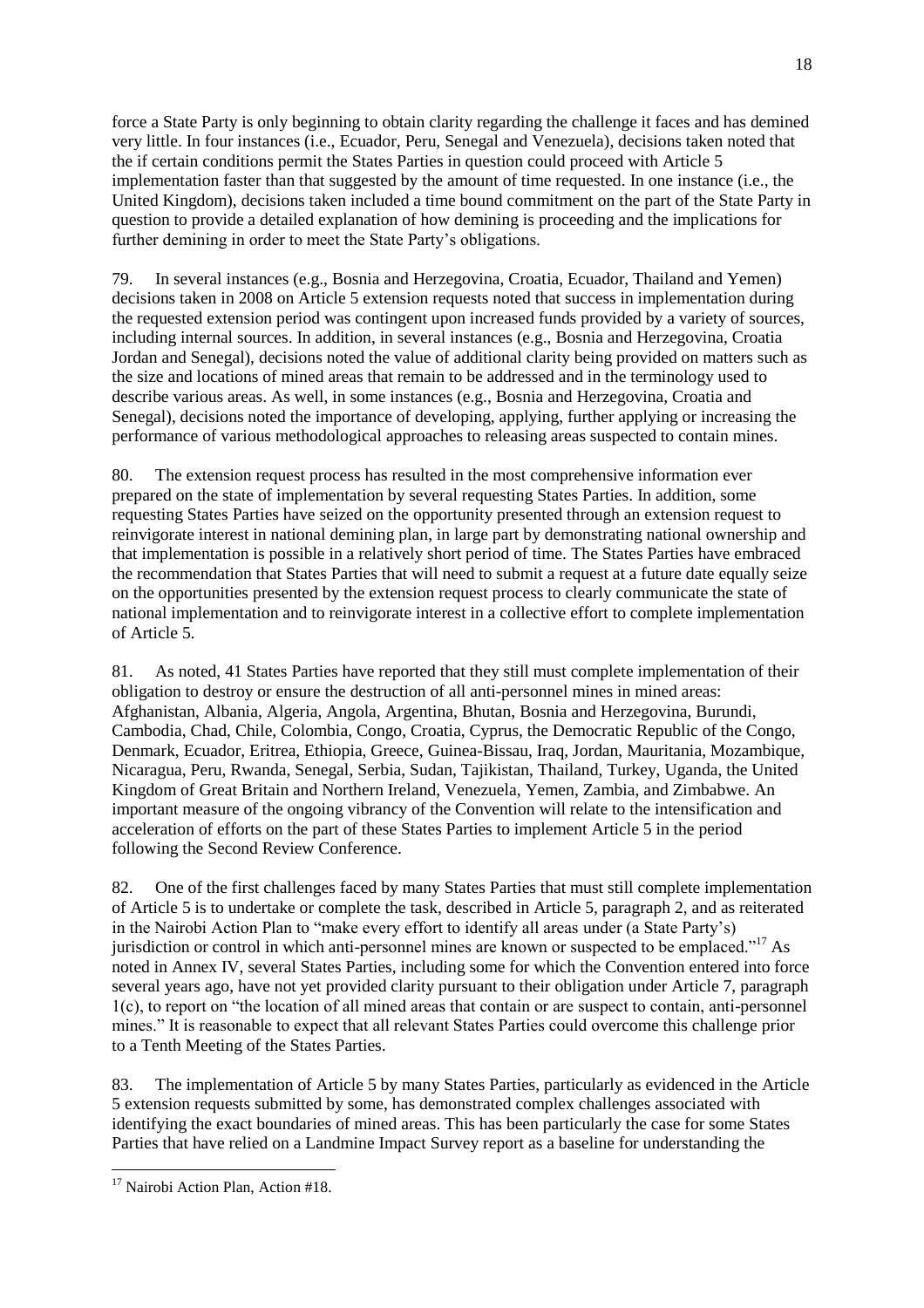force a State Party is only beginning to obtain clarity regarding the challenge it faces and has demined very little. In four instances (i.e., Ecuador, Peru, Senegal and Venezuela), decisions taken noted that the if certain conditions permit the States Parties in question could proceed with Article 5 implementation faster than that suggested by the amount of time requested. In one instance (i.e., the United Kingdom), decisions taken included a time bound commitment on the part of the State Party in question to provide a detailed explanation of how demining is proceeding and the implications for further demining in order to meet the State Party's obligations.

79. In several instances (e.g., Bosnia and Herzegovina, Croatia, Ecuador, Thailand and Yemen) decisions taken in 2008 on Article 5 extension requests noted that success in implementation during the requested extension period was contingent upon increased funds provided by a variety of sources, including internal sources. In addition, in several instances (e.g., Bosnia and Herzegovina, Croatia Jordan and Senegal), decisions noted the value of additional clarity being provided on matters such as the size and locations of mined areas that remain to be addressed and in the terminology used to describe various areas. As well, in some instances (e.g., Bosnia and Herzegovina, Croatia and Senegal), decisions noted the importance of developing, applying, further applying or increasing the performance of various methodological approaches to releasing areas suspected to contain mines.

80. The extension request process has resulted in the most comprehensive information ever prepared on the state of implementation by several requesting States Parties. In addition, some requesting States Parties have seized on the opportunity presented through an extension request to reinvigorate interest in national demining plan, in large part by demonstrating national ownership and that implementation is possible in a relatively short period of time. The States Parties have embraced the recommendation that States Parties that will need to submit a request at a future date equally seize on the opportunities presented by the extension request process to clearly communicate the state of national implementation and to reinvigorate interest in a collective effort to complete implementation of Article 5.

81. As noted, 41 States Parties have reported that they still must complete implementation of their obligation to destroy or ensure the destruction of all anti-personnel mines in mined areas: Afghanistan, Albania, Algeria, Angola, Argentina, Bhutan, Bosnia and Herzegovina, Burundi, Cambodia, Chad, Chile, Colombia, Congo, Croatia, Cyprus, the Democratic Republic of the Congo, Denmark, Ecuador, Eritrea, Ethiopia, Greece, Guinea-Bissau, Iraq, Jordan, Mauritania, Mozambique, Nicaragua, Peru, Rwanda, Senegal, Serbia, Sudan, Tajikistan, Thailand, Turkey, Uganda, the United Kingdom of Great Britain and Northern Ireland, Venezuela, Yemen, Zambia, and Zimbabwe. An important measure of the ongoing vibrancy of the Convention will relate to the intensification and acceleration of efforts on the part of these States Parties to implement Article 5 in the period following the Second Review Conference.

82. One of the first challenges faced by many States Parties that must still complete implementation of Article 5 is to undertake or complete the task, described in Article 5, paragraph 2, and as reiterated in the Nairobi Action Plan to "make every effort to identify all areas under (a State Party's) jurisdiction or control in which anti-personnel mines are known or suspected to be emplaced."[17] As noted in Annex IV, several States Parties, including some for which the Convention entered into force several years ago, have not yet provided clarity pursuant to their obligation under Article 7, paragraph 1(c), to report on "the location of all mined areas that contain or are suspect to contain, anti-personnel mines." It is reasonable to expect that all relevant States Parties could overcome this challenge prior to a Tenth Meeting of the States Parties.

83. The implementation of Article 5 by many States Parties, particularly as evidenced in the Article 5 extension requests submitted by some, has demonstrated complex challenges associated with identifying the exact boundaries of mined areas. This has been particularly the case for some States Parties that have relied on a Landmine Impact Survey report as a baseline for understanding the

[17] Nairobi Action Plan, Action #18.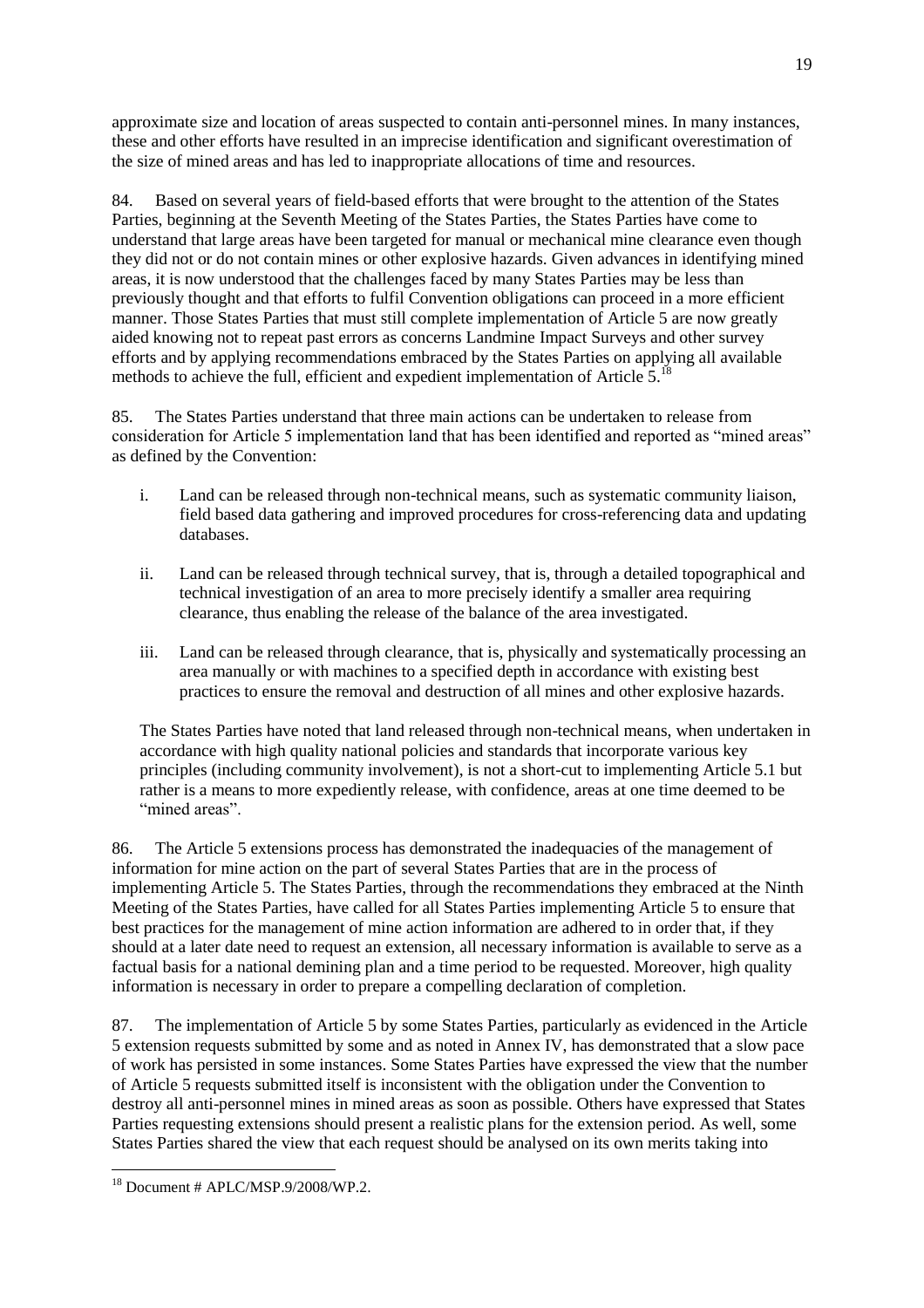approximate size and location of areas suspected to contain anti-personnel mines. In many instances, these and other efforts have resulted in an imprecise identification and significant overestimation of the size of mined areas and has led to inappropriate allocations of time and resources.

84. Based on several years of field-based efforts that were brought to the attention of the States Parties, beginning at the Seventh Meeting of the States Parties, the States Parties have come to understand that large areas have been targeted for manual or mechanical mine clearance even though they did not or do not contain mines or other explosive hazards. Given advances in identifying mined areas, it is now understood that the challenges faced by many States Parties may be less than previously thought and that efforts to fulfil Convention obligations can proceed in a more efficient manner. Those States Parties that must still complete implementation of Article 5 are now greatly aided knowing not to repeat past errors as concerns Landmine Impact Surveys and other survey efforts and by applying recommendations embraced by the States Parties on applying all available methods to achieve the full, efficient and expedient implementation of Article 5.[18]

85. The States Parties understand that three main actions can be undertaken to release from consideration for Article 5 implementation land that has been identified and reported as "mined areas" as defined by the Convention:

i. Land can be released through non-technical means, such as systematic community liaison, field based data gathering and improved procedures for cross-referencing data and updating databases.

ii. Land can be released through technical survey, that is, through a detailed topographical and technical investigation of an area to more precisely identify a smaller area requiring clearance, thus enabling the release of the balance of the area investigated.

iii. Land can be released through clearance, that is, physically and systematically processing an area manually or with machines to a specified depth in accordance with existing best practices to ensure the removal and destruction of all mines and other explosive hazards.

The States Parties have noted that land released through non-technical means, when undertaken in accordance with high quality national policies and standards that incorporate various key principles (including community involvement), is not a short-cut to implementing Article 5.1 but rather is a means to more expediently release, with confidence, areas at one time deemed to be "mined areas".

86. The Article 5 extensions process has demonstrated the inadequacies of the management of information for mine action on the part of several States Parties that are in the process of implementing Article 5. The States Parties, through the recommendations they embraced at the Ninth Meeting of the States Parties, have called for all States Parties implementing Article 5 to ensure that best practices for the management of mine action information are adhered to in order that, if they should at a later date need to request an extension, all necessary information is available to serve as a factual basis for a national demining plan and a time period to be requested. Moreover, high quality information is necessary in order to prepare a compelling declaration of completion.

87. The implementation of Article 5 by some States Parties, particularly as evidenced in the Article 5 extension requests submitted by some and as noted in Annex IV, has demonstrated that a slow pace of work has persisted in some instances. Some States Parties have expressed the view that the number of Article 5 requests submitted itself is inconsistent with the obligation under the Convention to destroy all anti-personnel mines in mined areas as soon as possible. Others have expressed that States Parties requesting extensions should present a realistic plans for the extension period. As well, some States Parties shared the view that each request should be analysed on its own merits taking into

---

[18] Document # APLC/MSP.9/2008/WP.2.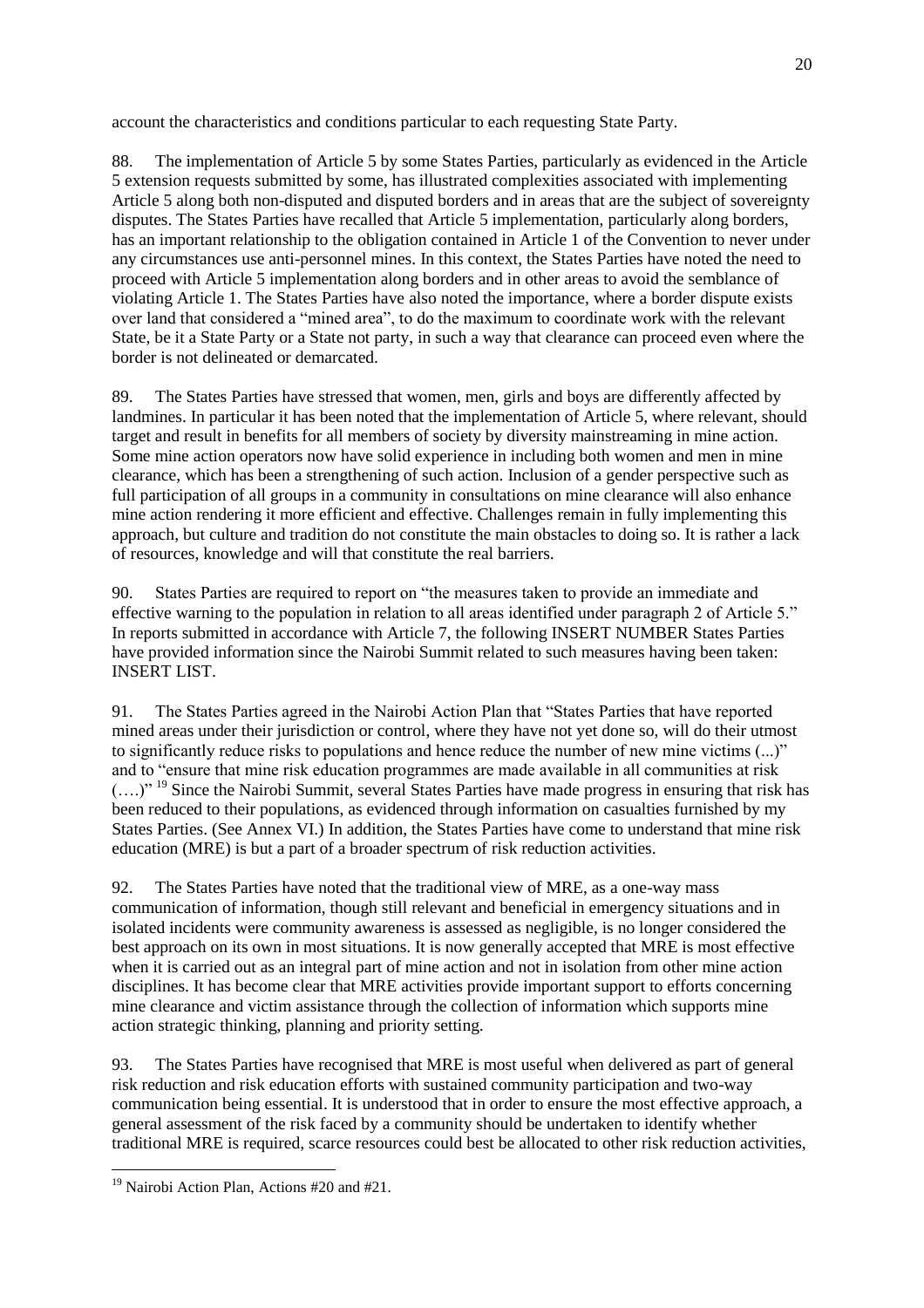account the characteristics and conditions particular to each requesting State Party.

88. The implementation of Article 5 by some States Parties, particularly as evidenced in the Article 5 extension requests submitted by some, has illustrated complexities associated with implementing Article 5 along both non-disputed and disputed borders and in areas that are the subject of sovereignty disputes. The States Parties have recalled that Article 5 implementation, particularly along borders, has an important relationship to the obligation contained in Article 1 of the Convention to never under any circumstances use anti-personnel mines. In this context, the States Parties have noted the need to proceed with Article 5 implementation along borders and in other areas to avoid the semblance of violating Article 1. The States Parties have also noted the importance, where a border dispute exists over land that considered a "mined area", to do the maximum to coordinate work with the relevant State, be it a State Party or a State not party, in such a way that clearance can proceed even where the border is not delineated or demarcated.

89. The States Parties have stressed that women, men, girls and boys are differently affected by landmines. In particular it has been noted that the implementation of Article 5, where relevant, should target and result in benefits for all members of society by diversity mainstreaming in mine action. Some mine action operators now have solid experience in including both women and men in mine clearance, which has been a strengthening of such action. Inclusion of a gender perspective such as full participation of all groups in a community in consultations on mine clearance will also enhance mine action rendering it more efficient and effective. Challenges remain in fully implementing this approach, but culture and tradition do not constitute the main obstacles to doing so. It is rather a lack of resources, knowledge and will that constitute the real barriers.

90. States Parties are required to report on "the measures taken to provide an immediate and effective warning to the population in relation to all areas identified under paragraph 2 of Article 5." In reports submitted in accordance with Article 7, the following INSERT NUMBER States Parties have provided information since the Nairobi Summit related to such measures having been taken: INSERT LIST.

91. The States Parties agreed in the Nairobi Action Plan that "States Parties that have reported mined areas under their jurisdiction or control, where they have not yet done so, will do their utmost to significantly reduce risks to populations and hence reduce the number of new mine victims (...)" and to "ensure that mine risk education programmes are made available in all communities at risk (….)" [19] Since the Nairobi Summit, several States Parties have made progress in ensuring that risk has been reduced to their populations, as evidenced through information on casualties furnished by my States Parties. (See Annex VI.) In addition, the States Parties have come to understand that mine risk education (MRE) is but a part of a broader spectrum of risk reduction activities.

92. The States Parties have noted that the traditional view of MRE, as a one-way mass communication of information, though still relevant and beneficial in emergency situations and in isolated incidents were community awareness is assessed as negligible, is no longer considered the best approach on its own in most situations. It is now generally accepted that MRE is most effective when it is carried out as an integral part of mine action and not in isolation from other mine action disciplines. It has become clear that MRE activities provide important support to efforts concerning mine clearance and victim assistance through the collection of information which supports mine action strategic thinking, planning and priority setting.

93. The States Parties have recognised that MRE is most useful when delivered as part of general risk reduction and risk education efforts with sustained community participation and two-way communication being essential. It is understood that in order to ensure the most effective approach, a general assessment of the risk faced by a community should be undertaken to identify whether traditional MRE is required, scarce resources could best be allocated to other risk reduction activities,

---

[19] Nairobi Action Plan, Actions #20 and #21.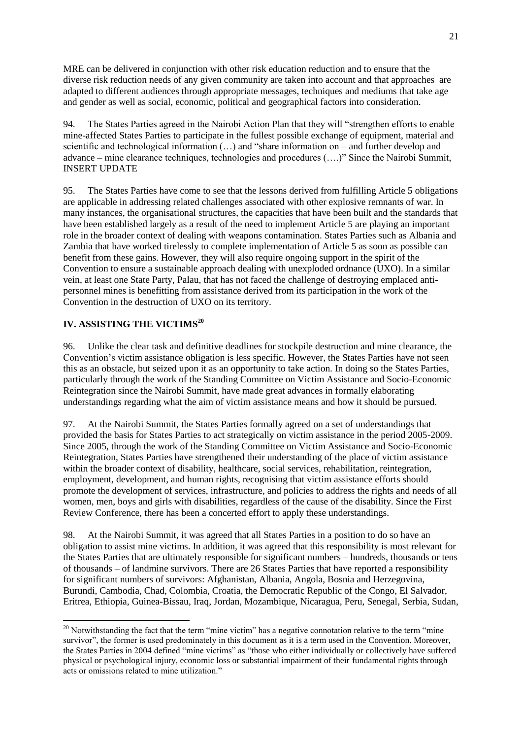MRE can be delivered in conjunction with other risk education reduction and to ensure that the diverse risk reduction needs of any given community are taken into account and that approaches are adapted to different audiences through appropriate messages, techniques and mediums that take age and gender as well as social, economic, political and geographical factors into consideration.

94. The States Parties agreed in the Nairobi Action Plan that they will "strengthen efforts to enable mine-affected States Parties to participate in the fullest possible exchange of equipment, material and scientific and technological information (…) and "share information on – and further develop and advance – mine clearance techniques, technologies and procedures (….)" Since the Nairobi Summit, INSERT UPDATE

95. The States Parties have come to see that the lessons derived from fulfilling Article 5 obligations are applicable in addressing related challenges associated with other explosive remnants of war. In many instances, the organisational structures, the capacities that have been built and the standards that have been established largely as a result of the need to implement Article 5 are playing an important role in the broader context of dealing with weapons contamination. States Parties such as Albania and Zambia that have worked tirelessly to complete implementation of Article 5 as soon as possible can benefit from these gains. However, they will also require ongoing support in the spirit of the Convention to ensure a sustainable approach dealing with unexploded ordnance (UXO). In a similar vein, at least one State Party, Palau, that has not faced the challenge of destroying emplaced anti-personnel mines is benefitting from assistance derived from its participation in the work of the Convention in the destruction of UXO on its territory.

## IV. ASSISTING THE VICTIMS[20]

96. Unlike the clear task and definitive deadlines for stockpile destruction and mine clearance, the Convention's victim assistance obligation is less specific. However, the States Parties have not seen this as an obstacle, but seized upon it as an opportunity to take action. In doing so the States Parties, particularly through the work of the Standing Committee on Victim Assistance and Socio-Economic Reintegration since the Nairobi Summit, have made great advances in formally elaborating understandings regarding what the aim of victim assistance means and how it should be pursued.

97. At the Nairobi Summit, the States Parties formally agreed on a set of understandings that provided the basis for States Parties to act strategically on victim assistance in the period 2005-2009. Since 2005, through the work of the Standing Committee on Victim Assistance and Socio-Economic Reintegration, States Parties have strengthened their understanding of the place of victim assistance within the broader context of disability, healthcare, social services, rehabilitation, reintegration, employment, development, and human rights, recognising that victim assistance efforts should promote the development of services, infrastructure, and policies to address the rights and needs of all women, men, boys and girls with disabilities, regardless of the cause of the disability. Since the First Review Conference, there has been a concerted effort to apply these understandings.

98. At the Nairobi Summit, it was agreed that all States Parties in a position to do so have an obligation to assist mine victims. In addition, it was agreed that this responsibility is most relevant for the States Parties that are ultimately responsible for significant numbers – hundreds, thousands or tens of thousands – of landmine survivors. There are 26 States Parties that have reported a responsibility for significant numbers of survivors: Afghanistan, Albania, Angola, Bosnia and Herzegovina, Burundi, Cambodia, Chad, Colombia, Croatia, the Democratic Republic of the Congo, El Salvador, Eritrea, Ethiopia, Guinea-Bissau, Iraq, Jordan, Mozambique, Nicaragua, Peru, Senegal, Serbia, Sudan,

---

[20] Notwithstanding the fact that the term "mine victim" has a negative connotation relative to the term "mine survivor", the former is used predominately in this document as it is a term used in the Convention. Moreover, the States Parties in 2004 defined "mine victims" as "those who either individually or collectively have suffered physical or psychological injury, economic loss or substantial impairment of their fundamental rights through acts or omissions related to mine utilization."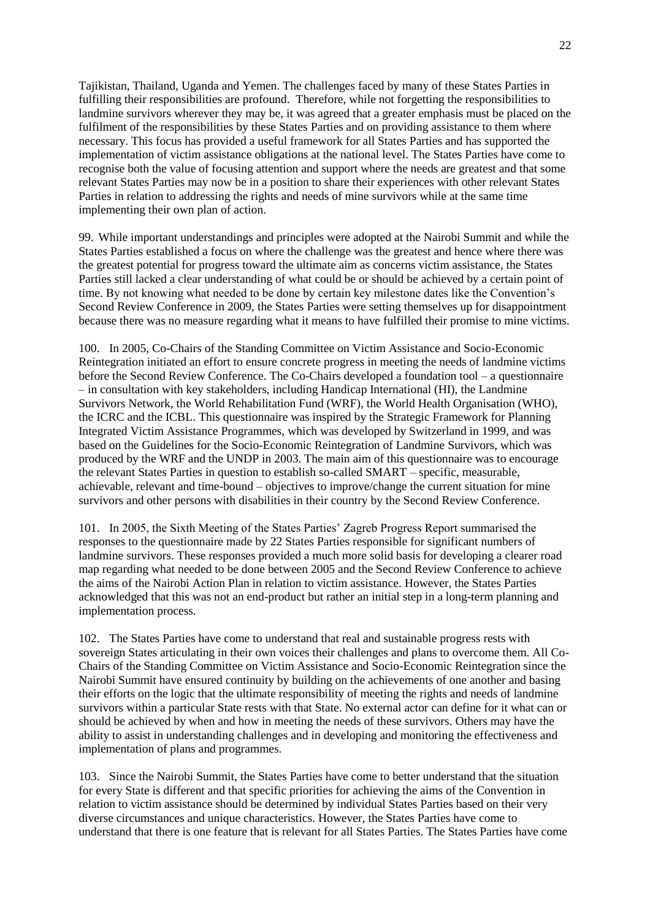Tajikistan, Thailand, Uganda and Yemen. The challenges faced by many of these States Parties in fulfilling their responsibilities are profound. Therefore, while not forgetting the responsibilities to landmine survivors wherever they may be, it was agreed that a greater emphasis must be placed on the fulfilment of the responsibilities by these States Parties and on providing assistance to them where necessary. This focus has provided a useful framework for all States Parties and has supported the implementation of victim assistance obligations at the national level. The States Parties have come to recognise both the value of focusing attention and support where the needs are greatest and that some relevant States Parties may now be in a position to share their experiences with other relevant States Parties in relation to addressing the rights and needs of mine survivors while at the same time implementing their own plan of action.

99. While important understandings and principles were adopted at the Nairobi Summit and while the States Parties established a focus on where the challenge was the greatest and hence where there was the greatest potential for progress toward the ultimate aim as concerns victim assistance, the States Parties still lacked a clear understanding of what could be or should be achieved by a certain point of time. By not knowing what needed to be done by certain key milestone dates like the Convention's Second Review Conference in 2009, the States Parties were setting themselves up for disappointment because there was no measure regarding what it means to have fulfilled their promise to mine victims.

100. In 2005, Co-Chairs of the Standing Committee on Victim Assistance and Socio-Economic Reintegration initiated an effort to ensure concrete progress in meeting the needs of landmine victims before the Second Review Conference. The Co-Chairs developed a foundation tool – a questionnaire – in consultation with key stakeholders, including Handicap International (HI), the Landmine Survivors Network, the World Rehabilitation Fund (WRF), the World Health Organisation (WHO), the ICRC and the ICBL. This questionnaire was inspired by the Strategic Framework for Planning Integrated Victim Assistance Programmes, which was developed by Switzerland in 1999, and was based on the Guidelines for the Socio-Economic Reintegration of Landmine Survivors, which was produced by the WRF and the UNDP in 2003. The main aim of this questionnaire was to encourage the relevant States Parties in question to establish so-called SMART – specific, measurable, achievable, relevant and time-bound – objectives to improve/change the current situation for mine survivors and other persons with disabilities in their country by the Second Review Conference.

101. In 2005, the Sixth Meeting of the States Parties' Zagreb Progress Report summarised the responses to the questionnaire made by 22 States Parties responsible for significant numbers of landmine survivors. These responses provided a much more solid basis for developing a clearer road map regarding what needed to be done between 2005 and the Second Review Conference to achieve the aims of the Nairobi Action Plan in relation to victim assistance. However, the States Parties acknowledged that this was not an end-product but rather an initial step in a long-term planning and implementation process.

102. The States Parties have come to understand that real and sustainable progress rests with sovereign States articulating in their own voices their challenges and plans to overcome them. All Co-Chairs of the Standing Committee on Victim Assistance and Socio-Economic Reintegration since the Nairobi Summit have ensured continuity by building on the achievements of one another and basing their efforts on the logic that the ultimate responsibility of meeting the rights and needs of landmine survivors within a particular State rests with that State. No external actor can define for it what can or should be achieved by when and how in meeting the needs of these survivors. Others may have the ability to assist in understanding challenges and in developing and monitoring the effectiveness and implementation of plans and programmes.

103. Since the Nairobi Summit, the States Parties have come to better understand that the situation for every State is different and that specific priorities for achieving the aims of the Convention in relation to victim assistance should be determined by individual States Parties based on their very diverse circumstances and unique characteristics. However, the States Parties have come to understand that there is one feature that is relevant for all States Parties. The States Parties have come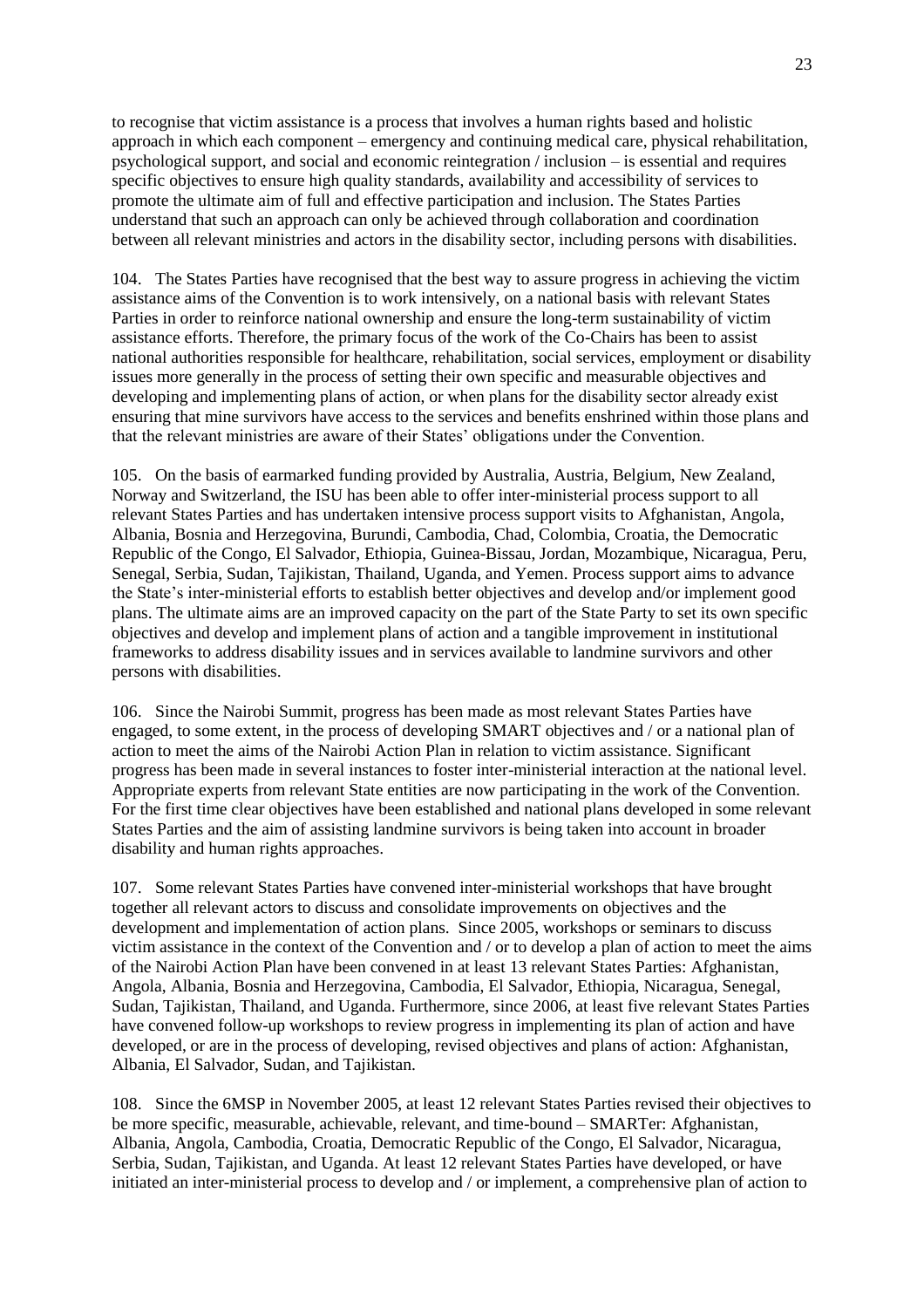to recognise that victim assistance is a process that involves a human rights based and holistic approach in which each component – emergency and continuing medical care, physical rehabilitation, psychological support, and social and economic reintegration / inclusion – is essential and requires specific objectives to ensure high quality standards, availability and accessibility of services to promote the ultimate aim of full and effective participation and inclusion. The States Parties understand that such an approach can only be achieved through collaboration and coordination between all relevant ministries and actors in the disability sector, including persons with disabilities.

104. The States Parties have recognised that the best way to assure progress in achieving the victim assistance aims of the Convention is to work intensively, on a national basis with relevant States Parties in order to reinforce national ownership and ensure the long-term sustainability of victim assistance efforts. Therefore, the primary focus of the work of the Co-Chairs has been to assist national authorities responsible for healthcare, rehabilitation, social services, employment or disability issues more generally in the process of setting their own specific and measurable objectives and developing and implementing plans of action, or when plans for the disability sector already exist ensuring that mine survivors have access to the services and benefits enshrined within those plans and that the relevant ministries are aware of their States' obligations under the Convention.

105. On the basis of earmarked funding provided by Australia, Austria, Belgium, New Zealand, Norway and Switzerland, the ISU has been able to offer inter-ministerial process support to all relevant States Parties and has undertaken intensive process support visits to Afghanistan, Angola, Albania, Bosnia and Herzegovina, Burundi, Cambodia, Chad, Colombia, Croatia, the Democratic Republic of the Congo, El Salvador, Ethiopia, Guinea-Bissau, Jordan, Mozambique, Nicaragua, Peru, Senegal, Serbia, Sudan, Tajikistan, Thailand, Uganda, and Yemen. Process support aims to advance the State's inter-ministerial efforts to establish better objectives and develop and/or implement good plans. The ultimate aims are an improved capacity on the part of the State Party to set its own specific objectives and develop and implement plans of action and a tangible improvement in institutional frameworks to address disability issues and in services available to landmine survivors and other persons with disabilities.

106. Since the Nairobi Summit, progress has been made as most relevant States Parties have engaged, to some extent, in the process of developing SMART objectives and / or a national plan of action to meet the aims of the Nairobi Action Plan in relation to victim assistance. Significant progress has been made in several instances to foster inter-ministerial interaction at the national level. Appropriate experts from relevant State entities are now participating in the work of the Convention. For the first time clear objectives have been established and national plans developed in some relevant States Parties and the aim of assisting landmine survivors is being taken into account in broader disability and human rights approaches.

107. Some relevant States Parties have convened inter-ministerial workshops that have brought together all relevant actors to discuss and consolidate improvements on objectives and the development and implementation of action plans. Since 2005, workshops or seminars to discuss victim assistance in the context of the Convention and / or to develop a plan of action to meet the aims of the Nairobi Action Plan have been convened in at least 13 relevant States Parties: Afghanistan, Angola, Albania, Bosnia and Herzegovina, Cambodia, El Salvador, Ethiopia, Nicaragua, Senegal, Sudan, Tajikistan, Thailand, and Uganda. Furthermore, since 2006, at least five relevant States Parties have convened follow-up workshops to review progress in implementing its plan of action and have developed, or are in the process of developing, revised objectives and plans of action: Afghanistan, Albania, El Salvador, Sudan, and Tajikistan.

108. Since the 6MSP in November 2005, at least 12 relevant States Parties revised their objectives to be more specific, measurable, achievable, relevant, and time-bound – SMARTer: Afghanistan, Albania, Angola, Cambodia, Croatia, Democratic Republic of the Congo, El Salvador, Nicaragua, Serbia, Sudan, Tajikistan, and Uganda. At least 12 relevant States Parties have developed, or have initiated an inter-ministerial process to develop and / or implement, a comprehensive plan of action to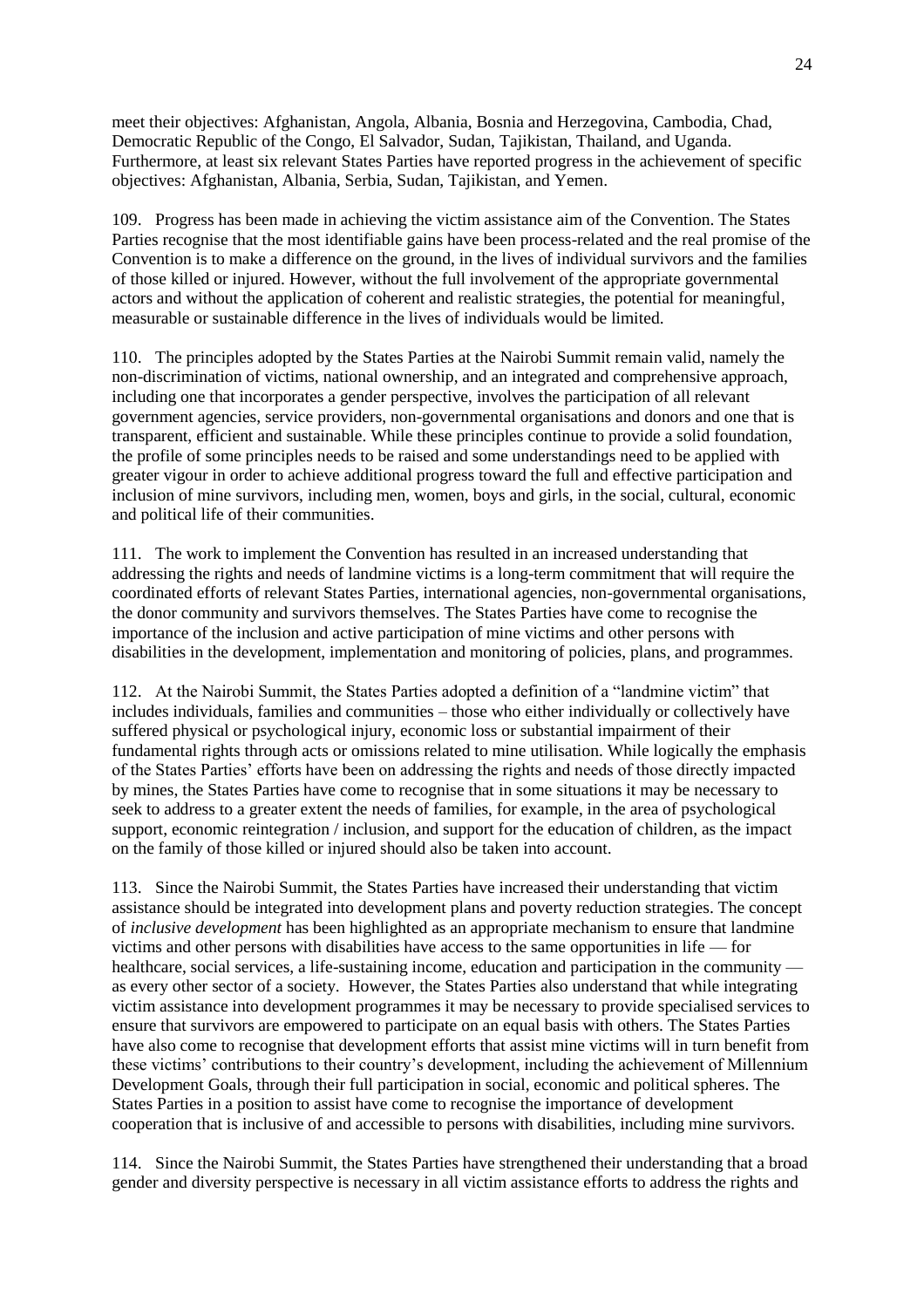meet their objectives: Afghanistan, Angola, Albania, Bosnia and Herzegovina, Cambodia, Chad, Democratic Republic of the Congo, El Salvador, Sudan, Tajikistan, Thailand, and Uganda. Furthermore, at least six relevant States Parties have reported progress in the achievement of specific objectives: Afghanistan, Albania, Serbia, Sudan, Tajikistan, and Yemen.

109. Progress has been made in achieving the victim assistance aim of the Convention. The States Parties recognise that the most identifiable gains have been process-related and the real promise of the Convention is to make a difference on the ground, in the lives of individual survivors and the families of those killed or injured. However, without the full involvement of the appropriate governmental actors and without the application of coherent and realistic strategies, the potential for meaningful, measurable or sustainable difference in the lives of individuals would be limited.

110. The principles adopted by the States Parties at the Nairobi Summit remain valid, namely the non-discrimination of victims, national ownership, and an integrated and comprehensive approach, including one that incorporates a gender perspective, involves the participation of all relevant government agencies, service providers, non-governmental organisations and donors and one that is transparent, efficient and sustainable. While these principles continue to provide a solid foundation, the profile of some principles needs to be raised and some understandings need to be applied with greater vigour in order to achieve additional progress toward the full and effective participation and inclusion of mine survivors, including men, women, boys and girls, in the social, cultural, economic and political life of their communities.

111. The work to implement the Convention has resulted in an increased understanding that addressing the rights and needs of landmine victims is a long-term commitment that will require the coordinated efforts of relevant States Parties, international agencies, non-governmental organisations, the donor community and survivors themselves. The States Parties have come to recognise the importance of the inclusion and active participation of mine victims and other persons with disabilities in the development, implementation and monitoring of policies, plans, and programmes.

112. At the Nairobi Summit, the States Parties adopted a definition of a "landmine victim" that includes individuals, families and communities – those who either individually or collectively have suffered physical or psychological injury, economic loss or substantial impairment of their fundamental rights through acts or omissions related to mine utilisation. While logically the emphasis of the States Parties' efforts have been on addressing the rights and needs of those directly impacted by mines, the States Parties have come to recognise that in some situations it may be necessary to seek to address to a greater extent the needs of families, for example, in the area of psychological support, economic reintegration / inclusion, and support for the education of children, as the impact on the family of those killed or injured should also be taken into account.

113. Since the Nairobi Summit, the States Parties have increased their understanding that victim assistance should be integrated into development plans and poverty reduction strategies. The concept of *inclusive development* has been highlighted as an appropriate mechanism to ensure that landmine victims and other persons with disabilities have access to the same opportunities in life — for healthcare, social services, a life-sustaining income, education and participation in the community — as every other sector of a society. However, the States Parties also understand that while integrating victim assistance into development programmes it may be necessary to provide specialised services to ensure that survivors are empowered to participate on an equal basis with others. The States Parties have also come to recognise that development efforts that assist mine victims will in turn benefit from these victims' contributions to their country's development, including the achievement of Millennium Development Goals, through their full participation in social, economic and political spheres. The States Parties in a position to assist have come to recognise the importance of development cooperation that is inclusive of and accessible to persons with disabilities, including mine survivors.

114. Since the Nairobi Summit, the States Parties have strengthened their understanding that a broad gender and diversity perspective is necessary in all victim assistance efforts to address the rights and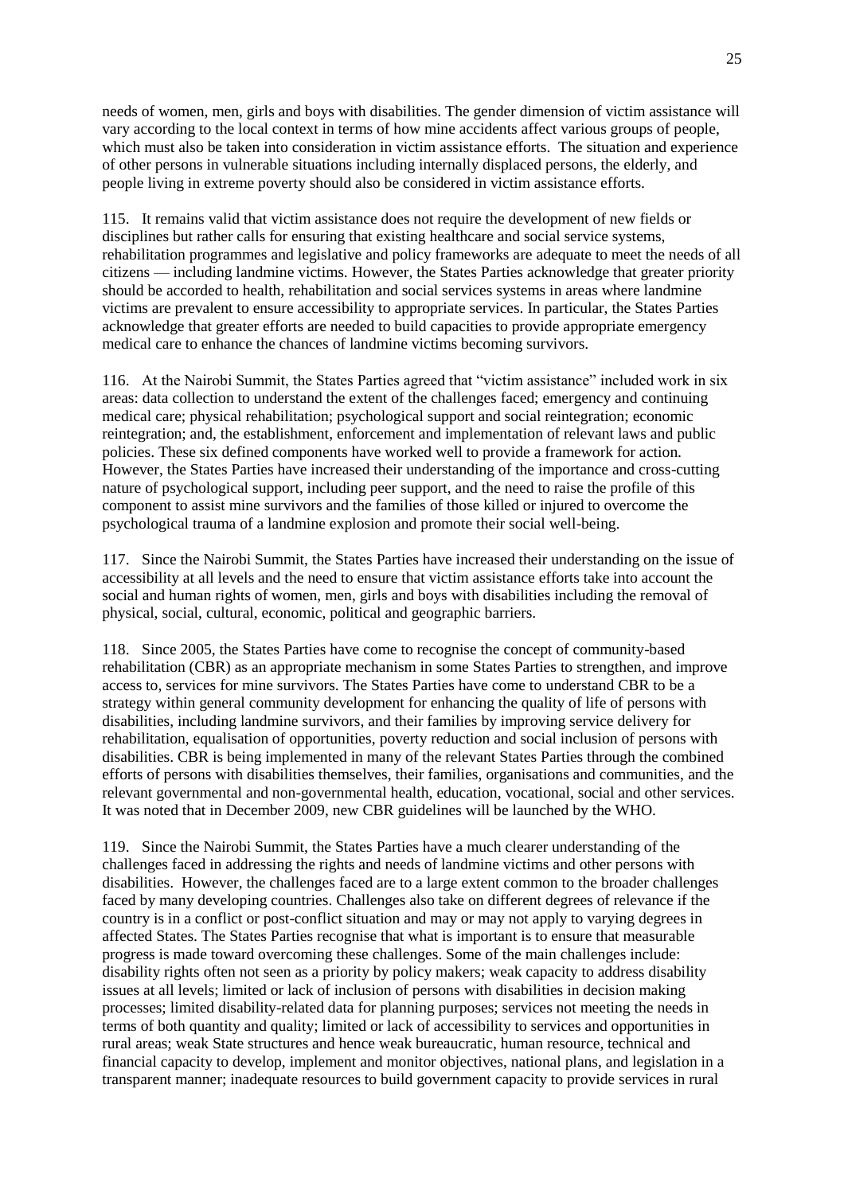needs of women, men, girls and boys with disabilities. The gender dimension of victim assistance will vary according to the local context in terms of how mine accidents affect various groups of people, which must also be taken into consideration in victim assistance efforts. The situation and experience of other persons in vulnerable situations including internally displaced persons, the elderly, and people living in extreme poverty should also be considered in victim assistance efforts.

115. It remains valid that victim assistance does not require the development of new fields or disciplines but rather calls for ensuring that existing healthcare and social service systems, rehabilitation programmes and legislative and policy frameworks are adequate to meet the needs of all citizens — including landmine victims. However, the States Parties acknowledge that greater priority should be accorded to health, rehabilitation and social services systems in areas where landmine victims are prevalent to ensure accessibility to appropriate services. In particular, the States Parties acknowledge that greater efforts are needed to build capacities to provide appropriate emergency medical care to enhance the chances of landmine victims becoming survivors.

116. At the Nairobi Summit, the States Parties agreed that "victim assistance" included work in six areas: data collection to understand the extent of the challenges faced; emergency and continuing medical care; physical rehabilitation; psychological support and social reintegration; economic reintegration; and, the establishment, enforcement and implementation of relevant laws and public policies. These six defined components have worked well to provide a framework for action. However, the States Parties have increased their understanding of the importance and cross-cutting nature of psychological support, including peer support, and the need to raise the profile of this component to assist mine survivors and the families of those killed or injured to overcome the psychological trauma of a landmine explosion and promote their social well-being.

117. Since the Nairobi Summit, the States Parties have increased their understanding on the issue of accessibility at all levels and the need to ensure that victim assistance efforts take into account the social and human rights of women, men, girls and boys with disabilities including the removal of physical, social, cultural, economic, political and geographic barriers.

118. Since 2005, the States Parties have come to recognise the concept of community-based rehabilitation (CBR) as an appropriate mechanism in some States Parties to strengthen, and improve access to, services for mine survivors. The States Parties have come to understand CBR to be a strategy within general community development for enhancing the quality of life of persons with disabilities, including landmine survivors, and their families by improving service delivery for rehabilitation, equalisation of opportunities, poverty reduction and social inclusion of persons with disabilities. CBR is being implemented in many of the relevant States Parties through the combined efforts of persons with disabilities themselves, their families, organisations and communities, and the relevant governmental and non-governmental health, education, vocational, social and other services. It was noted that in December 2009, new CBR guidelines will be launched by the WHO.

119. Since the Nairobi Summit, the States Parties have a much clearer understanding of the challenges faced in addressing the rights and needs of landmine victims and other persons with disabilities. However, the challenges faced are to a large extent common to the broader challenges faced by many developing countries. Challenges also take on different degrees of relevance if the country is in a conflict or post-conflict situation and may or may not apply to varying degrees in affected States. The States Parties recognise that what is important is to ensure that measurable progress is made toward overcoming these challenges. Some of the main challenges include: disability rights often not seen as a priority by policy makers; weak capacity to address disability issues at all levels; limited or lack of inclusion of persons with disabilities in decision making processes; limited disability-related data for planning purposes; services not meeting the needs in terms of both quantity and quality; limited or lack of accessibility to services and opportunities in rural areas; weak State structures and hence weak bureaucratic, human resource, technical and financial capacity to develop, implement and monitor objectives, national plans, and legislation in a transparent manner; inadequate resources to build government capacity to provide services in rural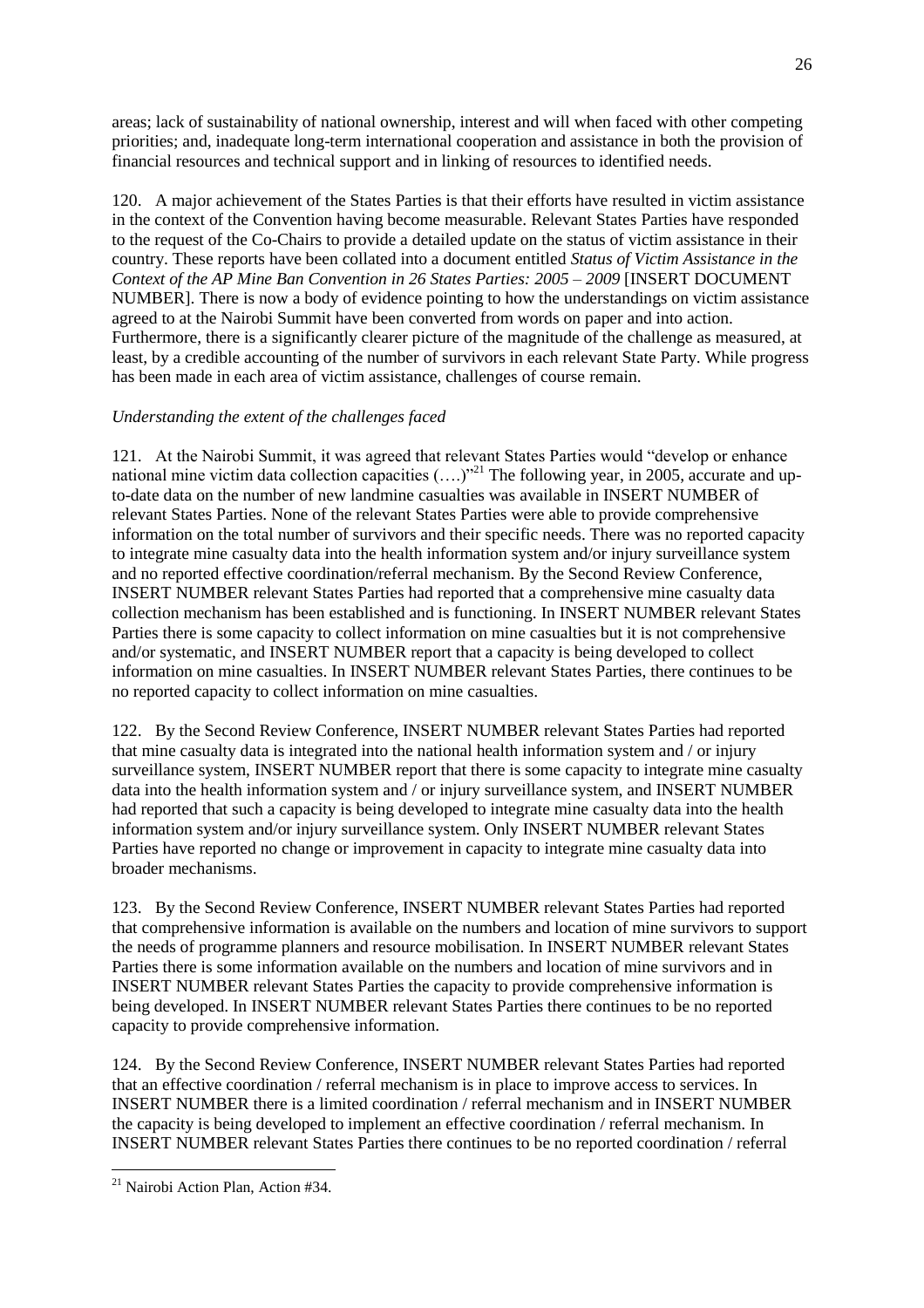areas; lack of sustainability of national ownership, interest and will when faced with other competing priorities; and, inadequate long-term international cooperation and assistance in both the provision of financial resources and technical support and in linking of resources to identified needs.

120. A major achievement of the States Parties is that their efforts have resulted in victim assistance in the context of the Convention having become measurable. Relevant States Parties have responded to the request of the Co-Chairs to provide a detailed update on the status of victim assistance in their country. These reports have been collated into a document entitled *Status of Victim Assistance in the Context of the AP Mine Ban Convention in 26 States Parties: 2005 – 2009* [INSERT DOCUMENT NUMBER]. There is now a body of evidence pointing to how the understandings on victim assistance agreed to at the Nairobi Summit have been converted from words on paper and into action. Furthermore, there is a significantly clearer picture of the magnitude of the challenge as measured, at least, by a credible accounting of the number of survivors in each relevant State Party. While progress has been made in each area of victim assistance, challenges of course remain.

*Understanding the extent of the challenges faced*

121. At the Nairobi Summit, it was agreed that relevant States Parties would "develop or enhance national mine victim data collection capacities (….)"[21] The following year, in 2005, accurate and up-to-date data on the number of new landmine casualties was available in INSERT NUMBER of relevant States Parties. None of the relevant States Parties were able to provide comprehensive information on the total number of survivors and their specific needs. There was no reported capacity to integrate mine casualty data into the health information system and/or injury surveillance system and no reported effective coordination/referral mechanism. By the Second Review Conference, INSERT NUMBER relevant States Parties had reported that a comprehensive mine casualty data collection mechanism has been established and is functioning. In INSERT NUMBER relevant States Parties there is some capacity to collect information on mine casualties but it is not comprehensive and/or systematic, and INSERT NUMBER report that a capacity is being developed to collect information on mine casualties. In INSERT NUMBER relevant States Parties, there continues to be no reported capacity to collect information on mine casualties.

122. By the Second Review Conference, INSERT NUMBER relevant States Parties had reported that mine casualty data is integrated into the national health information system and / or injury surveillance system, INSERT NUMBER report that there is some capacity to integrate mine casualty data into the health information system and / or injury surveillance system, and INSERT NUMBER had reported that such a capacity is being developed to integrate mine casualty data into the health information system and/or injury surveillance system. Only INSERT NUMBER relevant States Parties have reported no change or improvement in capacity to integrate mine casualty data into broader mechanisms.

123. By the Second Review Conference, INSERT NUMBER relevant States Parties had reported that comprehensive information is available on the numbers and location of mine survivors to support the needs of programme planners and resource mobilisation. In INSERT NUMBER relevant States Parties there is some information available on the numbers and location of mine survivors and in INSERT NUMBER relevant States Parties the capacity to provide comprehensive information is being developed. In INSERT NUMBER relevant States Parties there continues to be no reported capacity to provide comprehensive information.

124. By the Second Review Conference, INSERT NUMBER relevant States Parties had reported that an effective coordination / referral mechanism is in place to improve access to services. In INSERT NUMBER there is a limited coordination / referral mechanism and in INSERT NUMBER the capacity is being developed to implement an effective coordination / referral mechanism. In INSERT NUMBER relevant States Parties there continues to be no reported coordination / referral

---

[21] Nairobi Action Plan, Action #34.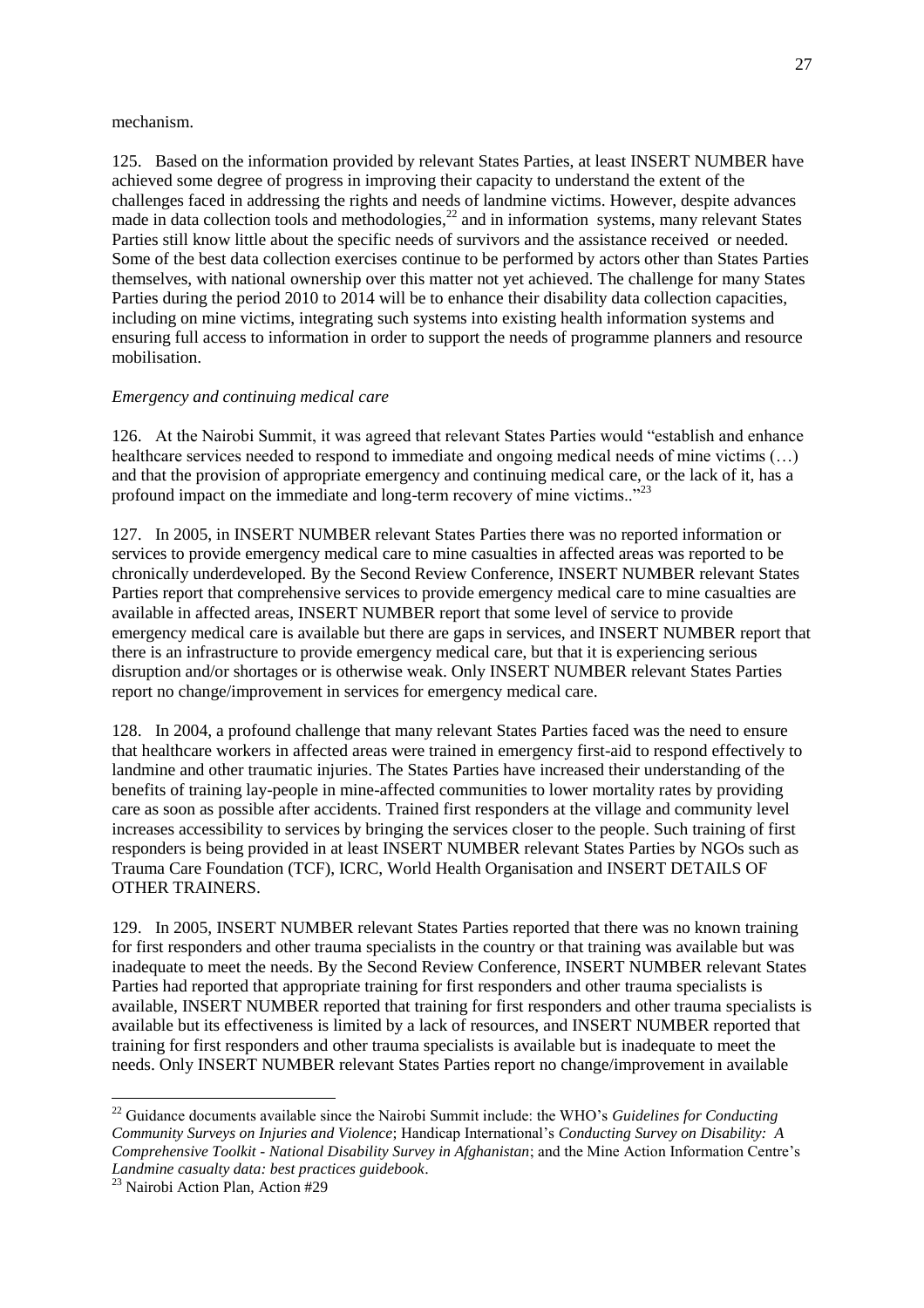mechanism.

125. Based on the information provided by relevant States Parties, at least INSERT NUMBER have achieved some degree of progress in improving their capacity to understand the extent of the challenges faced in addressing the rights and needs of landmine victims. However, despite advances made in data collection tools and methodologies,[22] and in information systems, many relevant States Parties still know little about the specific needs of survivors and the assistance received or needed. Some of the best data collection exercises continue to be performed by actors other than States Parties themselves, with national ownership over this matter not yet achieved. The challenge for many States Parties during the period 2010 to 2014 will be to enhance their disability data collection capacities, including on mine victims, integrating such systems into existing health information systems and ensuring full access to information in order to support the needs of programme planners and resource mobilisation.

*Emergency and continuing medical care*

126. At the Nairobi Summit, it was agreed that relevant States Parties would "establish and enhance healthcare services needed to respond to immediate and ongoing medical needs of mine victims (…) and that the provision of appropriate emergency and continuing medical care, or the lack of it, has a profound impact on the immediate and long-term recovery of mine victims.."[23]

127. In 2005, in INSERT NUMBER relevant States Parties there was no reported information or services to provide emergency medical care to mine casualties in affected areas was reported to be chronically underdeveloped. By the Second Review Conference, INSERT NUMBER relevant States Parties report that comprehensive services to provide emergency medical care to mine casualties are available in affected areas, INSERT NUMBER report that some level of service to provide emergency medical care is available but there are gaps in services, and INSERT NUMBER report that there is an infrastructure to provide emergency medical care, but that it is experiencing serious disruption and/or shortages or is otherwise weak. Only INSERT NUMBER relevant States Parties report no change/improvement in services for emergency medical care.

128. In 2004, a profound challenge that many relevant States Parties faced was the need to ensure that healthcare workers in affected areas were trained in emergency first-aid to respond effectively to landmine and other traumatic injuries. The States Parties have increased their understanding of the benefits of training lay-people in mine-affected communities to lower mortality rates by providing care as soon as possible after accidents. Trained first responders at the village and community level increases accessibility to services by bringing the services closer to the people. Such training of first responders is being provided in at least INSERT NUMBER relevant States Parties by NGOs such as Trauma Care Foundation (TCF), ICRC, World Health Organisation and INSERT DETAILS OF OTHER TRAINERS.

129. In 2005, INSERT NUMBER relevant States Parties reported that there was no known training for first responders and other trauma specialists in the country or that training was available but was inadequate to meet the needs. By the Second Review Conference, INSERT NUMBER relevant States Parties had reported that appropriate training for first responders and other trauma specialists is available, INSERT NUMBER reported that training for first responders and other trauma specialists is available but its effectiveness is limited by a lack of resources, and INSERT NUMBER reported that training for first responders and other trauma specialists is available but is inadequate to meet the needs. Only INSERT NUMBER relevant States Parties report no change/improvement in available

---

[22] Guidance documents available since the Nairobi Summit include: the WHO's *Guidelines for Conducting Community Surveys on Injuries and Violence*; Handicap International's *Conducting Survey on Disability: A Comprehensive Toolkit - National Disability Survey in Afghanistan*; and the Mine Action Information Centre's *Landmine casualty data: best practices guidebook*.

[23] Nairobi Action Plan, Action #29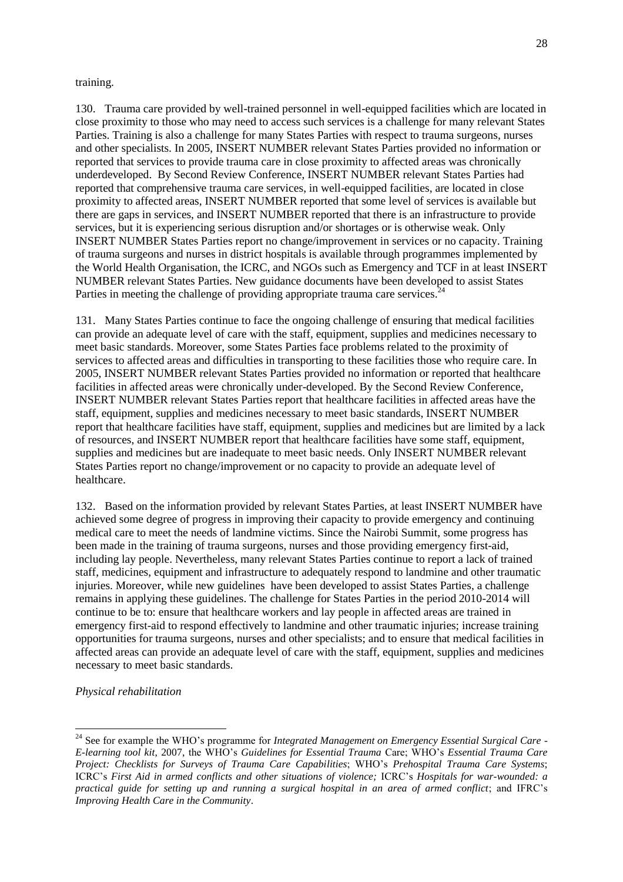training.

130. Trauma care provided by well-trained personnel in well-equipped facilities which are located in close proximity to those who may need to access such services is a challenge for many relevant States Parties. Training is also a challenge for many States Parties with respect to trauma surgeons, nurses and other specialists. In 2005, INSERT NUMBER relevant States Parties provided no information or reported that services to provide trauma care in close proximity to affected areas was chronically underdeveloped. By Second Review Conference, INSERT NUMBER relevant States Parties had reported that comprehensive trauma care services, in well-equipped facilities, are located in close proximity to affected areas, INSERT NUMBER reported that some level of services is available but there are gaps in services, and INSERT NUMBER reported that there is an infrastructure to provide services, but it is experiencing serious disruption and/or shortages or is otherwise weak. Only INSERT NUMBER States Parties report no change/improvement in services or no capacity. Training of trauma surgeons and nurses in district hospitals is available through programmes implemented by the World Health Organisation, the ICRC, and NGOs such as Emergency and TCF in at least INSERT NUMBER relevant States Parties. New guidance documents have been developed to assist States Parties in meeting the challenge of providing appropriate trauma care services.[24]

131. Many States Parties continue to face the ongoing challenge of ensuring that medical facilities can provide an adequate level of care with the staff, equipment, supplies and medicines necessary to meet basic standards. Moreover, some States Parties face problems related to the proximity of services to affected areas and difficulties in transporting to these facilities those who require care. In 2005, INSERT NUMBER relevant States Parties provided no information or reported that healthcare facilities in affected areas were chronically under-developed. By the Second Review Conference, INSERT NUMBER relevant States Parties report that healthcare facilities in affected areas have the staff, equipment, supplies and medicines necessary to meet basic standards, INSERT NUMBER report that healthcare facilities have staff, equipment, supplies and medicines but are limited by a lack of resources, and INSERT NUMBER report that healthcare facilities have some staff, equipment, supplies and medicines but are inadequate to meet basic needs. Only INSERT NUMBER relevant States Parties report no change/improvement or no capacity to provide an adequate level of healthcare.

132. Based on the information provided by relevant States Parties, at least INSERT NUMBER have achieved some degree of progress in improving their capacity to provide emergency and continuing medical care to meet the needs of landmine victims. Since the Nairobi Summit, some progress has been made in the training of trauma surgeons, nurses and those providing emergency first-aid, including lay people. Nevertheless, many relevant States Parties continue to report a lack of trained staff, medicines, equipment and infrastructure to adequately respond to landmine and other traumatic injuries. Moreover, while new guidelines have been developed to assist States Parties, a challenge remains in applying these guidelines. The challenge for States Parties in the period 2010-2014 will continue to be to: ensure that healthcare workers and lay people in affected areas are trained in emergency first-aid to respond effectively to landmine and other traumatic injuries; increase training opportunities for trauma surgeons, nurses and other specialists; and to ensure that medical facilities in affected areas can provide an adequate level of care with the staff, equipment, supplies and medicines necessary to meet basic standards.

*Physical rehabilitation*

---

[24] See for example the WHO's programme for *Integrated Management on Emergency Essential Surgical Care - E-learning tool kit*, 2007, the WHO's *Guidelines for Essential Trauma* Care; WHO's *Essential Trauma Care Project: Checklists for Surveys of Trauma Care Capabilities*; WHO's *Prehospital Trauma Care Systems*; ICRC's *First Aid in armed conflicts and other situations of violence;* ICRC's *Hospitals for war-wounded: a practical guide for setting up and running a surgical hospital in an area of armed conflict*; and IFRC's *Improving Health Care in the Community*.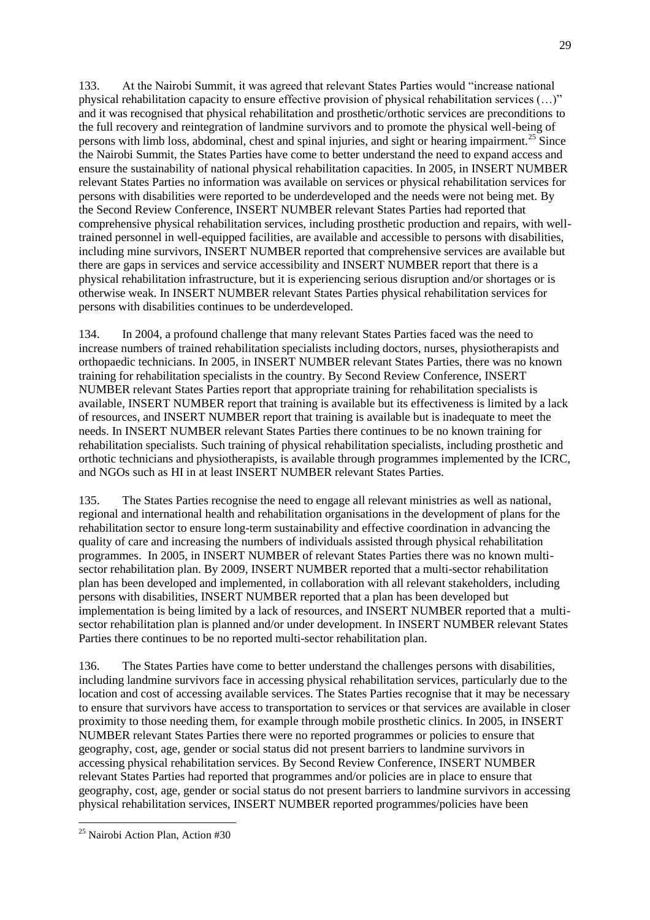133. At the Nairobi Summit, it was agreed that relevant States Parties would "increase national physical rehabilitation capacity to ensure effective provision of physical rehabilitation services (…)" and it was recognised that physical rehabilitation and prosthetic/orthotic services are preconditions to the full recovery and reintegration of landmine survivors and to promote the physical well-being of persons with limb loss, abdominal, chest and spinal injuries, and sight or hearing impairment.[25] Since the Nairobi Summit, the States Parties have come to better understand the need to expand access and ensure the sustainability of national physical rehabilitation capacities. In 2005, in INSERT NUMBER relevant States Parties no information was available on services or physical rehabilitation services for persons with disabilities were reported to be underdeveloped and the needs were not being met. By the Second Review Conference, INSERT NUMBER relevant States Parties had reported that comprehensive physical rehabilitation services, including prosthetic production and repairs, with well-trained personnel in well-equipped facilities, are available and accessible to persons with disabilities, including mine survivors, INSERT NUMBER reported that comprehensive services are available but there are gaps in services and service accessibility and INSERT NUMBER report that there is a physical rehabilitation infrastructure, but it is experiencing serious disruption and/or shortages or is otherwise weak. In INSERT NUMBER relevant States Parties physical rehabilitation services for persons with disabilities continues to be underdeveloped.

134. In 2004, a profound challenge that many relevant States Parties faced was the need to increase numbers of trained rehabilitation specialists including doctors, nurses, physiotherapists and orthopaedic technicians. In 2005, in INSERT NUMBER relevant States Parties, there was no known training for rehabilitation specialists in the country. By Second Review Conference, INSERT NUMBER relevant States Parties report that appropriate training for rehabilitation specialists is available, INSERT NUMBER report that training is available but its effectiveness is limited by a lack of resources, and INSERT NUMBER report that training is available but is inadequate to meet the needs. In INSERT NUMBER relevant States Parties there continues to be no known training for rehabilitation specialists. Such training of physical rehabilitation specialists, including prosthetic and orthotic technicians and physiotherapists, is available through programmes implemented by the ICRC, and NGOs such as HI in at least INSERT NUMBER relevant States Parties.

135. The States Parties recognise the need to engage all relevant ministries as well as national, regional and international health and rehabilitation organisations in the development of plans for the rehabilitation sector to ensure long-term sustainability and effective coordination in advancing the quality of care and increasing the numbers of individuals assisted through physical rehabilitation programmes. In 2005, in INSERT NUMBER of relevant States Parties there was no known multi-sector rehabilitation plan. By 2009, INSERT NUMBER reported that a multi-sector rehabilitation plan has been developed and implemented, in collaboration with all relevant stakeholders, including persons with disabilities, INSERT NUMBER reported that a plan has been developed but implementation is being limited by a lack of resources, and INSERT NUMBER reported that a multi-sector rehabilitation plan is planned and/or under development. In INSERT NUMBER relevant States Parties there continues to be no reported multi-sector rehabilitation plan.

136. The States Parties have come to better understand the challenges persons with disabilities, including landmine survivors face in accessing physical rehabilitation services, particularly due to the location and cost of accessing available services. The States Parties recognise that it may be necessary to ensure that survivors have access to transportation to services or that services are available in closer proximity to those needing them, for example through mobile prosthetic clinics. In 2005, in INSERT NUMBER relevant States Parties there were no reported programmes or policies to ensure that geography, cost, age, gender or social status did not present barriers to landmine survivors in accessing physical rehabilitation services. By Second Review Conference, INSERT NUMBER relevant States Parties had reported that programmes and/or policies are in place to ensure that geography, cost, age, gender or social status do not present barriers to landmine survivors in accessing physical rehabilitation services, INSERT NUMBER reported programmes/policies have been

[25] Nairobi Action Plan, Action #30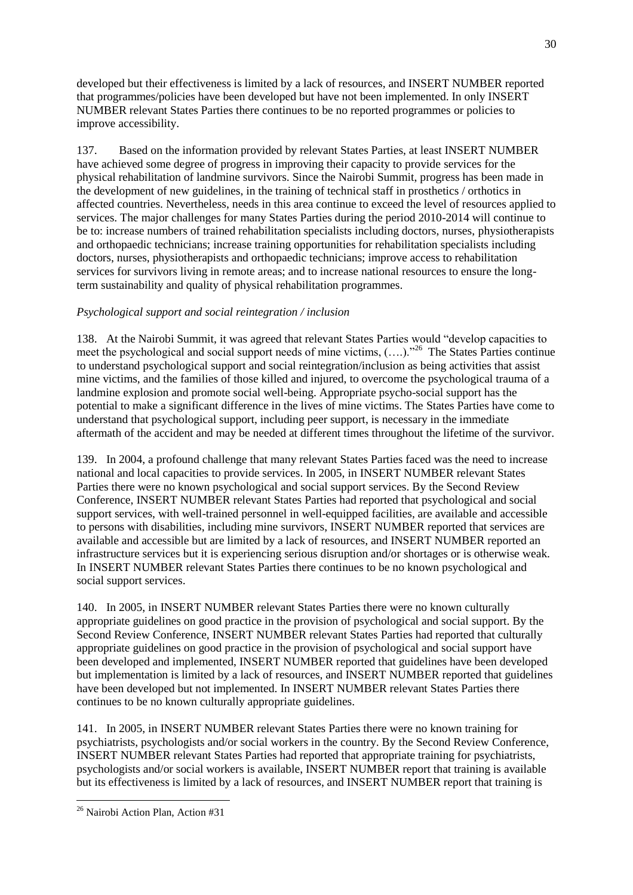developed but their effectiveness is limited by a lack of resources, and INSERT NUMBER reported that programmes/policies have been developed but have not been implemented. In only INSERT NUMBER relevant States Parties there continues to be no reported programmes or policies to improve accessibility.

137. Based on the information provided by relevant States Parties, at least INSERT NUMBER have achieved some degree of progress in improving their capacity to provide services for the physical rehabilitation of landmine survivors. Since the Nairobi Summit, progress has been made in the development of new guidelines, in the training of technical staff in prosthetics / orthotics in affected countries. Nevertheless, needs in this area continue to exceed the level of resources applied to services. The major challenges for many States Parties during the period 2010-2014 will continue to be to: increase numbers of trained rehabilitation specialists including doctors, nurses, physiotherapists and orthopaedic technicians; increase training opportunities for rehabilitation specialists including doctors, nurses, physiotherapists and orthopaedic technicians; improve access to rehabilitation services for survivors living in remote areas; and to increase national resources to ensure the long-term sustainability and quality of physical rehabilitation programmes.

*Psychological support and social reintegration / inclusion*

138. At the Nairobi Summit, it was agreed that relevant States Parties would "develop capacities to meet the psychological and social support needs of mine victims, (….)."[26] The States Parties continue to understand psychological support and social reintegration/inclusion as being activities that assist mine victims, and the families of those killed and injured, to overcome the psychological trauma of a landmine explosion and promote social well-being. Appropriate psycho-social support has the potential to make a significant difference in the lives of mine victims. The States Parties have come to understand that psychological support, including peer support, is necessary in the immediate aftermath of the accident and may be needed at different times throughout the lifetime of the survivor.

139. In 2004, a profound challenge that many relevant States Parties faced was the need to increase national and local capacities to provide services. In 2005, in INSERT NUMBER relevant States Parties there were no known psychological and social support services. By the Second Review Conference, INSERT NUMBER relevant States Parties had reported that psychological and social support services, with well-trained personnel in well-equipped facilities, are available and accessible to persons with disabilities, including mine survivors, INSERT NUMBER reported that services are available and accessible but are limited by a lack of resources, and INSERT NUMBER reported an infrastructure services but it is experiencing serious disruption and/or shortages or is otherwise weak. In INSERT NUMBER relevant States Parties there continues to be no known psychological and social support services.

140. In 2005, in INSERT NUMBER relevant States Parties there were no known culturally appropriate guidelines on good practice in the provision of psychological and social support. By the Second Review Conference, INSERT NUMBER relevant States Parties had reported that culturally appropriate guidelines on good practice in the provision of psychological and social support have been developed and implemented, INSERT NUMBER reported that guidelines have been developed but implementation is limited by a lack of resources, and INSERT NUMBER reported that guidelines have been developed but not implemented. In INSERT NUMBER relevant States Parties there continues to be no known culturally appropriate guidelines.

141. In 2005, in INSERT NUMBER relevant States Parties there were no known training for psychiatrists, psychologists and/or social workers in the country. By the Second Review Conference, INSERT NUMBER relevant States Parties had reported that appropriate training for psychiatrists, psychologists and/or social workers is available, INSERT NUMBER report that training is available but its effectiveness is limited by a lack of resources, and INSERT NUMBER report that training is

---

[26] Nairobi Action Plan, Action #31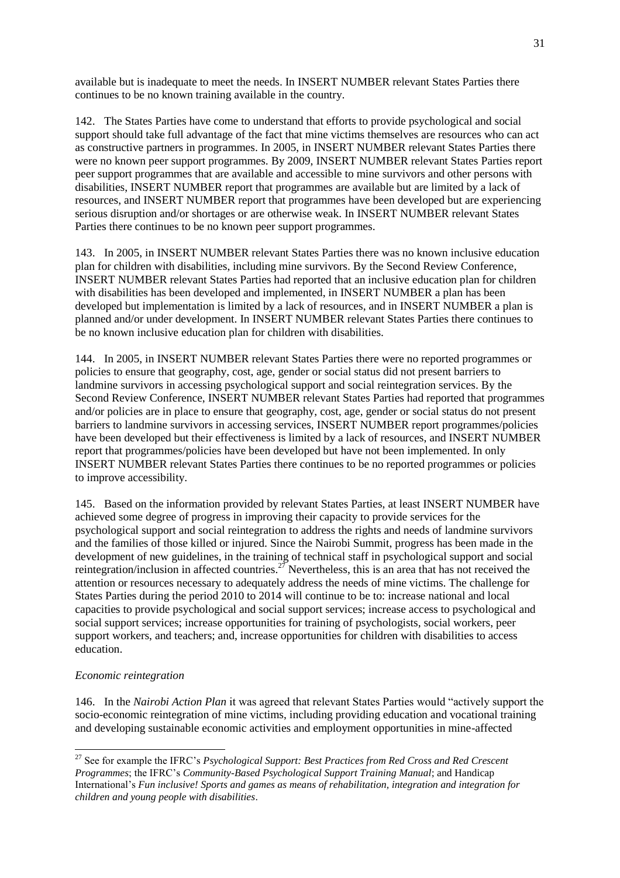available but is inadequate to meet the needs. In INSERT NUMBER relevant States Parties there continues to be no known training available in the country.

142. The States Parties have come to understand that efforts to provide psychological and social support should take full advantage of the fact that mine victims themselves are resources who can act as constructive partners in programmes. In 2005, in INSERT NUMBER relevant States Parties there were no known peer support programmes. By 2009, INSERT NUMBER relevant States Parties report peer support programmes that are available and accessible to mine survivors and other persons with disabilities, INSERT NUMBER report that programmes are available but are limited by a lack of resources, and INSERT NUMBER report that programmes have been developed but are experiencing serious disruption and/or shortages or are otherwise weak. In INSERT NUMBER relevant States Parties there continues to be no known peer support programmes.

143. In 2005, in INSERT NUMBER relevant States Parties there was no known inclusive education plan for children with disabilities, including mine survivors. By the Second Review Conference, INSERT NUMBER relevant States Parties had reported that an inclusive education plan for children with disabilities has been developed and implemented, in INSERT NUMBER a plan has been developed but implementation is limited by a lack of resources, and in INSERT NUMBER a plan is planned and/or under development. In INSERT NUMBER relevant States Parties there continues to be no known inclusive education plan for children with disabilities.

144. In 2005, in INSERT NUMBER relevant States Parties there were no reported programmes or policies to ensure that geography, cost, age, gender or social status did not present barriers to landmine survivors in accessing psychological support and social reintegration services. By the Second Review Conference, INSERT NUMBER relevant States Parties had reported that programmes and/or policies are in place to ensure that geography, cost, age, gender or social status do not present barriers to landmine survivors in accessing services, INSERT NUMBER report programmes/policies have been developed but their effectiveness is limited by a lack of resources, and INSERT NUMBER report that programmes/policies have been developed but have not been implemented. In only INSERT NUMBER relevant States Parties there continues to be no reported programmes or policies to improve accessibility.

145. Based on the information provided by relevant States Parties, at least INSERT NUMBER have achieved some degree of progress in improving their capacity to provide services for the psychological support and social reintegration to address the rights and needs of landmine survivors and the families of those killed or injured. Since the Nairobi Summit, progress has been made in the development of new guidelines, in the training of technical staff in psychological support and social reintegration/inclusion in affected countries.[27] Nevertheless, this is an area that has not received the attention or resources necessary to adequately address the needs of mine victims. The challenge for States Parties during the period 2010 to 2014 will continue to be to: increase national and local capacities to provide psychological and social support services; increase access to psychological and social support services; increase opportunities for training of psychologists, social workers, peer support workers, and teachers; and, increase opportunities for children with disabilities to access education.

*Economic reintegration*

146. In the *Nairobi Action Plan* it was agreed that relevant States Parties would "actively support the socio-economic reintegration of mine victims, including providing education and vocational training and developing sustainable economic activities and employment opportunities in mine-affected

---

[27] See for example the IFRC's *Psychological Support: Best Practices from Red Cross and Red Crescent Programmes*; the IFRC's *Community-Based Psychological Support Training Manual*; and Handicap International's *Fun inclusive! Sports and games as means of rehabilitation, integration and integration for children and young people with disabilities*.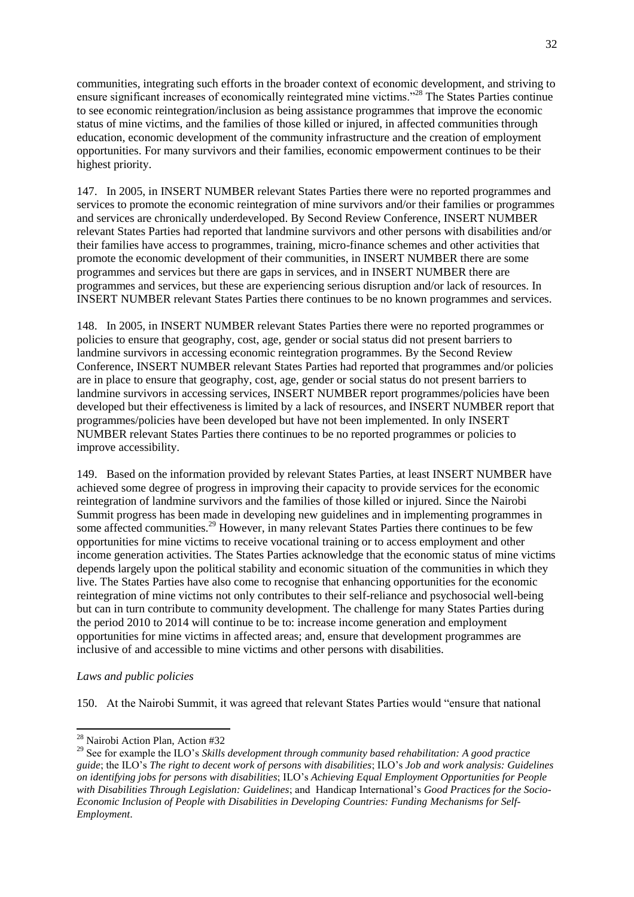communities, integrating such efforts in the broader context of economic development, and striving to ensure significant increases of economically reintegrated mine victims."[28] The States Parties continue to see economic reintegration/inclusion as being assistance programmes that improve the economic status of mine victims, and the families of those killed or injured, in affected communities through education, economic development of the community infrastructure and the creation of employment opportunities. For many survivors and their families, economic empowerment continues to be their highest priority.

147. In 2005, in INSERT NUMBER relevant States Parties there were no reported programmes and services to promote the economic reintegration of mine survivors and/or their families or programmes and services are chronically underdeveloped. By Second Review Conference, INSERT NUMBER relevant States Parties had reported that landmine survivors and other persons with disabilities and/or their families have access to programmes, training, micro-finance schemes and other activities that promote the economic development of their communities, in INSERT NUMBER there are some programmes and services but there are gaps in services, and in INSERT NUMBER there are programmes and services, but these are experiencing serious disruption and/or lack of resources. In INSERT NUMBER relevant States Parties there continues to be no known programmes and services.

148. In 2005, in INSERT NUMBER relevant States Parties there were no reported programmes or policies to ensure that geography, cost, age, gender or social status did not present barriers to landmine survivors in accessing economic reintegration programmes. By the Second Review Conference, INSERT NUMBER relevant States Parties had reported that programmes and/or policies are in place to ensure that geography, cost, age, gender or social status do not present barriers to landmine survivors in accessing services, INSERT NUMBER report programmes/policies have been developed but their effectiveness is limited by a lack of resources, and INSERT NUMBER report that programmes/policies have been developed but have not been implemented. In only INSERT NUMBER relevant States Parties there continues to be no reported programmes or policies to improve accessibility.

149. Based on the information provided by relevant States Parties, at least INSERT NUMBER have achieved some degree of progress in improving their capacity to provide services for the economic reintegration of landmine survivors and the families of those killed or injured. Since the Nairobi Summit progress has been made in developing new guidelines and in implementing programmes in some affected communities.[29] However, in many relevant States Parties there continues to be few opportunities for mine victims to receive vocational training or to access employment and other income generation activities. The States Parties acknowledge that the economic status of mine victims depends largely upon the political stability and economic situation of the communities in which they live. The States Parties have also come to recognise that enhancing opportunities for the economic reintegration of mine victims not only contributes to their self-reliance and psychosocial well-being but can in turn contribute to community development. The challenge for many States Parties during the period 2010 to 2014 will continue to be to: increase income generation and employment opportunities for mine victims in affected areas; and, ensure that development programmes are inclusive of and accessible to mine victims and other persons with disabilities.

*Laws and public policies*

150. At the Nairobi Summit, it was agreed that relevant States Parties would "ensure that national

---

[28] Nairobi Action Plan, Action #32

[29] See for example the ILO's *Skills development through community based rehabilitation: A good practice guide*; the ILO's *The right to decent work of persons with disabilities*; ILO's *Job and work analysis: Guidelines on identifying jobs for persons with disabilities*; ILO's *Achieving Equal Employment Opportunities for People with Disabilities Through Legislation: Guidelines*; and Handicap International's *Good Practices for the Socio-Economic Inclusion of People with Disabilities in Developing Countries: Funding Mechanisms for Self-Employment*.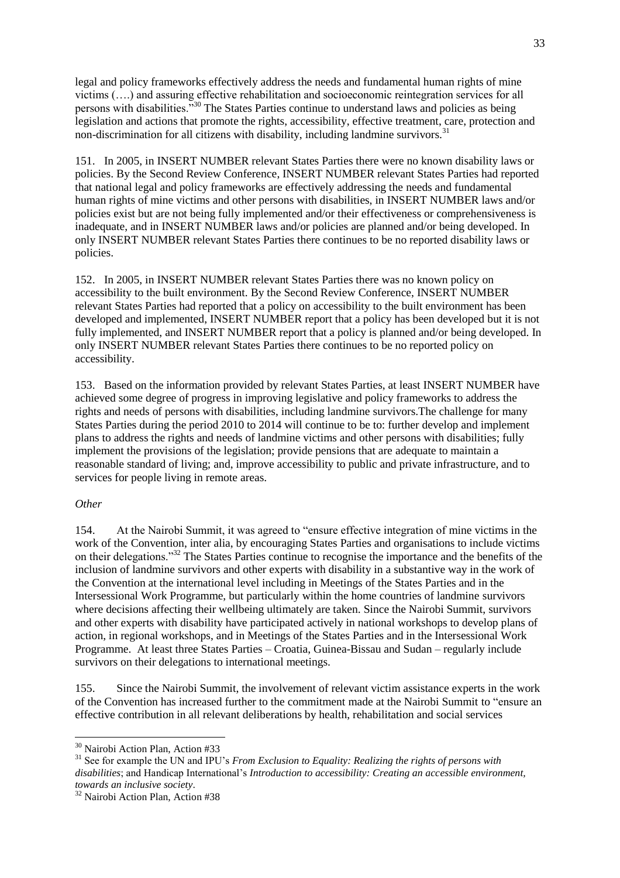legal and policy frameworks effectively address the needs and fundamental human rights of mine victims (….) and assuring effective rehabilitation and socioeconomic reintegration services for all persons with disabilities."[30] The States Parties continue to understand laws and policies as being legislation and actions that promote the rights, accessibility, effective treatment, care, protection and non-discrimination for all citizens with disability, including landmine survivors.[31]

151. In 2005, in INSERT NUMBER relevant States Parties there were no known disability laws or policies. By the Second Review Conference, INSERT NUMBER relevant States Parties had reported that national legal and policy frameworks are effectively addressing the needs and fundamental human rights of mine victims and other persons with disabilities, in INSERT NUMBER laws and/or policies exist but are not being fully implemented and/or their effectiveness or comprehensiveness is inadequate, and in INSERT NUMBER laws and/or policies are planned and/or being developed. In only INSERT NUMBER relevant States Parties there continues to be no reported disability laws or policies.

152. In 2005, in INSERT NUMBER relevant States Parties there was no known policy on accessibility to the built environment. By the Second Review Conference, INSERT NUMBER relevant States Parties had reported that a policy on accessibility to the built environment has been developed and implemented, INSERT NUMBER report that a policy has been developed but it is not fully implemented, and INSERT NUMBER report that a policy is planned and/or being developed. In only INSERT NUMBER relevant States Parties there continues to be no reported policy on accessibility.

153. Based on the information provided by relevant States Parties, at least INSERT NUMBER have achieved some degree of progress in improving legislative and policy frameworks to address the rights and needs of persons with disabilities, including landmine survivors.The challenge for many States Parties during the period 2010 to 2014 will continue to be to: further develop and implement plans to address the rights and needs of landmine victims and other persons with disabilities; fully implement the provisions of the legislation; provide pensions that are adequate to maintain a reasonable standard of living; and, improve accessibility to public and private infrastructure, and to services for people living in remote areas.

*Other*

154. At the Nairobi Summit, it was agreed to "ensure effective integration of mine victims in the work of the Convention, inter alia, by encouraging States Parties and organisations to include victims on their delegations."[32] The States Parties continue to recognise the importance and the benefits of the inclusion of landmine survivors and other experts with disability in a substantive way in the work of the Convention at the international level including in Meetings of the States Parties and in the Intersessional Work Programme, but particularly within the home countries of landmine survivors where decisions affecting their wellbeing ultimately are taken. Since the Nairobi Summit, survivors and other experts with disability have participated actively in national workshops to develop plans of action, in regional workshops, and in Meetings of the States Parties and in the Intersessional Work Programme. At least three States Parties – Croatia, Guinea-Bissau and Sudan – regularly include survivors on their delegations to international meetings.

155. Since the Nairobi Summit, the involvement of relevant victim assistance experts in the work of the Convention has increased further to the commitment made at the Nairobi Summit to "ensure an effective contribution in all relevant deliberations by health, rehabilitation and social services

---

[30] Nairobi Action Plan, Action #33

[31] See for example the UN and IPU's *From Exclusion to Equality: Realizing the rights of persons with disabilities*; and Handicap International's *Introduction to accessibility: Creating an accessible environment, towards an inclusive society*.

[32] Nairobi Action Plan, Action #38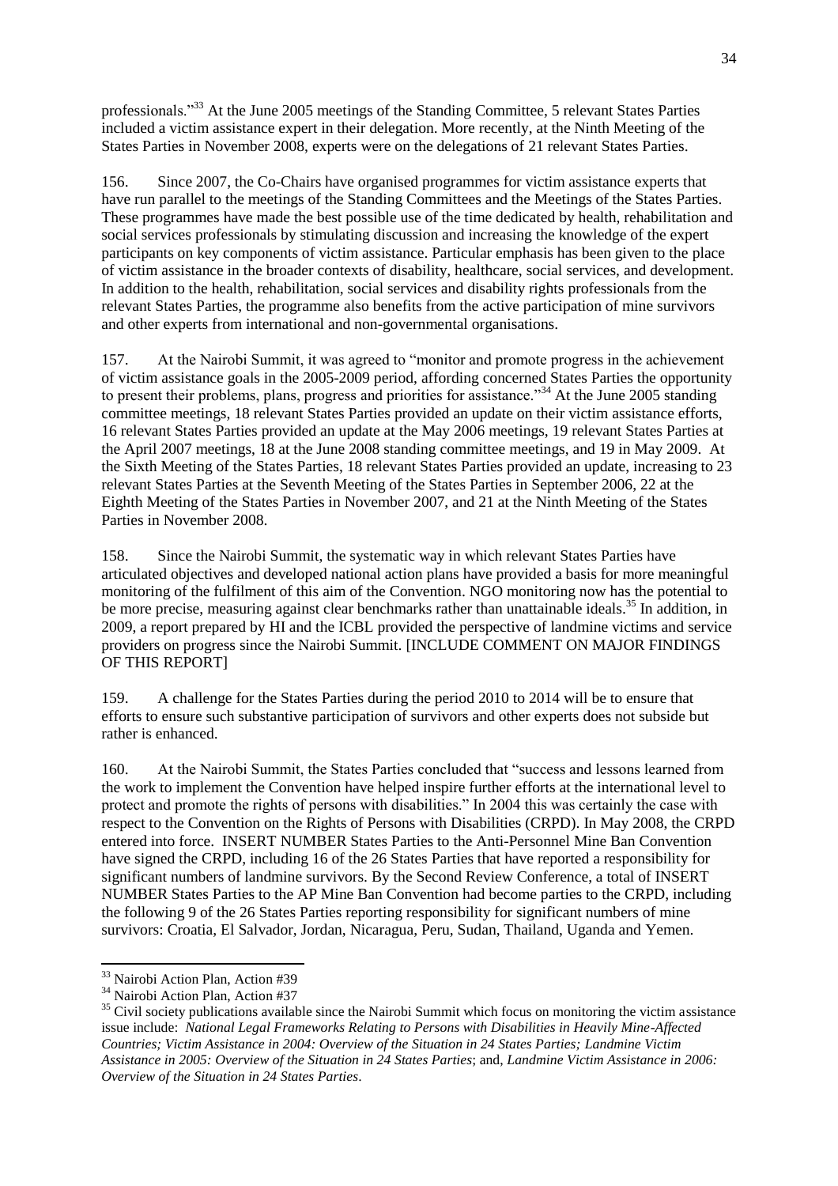professionals."[33] At the June 2005 meetings of the Standing Committee, 5 relevant States Parties included a victim assistance expert in their delegation. More recently, at the Ninth Meeting of the States Parties in November 2008, experts were on the delegations of 21 relevant States Parties.

156. Since 2007, the Co-Chairs have organised programmes for victim assistance experts that have run parallel to the meetings of the Standing Committees and the Meetings of the States Parties. These programmes have made the best possible use of the time dedicated by health, rehabilitation and social services professionals by stimulating discussion and increasing the knowledge of the expert participants on key components of victim assistance. Particular emphasis has been given to the place of victim assistance in the broader contexts of disability, healthcare, social services, and development. In addition to the health, rehabilitation, social services and disability rights professionals from the relevant States Parties, the programme also benefits from the active participation of mine survivors and other experts from international and non-governmental organisations.

157. At the Nairobi Summit, it was agreed to "monitor and promote progress in the achievement of victim assistance goals in the 2005-2009 period, affording concerned States Parties the opportunity to present their problems, plans, progress and priorities for assistance."[34] At the June 2005 standing committee meetings, 18 relevant States Parties provided an update on their victim assistance efforts, 16 relevant States Parties provided an update at the May 2006 meetings, 19 relevant States Parties at the April 2007 meetings, 18 at the June 2008 standing committee meetings, and 19 in May 2009. At the Sixth Meeting of the States Parties, 18 relevant States Parties provided an update, increasing to 23 relevant States Parties at the Seventh Meeting of the States Parties in September 2006, 22 at the Eighth Meeting of the States Parties in November 2007, and 21 at the Ninth Meeting of the States Parties in November 2008.

158. Since the Nairobi Summit, the systematic way in which relevant States Parties have articulated objectives and developed national action plans have provided a basis for more meaningful monitoring of the fulfilment of this aim of the Convention. NGO monitoring now has the potential to be more precise, measuring against clear benchmarks rather than unattainable ideals.[35] In addition, in 2009, a report prepared by HI and the ICBL provided the perspective of landmine victims and service providers on progress since the Nairobi Summit. [INCLUDE COMMENT ON MAJOR FINDINGS OF THIS REPORT]

159. A challenge for the States Parties during the period 2010 to 2014 will be to ensure that efforts to ensure such substantive participation of survivors and other experts does not subside but rather is enhanced.

160. At the Nairobi Summit, the States Parties concluded that "success and lessons learned from the work to implement the Convention have helped inspire further efforts at the international level to protect and promote the rights of persons with disabilities." In 2004 this was certainly the case with respect to the Convention on the Rights of Persons with Disabilities (CRPD). In May 2008, the CRPD entered into force. INSERT NUMBER States Parties to the Anti-Personnel Mine Ban Convention have signed the CRPD, including 16 of the 26 States Parties that have reported a responsibility for significant numbers of landmine survivors. By the Second Review Conference, a total of INSERT NUMBER States Parties to the AP Mine Ban Convention had become parties to the CRPD, including the following 9 of the 26 States Parties reporting responsibility for significant numbers of mine survivors: Croatia, El Salvador, Jordan, Nicaragua, Peru, Sudan, Thailand, Uganda and Yemen.

---

[33] Nairobi Action Plan, Action #39

[34] Nairobi Action Plan, Action #37

[35] Civil society publications available since the Nairobi Summit which focus on monitoring the victim assistance issue include: *National Legal Frameworks Relating to Persons with Disabilities in Heavily Mine-Affected Countries; Victim Assistance in 2004: Overview of the Situation in 24 States Parties; Landmine Victim Assistance in 2005: Overview of the Situation in 24 States Parties*; and, *Landmine Victim Assistance in 2006: Overview of the Situation in 24 States Parties*.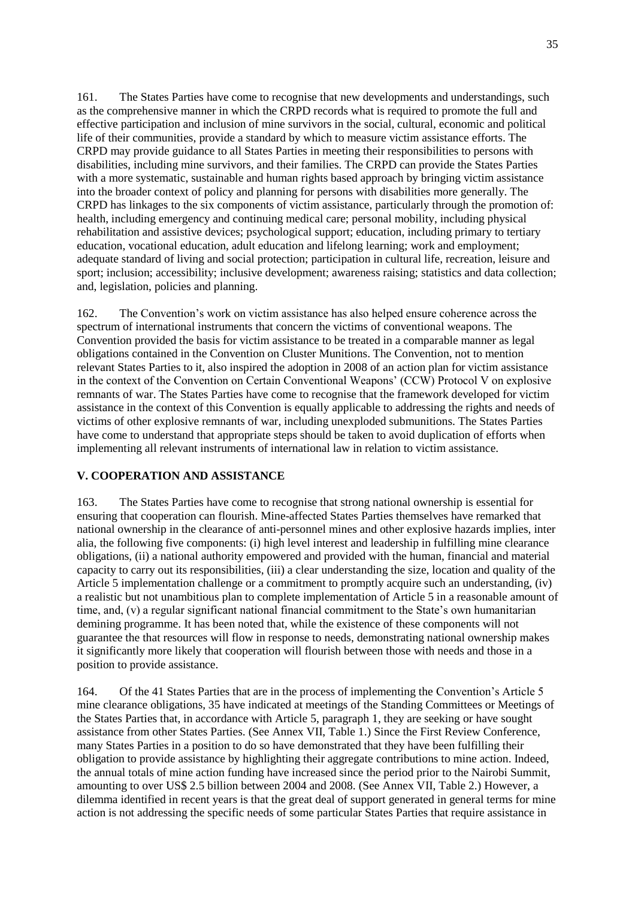161. The States Parties have come to recognise that new developments and understandings, such as the comprehensive manner in which the CRPD records what is required to promote the full and effective participation and inclusion of mine survivors in the social, cultural, economic and political life of their communities, provide a standard by which to measure victim assistance efforts. The CRPD may provide guidance to all States Parties in meeting their responsibilities to persons with disabilities, including mine survivors, and their families. The CRPD can provide the States Parties with a more systematic, sustainable and human rights based approach by bringing victim assistance into the broader context of policy and planning for persons with disabilities more generally. The CRPD has linkages to the six components of victim assistance, particularly through the promotion of: health, including emergency and continuing medical care; personal mobility, including physical rehabilitation and assistive devices; psychological support; education, including primary to tertiary education, vocational education, adult education and lifelong learning; work and employment; adequate standard of living and social protection; participation in cultural life, recreation, leisure and sport; inclusion; accessibility; inclusive development; awareness raising; statistics and data collection; and, legislation, policies and planning.

162. The Convention's work on victim assistance has also helped ensure coherence across the spectrum of international instruments that concern the victims of conventional weapons. The Convention provided the basis for victim assistance to be treated in a comparable manner as legal obligations contained in the Convention on Cluster Munitions. The Convention, not to mention relevant States Parties to it, also inspired the adoption in 2008 of an action plan for victim assistance in the context of the Convention on Certain Conventional Weapons' (CCW) Protocol V on explosive remnants of war. The States Parties have come to recognise that the framework developed for victim assistance in the context of this Convention is equally applicable to addressing the rights and needs of victims of other explosive remnants of war, including unexploded submunitions. The States Parties have come to understand that appropriate steps should be taken to avoid duplication of efforts when implementing all relevant instruments of international law in relation to victim assistance.

## V. COOPERATION AND ASSISTANCE

163. The States Parties have come to recognise that strong national ownership is essential for ensuring that cooperation can flourish. Mine-affected States Parties themselves have remarked that national ownership in the clearance of anti-personnel mines and other explosive hazards implies, inter alia, the following five components: (i) high level interest and leadership in fulfilling mine clearance obligations, (ii) a national authority empowered and provided with the human, financial and material capacity to carry out its responsibilities, (iii) a clear understanding the size, location and quality of the Article 5 implementation challenge or a commitment to promptly acquire such an understanding, (iv) a realistic but not unambitious plan to complete implementation of Article 5 in a reasonable amount of time, and, (v) a regular significant national financial commitment to the State's own humanitarian demining programme. It has been noted that, while the existence of these components will not guarantee the that resources will flow in response to needs, demonstrating national ownership makes it significantly more likely that cooperation will flourish between those with needs and those in a position to provide assistance.

164. Of the 41 States Parties that are in the process of implementing the Convention's Article 5 mine clearance obligations, 35 have indicated at meetings of the Standing Committees or Meetings of the States Parties that, in accordance with Article 5, paragraph 1, they are seeking or have sought assistance from other States Parties. (See Annex VII, Table 1.) Since the First Review Conference, many States Parties in a position to do so have demonstrated that they have been fulfilling their obligation to provide assistance by highlighting their aggregate contributions to mine action. Indeed, the annual totals of mine action funding have increased since the period prior to the Nairobi Summit, amounting to over US$ 2.5 billion between 2004 and 2008. (See Annex VII, Table 2.) However, a dilemma identified in recent years is that the great deal of support generated in general terms for mine action is not addressing the specific needs of some particular States Parties that require assistance in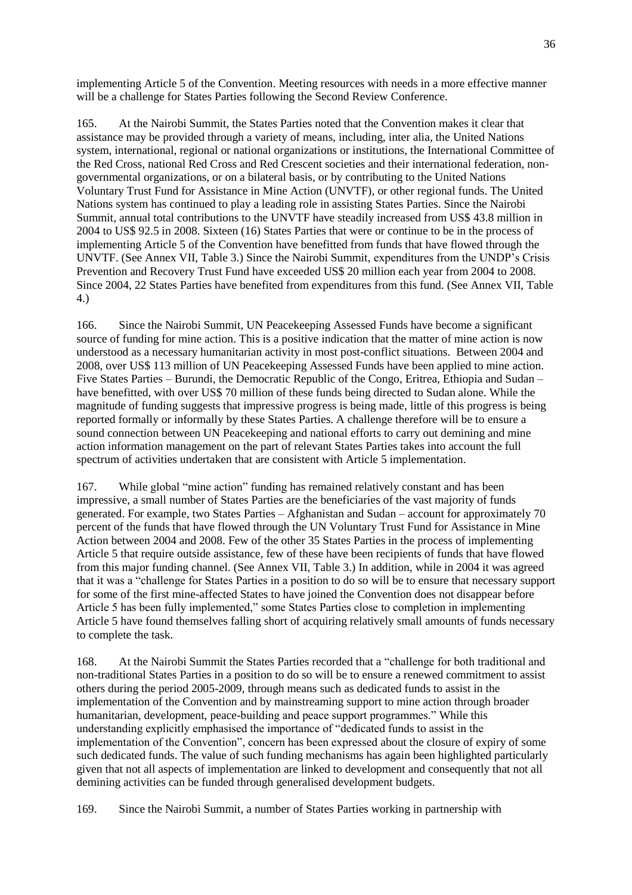implementing Article 5 of the Convention. Meeting resources with needs in a more effective manner will be a challenge for States Parties following the Second Review Conference.

165. At the Nairobi Summit, the States Parties noted that the Convention makes it clear that assistance may be provided through a variety of means, including, inter alia, the United Nations system, international, regional or national organizations or institutions, the International Committee of the Red Cross, national Red Cross and Red Crescent societies and their international federation, non-governmental organizations, or on a bilateral basis, or by contributing to the United Nations Voluntary Trust Fund for Assistance in Mine Action (UNVTF), or other regional funds. The United Nations system has continued to play a leading role in assisting States Parties. Since the Nairobi Summit, annual total contributions to the UNVTF have steadily increased from US$ 43.8 million in 2004 to US$ 92.5 in 2008. Sixteen (16) States Parties that were or continue to be in the process of implementing Article 5 of the Convention have benefitted from funds that have flowed through the UNVTF. (See Annex VII, Table 3.) Since the Nairobi Summit, expenditures from the UNDP's Crisis Prevention and Recovery Trust Fund have exceeded US$ 20 million each year from 2004 to 2008. Since 2004, 22 States Parties have benefited from expenditures from this fund. (See Annex VII, Table 4.)

166. Since the Nairobi Summit, UN Peacekeeping Assessed Funds have become a significant source of funding for mine action. This is a positive indication that the matter of mine action is now understood as a necessary humanitarian activity in most post-conflict situations. Between 2004 and 2008, over US$ 113 million of UN Peacekeeping Assessed Funds have been applied to mine action. Five States Parties – Burundi, the Democratic Republic of the Congo, Eritrea, Ethiopia and Sudan – have benefitted, with over US$ 70 million of these funds being directed to Sudan alone. While the magnitude of funding suggests that impressive progress is being made, little of this progress is being reported formally or informally by these States Parties. A challenge therefore will be to ensure a sound connection between UN Peacekeeping and national efforts to carry out demining and mine action information management on the part of relevant States Parties takes into account the full spectrum of activities undertaken that are consistent with Article 5 implementation.

167. While global "mine action" funding has remained relatively constant and has been impressive, a small number of States Parties are the beneficiaries of the vast majority of funds generated. For example, two States Parties – Afghanistan and Sudan – account for approximately 70 percent of the funds that have flowed through the UN Voluntary Trust Fund for Assistance in Mine Action between 2004 and 2008. Few of the other 35 States Parties in the process of implementing Article 5 that require outside assistance, few of these have been recipients of funds that have flowed from this major funding channel. (See Annex VII, Table 3.) In addition, while in 2004 it was agreed that it was a "challenge for States Parties in a position to do so will be to ensure that necessary support for some of the first mine-affected States to have joined the Convention does not disappear before Article 5 has been fully implemented," some States Parties close to completion in implementing Article 5 have found themselves falling short of acquiring relatively small amounts of funds necessary to complete the task.

168. At the Nairobi Summit the States Parties recorded that a "challenge for both traditional and non-traditional States Parties in a position to do so will be to ensure a renewed commitment to assist others during the period 2005-2009, through means such as dedicated funds to assist in the implementation of the Convention and by mainstreaming support to mine action through broader humanitarian, development, peace-building and peace support programmes." While this understanding explicitly emphasised the importance of "dedicated funds to assist in the implementation of the Convention", concern has been expressed about the closure of expiry of some such dedicated funds. The value of such funding mechanisms has again been highlighted particularly given that not all aspects of implementation are linked to development and consequently that not all demining activities can be funded through generalised development budgets.

169. Since the Nairobi Summit, a number of States Parties working in partnership with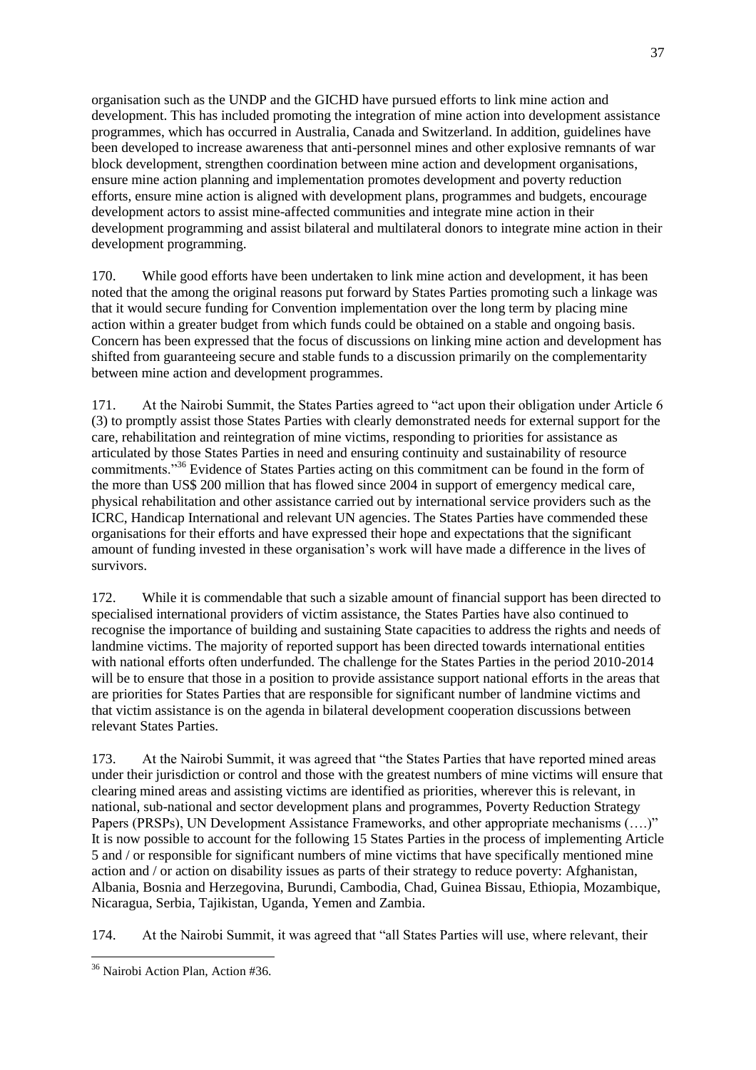organisation such as the UNDP and the GICHD have pursued efforts to link mine action and development. This has included promoting the integration of mine action into development assistance programmes, which has occurred in Australia, Canada and Switzerland. In addition, guidelines have been developed to increase awareness that anti-personnel mines and other explosive remnants of war block development, strengthen coordination between mine action and development organisations, ensure mine action planning and implementation promotes development and poverty reduction efforts, ensure mine action is aligned with development plans, programmes and budgets, encourage development actors to assist mine-affected communities and integrate mine action in their development programming and assist bilateral and multilateral donors to integrate mine action in their development programming.

170. While good efforts have been undertaken to link mine action and development, it has been noted that the among the original reasons put forward by States Parties promoting such a linkage was that it would secure funding for Convention implementation over the long term by placing mine action within a greater budget from which funds could be obtained on a stable and ongoing basis. Concern has been expressed that the focus of discussions on linking mine action and development has shifted from guaranteeing secure and stable funds to a discussion primarily on the complementarity between mine action and development programmes.

171. At the Nairobi Summit, the States Parties agreed to "act upon their obligation under Article 6 (3) to promptly assist those States Parties with clearly demonstrated needs for external support for the care, rehabilitation and reintegration of mine victims, responding to priorities for assistance as articulated by those States Parties in need and ensuring continuity and sustainability of resource commitments."[36] Evidence of States Parties acting on this commitment can be found in the form of the more than US$ 200 million that has flowed since 2004 in support of emergency medical care, physical rehabilitation and other assistance carried out by international service providers such as the ICRC, Handicap International and relevant UN agencies. The States Parties have commended these organisations for their efforts and have expressed their hope and expectations that the significant amount of funding invested in these organisation's work will have made a difference in the lives of survivors.

172. While it is commendable that such a sizable amount of financial support has been directed to specialised international providers of victim assistance, the States Parties have also continued to recognise the importance of building and sustaining State capacities to address the rights and needs of landmine victims. The majority of reported support has been directed towards international entities with national efforts often underfunded. The challenge for the States Parties in the period 2010-2014 will be to ensure that those in a position to provide assistance support national efforts in the areas that are priorities for States Parties that are responsible for significant number of landmine victims and that victim assistance is on the agenda in bilateral development cooperation discussions between relevant States Parties.

173. At the Nairobi Summit, it was agreed that "the States Parties that have reported mined areas under their jurisdiction or control and those with the greatest numbers of mine victims will ensure that clearing mined areas and assisting victims are identified as priorities, wherever this is relevant, in national, sub-national and sector development plans and programmes, Poverty Reduction Strategy Papers (PRSPs), UN Development Assistance Frameworks, and other appropriate mechanisms (….)" It is now possible to account for the following 15 States Parties in the process of implementing Article 5 and / or responsible for significant numbers of mine victims that have specifically mentioned mine action and / or action on disability issues as parts of their strategy to reduce poverty: Afghanistan, Albania, Bosnia and Herzegovina, Burundi, Cambodia, Chad, Guinea Bissau, Ethiopia, Mozambique, Nicaragua, Serbia, Tajikistan, Uganda, Yemen and Zambia.

174. At the Nairobi Summit, it was agreed that "all States Parties will use, where relevant, their

---

[36] Nairobi Action Plan, Action #36.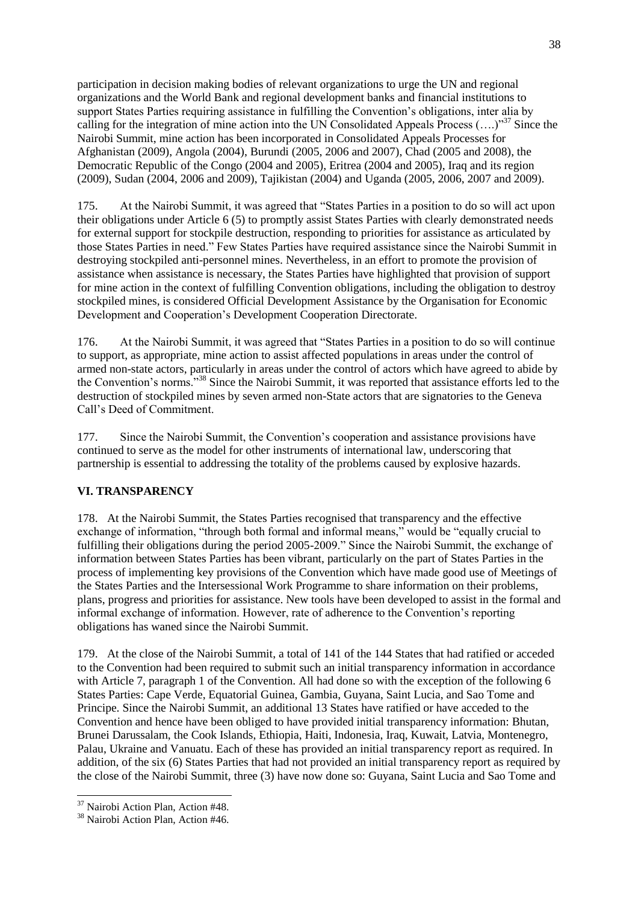participation in decision making bodies of relevant organizations to urge the UN and regional organizations and the World Bank and regional development banks and financial institutions to support States Parties requiring assistance in fulfilling the Convention's obligations, inter alia by calling for the integration of mine action into the UN Consolidated Appeals Process (….)"[37] Since the Nairobi Summit, mine action has been incorporated in Consolidated Appeals Processes for Afghanistan (2009), Angola (2004), Burundi (2005, 2006 and 2007), Chad (2005 and 2008), the Democratic Republic of the Congo (2004 and 2005), Eritrea (2004 and 2005), Iraq and its region (2009), Sudan (2004, 2006 and 2009), Tajikistan (2004) and Uganda (2005, 2006, 2007 and 2009).

175. At the Nairobi Summit, it was agreed that "States Parties in a position to do so will act upon their obligations under Article 6 (5) to promptly assist States Parties with clearly demonstrated needs for external support for stockpile destruction, responding to priorities for assistance as articulated by those States Parties in need." Few States Parties have required assistance since the Nairobi Summit in destroying stockpiled anti-personnel mines. Nevertheless, in an effort to promote the provision of assistance when assistance is necessary, the States Parties have highlighted that provision of support for mine action in the context of fulfilling Convention obligations, including the obligation to destroy stockpiled mines, is considered Official Development Assistance by the Organisation for Economic Development and Cooperation's Development Cooperation Directorate.

176. At the Nairobi Summit, it was agreed that "States Parties in a position to do so will continue to support, as appropriate, mine action to assist affected populations in areas under the control of armed non-state actors, particularly in areas under the control of actors which have agreed to abide by the Convention's norms."[38] Since the Nairobi Summit, it was reported that assistance efforts led to the destruction of stockpiled mines by seven armed non-State actors that are signatories to the Geneva Call's Deed of Commitment.

177. Since the Nairobi Summit, the Convention's cooperation and assistance provisions have continued to serve as the model for other instruments of international law, underscoring that partnership is essential to addressing the totality of the problems caused by explosive hazards.

## VI. TRANSPARENCY

178. At the Nairobi Summit, the States Parties recognised that transparency and the effective exchange of information, "through both formal and informal means," would be "equally crucial to fulfilling their obligations during the period 2005-2009." Since the Nairobi Summit, the exchange of information between States Parties has been vibrant, particularly on the part of States Parties in the process of implementing key provisions of the Convention which have made good use of Meetings of the States Parties and the Intersessional Work Programme to share information on their problems, plans, progress and priorities for assistance. New tools have been developed to assist in the formal and informal exchange of information. However, rate of adherence to the Convention's reporting obligations has waned since the Nairobi Summit.

179. At the close of the Nairobi Summit, a total of 141 of the 144 States that had ratified or acceded to the Convention had been required to submit such an initial transparency information in accordance with Article 7, paragraph 1 of the Convention. All had done so with the exception of the following 6 States Parties: Cape Verde, Equatorial Guinea, Gambia, Guyana, Saint Lucia, and Sao Tome and Principe. Since the Nairobi Summit, an additional 13 States have ratified or have acceded to the Convention and hence have been obliged to have provided initial transparency information: Bhutan, Brunei Darussalam, the Cook Islands, Ethiopia, Haiti, Indonesia, Iraq, Kuwait, Latvia, Montenegro, Palau, Ukraine and Vanuatu. Each of these has provided an initial transparency report as required. In addition, of the six (6) States Parties that had not provided an initial transparency report as required by the close of the Nairobi Summit, three (3) have now done so: Guyana, Saint Lucia and Sao Tome and

---

[37] Nairobi Action Plan, Action #48.

[38] Nairobi Action Plan, Action #46.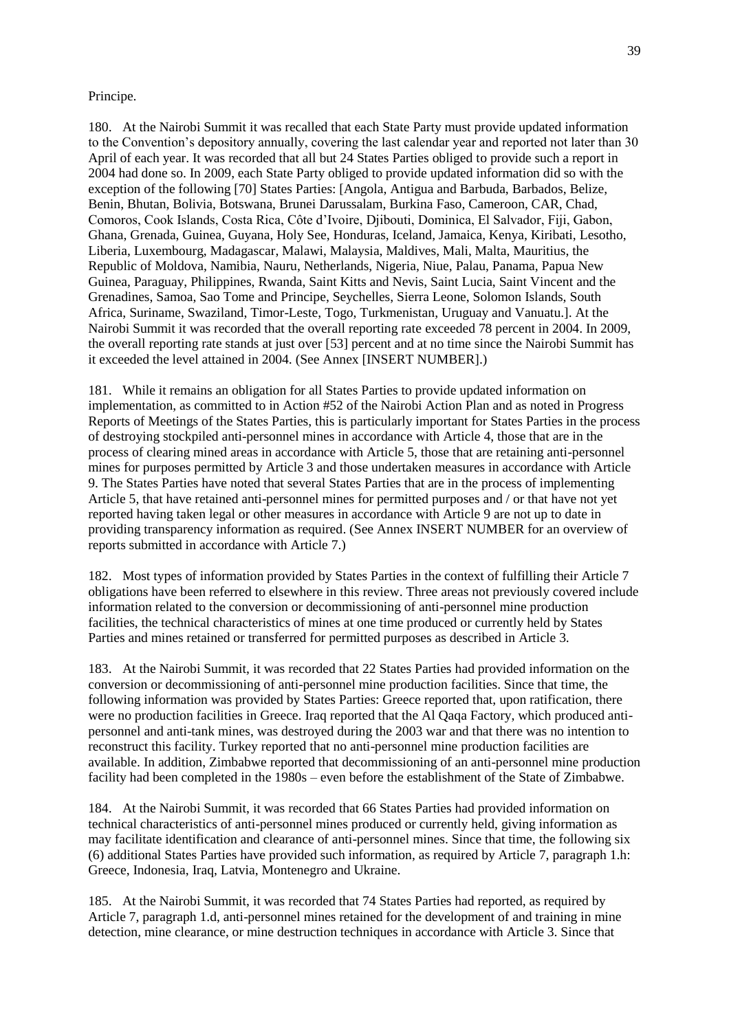Principe.

180. At the Nairobi Summit it was recalled that each State Party must provide updated information to the Convention's depository annually, covering the last calendar year and reported not later than 30 April of each year. It was recorded that all but 24 States Parties obliged to provide such a report in 2004 had done so. In 2009, each State Party obliged to provide updated information did so with the exception of the following [70] States Parties: [Angola, Antigua and Barbuda, Barbados, Belize, Benin, Bhutan, Bolivia, Botswana, Brunei Darussalam, Burkina Faso, Cameroon, CAR, Chad, Comoros, Cook Islands, Costa Rica, Côte d'Ivoire, Djibouti, Dominica, El Salvador, Fiji, Gabon, Ghana, Grenada, Guinea, Guyana, Holy See, Honduras, Iceland, Jamaica, Kenya, Kiribati, Lesotho, Liberia, Luxembourg, Madagascar, Malawi, Malaysia, Maldives, Mali, Malta, Mauritius, the Republic of Moldova, Namibia, Nauru, Netherlands, Nigeria, Niue, Palau, Panama, Papua New Guinea, Paraguay, Philippines, Rwanda, Saint Kitts and Nevis, Saint Lucia, Saint Vincent and the Grenadines, Samoa, Sao Tome and Principe, Seychelles, Sierra Leone, Solomon Islands, South Africa, Suriname, Swaziland, Timor-Leste, Togo, Turkmenistan, Uruguay and Vanuatu.]. At the Nairobi Summit it was recorded that the overall reporting rate exceeded 78 percent in 2004. In 2009, the overall reporting rate stands at just over [53] percent and at no time since the Nairobi Summit has it exceeded the level attained in 2004. (See Annex [INSERT NUMBER].)

181. While it remains an obligation for all States Parties to provide updated information on implementation, as committed to in Action #52 of the Nairobi Action Plan and as noted in Progress Reports of Meetings of the States Parties, this is particularly important for States Parties in the process of destroying stockpiled anti-personnel mines in accordance with Article 4, those that are in the process of clearing mined areas in accordance with Article 5, those that are retaining anti-personnel mines for purposes permitted by Article 3 and those undertaken measures in accordance with Article 9. The States Parties have noted that several States Parties that are in the process of implementing Article 5, that have retained anti-personnel mines for permitted purposes and / or that have not yet reported having taken legal or other measures in accordance with Article 9 are not up to date in providing transparency information as required. (See Annex INSERT NUMBER for an overview of reports submitted in accordance with Article 7.)

182. Most types of information provided by States Parties in the context of fulfilling their Article 7 obligations have been referred to elsewhere in this review. Three areas not previously covered include information related to the conversion or decommissioning of anti-personnel mine production facilities, the technical characteristics of mines at one time produced or currently held by States Parties and mines retained or transferred for permitted purposes as described in Article 3.

183. At the Nairobi Summit, it was recorded that 22 States Parties had provided information on the conversion or decommissioning of anti-personnel mine production facilities. Since that time, the following information was provided by States Parties: Greece reported that, upon ratification, there were no production facilities in Greece. Iraq reported that the Al Qaqa Factory, which produced anti-personnel and anti-tank mines, was destroyed during the 2003 war and that there was no intention to reconstruct this facility. Turkey reported that no anti-personnel mine production facilities are available. In addition, Zimbabwe reported that decommissioning of an anti-personnel mine production facility had been completed in the 1980s – even before the establishment of the State of Zimbabwe.

184. At the Nairobi Summit, it was recorded that 66 States Parties had provided information on technical characteristics of anti-personnel mines produced or currently held, giving information as may facilitate identification and clearance of anti-personnel mines. Since that time, the following six (6) additional States Parties have provided such information, as required by Article 7, paragraph 1.h: Greece, Indonesia, Iraq, Latvia, Montenegro and Ukraine.

185. At the Nairobi Summit, it was recorded that 74 States Parties had reported, as required by Article 7, paragraph 1.d, anti-personnel mines retained for the development of and training in mine detection, mine clearance, or mine destruction techniques in accordance with Article 3. Since that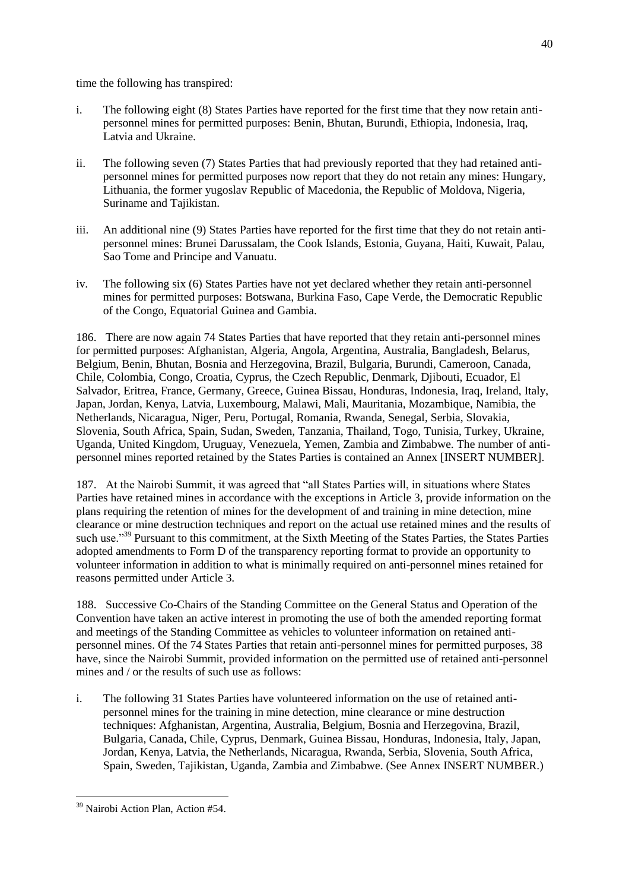time the following has transpired:

i. The following eight (8) States Parties have reported for the first time that they now retain anti-personnel mines for permitted purposes: Benin, Bhutan, Burundi, Ethiopia, Indonesia, Iraq, Latvia and Ukraine.

ii. The following seven (7) States Parties that had previously reported that they had retained anti-personnel mines for permitted purposes now report that they do not retain any mines: Hungary, Lithuania, the former yugoslav Republic of Macedonia, the Republic of Moldova, Nigeria, Suriname and Tajikistan.

iii. An additional nine (9) States Parties have reported for the first time that they do not retain anti-personnel mines: Brunei Darussalam, the Cook Islands, Estonia, Guyana, Haiti, Kuwait, Palau, Sao Tome and Principe and Vanuatu.

iv. The following six (6) States Parties have not yet declared whether they retain anti-personnel mines for permitted purposes: Botswana, Burkina Faso, Cape Verde, the Democratic Republic of the Congo, Equatorial Guinea and Gambia.

186. There are now again 74 States Parties that have reported that they retain anti-personnel mines for permitted purposes: Afghanistan, Algeria, Angola, Argentina, Australia, Bangladesh, Belarus, Belgium, Benin, Bhutan, Bosnia and Herzegovina, Brazil, Bulgaria, Burundi, Cameroon, Canada, Chile, Colombia, Congo, Croatia, Cyprus, the Czech Republic, Denmark, Djibouti, Ecuador, El Salvador, Eritrea, France, Germany, Greece, Guinea Bissau, Honduras, Indonesia, Iraq, Ireland, Italy, Japan, Jordan, Kenya, Latvia, Luxembourg, Malawi, Mali, Mauritania, Mozambique, Namibia, the Netherlands, Nicaragua, Niger, Peru, Portugal, Romania, Rwanda, Senegal, Serbia, Slovakia, Slovenia, South Africa, Spain, Sudan, Sweden, Tanzania, Thailand, Togo, Tunisia, Turkey, Ukraine, Uganda, United Kingdom, Uruguay, Venezuela, Yemen, Zambia and Zimbabwe. The number of anti-personnel mines reported retained by the States Parties is contained an Annex [INSERT NUMBER].

187. At the Nairobi Summit, it was agreed that "all States Parties will, in situations where States Parties have retained mines in accordance with the exceptions in Article 3, provide information on the plans requiring the retention of mines for the development of and training in mine detection, mine clearance or mine destruction techniques and report on the actual use retained mines and the results of such use."[39] Pursuant to this commitment, at the Sixth Meeting of the States Parties, the States Parties adopted amendments to Form D of the transparency reporting format to provide an opportunity to volunteer information in addition to what is minimally required on anti-personnel mines retained for reasons permitted under Article 3.

188. Successive Co-Chairs of the Standing Committee on the General Status and Operation of the Convention have taken an active interest in promoting the use of both the amended reporting format and meetings of the Standing Committee as vehicles to volunteer information on retained anti-personnel mines. Of the 74 States Parties that retain anti-personnel mines for permitted purposes, 38 have, since the Nairobi Summit, provided information on the permitted use of retained anti-personnel mines and / or the results of such use as follows:

i. The following 31 States Parties have volunteered information on the use of retained anti-personnel mines for the training in mine detection, mine clearance or mine destruction techniques: Afghanistan, Argentina, Australia, Belgium, Bosnia and Herzegovina, Brazil, Bulgaria, Canada, Chile, Cyprus, Denmark, Guinea Bissau, Honduras, Indonesia, Italy, Japan, Jordan, Kenya, Latvia, the Netherlands, Nicaragua, Rwanda, Serbia, Slovenia, South Africa, Spain, Sweden, Tajikistan, Uganda, Zambia and Zimbabwe. (See Annex INSERT NUMBER.)

---

[39] Nairobi Action Plan, Action #54.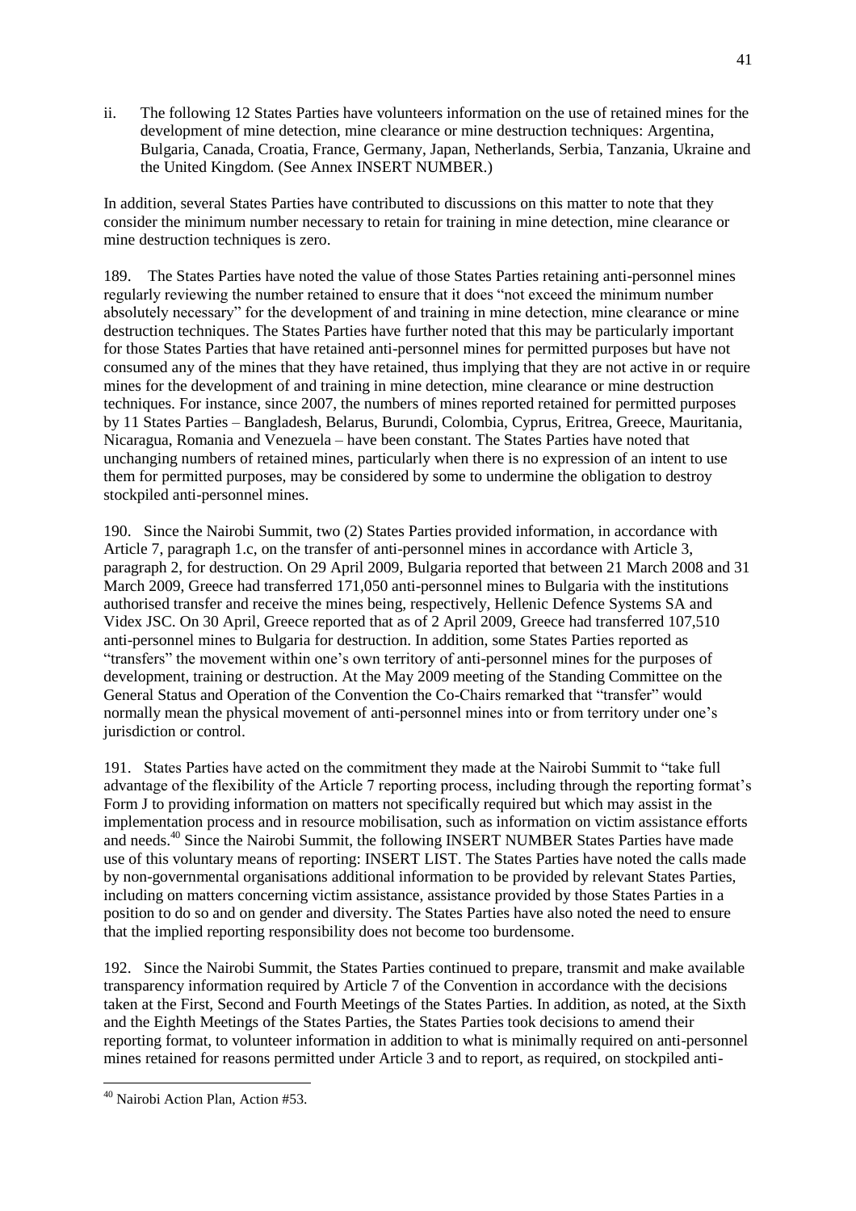ii. The following 12 States Parties have volunteers information on the use of retained mines for the development of mine detection, mine clearance or mine destruction techniques: Argentina, Bulgaria, Canada, Croatia, France, Germany, Japan, Netherlands, Serbia, Tanzania, Ukraine and the United Kingdom. (See Annex INSERT NUMBER.)

In addition, several States Parties have contributed to discussions on this matter to note that they consider the minimum number necessary to retain for training in mine detection, mine clearance or mine destruction techniques is zero.

189. The States Parties have noted the value of those States Parties retaining anti-personnel mines regularly reviewing the number retained to ensure that it does "not exceed the minimum number absolutely necessary" for the development of and training in mine detection, mine clearance or mine destruction techniques. The States Parties have further noted that this may be particularly important for those States Parties that have retained anti-personnel mines for permitted purposes but have not consumed any of the mines that they have retained, thus implying that they are not active in or require mines for the development of and training in mine detection, mine clearance or mine destruction techniques. For instance, since 2007, the numbers of mines reported retained for permitted purposes by 11 States Parties – Bangladesh, Belarus, Burundi, Colombia, Cyprus, Eritrea, Greece, Mauritania, Nicaragua, Romania and Venezuela – have been constant. The States Parties have noted that unchanging numbers of retained mines, particularly when there is no expression of an intent to use them for permitted purposes, may be considered by some to undermine the obligation to destroy stockpiled anti-personnel mines.

190. Since the Nairobi Summit, two (2) States Parties provided information, in accordance with Article 7, paragraph 1.c, on the transfer of anti-personnel mines in accordance with Article 3, paragraph 2, for destruction. On 29 April 2009, Bulgaria reported that between 21 March 2008 and 31 March 2009, Greece had transferred 171,050 anti-personnel mines to Bulgaria with the institutions authorised transfer and receive the mines being, respectively, Hellenic Defence Systems SA and Videx JSC. On 30 April, Greece reported that as of 2 April 2009, Greece had transferred 107,510 anti-personnel mines to Bulgaria for destruction. In addition, some States Parties reported as "transfers" the movement within one's own territory of anti-personnel mines for the purposes of development, training or destruction. At the May 2009 meeting of the Standing Committee on the General Status and Operation of the Convention the Co-Chairs remarked that "transfer" would normally mean the physical movement of anti-personnel mines into or from territory under one's jurisdiction or control.

191. States Parties have acted on the commitment they made at the Nairobi Summit to "take full advantage of the flexibility of the Article 7 reporting process, including through the reporting format's Form J to providing information on matters not specifically required but which may assist in the implementation process and in resource mobilisation, such as information on victim assistance efforts and needs.[40] Since the Nairobi Summit, the following INSERT NUMBER States Parties have made use of this voluntary means of reporting: INSERT LIST. The States Parties have noted the calls made by non-governmental organisations additional information to be provided by relevant States Parties, including on matters concerning victim assistance, assistance provided by those States Parties in a position to do so and on gender and diversity. The States Parties have also noted the need to ensure that the implied reporting responsibility does not become too burdensome.

192. Since the Nairobi Summit, the States Parties continued to prepare, transmit and make available transparency information required by Article 7 of the Convention in accordance with the decisions taken at the First, Second and Fourth Meetings of the States Parties. In addition, as noted, at the Sixth and the Eighth Meetings of the States Parties, the States Parties took decisions to amend their reporting format, to volunteer information in addition to what is minimally required on anti-personnel mines retained for reasons permitted under Article 3 and to report, as required, on stockpiled anti-

[40] Nairobi Action Plan, Action #53.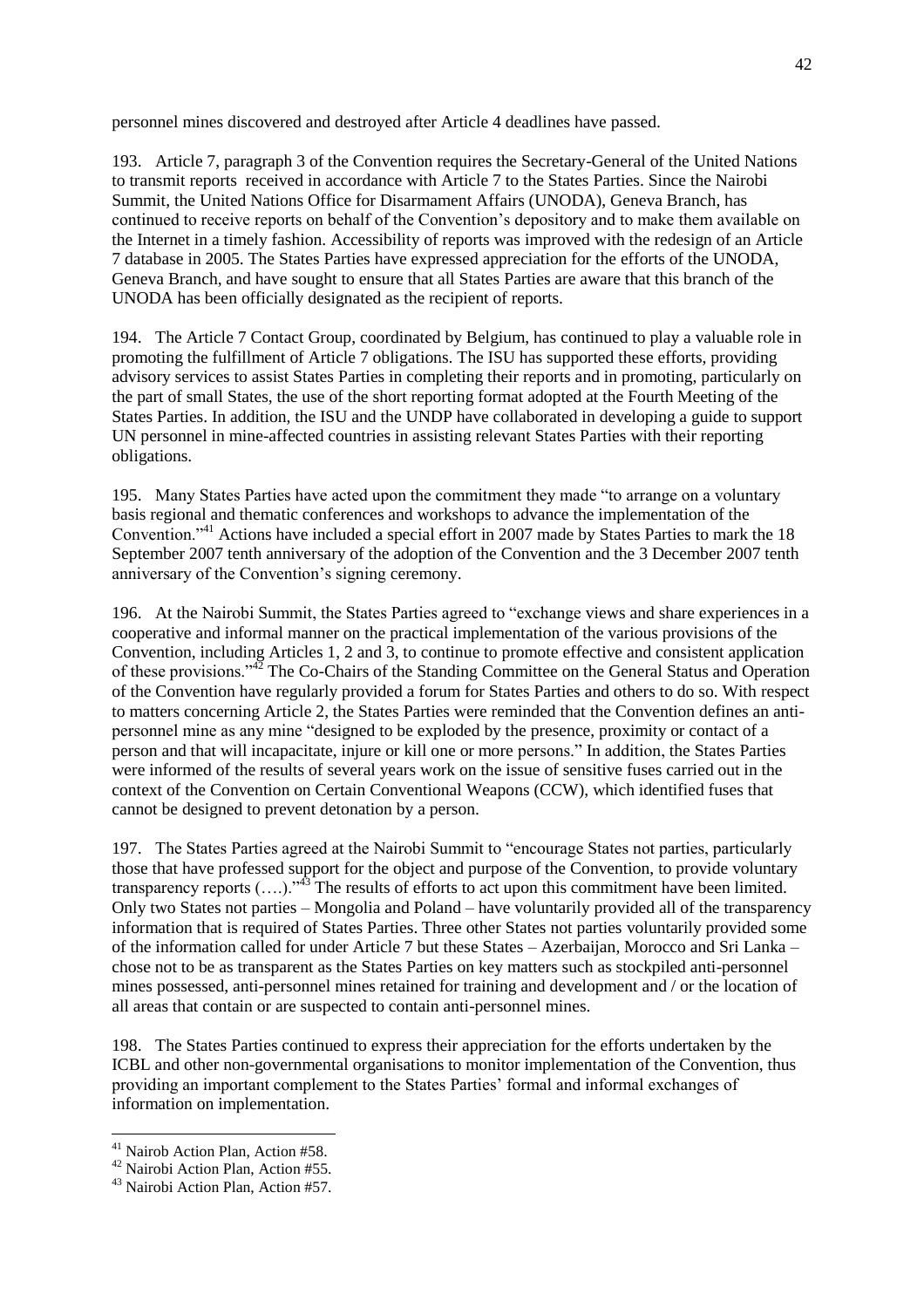personnel mines discovered and destroyed after Article 4 deadlines have passed.

193. Article 7, paragraph 3 of the Convention requires the Secretary-General of the United Nations to transmit reports received in accordance with Article 7 to the States Parties. Since the Nairobi Summit, the United Nations Office for Disarmament Affairs (UNODA), Geneva Branch, has continued to receive reports on behalf of the Convention's depository and to make them available on the Internet in a timely fashion. Accessibility of reports was improved with the redesign of an Article 7 database in 2005. The States Parties have expressed appreciation for the efforts of the UNODA, Geneva Branch, and have sought to ensure that all States Parties are aware that this branch of the UNODA has been officially designated as the recipient of reports.

194. The Article 7 Contact Group, coordinated by Belgium, has continued to play a valuable role in promoting the fulfillment of Article 7 obligations. The ISU has supported these efforts, providing advisory services to assist States Parties in completing their reports and in promoting, particularly on the part of small States, the use of the short reporting format adopted at the Fourth Meeting of the States Parties. In addition, the ISU and the UNDP have collaborated in developing a guide to support UN personnel in mine-affected countries in assisting relevant States Parties with their reporting obligations.

195. Many States Parties have acted upon the commitment they made "to arrange on a voluntary basis regional and thematic conferences and workshops to advance the implementation of the Convention."[41] Actions have included a special effort in 2007 made by States Parties to mark the 18 September 2007 tenth anniversary of the adoption of the Convention and the 3 December 2007 tenth anniversary of the Convention's signing ceremony.

196. At the Nairobi Summit, the States Parties agreed to "exchange views and share experiences in a cooperative and informal manner on the practical implementation of the various provisions of the Convention, including Articles 1, 2 and 3, to continue to promote effective and consistent application of these provisions."[42] The Co-Chairs of the Standing Committee on the General Status and Operation of the Convention have regularly provided a forum for States Parties and others to do so. With respect to matters concerning Article 2, the States Parties were reminded that the Convention defines an anti-personnel mine as any mine "designed to be exploded by the presence, proximity or contact of a person and that will incapacitate, injure or kill one or more persons." In addition, the States Parties were informed of the results of several years work on the issue of sensitive fuses carried out in the context of the Convention on Certain Conventional Weapons (CCW), which identified fuses that cannot be designed to prevent detonation by a person.

197. The States Parties agreed at the Nairobi Summit to "encourage States not parties, particularly those that have professed support for the object and purpose of the Convention, to provide voluntary transparency reports (….)."[43] The results of efforts to act upon this commitment have been limited. Only two States not parties – Mongolia and Poland – have voluntarily provided all of the transparency information that is required of States Parties. Three other States not parties voluntarily provided some of the information called for under Article 7 but these States – Azerbaijan, Morocco and Sri Lanka – chose not to be as transparent as the States Parties on key matters such as stockpiled anti-personnel mines possessed, anti-personnel mines retained for training and development and / or the location of all areas that contain or are suspected to contain anti-personnel mines.

198. The States Parties continued to express their appreciation for the efforts undertaken by the ICBL and other non-governmental organisations to monitor implementation of the Convention, thus providing an important complement to the States Parties' formal and informal exchanges of information on implementation.

---

[41] Nairob Action Plan, Action #58.

[42] Nairobi Action Plan, Action #55.

[43] Nairobi Action Plan, Action #57.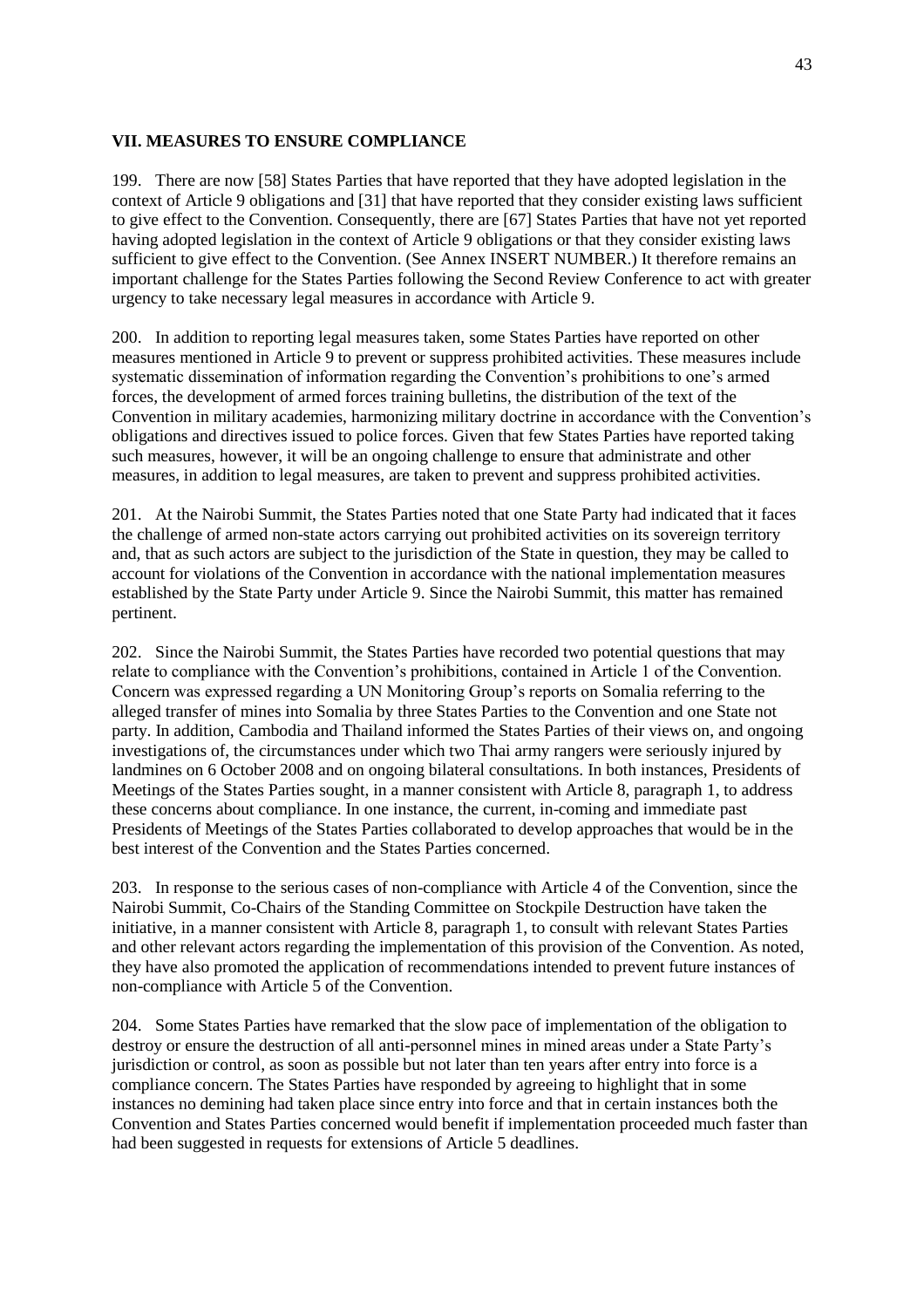## VII. MEASURES TO ENSURE COMPLIANCE

199. There are now [58] States Parties that have reported that they have adopted legislation in the context of Article 9 obligations and [31] that have reported that they consider existing laws sufficient to give effect to the Convention. Consequently, there are [67] States Parties that have not yet reported having adopted legislation in the context of Article 9 obligations or that they consider existing laws sufficient to give effect to the Convention. (See Annex INSERT NUMBER.) It therefore remains an important challenge for the States Parties following the Second Review Conference to act with greater urgency to take necessary legal measures in accordance with Article 9.

200. In addition to reporting legal measures taken, some States Parties have reported on other measures mentioned in Article 9 to prevent or suppress prohibited activities. These measures include systematic dissemination of information regarding the Convention's prohibitions to one's armed forces, the development of armed forces training bulletins, the distribution of the text of the Convention in military academies, harmonizing military doctrine in accordance with the Convention's obligations and directives issued to police forces. Given that few States Parties have reported taking such measures, however, it will be an ongoing challenge to ensure that administrate and other measures, in addition to legal measures, are taken to prevent and suppress prohibited activities.

201. At the Nairobi Summit, the States Parties noted that one State Party had indicated that it faces the challenge of armed non-state actors carrying out prohibited activities on its sovereign territory and, that as such actors are subject to the jurisdiction of the State in question, they may be called to account for violations of the Convention in accordance with the national implementation measures established by the State Party under Article 9. Since the Nairobi Summit, this matter has remained pertinent.

202. Since the Nairobi Summit, the States Parties have recorded two potential questions that may relate to compliance with the Convention's prohibitions, contained in Article 1 of the Convention. Concern was expressed regarding a UN Monitoring Group's reports on Somalia referring to the alleged transfer of mines into Somalia by three States Parties to the Convention and one State not party. In addition, Cambodia and Thailand informed the States Parties of their views on, and ongoing investigations of, the circumstances under which two Thai army rangers were seriously injured by landmines on 6 October 2008 and on ongoing bilateral consultations. In both instances, Presidents of Meetings of the States Parties sought, in a manner consistent with Article 8, paragraph 1, to address these concerns about compliance. In one instance, the current, in-coming and immediate past Presidents of Meetings of the States Parties collaborated to develop approaches that would be in the best interest of the Convention and the States Parties concerned.

203. In response to the serious cases of non-compliance with Article 4 of the Convention, since the Nairobi Summit, Co-Chairs of the Standing Committee on Stockpile Destruction have taken the initiative, in a manner consistent with Article 8, paragraph 1, to consult with relevant States Parties and other relevant actors regarding the implementation of this provision of the Convention. As noted, they have also promoted the application of recommendations intended to prevent future instances of non-compliance with Article 5 of the Convention.

204. Some States Parties have remarked that the slow pace of implementation of the obligation to destroy or ensure the destruction of all anti-personnel mines in mined areas under a State Party's jurisdiction or control, as soon as possible but not later than ten years after entry into force is a compliance concern. The States Parties have responded by agreeing to highlight that in some instances no demining had taken place since entry into force and that in certain instances both the Convention and States Parties concerned would benefit if implementation proceeded much faster than had been suggested in requests for extensions of Article 5 deadlines.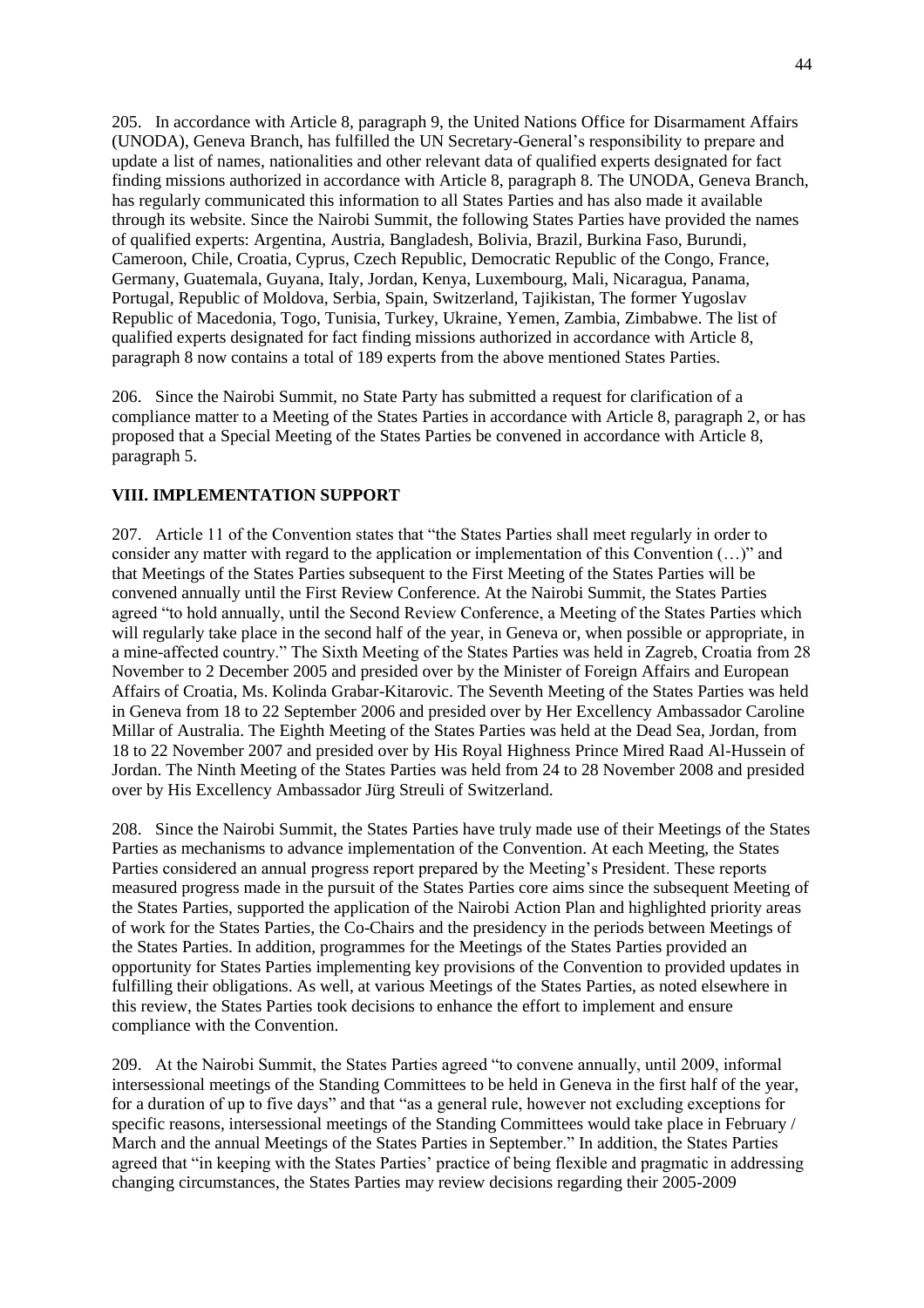205. In accordance with Article 8, paragraph 9, the United Nations Office for Disarmament Affairs (UNODA), Geneva Branch, has fulfilled the UN Secretary-General's responsibility to prepare and update a list of names, nationalities and other relevant data of qualified experts designated for fact finding missions authorized in accordance with Article 8, paragraph 8. The UNODA, Geneva Branch, has regularly communicated this information to all States Parties and has also made it available through its website. Since the Nairobi Summit, the following States Parties have provided the names of qualified experts: Argentina, Austria, Bangladesh, Bolivia, Brazil, Burkina Faso, Burundi, Cameroon, Chile, Croatia, Cyprus, Czech Republic, Democratic Republic of the Congo, France, Germany, Guatemala, Guyana, Italy, Jordan, Kenya, Luxembourg, Mali, Nicaragua, Panama, Portugal, Republic of Moldova, Serbia, Spain, Switzerland, Tajikistan, The former Yugoslav Republic of Macedonia, Togo, Tunisia, Turkey, Ukraine, Yemen, Zambia, Zimbabwe. The list of qualified experts designated for fact finding missions authorized in accordance with Article 8, paragraph 8 now contains a total of 189 experts from the above mentioned States Parties.

206. Since the Nairobi Summit, no State Party has submitted a request for clarification of a compliance matter to a Meeting of the States Parties in accordance with Article 8, paragraph 2, or has proposed that a Special Meeting of the States Parties be convened in accordance with Article 8, paragraph 5.

## VIII. IMPLEMENTATION SUPPORT

207. Article 11 of the Convention states that "the States Parties shall meet regularly in order to consider any matter with regard to the application or implementation of this Convention (…)" and that Meetings of the States Parties subsequent to the First Meeting of the States Parties will be convened annually until the First Review Conference. At the Nairobi Summit, the States Parties agreed "to hold annually, until the Second Review Conference, a Meeting of the States Parties which will regularly take place in the second half of the year, in Geneva or, when possible or appropriate, in a mine-affected country." The Sixth Meeting of the States Parties was held in Zagreb, Croatia from 28 November to 2 December 2005 and presided over by the Minister of Foreign Affairs and European Affairs of Croatia, Ms. Kolinda Grabar-Kitarovic. The Seventh Meeting of the States Parties was held in Geneva from 18 to 22 September 2006 and presided over by Her Excellency Ambassador Caroline Millar of Australia. The Eighth Meeting of the States Parties was held at the Dead Sea, Jordan, from 18 to 22 November 2007 and presided over by His Royal Highness Prince Mired Raad Al-Hussein of Jordan. The Ninth Meeting of the States Parties was held from 24 to 28 November 2008 and presided over by His Excellency Ambassador Jürg Streuli of Switzerland.

208. Since the Nairobi Summit, the States Parties have truly made use of their Meetings of the States Parties as mechanisms to advance implementation of the Convention. At each Meeting, the States Parties considered an annual progress report prepared by the Meeting's President. These reports measured progress made in the pursuit of the States Parties core aims since the subsequent Meeting of the States Parties, supported the application of the Nairobi Action Plan and highlighted priority areas of work for the States Parties, the Co-Chairs and the presidency in the periods between Meetings of the States Parties. In addition, programmes for the Meetings of the States Parties provided an opportunity for States Parties implementing key provisions of the Convention to provided updates in fulfilling their obligations. As well, at various Meetings of the States Parties, as noted elsewhere in this review, the States Parties took decisions to enhance the effort to implement and ensure compliance with the Convention.

209. At the Nairobi Summit, the States Parties agreed "to convene annually, until 2009, informal intersessional meetings of the Standing Committees to be held in Geneva in the first half of the year, for a duration of up to five days" and that "as a general rule, however not excluding exceptions for specific reasons, intersessional meetings of the Standing Committees would take place in February / March and the annual Meetings of the States Parties in September." In addition, the States Parties agreed that "in keeping with the States Parties' practice of being flexible and pragmatic in addressing changing circumstances, the States Parties may review decisions regarding their 2005-2009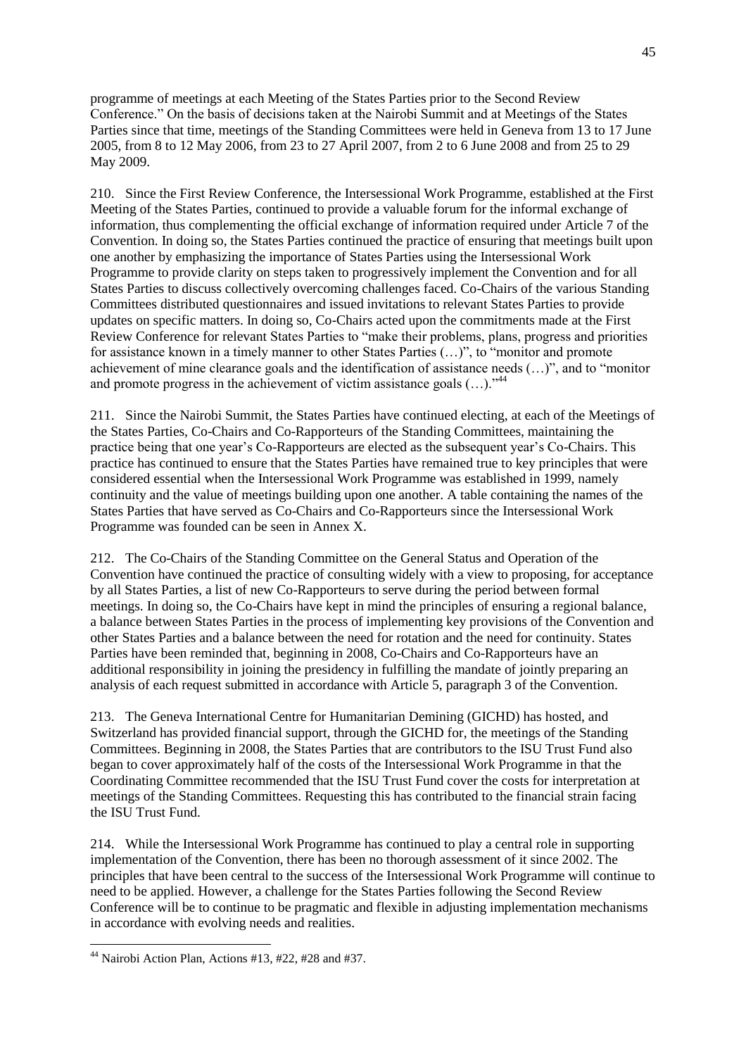programme of meetings at each Meeting of the States Parties prior to the Second Review Conference." On the basis of decisions taken at the Nairobi Summit and at Meetings of the States Parties since that time, meetings of the Standing Committees were held in Geneva from 13 to 17 June 2005, from 8 to 12 May 2006, from 23 to 27 April 2007, from 2 to 6 June 2008 and from 25 to 29 May 2009.

210. Since the First Review Conference, the Intersessional Work Programme, established at the First Meeting of the States Parties, continued to provide a valuable forum for the informal exchange of information, thus complementing the official exchange of information required under Article 7 of the Convention. In doing so, the States Parties continued the practice of ensuring that meetings built upon one another by emphasizing the importance of States Parties using the Intersessional Work Programme to provide clarity on steps taken to progressively implement the Convention and for all States Parties to discuss collectively overcoming challenges faced. Co-Chairs of the various Standing Committees distributed questionnaires and issued invitations to relevant States Parties to provide updates on specific matters. In doing so, Co-Chairs acted upon the commitments made at the First Review Conference for relevant States Parties to "make their problems, plans, progress and priorities for assistance known in a timely manner to other States Parties (…)", to "monitor and promote achievement of mine clearance goals and the identification of assistance needs (…)", and to "monitor and promote progress in the achievement of victim assistance goals (…)."[44]

211. Since the Nairobi Summit, the States Parties have continued electing, at each of the Meetings of the States Parties, Co-Chairs and Co-Rapporteurs of the Standing Committees, maintaining the practice being that one year's Co-Rapporteurs are elected as the subsequent year's Co-Chairs. This practice has continued to ensure that the States Parties have remained true to key principles that were considered essential when the Intersessional Work Programme was established in 1999, namely continuity and the value of meetings building upon one another. A table containing the names of the States Parties that have served as Co-Chairs and Co-Rapporteurs since the Intersessional Work Programme was founded can be seen in Annex X.

212. The Co-Chairs of the Standing Committee on the General Status and Operation of the Convention have continued the practice of consulting widely with a view to proposing, for acceptance by all States Parties, a list of new Co-Rapporteurs to serve during the period between formal meetings. In doing so, the Co-Chairs have kept in mind the principles of ensuring a regional balance, a balance between States Parties in the process of implementing key provisions of the Convention and other States Parties and a balance between the need for rotation and the need for continuity. States Parties have been reminded that, beginning in 2008, Co-Chairs and Co-Rapporteurs have an additional responsibility in joining the presidency in fulfilling the mandate of jointly preparing an analysis of each request submitted in accordance with Article 5, paragraph 3 of the Convention.

213. The Geneva International Centre for Humanitarian Demining (GICHD) has hosted, and Switzerland has provided financial support, through the GICHD for, the meetings of the Standing Committees. Beginning in 2008, the States Parties that are contributors to the ISU Trust Fund also began to cover approximately half of the costs of the Intersessional Work Programme in that the Coordinating Committee recommended that the ISU Trust Fund cover the costs for interpretation at meetings of the Standing Committees. Requesting this has contributed to the financial strain facing the ISU Trust Fund.

214. While the Intersessional Work Programme has continued to play a central role in supporting implementation of the Convention, there has been no thorough assessment of it since 2002. The principles that have been central to the success of the Intersessional Work Programme will continue to need to be applied. However, a challenge for the States Parties following the Second Review Conference will be to continue to be pragmatic and flexible in adjusting implementation mechanisms in accordance with evolving needs and realities.

---

[44] Nairobi Action Plan, Actions #13, #22, #28 and #37.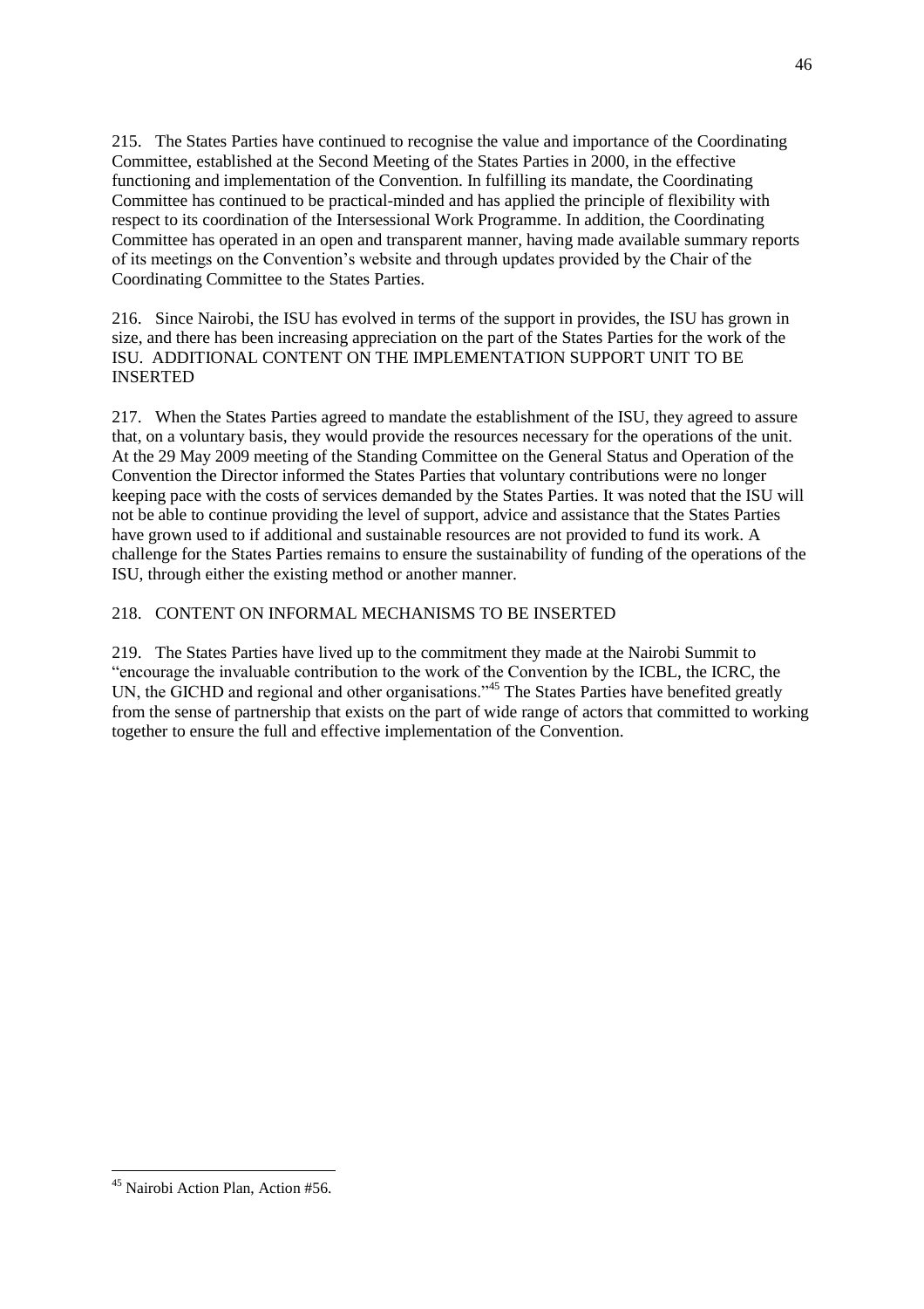215. The States Parties have continued to recognise the value and importance of the Coordinating Committee, established at the Second Meeting of the States Parties in 2000, in the effective functioning and implementation of the Convention. In fulfilling its mandate, the Coordinating Committee has continued to be practical-minded and has applied the principle of flexibility with respect to its coordination of the Intersessional Work Programme. In addition, the Coordinating Committee has operated in an open and transparent manner, having made available summary reports of its meetings on the Convention's website and through updates provided by the Chair of the Coordinating Committee to the States Parties.

216. Since Nairobi, the ISU has evolved in terms of the support in provides, the ISU has grown in size, and there has been increasing appreciation on the part of the States Parties for the work of the ISU. ADDITIONAL CONTENT ON THE IMPLEMENTATION SUPPORT UNIT TO BE INSERTED

217. When the States Parties agreed to mandate the establishment of the ISU, they agreed to assure that, on a voluntary basis, they would provide the resources necessary for the operations of the unit. At the 29 May 2009 meeting of the Standing Committee on the General Status and Operation of the Convention the Director informed the States Parties that voluntary contributions were no longer keeping pace with the costs of services demanded by the States Parties. It was noted that the ISU will not be able to continue providing the level of support, advice and assistance that the States Parties have grown used to if additional and sustainable resources are not provided to fund its work. A challenge for the States Parties remains to ensure the sustainability of funding of the operations of the ISU, through either the existing method or another manner.

218. CONTENT ON INFORMAL MECHANISMS TO BE INSERTED

219. The States Parties have lived up to the commitment they made at the Nairobi Summit to "encourage the invaluable contribution to the work of the Convention by the ICBL, the ICRC, the UN, the GICHD and regional and other organisations."[45] The States Parties have benefited greatly from the sense of partnership that exists on the part of wide range of actors that committed to working together to ensure the full and effective implementation of the Convention.

---

[45] Nairobi Action Plan, Action #56.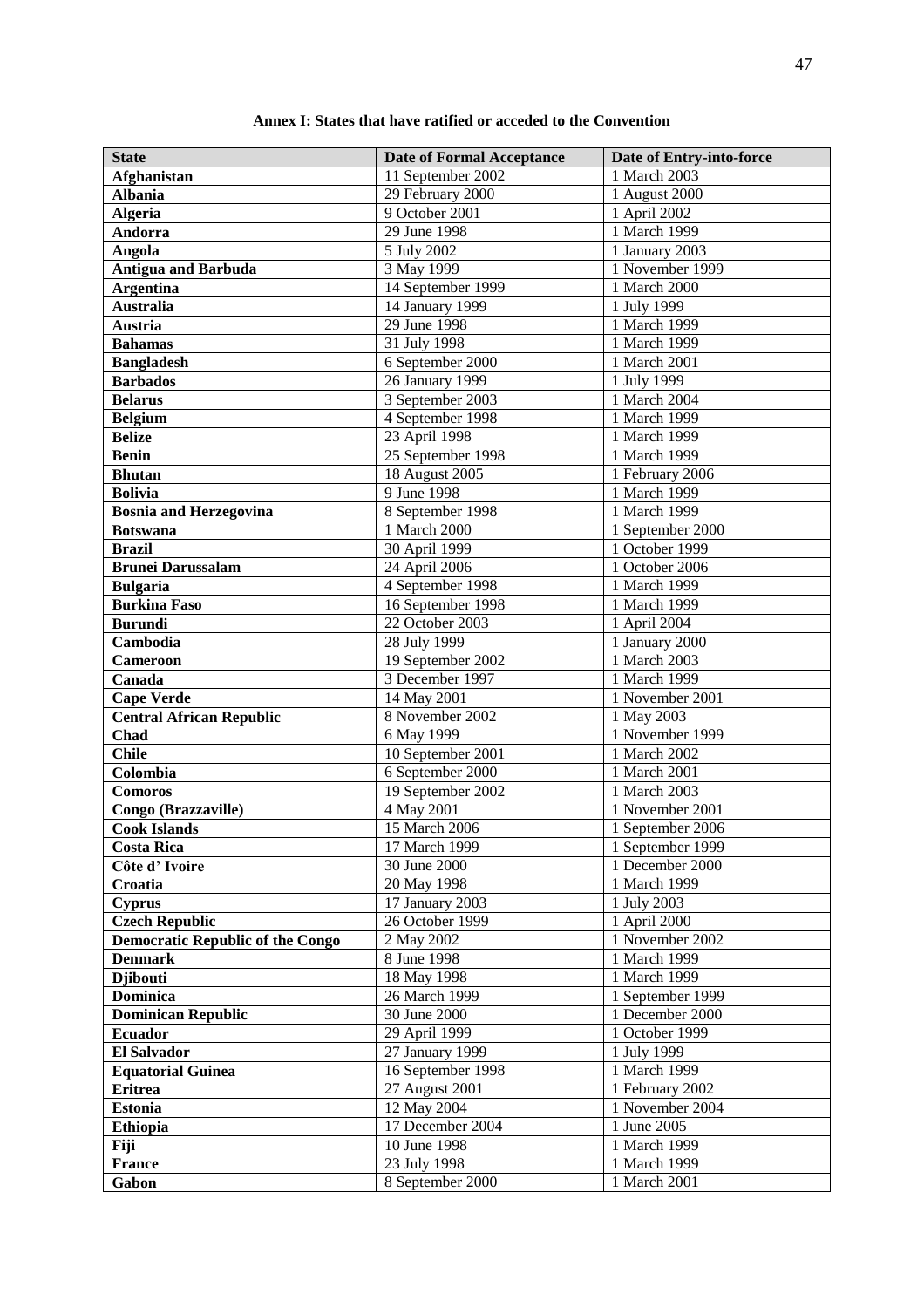**Annex I: States that have ratified or acceded to the Convention**

| State | Date of Formal Acceptance | Date of Entry-into-force |
|---|---|---|
| **Afghanistan** | 11 September 2002 | 1 March 2003 |
| **Albania** | 29 February 2000 | 1 August 2000 |
| **Algeria** | 9 October 2001 | 1 April 2002 |
| **Andorra** | 29 June 1998 | 1 March 1999 |
| **Angola** | 5 July 2002 | 1 January 2003 |
| **Antigua and Barbuda** | 3 May 1999 | 1 November 1999 |
| **Argentina** | 14 September 1999 | 1 March 2000 |
| **Australia** | 14 January 1999 | 1 July 1999 |
| **Austria** | 29 June 1998 | 1 March 1999 |
| **Bahamas** | 31 July 1998 | 1 March 1999 |
| **Bangladesh** | 6 September 2000 | 1 March 2001 |
| **Barbados** | 26 January 1999 | 1 July 1999 |
| **Belarus** | 3 September 2003 | 1 March 2004 |
| **Belgium** | 4 September 1998 | 1 March 1999 |
| **Belize** | 23 April 1998 | 1 March 1999 |
| **Benin** | 25 September 1998 | 1 March 1999 |
| **Bhutan** | 18 August 2005 | 1 February 2006 |
| **Bolivia** | 9 June 1998 | 1 March 1999 |
| **Bosnia and Herzegovina** | 8 September 1998 | 1 March 1999 |
| **Botswana** | 1 March 2000 | 1 September 2000 |
| **Brazil** | 30 April 1999 | 1 October 1999 |
| **Brunei Darussalam** | 24 April 2006 | 1 October 2006 |
| **Bulgaria** | 4 September 1998 | 1 March 1999 |
| **Burkina Faso** | 16 September 1998 | 1 March 1999 |
| **Burundi** | 22 October 2003 | 1 April 2004 |
| **Cambodia** | 28 July 1999 | 1 January 2000 |
| **Cameroon** | 19 September 2002 | 1 March 2003 |
| **Canada** | 3 December 1997 | 1 March 1999 |
| **Cape Verde** | 14 May 2001 | 1 November 2001 |
| **Central African Republic** | 8 November 2002 | 1 May 2003 |
| **Chad** | 6 May 1999 | 1 November 1999 |
| **Chile** | 10 September 2001 | 1 March 2002 |
| **Colombia** | 6 September 2000 | 1 March 2001 |
| **Comoros** | 19 September 2002 | 1 March 2003 |
| **Congo (Brazzaville)** | 4 May 2001 | 1 November 2001 |
| **Cook Islands** | 15 March 2006 | 1 September 2006 |
| **Costa Rica** | 17 March 1999 | 1 September 1999 |
| **Côte d' Ivoire** | 30 June 2000 | 1 December 2000 |
| **Croatia** | 20 May 1998 | 1 March 1999 |
| **Cyprus** | 17 January 2003 | 1 July 2003 |
| **Czech Republic** | 26 October 1999 | 1 April 2000 |
| **Democratic Republic of the Congo** | 2 May 2002 | 1 November 2002 |
| **Denmark** | 8 June 1998 | 1 March 1999 |
| **Djibouti** | 18 May 1998 | 1 March 1999 |
| **Dominica** | 26 March 1999 | 1 September 1999 |
| **Dominican Republic** | 30 June 2000 | 1 December 2000 |
| **Ecuador** | 29 April 1999 | 1 October 1999 |
| **El Salvador** | 27 January 1999 | 1 July 1999 |
| **Equatorial Guinea** | 16 September 1998 | 1 March 1999 |
| **Eritrea** | 27 August 2001 | 1 February 2002 |
| **Estonia** | 12 May 2004 | 1 November 2004 |
| **Ethiopia** | 17 December 2004 | 1 June 2005 |
| **Fiji** | 10 June 1998 | 1 March 1999 |
| **France** | 23 July 1998 | 1 March 1999 |
| **Gabon** | 8 September 2000 | 1 March 2001 |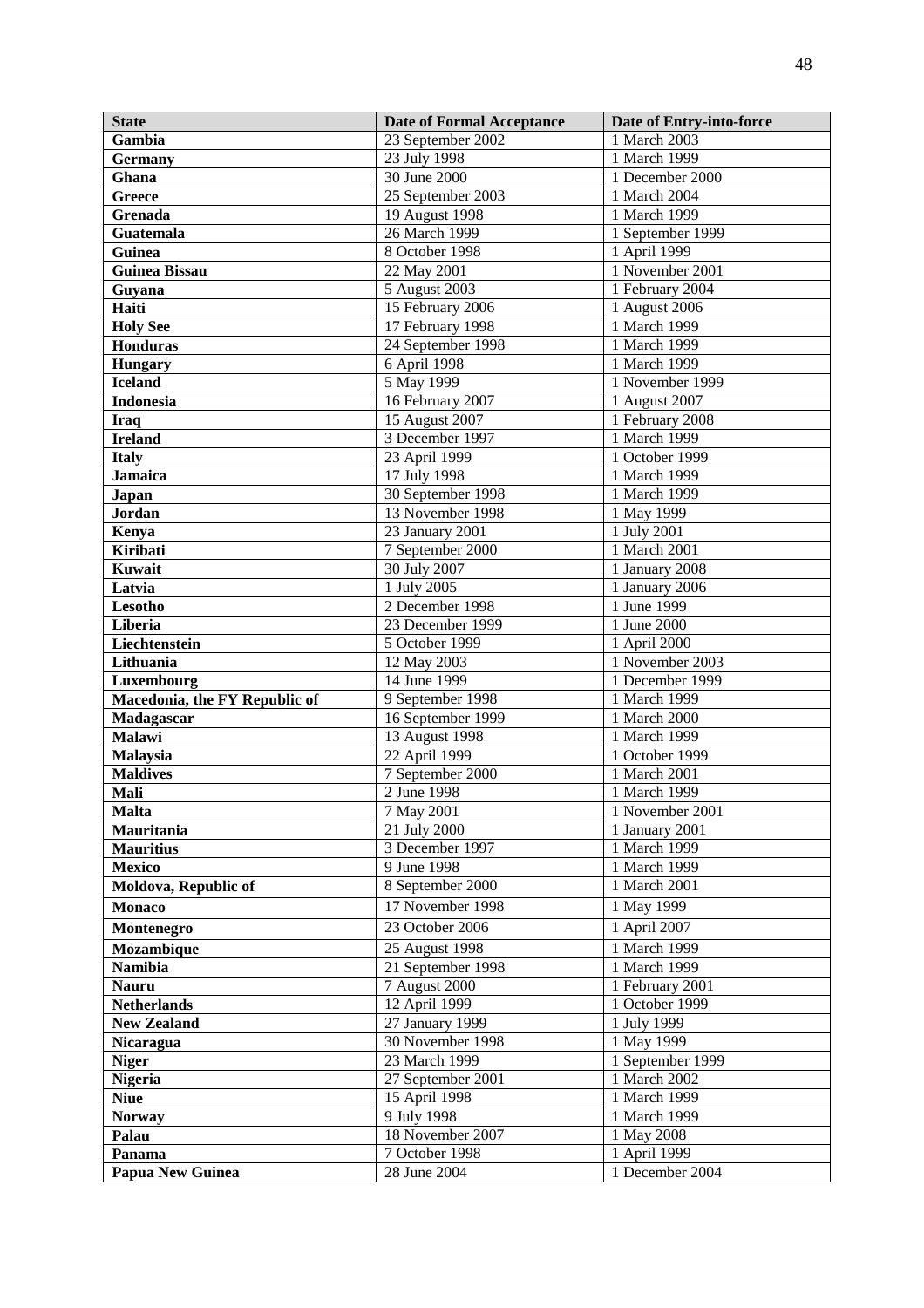| **State** | **Date of Formal Acceptance** | **Date of Entry-into-force** |
|---|---|---|
| **Gambia** | 23 September 2002 | 1 March 2003 |
| **Germany** | 23 July 1998 | 1 March 1999 |
| **Ghana** | 30 June 2000 | 1 December 2000 |
| **Greece** | 25 September 2003 | 1 March 2004 |
| **Grenada** | 19 August 1998 | 1 March 1999 |
| **Guatemala** | 26 March 1999 | 1 September 1999 |
| **Guinea** | 8 October 1998 | 1 April 1999 |
| **Guinea Bissau** | 22 May 2001 | 1 November 2001 |
| **Guyana** | 5 August 2003 | 1 February 2004 |
| **Haiti** | 15 February 2006 | 1 August 2006 |
| **Holy See** | 17 February 1998 | 1 March 1999 |
| **Honduras** | 24 September 1998 | 1 March 1999 |
| **Hungary** | 6 April 1998 | 1 March 1999 |
| **Iceland** | 5 May 1999 | 1 November 1999 |
| **Indonesia** | 16 February 2007 | 1 August 2007 |
| **Iraq** | 15 August 2007 | 1 February 2008 |
| **Ireland** | 3 December 1997 | 1 March 1999 |
| **Italy** | 23 April 1999 | 1 October 1999 |
| **Jamaica** | 17 July 1998 | 1 March 1999 |
| **Japan** | 30 September 1998 | 1 March 1999 |
| **Jordan** | 13 November 1998 | 1 May 1999 |
| **Kenya** | 23 January 2001 | 1 July 2001 |
| **Kiribati** | 7 September 2000 | 1 March 2001 |
| **Kuwait** | 30 July 2007 | 1 January 2008 |
| **Latvia** | 1 July 2005 | 1 January 2006 |
| **Lesotho** | 2 December 1998 | 1 June 1999 |
| **Liberia** | 23 December 1999 | 1 June 2000 |
| **Liechtenstein** | 5 October 1999 | 1 April 2000 |
| **Lithuania** | 12 May 2003 | 1 November 2003 |
| **Luxembourg** | 14 June 1999 | 1 December 1999 |
| **Macedonia, the FY Republic of** | 9 September 1998 | 1 March 1999 |
| **Madagascar** | 16 September 1999 | 1 March 2000 |
| **Malawi** | 13 August 1998 | 1 March 1999 |
| **Malaysia** | 22 April 1999 | 1 October 1999 |
| **Maldives** | 7 September 2000 | 1 March 2001 |
| **Mali** | 2 June 1998 | 1 March 1999 |
| **Malta** | 7 May 2001 | 1 November 2001 |
| **Mauritania** | 21 July 2000 | 1 January 2001 |
| **Mauritius** | 3 December 1997 | 1 March 1999 |
| **Mexico** | 9 June 1998 | 1 March 1999 |
| **Moldova, Republic of** | 8 September 2000 | 1 March 2001 |
| **Monaco** | 17 November 1998 | 1 May 1999 |
| **Montenegro** | 23 October 2006 | 1 April 2007 |
| **Mozambique** | 25 August 1998 | 1 March 1999 |
| **Namibia** | 21 September 1998 | 1 March 1999 |
| **Nauru** | 7 August 2000 | 1 February 2001 |
| **Netherlands** | 12 April 1999 | 1 October 1999 |
| **New Zealand** | 27 January 1999 | 1 July 1999 |
| **Nicaragua** | 30 November 1998 | 1 May 1999 |
| **Niger** | 23 March 1999 | 1 September 1999 |
| **Nigeria** | 27 September 2001 | 1 March 2002 |
| **Niue** | 15 April 1998 | 1 March 1999 |
| **Norway** | 9 July 1998 | 1 March 1999 |
| **Palau** | 18 November 2007 | 1 May 2008 |
| **Panama** | 7 October 1998 | 1 April 1999 |
| **Papua New Guinea** | 28 June 2004 | 1 December 2004 |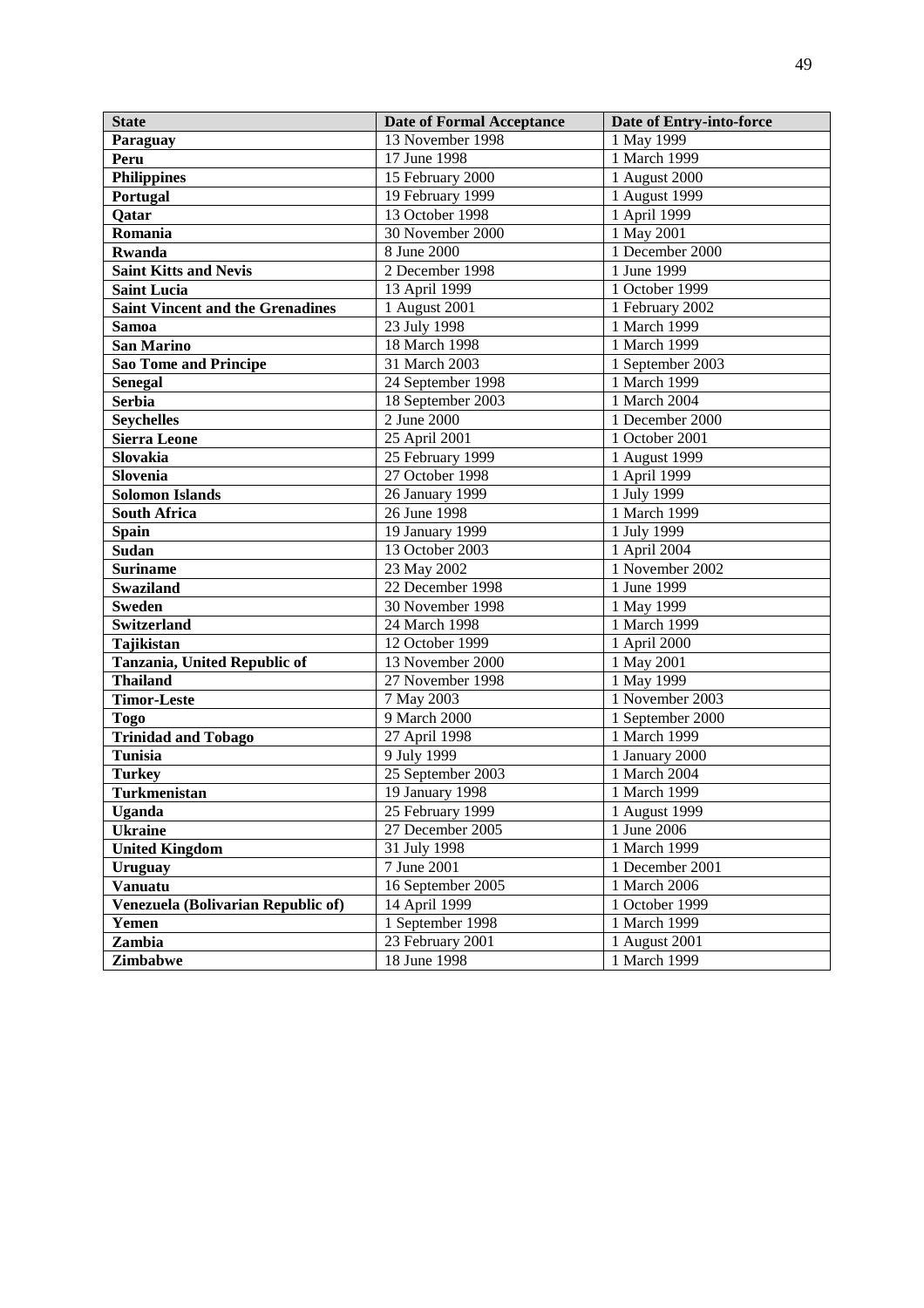| State | Date of Formal Acceptance | Date of Entry-into-force |
|---|---|---|
| **Paraguay** | 13 November 1998 | 1 May 1999 |
| **Peru** | 17 June 1998 | 1 March 1999 |
| **Philippines** | 15 February 2000 | 1 August 2000 |
| **Portugal** | 19 February 1999 | 1 August 1999 |
| **Qatar** | 13 October 1998 | 1 April 1999 |
| **Romania** | 30 November 2000 | 1 May 2001 |
| **Rwanda** | 8 June 2000 | 1 December 2000 |
| **Saint Kitts and Nevis** | 2 December 1998 | 1 June 1999 |
| **Saint Lucia** | 13 April 1999 | 1 October 1999 |
| **Saint Vincent and the Grenadines** | 1 August 2001 | 1 February 2002 |
| **Samoa** | 23 July 1998 | 1 March 1999 |
| **San Marino** | 18 March 1998 | 1 March 1999 |
| **Sao Tome and Principe** | 31 March 2003 | 1 September 2003 |
| **Senegal** | 24 September 1998 | 1 March 1999 |
| **Serbia** | 18 September 2003 | 1 March 2004 |
| **Seychelles** | 2 June 2000 | 1 December 2000 |
| **Sierra Leone** | 25 April 2001 | 1 October 2001 |
| **Slovakia** | 25 February 1999 | 1 August 1999 |
| **Slovenia** | 27 October 1998 | 1 April 1999 |
| **Solomon Islands** | 26 January 1999 | 1 July 1999 |
| **South Africa** | 26 June 1998 | 1 March 1999 |
| **Spain** | 19 January 1999 | 1 July 1999 |
| **Sudan** | 13 October 2003 | 1 April 2004 |
| **Suriname** | 23 May 2002 | 1 November 2002 |
| **Swaziland** | 22 December 1998 | 1 June 1999 |
| **Sweden** | 30 November 1998 | 1 May 1999 |
| **Switzerland** | 24 March 1998 | 1 March 1999 |
| **Tajikistan** | 12 October 1999 | 1 April 2000 |
| **Tanzania, United Republic of** | 13 November 2000 | 1 May 2001 |
| **Thailand** | 27 November 1998 | 1 May 1999 |
| **Timor-Leste** | 7 May 2003 | 1 November 2003 |
| **Togo** | 9 March 2000 | 1 September 2000 |
| **Trinidad and Tobago** | 27 April 1998 | 1 March 1999 |
| **Tunisia** | 9 July 1999 | 1 January 2000 |
| **Turkey** | 25 September 2003 | 1 March 2004 |
| **Turkmenistan** | 19 January 1998 | 1 March 1999 |
| **Uganda** | 25 February 1999 | 1 August 1999 |
| **Ukraine** | 27 December 2005 | 1 June 2006 |
| **United Kingdom** | 31 July 1998 | 1 March 1999 |
| **Uruguay** | 7 June 2001 | 1 December 2001 |
| **Vanuatu** | 16 September 2005 | 1 March 2006 |
| **Venezuela (Bolivarian Republic of)** | 14 April 1999 | 1 October 1999 |
| **Yemen** | 1 September 1998 | 1 March 1999 |
| **Zambia** | 23 February 2001 | 1 August 2001 |
| **Zimbabwe** | 18 June 1998 | 1 March 1999 |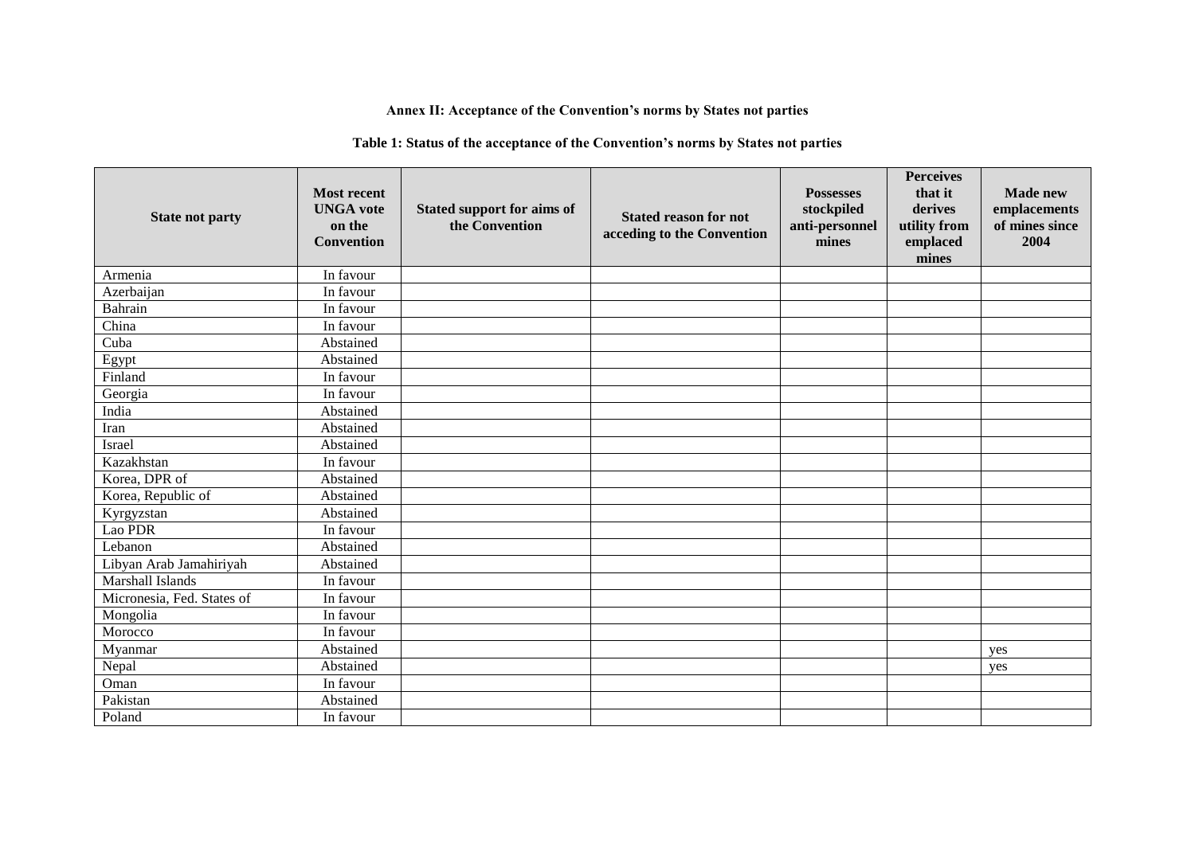**Annex II: Acceptance of the Convention's norms by States not parties**

**Table 1: Status of the acceptance of the Convention's norms by States not parties**

| State not party | Most recent UNGA vote on the Convention | Stated support for aims of the Convention | Stated reason for not acceding to the Convention | Possesses stockpiled anti-personnel mines | Perceives that it derives utility from emplaced mines | Made new emplacements of mines since 2004 |
|---|---|---|---|---|---|---|
| Armenia | In favour | | | | | |
| Azerbaijan | In favour | | | | | |
| Bahrain | In favour | | | | | |
| China | In favour | | | | | |
| Cuba | Abstained | | | | | |
| Egypt | Abstained | | | | | |
| Finland | In favour | | | | | |
| Georgia | In favour | | | | | |
| India | Abstained | | | | | |
| Iran | Abstained | | | | | |
| Israel | Abstained | | | | | |
| Kazakhstan | In favour | | | | | |
| Korea, DPR of | Abstained | | | | | |
| Korea, Republic of | Abstained | | | | | |
| Kyrgyzstan | Abstained | | | | | |
| Lao PDR | In favour | | | | | |
| Lebanon | Abstained | | | | | |
| Libyan Arab Jamahiriyah | Abstained | | | | | |
| Marshall Islands | In favour | | | | | |
| Micronesia, Fed. States of | In favour | | | | | |
| Mongolia | In favour | | | | | |
| Morocco | In favour | | | | | |
| Myanmar | Abstained | | | | | yes |
| Nepal | Abstained | | | | | yes |
| Oman | In favour | | | | | |
| Pakistan | Abstained | | | | | |
| Poland | In favour | | | | | |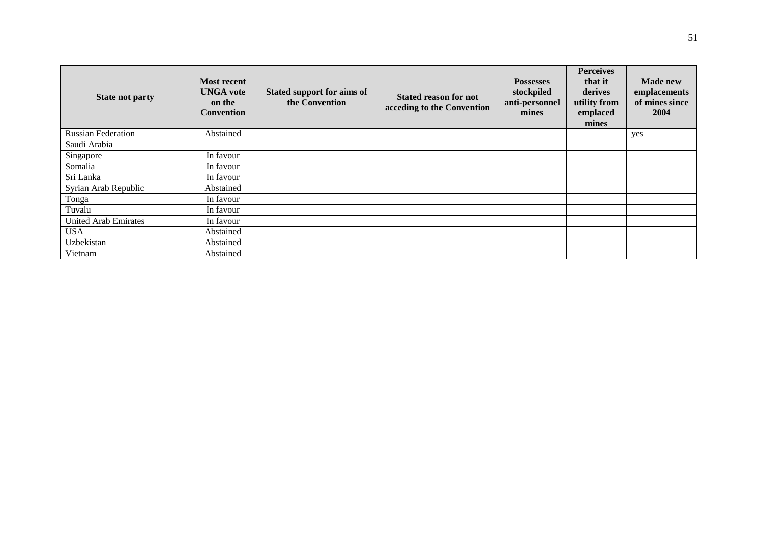| State not party | Most recent UNGA vote on the Convention | Stated support for aims of the Convention | Stated reason for not acceding to the Convention | Possesses stockpiled anti-personnel mines | Perceives that it derives utility from emplaced mines | Made new emplacements of mines since 2004 |
|---|---|---|---|---|---|---|
| Russian Federation | Abstained | | | | | yes |
| Saudi Arabia | | | | | | |
| Singapore | In favour | | | | | |
| Somalia | In favour | | | | | |
| Sri Lanka | In favour | | | | | |
| Syrian Arab Republic | Abstained | | | | | |
| Tonga | In favour | | | | | |
| Tuvalu | In favour | | | | | |
| United Arab Emirates | In favour | | | | | |
| USA | Abstained | | | | | |
| Uzbekistan | Abstained | | | | | |
| Vietnam | Abstained | | | | | |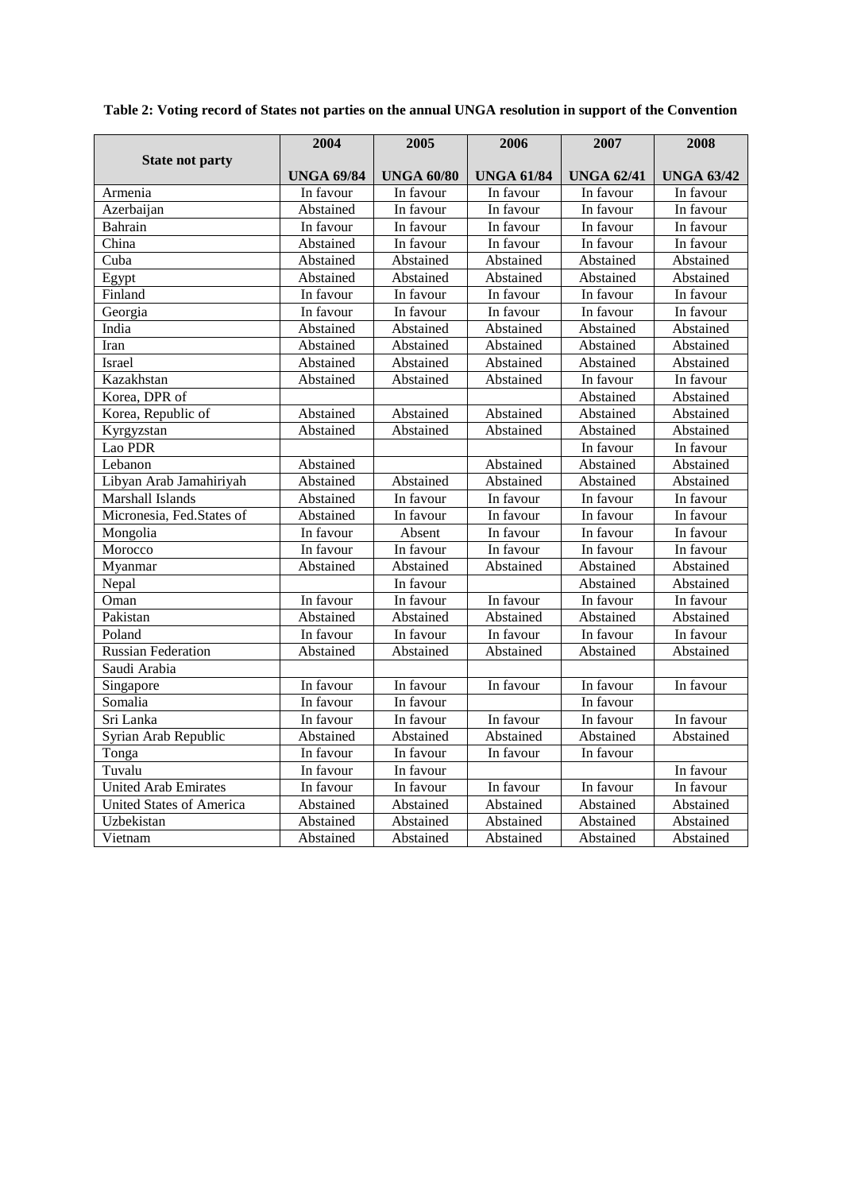**Table 2: Voting record of States not parties on the annual UNGA resolution in support of the Convention**

| State not party | 2004 | 2005 | 2006 | 2007 | 2008 |
|---|---|---|---|---|---|
| | **UNGA 69/84** | **UNGA 60/80** | **UNGA 61/84** | **UNGA 62/41** | **UNGA 63/42** |
| Armenia | In favour | In favour | In favour | In favour | In favour |
| Azerbaijan | Abstained | In favour | In favour | In favour | In favour |
| Bahrain | In favour | In favour | In favour | In favour | In favour |
| China | Abstained | In favour | In favour | In favour | In favour |
| Cuba | Abstained | Abstained | Abstained | Abstained | Abstained |
| Egypt | Abstained | Abstained | Abstained | Abstained | Abstained |
| Finland | In favour | In favour | In favour | In favour | In favour |
| Georgia | In favour | In favour | In favour | In favour | In favour |
| India | Abstained | Abstained | Abstained | Abstained | Abstained |
| Iran | Abstained | Abstained | Abstained | Abstained | Abstained |
| Israel | Abstained | Abstained | Abstained | Abstained | Abstained |
| Kazakhstan | Abstained | Abstained | Abstained | In favour | In favour |
| Korea, DPR of | | | | Abstained | Abstained |
| Korea, Republic of | Abstained | Abstained | Abstained | Abstained | Abstained |
| Kyrgyzstan | Abstained | Abstained | Abstained | Abstained | Abstained |
| Lao PDR | | | | In favour | In favour |
| Lebanon | Abstained | | Abstained | Abstained | Abstained |
| Libyan Arab Jamahiriyah | Abstained | Abstained | Abstained | Abstained | Abstained |
| Marshall Islands | Abstained | In favour | In favour | In favour | In favour |
| Micronesia, Fed.States of | Abstained | In favour | In favour | In favour | In favour |
| Mongolia | In favour | Absent | In favour | In favour | In favour |
| Morocco | In favour | In favour | In favour | In favour | In favour |
| Myanmar | Abstained | Abstained | Abstained | Abstained | Abstained |
| Nepal | | In favour | | Abstained | Abstained |
| Oman | In favour | In favour | In favour | In favour | In favour |
| Pakistan | Abstained | Abstained | Abstained | Abstained | Abstained |
| Poland | In favour | In favour | In favour | In favour | In favour |
| Russian Federation | Abstained | Abstained | Abstained | Abstained | Abstained |
| Saudi Arabia | | | | | |
| Singapore | In favour | In favour | In favour | In favour | In favour |
| Somalia | In favour | In favour | | In favour | |
| Sri Lanka | In favour | In favour | In favour | In favour | In favour |
| Syrian Arab Republic | Abstained | Abstained | Abstained | Abstained | Abstained |
| Tonga | In favour | In favour | In favour | In favour | |
| Tuvalu | In favour | In favour | | | In favour |
| United Arab Emirates | In favour | In favour | In favour | In favour | In favour |
| United States of America | Abstained | Abstained | Abstained | Abstained | Abstained |
| Uzbekistan | Abstained | Abstained | Abstained | Abstained | Abstained |
| Vietnam | Abstained | Abstained | Abstained | Abstained | Abstained |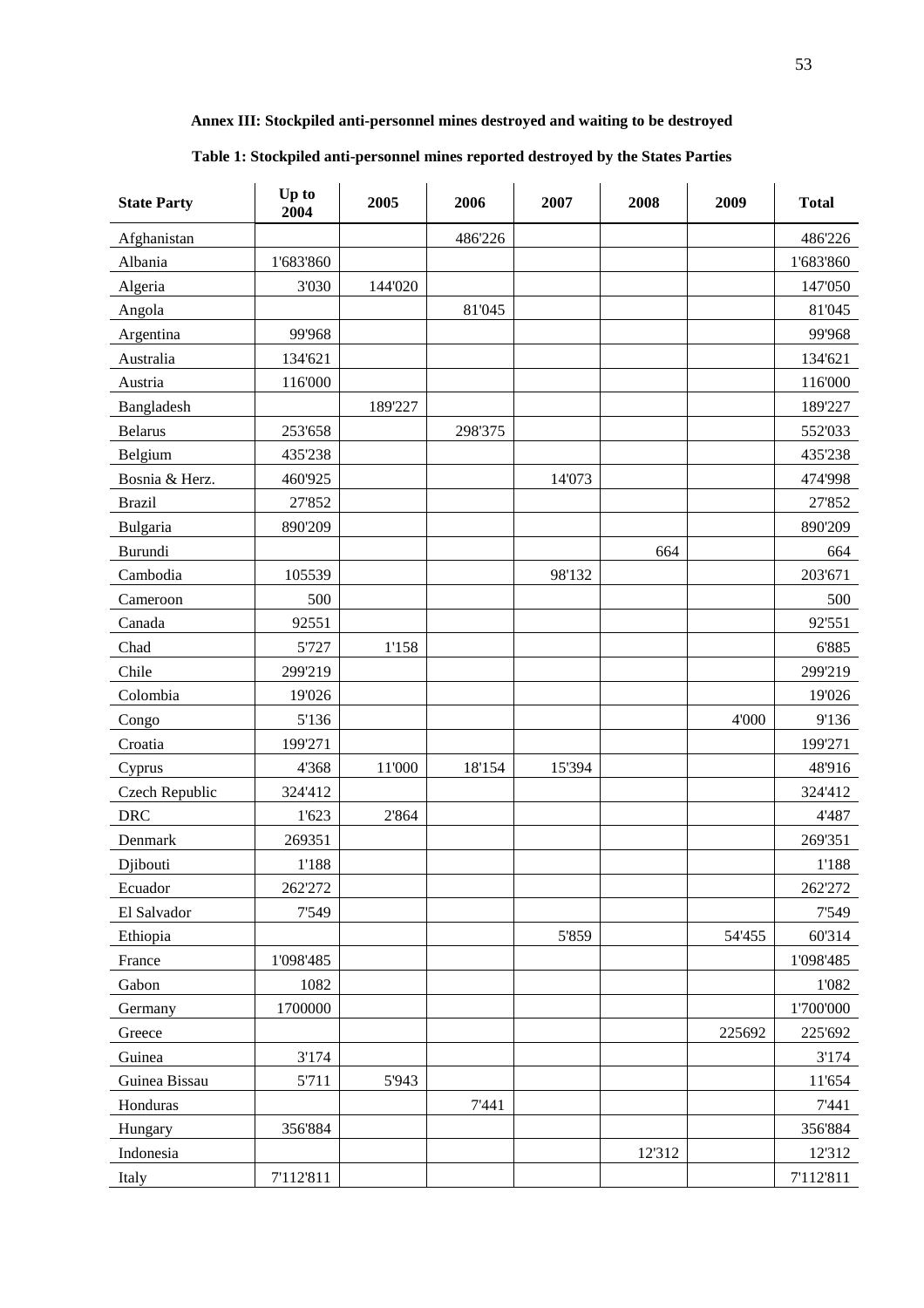**Annex III: Stockpiled anti-personnel mines destroyed and waiting to be destroyed**

**Table 1: Stockpiled anti-personnel mines reported destroyed by the States Parties**

| State Party | Up to 2004 | 2005 | 2006 | 2007 | 2008 | 2009 | Total |
|---|---|---|---|---|---|---|---|
| Afghanistan | | | 486'226 | | | | 486'226 |
| Albania | 1'683'860 | | | | | | 1'683'860 |
| Algeria | 3'030 | 144'020 | | | | | 147'050 |
| Angola | | | 81'045 | | | | 81'045 |
| Argentina | 99'968 | | | | | | 99'968 |
| Australia | 134'621 | | | | | | 134'621 |
| Austria | 116'000 | | | | | | 116'000 |
| Bangladesh | | 189'227 | | | | | 189'227 |
| Belarus | 253'658 | | 298'375 | | | | 552'033 |
| Belgium | 435'238 | | | | | | 435'238 |
| Bosnia & Herz. | 460'925 | | | 14'073 | | | 474'998 |
| Brazil | 27'852 | | | | | | 27'852 |
| Bulgaria | 890'209 | | | | | | 890'209 |
| Burundi | | | | | 664 | | 664 |
| Cambodia | 105539 | | | 98'132 | | | 203'671 |
| Cameroon | 500 | | | | | | 500 |
| Canada | 92551 | | | | | | 92'551 |
| Chad | 5'727 | 1'158 | | | | | 6'885 |
| Chile | 299'219 | | | | | | 299'219 |
| Colombia | 19'026 | | | | | | 19'026 |
| Congo | 5'136 | | | | | 4'000 | 9'136 |
| Croatia | 199'271 | | | | | | 199'271 |
| Cyprus | 4'368 | 11'000 | 18'154 | 15'394 | | | 48'916 |
| Czech Republic | 324'412 | | | | | | 324'412 |
| DRC | 1'623 | 2'864 | | | | | 4'487 |
| Denmark | 269351 | | | | | | 269'351 |
| Djibouti | 1'188 | | | | | | 1'188 |
| Ecuador | 262'272 | | | | | | 262'272 |
| El Salvador | 7'549 | | | | | | 7'549 |
| Ethiopia | | | | 5'859 | | 54'455 | 60'314 |
| France | 1'098'485 | | | | | | 1'098'485 |
| Gabon | 1082 | | | | | | 1'082 |
| Germany | 1700000 | | | | | | 1'700'000 |
| Greece | | | | | | 225692 | 225'692 |
| Guinea | 3'174 | | | | | | 3'174 |
| Guinea Bissau | 5'711 | 5'943 | | | | | 11'654 |
| Honduras | | | 7'441 | | | | 7'441 |
| Hungary | 356'884 | | | | | | 356'884 |
| Indonesia | | | | | 12'312 | | 12'312 |
| Italy | 7'112'811 | | | | | | 7'112'811 |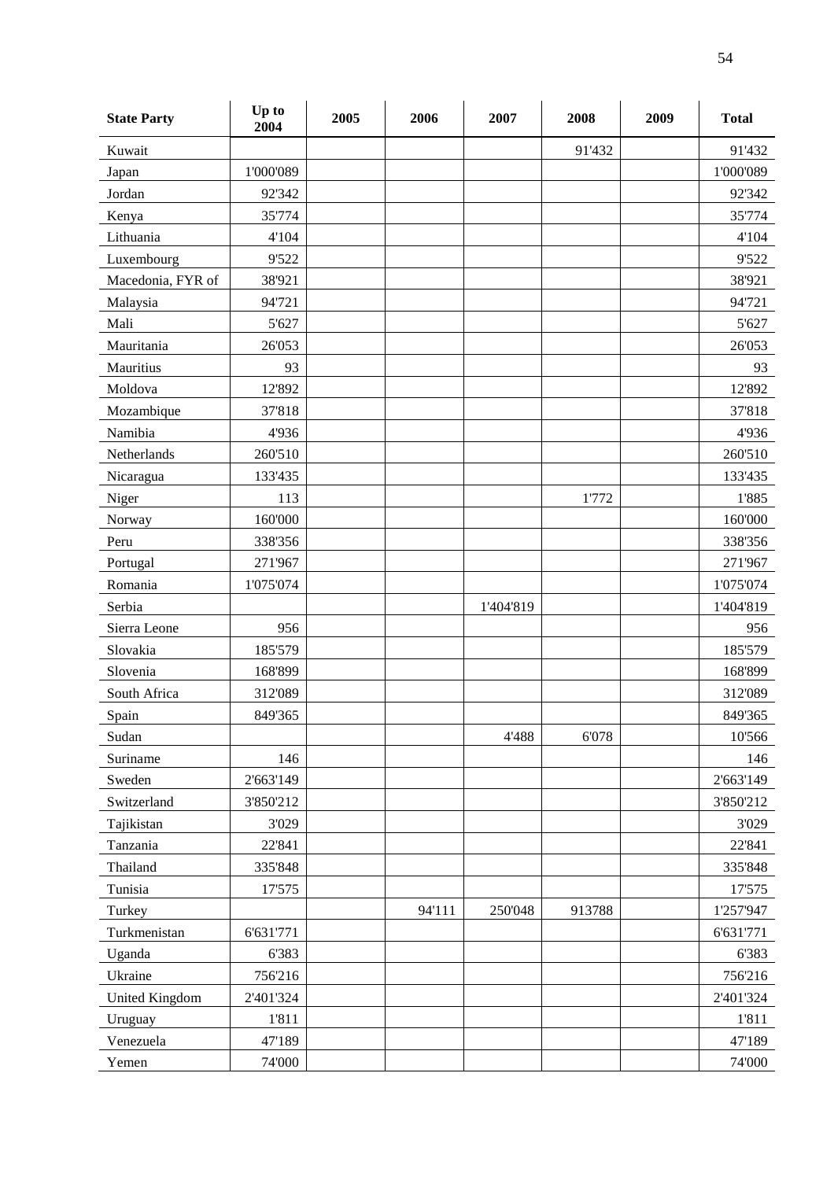| State Party | Up to 2004 | 2005 | 2006 | 2007 | 2008 | 2009 | Total |
|---|---|---|---|---|---|---|---|
| Kuwait | | | | | 91'432 | | 91'432 |
| Japan | 1'000'089 | | | | | | 1'000'089 |
| Jordan | 92'342 | | | | | | 92'342 |
| Kenya | 35'774 | | | | | | 35'774 |
| Lithuania | 4'104 | | | | | | 4'104 |
| Luxembourg | 9'522 | | | | | | 9'522 |
| Macedonia, FYR of | 38'921 | | | | | | 38'921 |
| Malaysia | 94'721 | | | | | | 94'721 |
| Mali | 5'627 | | | | | | 5'627 |
| Mauritania | 26'053 | | | | | | 26'053 |
| Mauritius | 93 | | | | | | 93 |
| Moldova | 12'892 | | | | | | 12'892 |
| Mozambique | 37'818 | | | | | | 37'818 |
| Namibia | 4'936 | | | | | | 4'936 |
| Netherlands | 260'510 | | | | | | 260'510 |
| Nicaragua | 133'435 | | | | | | 133'435 |
| Niger | 113 | | | | 1'772 | | 1'885 |
| Norway | 160'000 | | | | | | 160'000 |
| Peru | 338'356 | | | | | | 338'356 |
| Portugal | 271'967 | | | | | | 271'967 |
| Romania | 1'075'074 | | | | | | 1'075'074 |
| Serbia | | | | 1'404'819 | | | 1'404'819 |
| Sierra Leone | 956 | | | | | | 956 |
| Slovakia | 185'579 | | | | | | 185'579 |
| Slovenia | 168'899 | | | | | | 168'899 |
| South Africa | 312'089 | | | | | | 312'089 |
| Spain | 849'365 | | | | | | 849'365 |
| Sudan | | | | 4'488 | 6'078 | | 10'566 |
| Suriname | 146 | | | | | | 146 |
| Sweden | 2'663'149 | | | | | | 2'663'149 |
| Switzerland | 3'850'212 | | | | | | 3'850'212 |
| Tajikistan | 3'029 | | | | | | 3'029 |
| Tanzania | 22'841 | | | | | | 22'841 |
| Thailand | 335'848 | | | | | | 335'848 |
| Tunisia | 17'575 | | | | | | 17'575 |
| Turkey | | | 94'111 | 250'048 | 913788 | | 1'257'947 |
| Turkmenistan | 6'631'771 | | | | | | 6'631'771 |
| Uganda | 6'383 | | | | | | 6'383 |
| Ukraine | 756'216 | | | | | | 756'216 |
| United Kingdom | 2'401'324 | | | | | | 2'401'324 |
| Uruguay | 1'811 | | | | | | 1'811 |
| Venezuela | 47'189 | | | | | | 47'189 |
| Yemen | 74'000 | | | | | | 74'000 |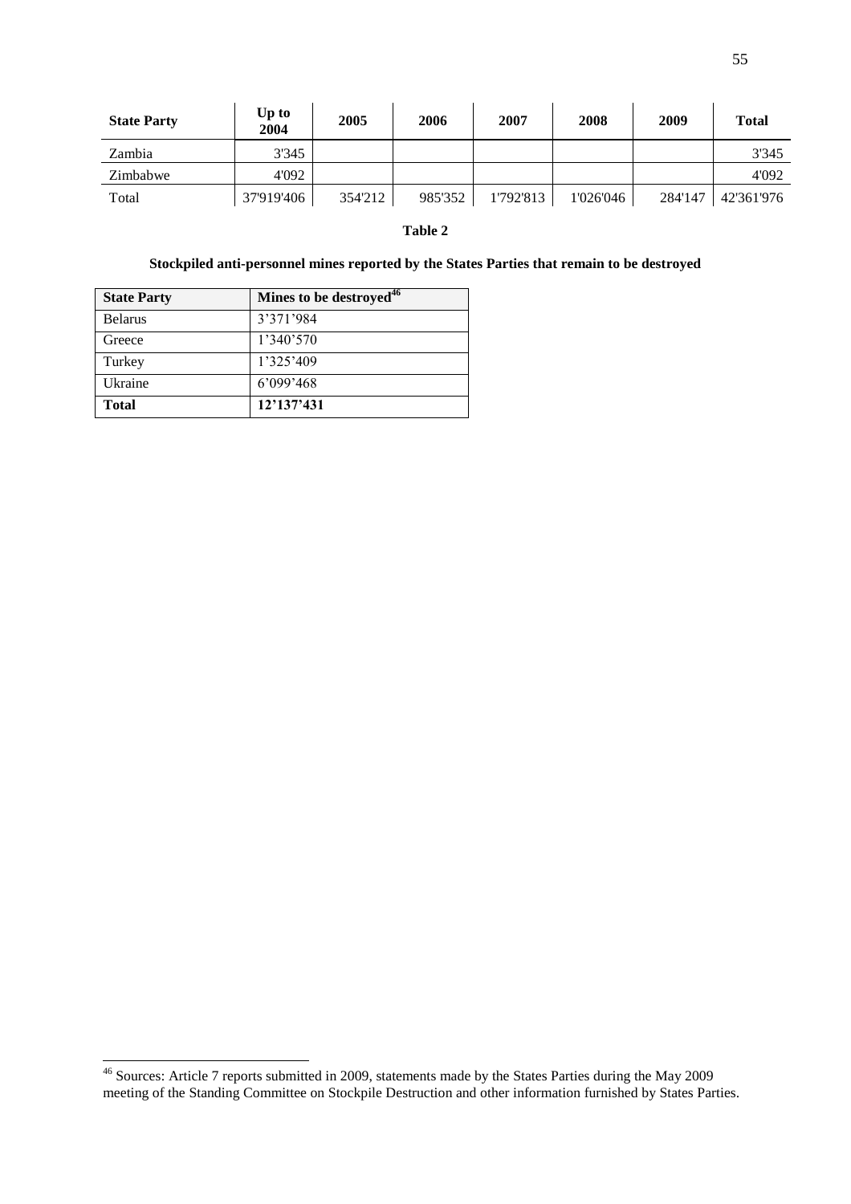| State Party | Up to 2004 | 2005 | 2006 | 2007 | 2008 | 2009 | Total |
|---|---|---|---|---|---|---|---|
| Zambia | 3'345 | | | | | | 3'345 |
| Zimbabwe | 4'092 | | | | | | 4'092 |
| Total | 37'919'406 | 354'212 | 985'352 | 1'792'813 | 1'026'046 | 284'147 | 42'361'976 |

**Table 2**

**Stockpiled anti-personnel mines reported by the States Parties that remain to be destroyed**

| State Party | Mines to be destroyed[46] |
|---|---|
| Belarus | 3’371’984 |
| Greece | 1’340’570 |
| Turkey | 1’325’409 |
| Ukraine | 6’099’468 |
| **Total** | **12’137’431** |

[46] Sources: Article 7 reports submitted in 2009, statements made by the States Parties during the May 2009 meeting of the Standing Committee on Stockpile Destruction and other information furnished by States Parties.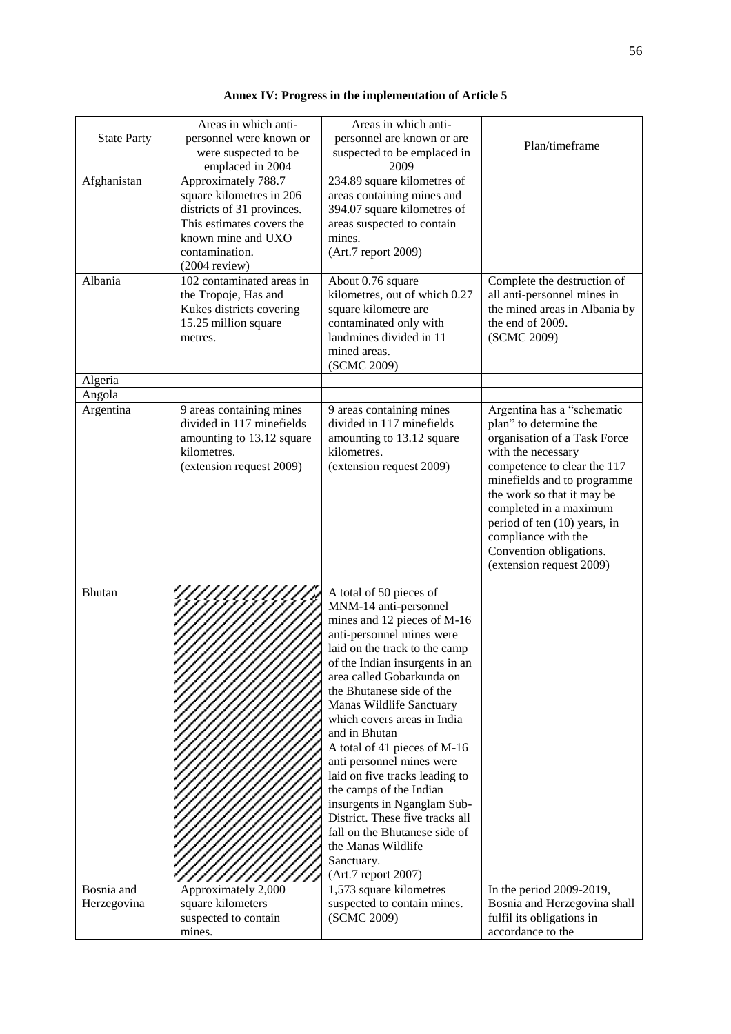**Annex IV: Progress in the implementation of Article 5**

| State Party | Areas in which anti-personnel were known or were suspected to be emplaced in 2004 | Areas in which anti-personnel are known or are suspected to be emplaced in 2009 | Plan/timeframe |
|---|---|---|---|
| Afghanistan | Approximately 788.7 square kilometres in 206 districts of 31 provinces. This estimates covers the known mine and UXO contamination. (2004 review) | 234.89 square kilometres of areas containing mines and 394.07 square kilometres of areas suspected to contain mines. (Art.7 report 2009) | |
| Albania | 102 contaminated areas in the Tropoje, Has and Kukes districts covering 15.25 million square metres. | About 0.76 square kilometres, out of which 0.27 square kilometre are contaminated only with landmines divided in 11 mined areas. (SCMC 2009) | Complete the destruction of all anti-personnel mines in the mined areas in Albania by the end of 2009. (SCMC 2009) |
| Algeria | | | |
| Angola | | | |
| Argentina | 9 areas containing mines divided in 117 minefields amounting to 13.12 square kilometres. (extension request 2009) | 9 areas containing mines divided in 117 minefields amounting to 13.12 square kilometres. (extension request 2009) | Argentina has a "schematic plan" to determine the organisation of a Task Force with the necessary competence to clear the 117 minefields and to programme the work so that it may be completed in a maximum period of ten (10) years, in compliance with the Convention obligations. (extension request 2009) |
| Bhutan | | A total of 50 pieces of MNM-14 anti-personnel mines and 12 pieces of M-16 anti-personnel mines were laid on the track to the camp of the Indian insurgents in an area called Gobarkunda on the Bhutanese side of the Manas Wildlife Sanctuary which covers areas in India and in Bhutan<br>A total of 41 pieces of M-16 anti personnel mines were laid on five tracks leading to the camps of the Indian insurgents in Nganglam Sub-District. These five tracks all fall on the Bhutanese side of the Manas Wildlife Sanctuary. (Art.7 report 2007) | |
| Bosnia and Herzegovina | Approximately 2,000 square kilometers suspected to contain mines. | 1,573 square kilometres suspected to contain mines. (SCMC 2009) | In the period 2009-2019, Bosnia and Herzegovina shall fulfil its obligations in accordance to the |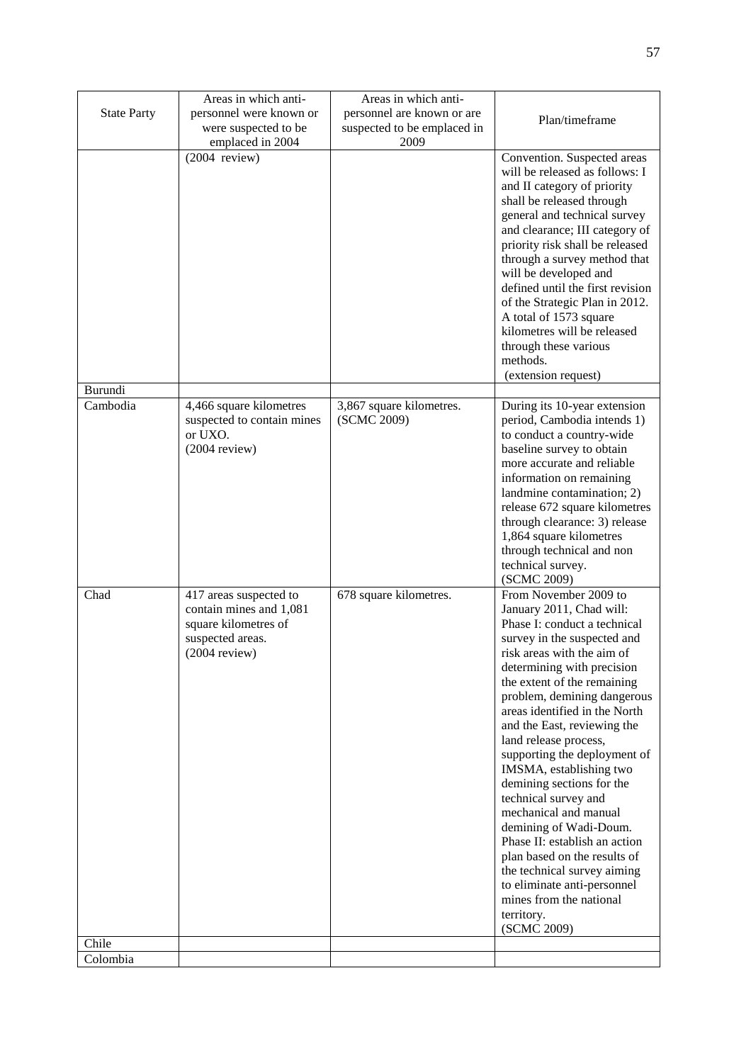| State Party | Areas in which anti-personnel were known or were suspected to be emplaced in 2004 | Areas in which anti-personnel are known or are suspected to be emplaced in 2009 | Plan/timeframe |
|---|---|---|---|
| | (2004 review) | | Convention. Suspected areas will be released as follows: I and II category of priority shall be released through general and technical survey and clearance; III category of priority risk shall be released through a survey method that will be developed and defined until the first revision of the Strategic Plan in 2012. A total of 1573 square kilometres will be released through these various methods. (extension request) |
| Burundi | | | |
| Cambodia | 4,466 square kilometres suspected to contain mines or UXO. (2004 review) | 3,867 square kilometres. (SCMC 2009) | During its 10-year extension period, Cambodia intends 1) to conduct a country-wide baseline survey to obtain more accurate and reliable information on remaining landmine contamination; 2) release 672 square kilometres through clearance: 3) release 1,864 square kilometres through technical and non technical survey. (SCMC 2009) |
| Chad | 417 areas suspected to contain mines and 1,081 square kilometres of suspected areas. (2004 review) | 678 square kilometres. | From November 2009 to January 2011, Chad will: Phase I: conduct a technical survey in the suspected and risk areas with the aim of determining with precision the extent of the remaining problem, demining dangerous areas identified in the North and the East, reviewing the land release process, supporting the deployment of IMSMA, establishing two demining sections for the technical survey and mechanical and manual demining of Wadi-Doum. Phase II: establish an action plan based on the results of the technical survey aiming to eliminate anti-personnel mines from the national territory. (SCMC 2009) |
| Chile | | | |
| Colombia | | | |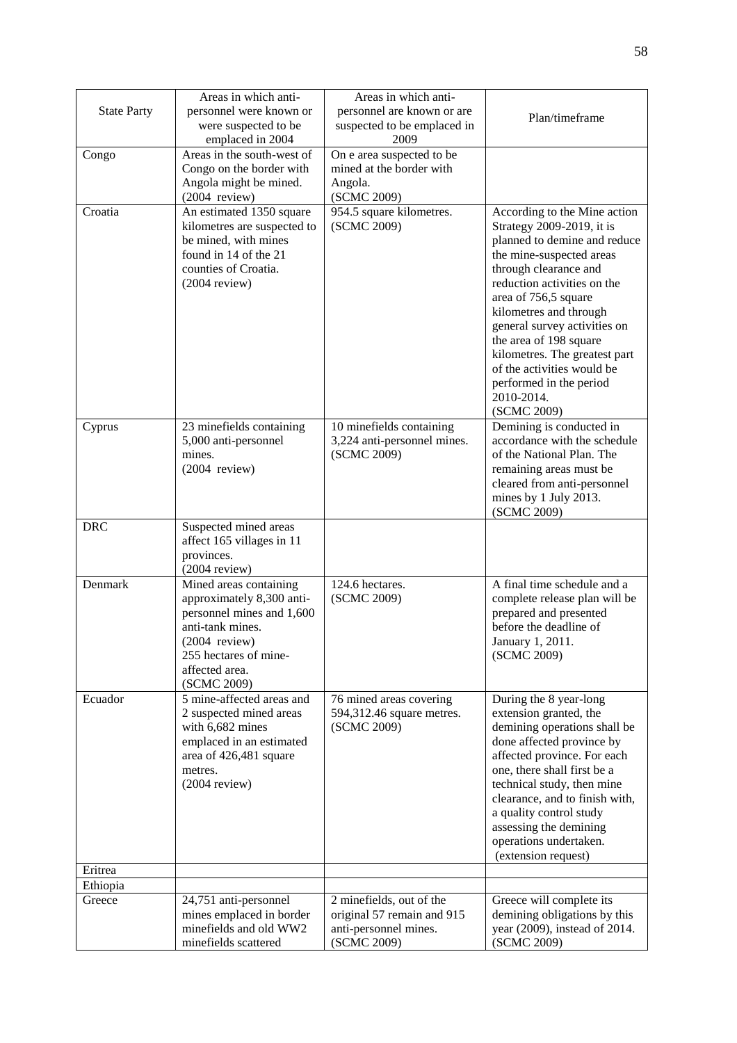| State Party | Areas in which anti-personnel were known or were suspected to be emplaced in 2004 | Areas in which anti-personnel are known or are suspected to be emplaced in 2009 | Plan/timeframe |
|---|---|---|---|
| Congo | Areas in the south-west of Congo on the border with Angola might be mined. (2004 review) | On e area suspected to be mined at the border with Angola. (SCMC 2009) | |
| Croatia | An estimated 1350 square kilometres are suspected to be mined, with mines found in 14 of the 21 counties of Croatia. (2004 review) | 954.5 square kilometres. (SCMC 2009) | According to the Mine action Strategy 2009-2019, it is planned to demine and reduce the mine-suspected areas through clearance and reduction activities on the area of 756,5 square kilometres and through general survey activities on the area of 198 square kilometres. The greatest part of the activities would be performed in the period 2010-2014. (SCMC 2009) |
| Cyprus | 23 minefields containing 5,000 anti-personnel mines. (2004 review) | 10 minefields containing 3,224 anti-personnel mines. (SCMC 2009) | Demining is conducted in accordance with the schedule of the National Plan. The remaining areas must be cleared from anti-personnel mines by 1 July 2013. (SCMC 2009) |
| DRC | Suspected mined areas affect 165 villages in 11 provinces. (2004 review) | | |
| Denmark | Mined areas containing approximately 8,300 anti-personnel mines and 1,600 anti-tank mines. (2004 review) 255 hectares of mine-affected area. (SCMC 2009) | 124.6 hectares. (SCMC 2009) | A final time schedule and a complete release plan will be prepared and presented before the deadline of January 1, 2011. (SCMC 2009) |
| Ecuador | 5 mine-affected areas and 2 suspected mined areas with 6,682 mines emplaced in an estimated area of 426,481 square metres. (2004 review) | 76 mined areas covering 594,312.46 square metres. (SCMC 2009) | During the 8 year-long extension granted, the demining operations shall be done affected province by affected province. For each one, there shall first be a technical study, then mine clearance, and to finish with, a quality control study assessing the demining operations undertaken. (extension request) |
| Eritrea | | | |
| Ethiopia | | | |
| Greece | 24,751 anti-personnel mines emplaced in border minefields and old WW2 minefields scattered | 2 minefields, out of the original 57 remain and 915 anti-personnel mines. (SCMC 2009) | Greece will complete its demining obligations by this year (2009), instead of 2014. (SCMC 2009) |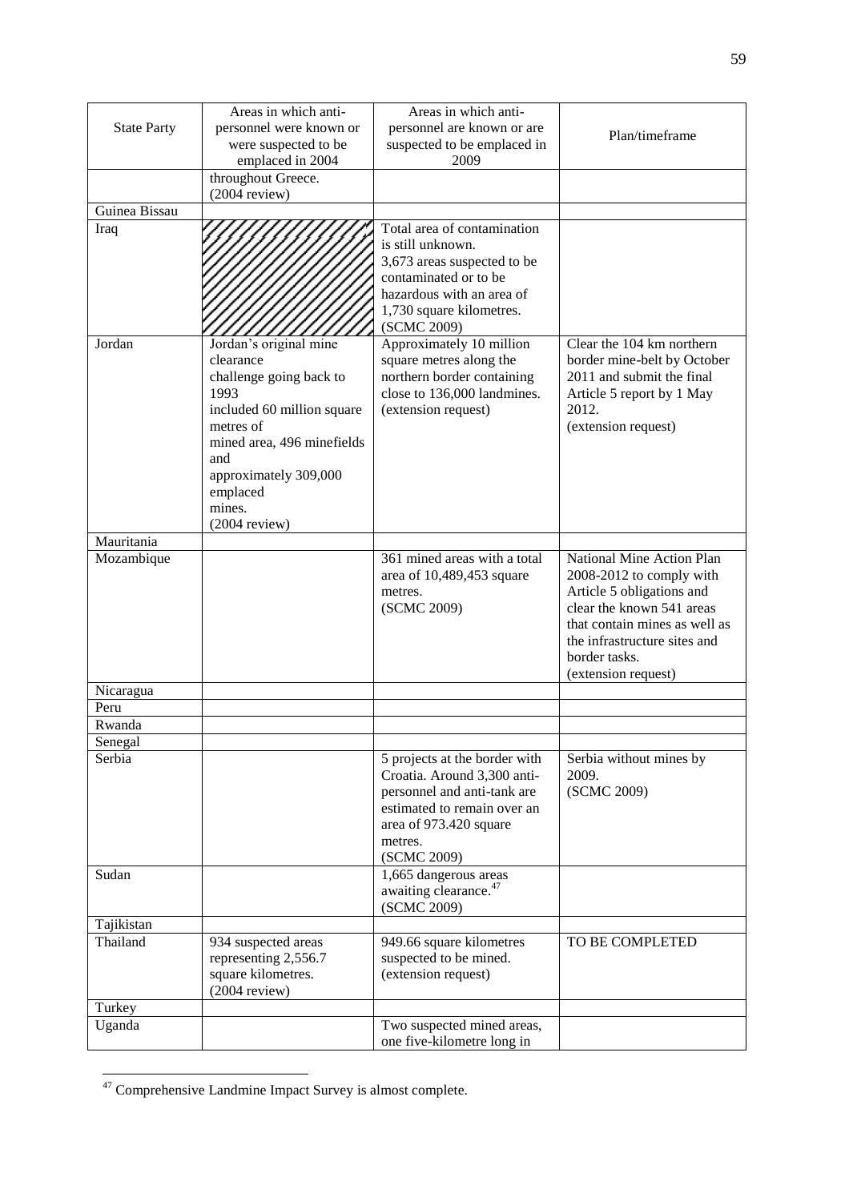| State Party | Areas in which anti-personnel were known or were suspected to be emplaced in 2004 | Areas in which anti-personnel are known or are suspected to be emplaced in 2009 | Plan/timeframe |
|---|---|---|---|
| | throughout Greece. (2004 review) | | |
| Guinea Bissau | | | |
| Iraq | | Total area of contamination is still unknown. 3,673 areas suspected to be contaminated or to be hazardous with an area of 1,730 square kilometres. (SCMC 2009) | |
| Jordan | Jordan's original mine clearance challenge going back to 1993 included 60 million square metres of mined area, 496 minefields and approximately 309,000 emplaced mines. (2004 review) | Approximately 10 million square metres along the northern border containing close to 136,000 landmines. (extension request) | Clear the 104 km northern border mine-belt by October 2011 and submit the final Article 5 report by 1 May 2012. (extension request) |
| Mauritania | | | |
| Mozambique | | 361 mined areas with a total area of 10,489,453 square metres. (SCMC 2009) | National Mine Action Plan 2008-2012 to comply with Article 5 obligations and clear the known 541 areas that contain mines as well as the infrastructure sites and border tasks. (extension request) |
| Nicaragua | | | |
| Peru | | | |
| Rwanda | | | |
| Senegal | | | |
| Serbia | | 5 projects at the border with Croatia. Around 3,300 anti-personnel and anti-tank are estimated to remain over an area of 973.420 square metres. (SCMC 2009) | Serbia without mines by 2009. (SCMC 2009) |
| Sudan | | 1,665 dangerous areas awaiting clearance.[47] (SCMC 2009) | |
| Tajikistan | | | |
| Thailand | 934 suspected areas representing 2,556.7 square kilometres. (2004 review) | 949.66 square kilometres suspected to be mined. (extension request) | TO BE COMPLETED |
| Turkey | | | |
| Uganda | | Two suspected mined areas, one five-kilometre long in | |

[47] Comprehensive Landmine Impact Survey is almost complete.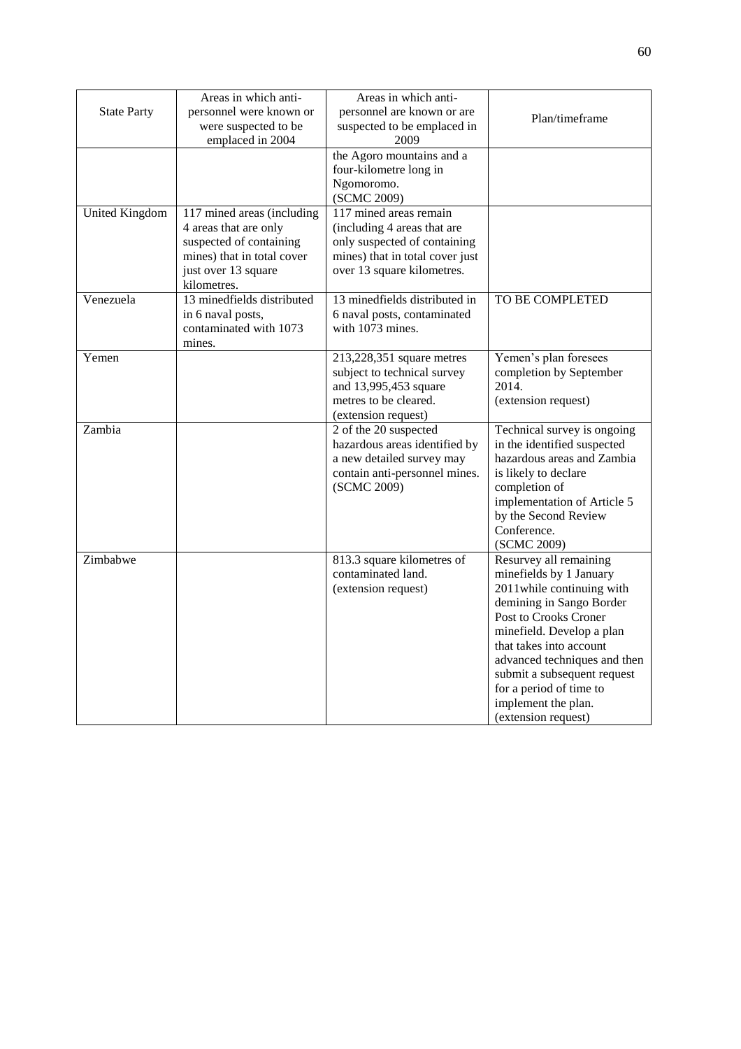| State Party | Areas in which anti-personnel were known or were suspected to be emplaced in 2004 | Areas in which anti-personnel are known or are suspected to be emplaced in 2009 | Plan/timeframe |
|---|---|---|---|
| | | the Agoro mountains and a four-kilometre long in Ngomoromo. (SCMC 2009) | |
| United Kingdom | 117 mined areas (including 4 areas that are only suspected of containing mines) that in total cover just over 13 square kilometres. | 117 mined areas remain (including 4 areas that are only suspected of containing mines) that in total cover just over 13 square kilometres. | |
| Venezuela | 13 minedfields distributed in 6 naval posts, contaminated with 1073 mines. | 13 minedfields distributed in 6 naval posts, contaminated with 1073 mines. | TO BE COMPLETED |
| Yemen | | 213,228,351 square metres subject to technical survey and 13,995,453 square metres to be cleared. (extension request) | Yemen's plan foresees completion by September 2014. (extension request) |
| Zambia | | 2 of the 20 suspected hazardous areas identified by a new detailed survey may contain anti-personnel mines. (SCMC 2009) | Technical survey is ongoing in the identified suspected hazardous areas and Zambia is likely to declare completion of implementation of Article 5 by the Second Review Conference. (SCMC 2009) |
| Zimbabwe | | 813.3 square kilometres of contaminated land. (extension request) | Resurvey all remaining minefields by 1 January 2011while continuing with demining in Sango Border Post to Crooks Croner minefield. Develop a plan that takes into account advanced techniques and then submit a subsequent request for a period of time to implement the plan. (extension request) |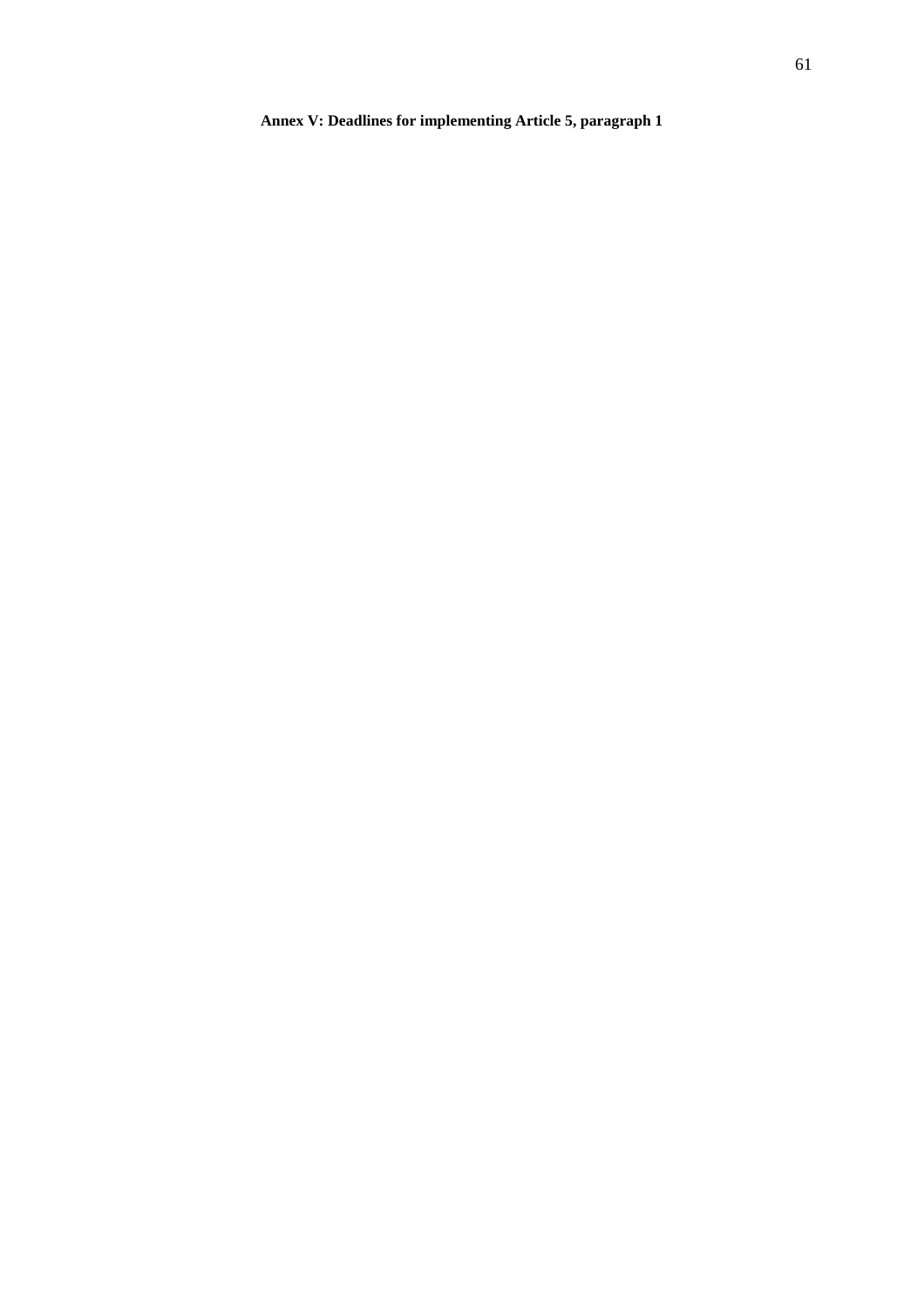**Annex V: Deadlines for implementing Article 5, paragraph 1**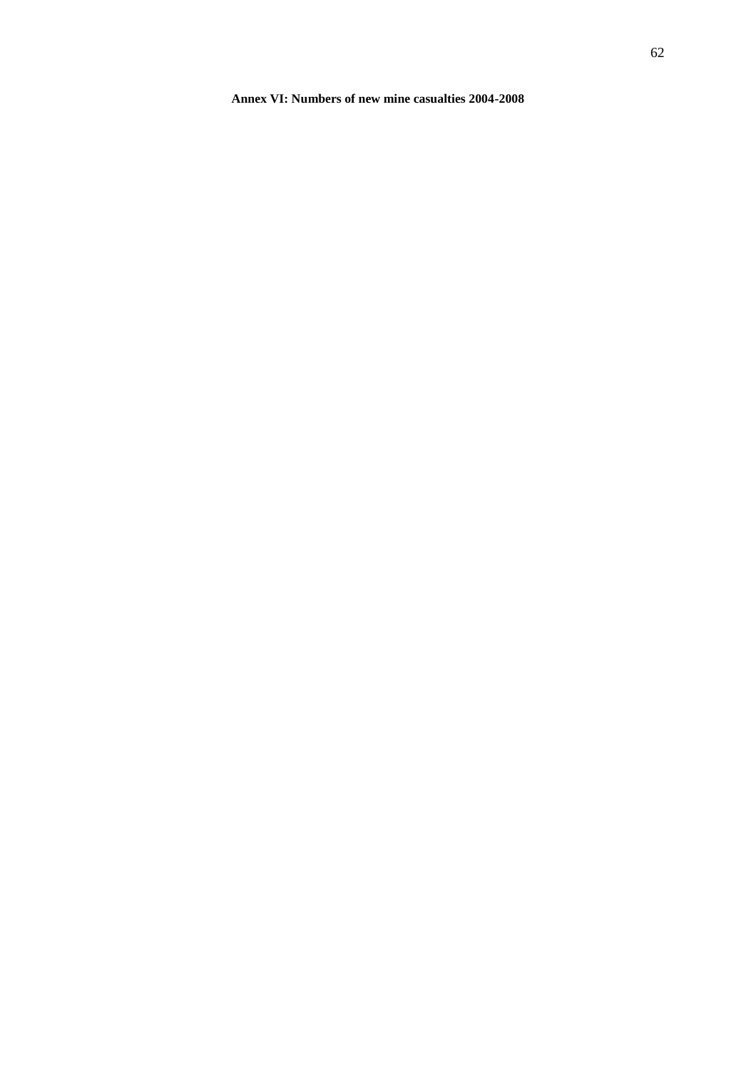**Annex VI: Numbers of new mine casualties 2004-2008**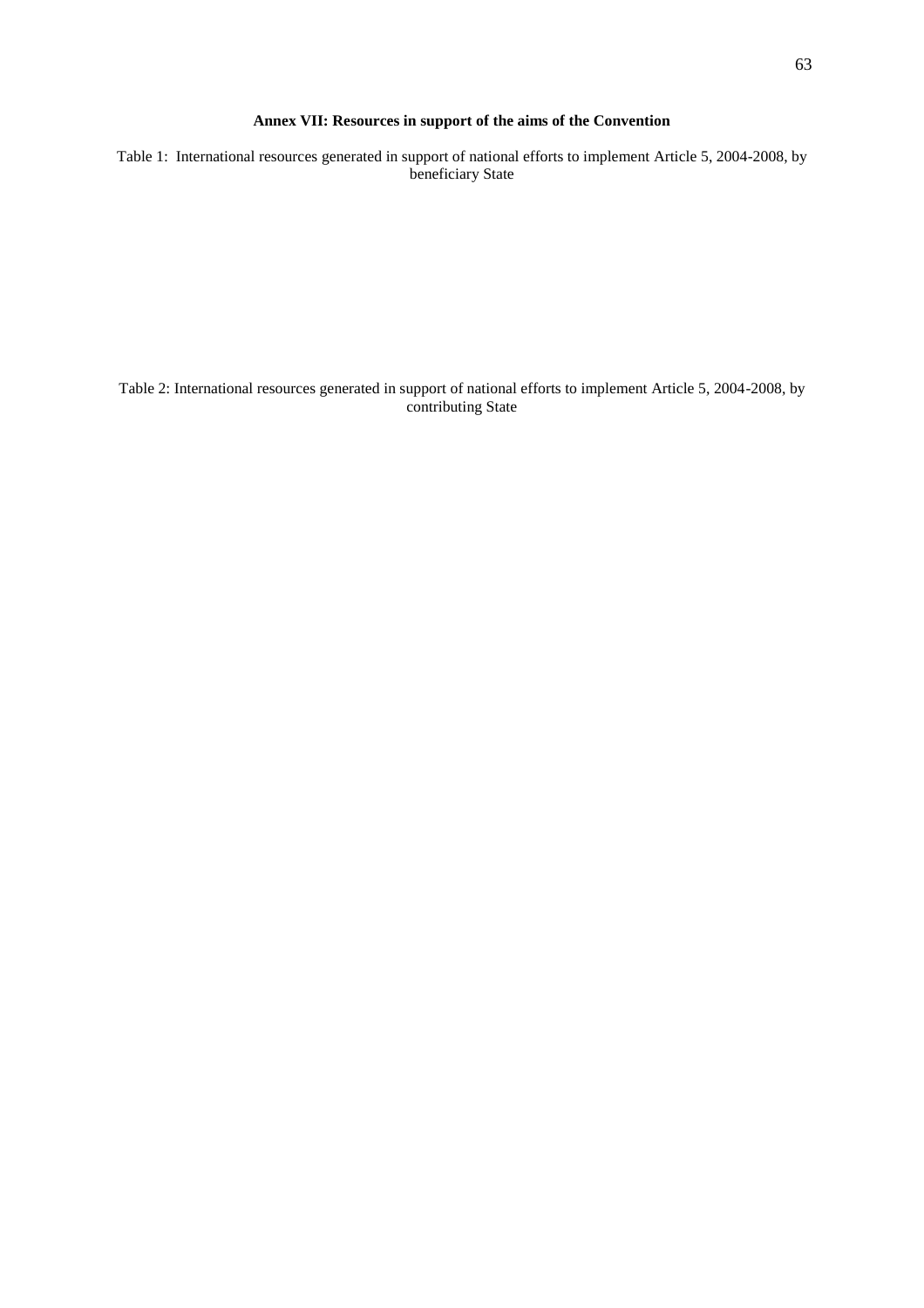## Annex VII: Resources in support of the aims of the Convention

Table 1: International resources generated in support of national efforts to implement Article 5, 2004-2008, by beneficiary State

Table 2: International resources generated in support of national efforts to implement Article 5, 2004-2008, by contributing State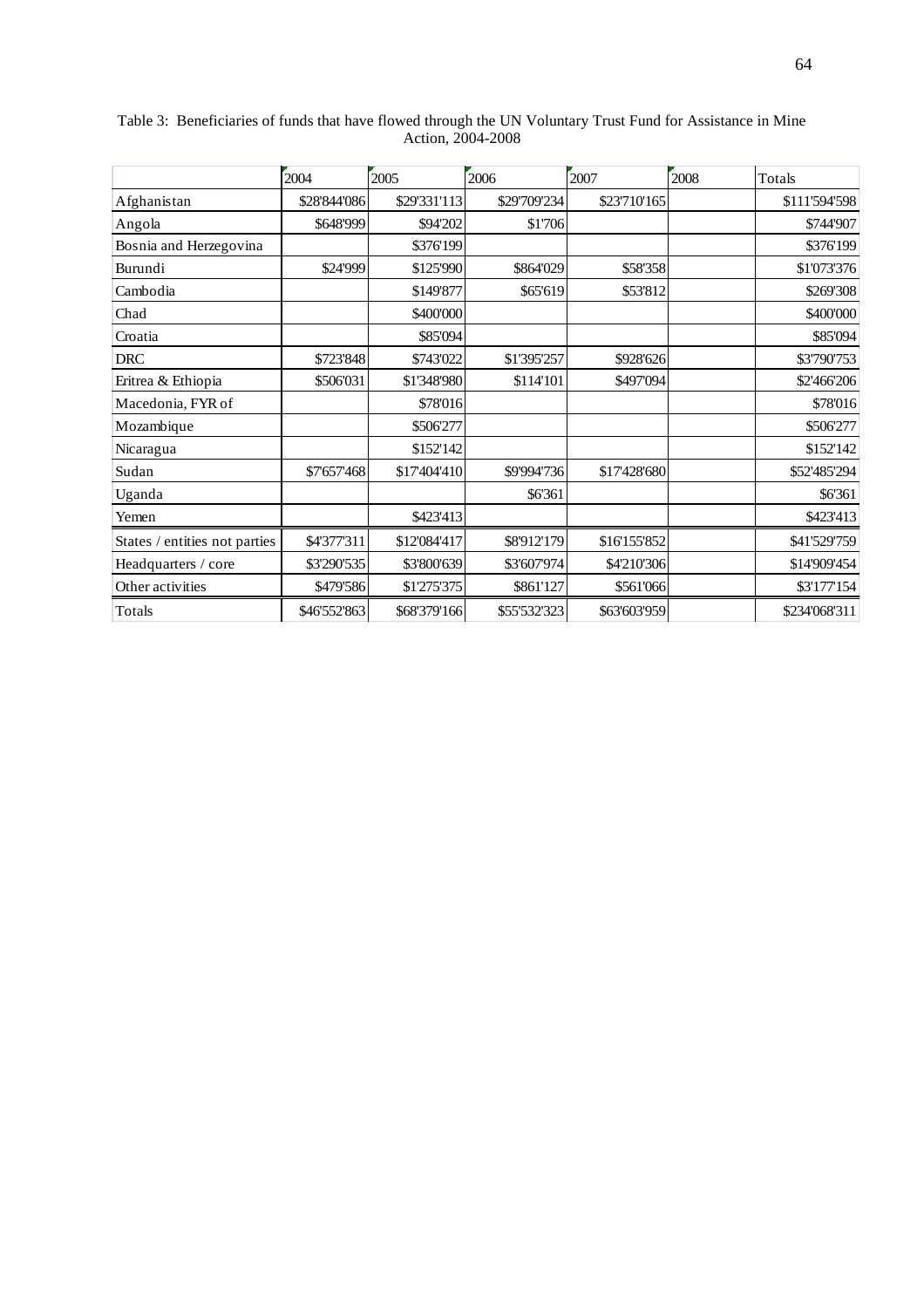Table 3: Beneficiaries of funds that have flowed through the UN Voluntary Trust Fund for Assistance in Mine Action, 2004-2008

| | 2004 | 2005 | 2006 | 2007 | 2008 | Totals |
|---|---|---|---|---|---|---|
| Afghanistan | $28'844'086 | $29'331'113 | $29'709'234 | $23'710'165 | | $111'594'598 |
| Angola | $648'999 | $94'202 | $1'706 | | | $744'907 |
| Bosnia and Herzegovina | | $376'199 | | | | $376'199 |
| Burundi | $24'999 | $125'990 | $864'029 | $58'358 | | $1'073'376 |
| Cambodia | | $149'877 | $65'619 | $53'812 | | $269'308 |
| Chad | | $400'000 | | | | $400'000 |
| Croatia | | $85'094 | | | | $85'094 |
| DRC | $723'848 | $743'022 | $1'395'257 | $928'626 | | $3'790'753 |
| Eritrea & Ethiopia | $506'031 | $1'348'980 | $114'101 | $497'094 | | $2'466'206 |
| Macedonia, FYR of | | $78'016 | | | | $78'016 |
| Mozambique | | $506'277 | | | | $506'277 |
| Nicaragua | | $152'142 | | | | $152'142 |
| Sudan | $7'657'468 | $17'404'410 | $9'994'736 | $17'428'680 | | $52'485'294 |
| Uganda | | | $6'361 | | | $6'361 |
| Yemen | | $423'413 | | | | $423'413 |
| States / entities not parties | $4'377'311 | $12'084'417 | $8'912'179 | $16'155'852 | | $41'529'759 |
| Headquarters / core | $3'290'535 | $3'800'639 | $3'607'974 | $4'210'306 | | $14'909'454 |
| Other activities | $479'586 | $1'275'375 | $861'127 | $561'066 | | $3'177'154 |
| Totals | $46'552'863 | $68'379'166 | $55'532'323 | $63'603'959 | | $234'068'311 |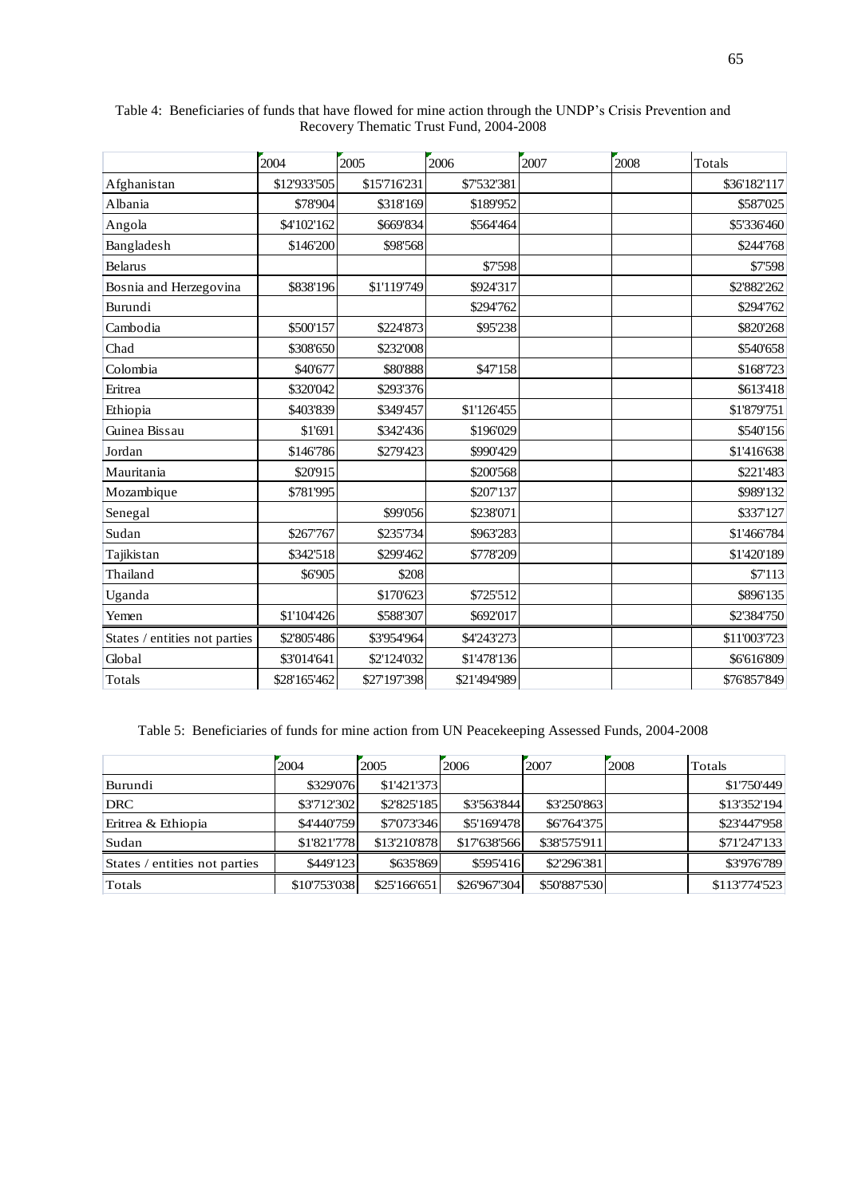Table 4: Beneficiaries of funds that have flowed for mine action through the UNDP's Crisis Prevention and Recovery Thematic Trust Fund, 2004-2008

| | 2004 | 2005 | 2006 | 2007 | 2008 | Totals |
|---|---|---|---|---|---|---|
| Afghanistan | $12'933'505 | $15'716'231 | $7'532'381 | | | $36'182'117 |
| Albania | $78'904 | $318'169 | $189'952 | | | $587'025 |
| Angola | $4'102'162 | $669'834 | $564'464 | | | $5'336'460 |
| Bangladesh | $146'200 | $98'568 | | | | $244'768 |
| Belarus | | | $7'598 | | | $7'598 |
| Bosnia and Herzegovina | $838'196 | $1'119'749 | $924'317 | | | $2'882'262 |
| Burundi | | | $294'762 | | | $294'762 |
| Cambodia | $500'157 | $224'873 | $95'238 | | | $820'268 |
| Chad | $308'650 | $232'008 | | | | $540'658 |
| Colombia | $40'677 | $80'888 | $47'158 | | | $168'723 |
| Eritrea | $320'042 | $293'376 | | | | $613'418 |
| Ethiopia | $403'839 | $349'457 | $1'126'455 | | | $1'879'751 |
| Guinea Bissau | $1'691 | $342'436 | $196'029 | | | $540'156 |
| Jordan | $146'786 | $279'423 | $990'429 | | | $1'416'638 |
| Mauritania | $20'915 | | $200'568 | | | $221'483 |
| Mozambique | $781'995 | | $207'137 | | | $989'132 |
| Senegal | | $99'056 | $238'071 | | | $337'127 |
| Sudan | $267'767 | $235'734 | $963'283 | | | $1'466'784 |
| Tajikistan | $342'518 | $299'462 | $778'209 | | | $1'420'189 |
| Thailand | $6'905 | $208 | | | | $7'113 |
| Uganda | | $170'623 | $725'512 | | | $896'135 |
| Yemen | $1'104'426 | $588'307 | $692'017 | | | $2'384'750 |
| States / entities not parties | $2'805'486 | $3'954'964 | $4'243'273 | | | $11'003'723 |
| Global | $3'014'641 | $2'124'032 | $1'478'136 | | | $6'616'809 |
| Totals | $28'165'462 | $27'197'398 | $21'494'989 | | | $76'857'849 |

Table 5: Beneficiaries of funds for mine action from UN Peacekeeping Assessed Funds, 2004-2008

| | 2004 | 2005 | 2006 | 2007 | 2008 | Totals |
|---|---|---|---|---|---|---|
| Burundi | $329'076 | $1'421'373 | | | | $1'750'449 |
| DRC | $3'712'302 | $2'825'185 | $3'563'844 | $3'250'863 | | $13'352'194 |
| Eritrea & Ethiopia | $4'440'759 | $7'073'346 | $5'169'478 | $6'764'375 | | $23'447'958 |
| Sudan | $1'821'778 | $13'210'878 | $17'638'566 | $38'575'911 | | $71'247'133 |
| States / entities not parties | $449'123 | $635'869 | $595'416 | $2'296'381 | | $3'976'789 |
| Totals | $10'753'038 | $25'166'651 | $26'967'304 | $50'887'530 | | $113'774'523 |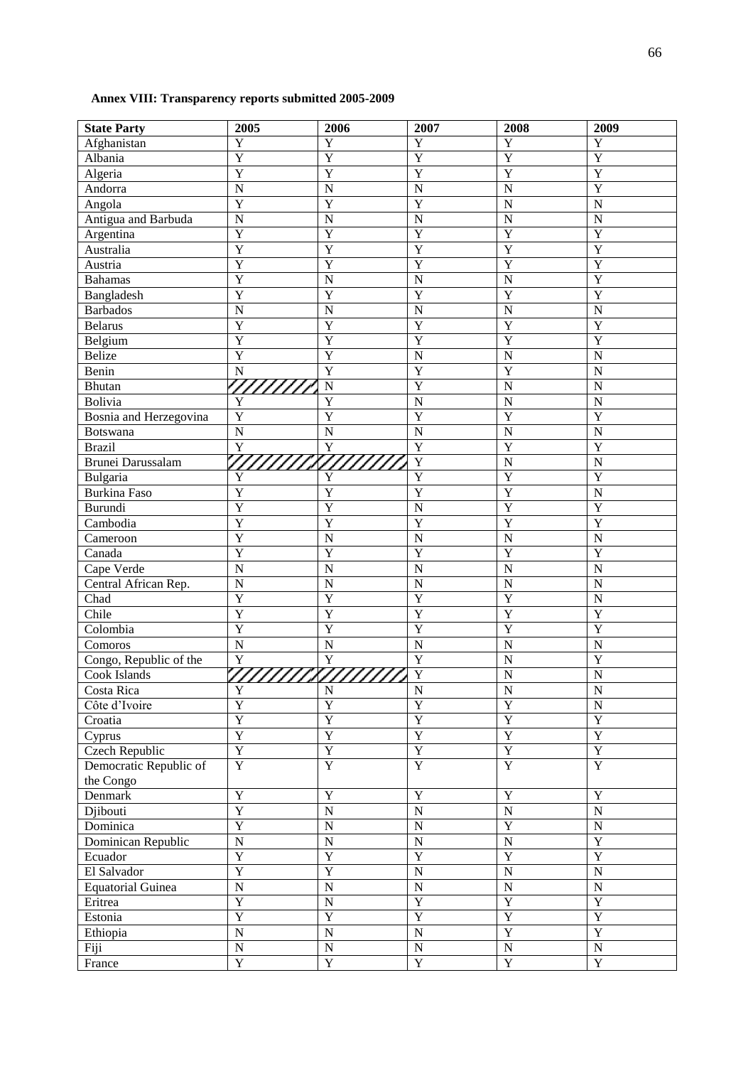**Annex VIII: Transparency reports submitted 2005-2009**

| State Party | 2005 | 2006 | 2007 | 2008 | 2009 |
|---|---|---|---|---|---|
| Afghanistan | Y | Y | Y | Y | Y |
| Albania | Y | Y | Y | Y | Y |
| Algeria | Y | Y | Y | Y | Y |
| Andorra | N | N | N | N | Y |
| Angola | Y | Y | Y | N | N |
| Antigua and Barbuda | N | N | N | N | N |
| Argentina | Y | Y | Y | Y | Y |
| Australia | Y | Y | Y | Y | Y |
| Austria | Y | Y | Y | Y | Y |
| Bahamas | Y | N | N | N | Y |
| Bangladesh | Y | Y | Y | Y | Y |
| Barbados | N | N | N | N | N |
| Belarus | Y | Y | Y | Y | Y |
| Belgium | Y | Y | Y | Y | Y |
| Belize | Y | Y | N | N | N |
| Benin | N | Y | Y | Y | N |
| Bhutan | | N | Y | N | N |
| Bolivia | Y | Y | N | N | N |
| Bosnia and Herzegovina | Y | Y | Y | Y | Y |
| Botswana | N | N | N | N | N |
| Brazil | Y | Y | Y | Y | Y |
| Brunei Darussalam | | | Y | N | N |
| Bulgaria | Y | Y | Y | Y | Y |
| Burkina Faso | Y | Y | Y | Y | N |
| Burundi | Y | Y | N | Y | Y |
| Cambodia | Y | Y | Y | Y | Y |
| Cameroon | Y | N | N | N | N |
| Canada | Y | Y | Y | Y | Y |
| Cape Verde | N | N | N | N | N |
| Central African Rep. | N | N | N | N | N |
| Chad | Y | Y | Y | Y | N |
| Chile | Y | Y | Y | Y | Y |
| Colombia | Y | Y | Y | Y | Y |
| Comoros | N | N | N | N | N |
| Congo, Republic of the | Y | Y | Y | N | Y |
| Cook Islands | | | Y | N | N |
| Costa Rica | Y | N | N | N | N |
| Côte d'Ivoire | Y | Y | Y | Y | N |
| Croatia | Y | Y | Y | Y | Y |
| Cyprus | Y | Y | Y | Y | Y |
| Czech Republic | Y | Y | Y | Y | Y |
| Democratic Republic of the Congo | Y | Y | Y | Y | Y |
| Denmark | Y | Y | Y | Y | Y |
| Djibouti | Y | N | N | N | N |
| Dominica | Y | N | N | Y | N |
| Dominican Republic | N | N | N | N | Y |
| Ecuador | Y | Y | Y | Y | Y |
| El Salvador | Y | Y | N | N | N |
| Equatorial Guinea | N | N | N | N | N |
| Eritrea | Y | N | Y | Y | Y |
| Estonia | Y | Y | Y | Y | Y |
| Ethiopia | N | N | N | Y | Y |
| Fiji | N | N | N | N | N |
| France | Y | Y | Y | Y | Y |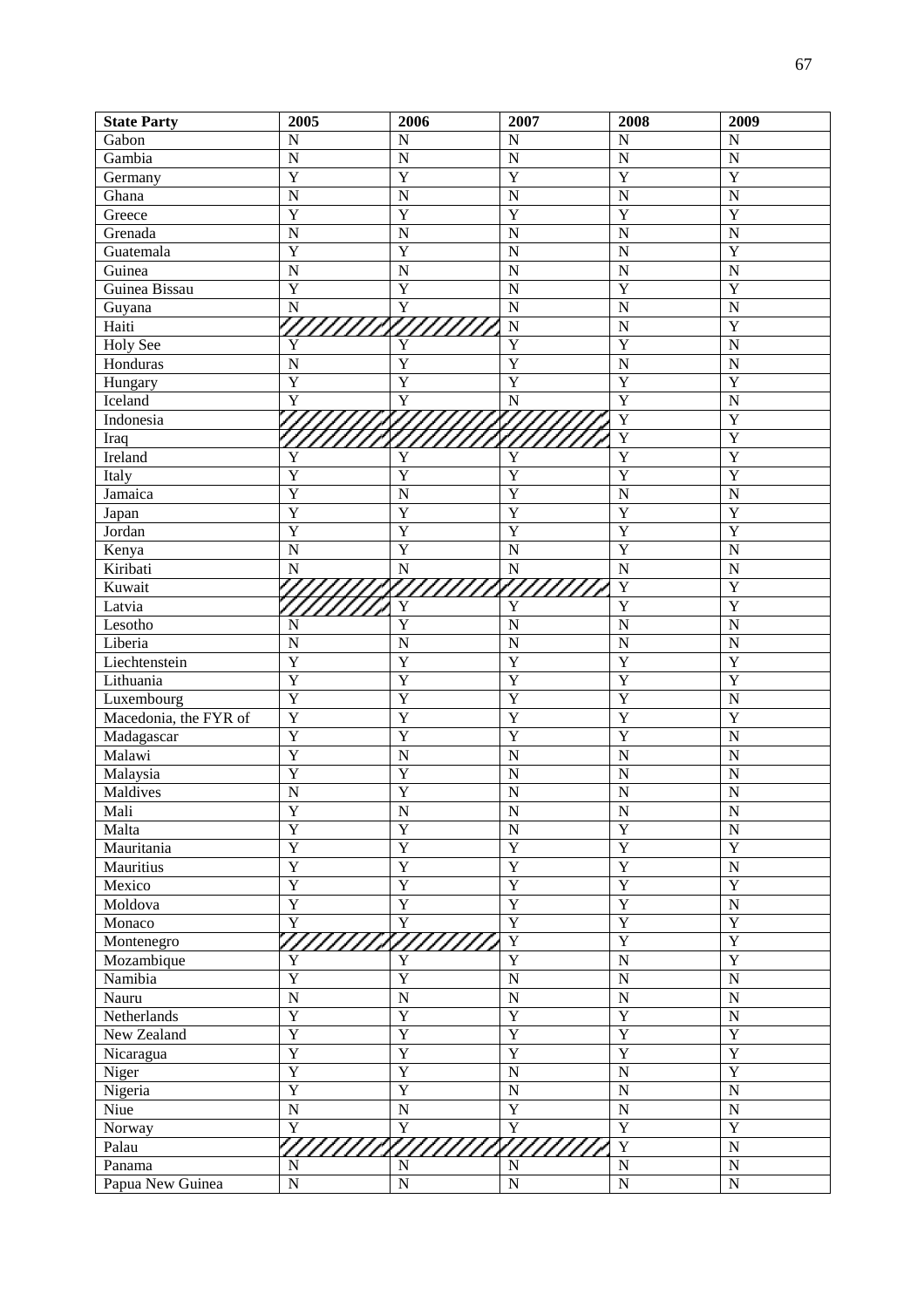| State Party | 2005 | 2006 | 2007 | 2008 | 2009 |
|---|---|---|---|---|---|
| Gabon | N | N | N | N | N |
| Gambia | N | N | N | N | N |
| Germany | Y | Y | Y | Y | Y |
| Ghana | N | N | N | N | N |
| Greece | Y | Y | Y | Y | Y |
| Grenada | N | N | N | N | N |
| Guatemala | Y | Y | N | N | Y |
| Guinea | N | N | N | N | N |
| Guinea Bissau | Y | Y | N | Y | Y |
| Guyana | N | Y | N | N | N |
| Haiti | | | N | N | Y |
| Holy See | Y | Y | Y | Y | N |
| Honduras | N | Y | Y | N | N |
| Hungary | Y | Y | Y | Y | Y |
| Iceland | Y | Y | N | Y | N |
| Indonesia | | | | Y | Y |
| Iraq | | | | Y | Y |
| Ireland | Y | Y | Y | Y | Y |
| Italy | Y | Y | Y | Y | Y |
| Jamaica | Y | N | Y | N | N |
| Japan | Y | Y | Y | Y | Y |
| Jordan | Y | Y | Y | Y | Y |
| Kenya | N | Y | N | Y | N |
| Kiribati | N | N | N | N | N |
| Kuwait | | | | Y | Y |
| Latvia | | Y | Y | Y | Y |
| Lesotho | N | Y | N | N | N |
| Liberia | N | N | N | N | N |
| Liechtenstein | Y | Y | Y | Y | Y |
| Lithuania | Y | Y | Y | Y | Y |
| Luxembourg | Y | Y | Y | Y | N |
| Macedonia, the FYR of | Y | Y | Y | Y | Y |
| Madagascar | Y | Y | Y | Y | N |
| Malawi | Y | N | N | N | N |
| Malaysia | Y | Y | N | N | N |
| Maldives | N | Y | N | N | N |
| Mali | Y | N | N | N | N |
| Malta | Y | Y | N | Y | N |
| Mauritania | Y | Y | Y | Y | Y |
| Mauritius | Y | Y | Y | Y | N |
| Mexico | Y | Y | Y | Y | Y |
| Moldova | Y | Y | Y | Y | N |
| Monaco | Y | Y | Y | Y | Y |
| Montenegro | | | Y | Y | Y |
| Mozambique | Y | Y | Y | N | Y |
| Namibia | Y | Y | N | N | N |
| Nauru | N | N | N | N | N |
| Netherlands | Y | Y | Y | Y | N |
| New Zealand | Y | Y | Y | Y | Y |
| Nicaragua | Y | Y | Y | Y | Y |
| Niger | Y | Y | N | N | Y |
| Nigeria | Y | Y | N | N | N |
| Niue | N | N | Y | N | N |
| Norway | Y | Y | Y | Y | Y |
| Palau | | | | Y | N |
| Panama | N | N | N | N | N |
| Papua New Guinea | N | N | N | N | N |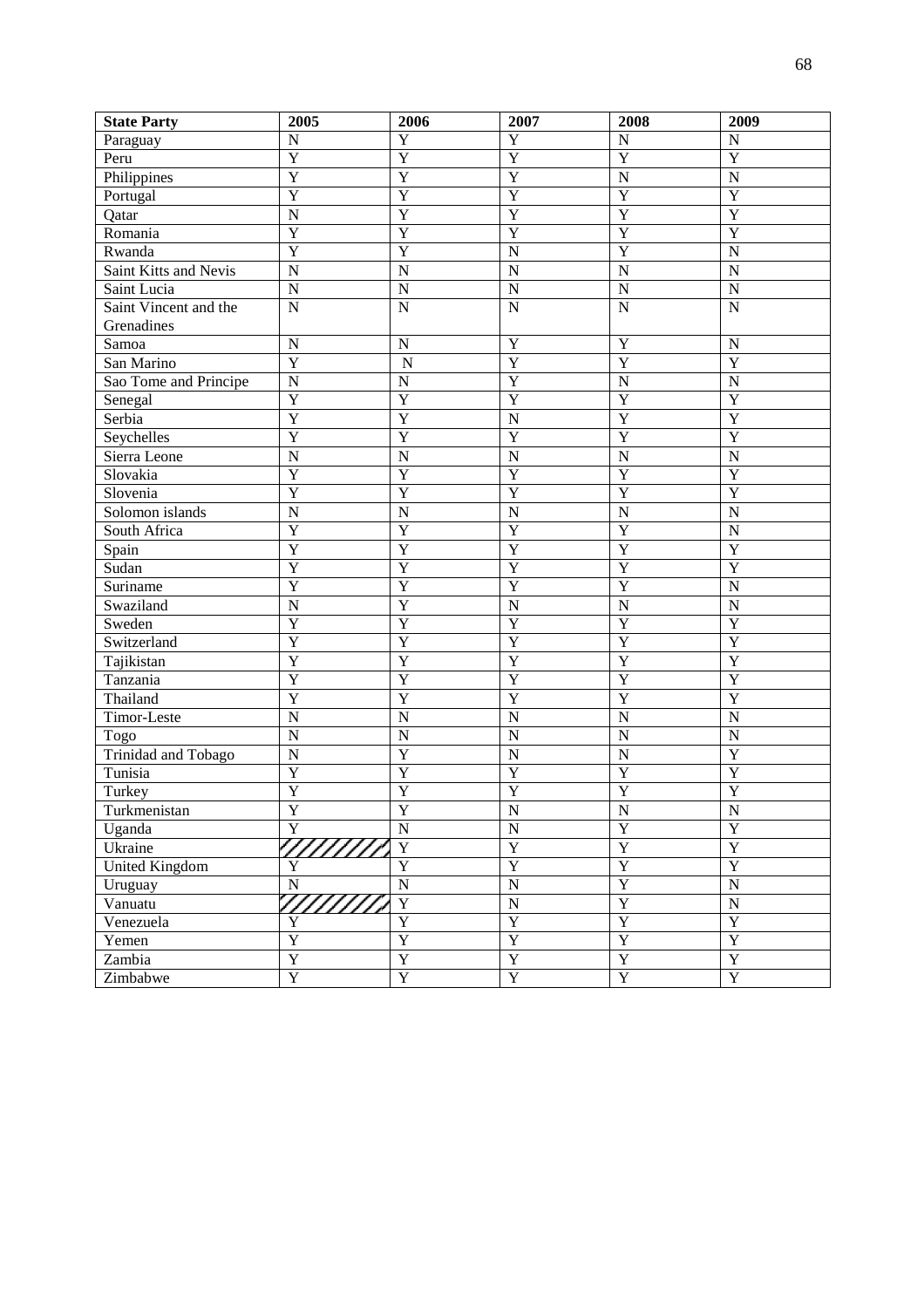| State Party | 2005 | 2006 | 2007 | 2008 | 2009 |
|---|---|---|---|---|---|
| Paraguay | N | Y | Y | N | N |
| Peru | Y | Y | Y | Y | Y |
| Philippines | Y | Y | Y | N | N |
| Portugal | Y | Y | Y | Y | Y |
| Qatar | N | Y | Y | Y | Y |
| Romania | Y | Y | Y | Y | Y |
| Rwanda | Y | Y | N | Y | N |
| Saint Kitts and Nevis | N | N | N | N | N |
| Saint Lucia | N | N | N | N | N |
| Saint Vincent and the Grenadines | N | N | N | N | N |
| Samoa | N | N | Y | Y | N |
| San Marino | Y | N | Y | Y | Y |
| Sao Tome and Principe | N | N | Y | N | N |
| Senegal | Y | Y | Y | Y | Y |
| Serbia | Y | Y | N | Y | Y |
| Seychelles | Y | Y | Y | Y | Y |
| Sierra Leone | N | N | N | N | N |
| Slovakia | Y | Y | Y | Y | Y |
| Slovenia | Y | Y | Y | Y | Y |
| Solomon islands | N | N | N | N | N |
| South Africa | Y | Y | Y | Y | N |
| Spain | Y | Y | Y | Y | Y |
| Sudan | Y | Y | Y | Y | Y |
| Suriname | Y | Y | Y | Y | N |
| Swaziland | N | Y | N | N | N |
| Sweden | Y | Y | Y | Y | Y |
| Switzerland | Y | Y | Y | Y | Y |
| Tajikistan | Y | Y | Y | Y | Y |
| Tanzania | Y | Y | Y | Y | Y |
| Thailand | Y | Y | Y | Y | Y |
| Timor-Leste | N | N | N | N | N |
| Togo | N | N | N | N | N |
| Trinidad and Tobago | N | Y | N | N | Y |
| Tunisia | Y | Y | Y | Y | Y |
| Turkey | Y | Y | Y | Y | Y |
| Turkmenistan | Y | Y | N | N | N |
| Uganda | Y | N | N | Y | Y |
| Ukraine | | Y | Y | Y | Y |
| United Kingdom | Y | Y | Y | Y | Y |
| Uruguay | N | N | N | Y | N |
| Vanuatu | | Y | N | Y | N |
| Venezuela | Y | Y | Y | Y | Y |
| Yemen | Y | Y | Y | Y | Y |
| Zambia | Y | Y | Y | Y | Y |
| Zimbabwe | Y | Y | Y | Y | Y |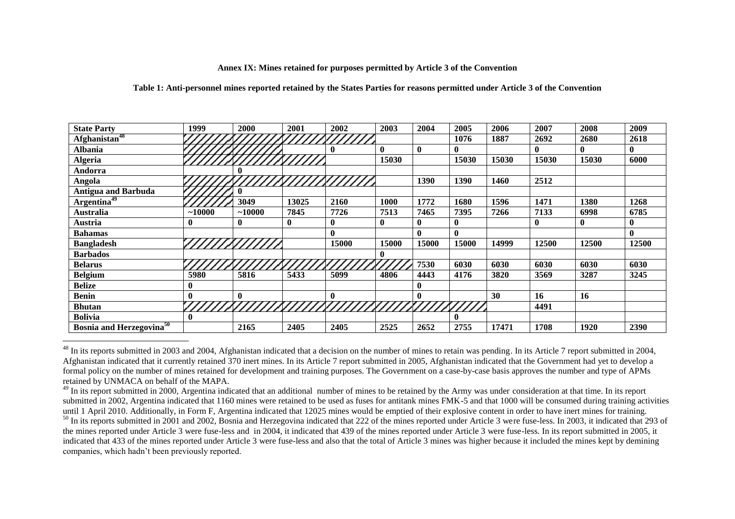**Annex IX: Mines retained for purposes permitted by Article 3 of the Convention**

**Table 1: Anti-personnel mines reported retained by the States Parties for reasons permitted under Article 3 of the Convention**

| State Party | 1999 | 2000 | 2001 | 2002 | 2003 | 2004 | 2005 | 2006 | 2007 | 2008 | 2009 |
|---|---|---|---|---|---|---|---|---|---|---|---|
| **Afghanistan**[48] | | | | | | | **1076** | **1887** | **2692** | **2680** | **2618** |
| **Albania** | | | | **0** | **0** | **0** | **0** | | **0** | **0** | **0** |
| **Algeria** | | | | | **15030** | | **15030** | **15030** | **15030** | **15030** | **6000** |
| **Andorra** | | **0** | | | | | | | | | |
| **Angola** | | | | | | **1390** | **1390** | **1460** | **2512** | | |
| **Antigua and Barbuda** | | **0** | | | | | | | | | |
| **Argentina**[49] | | **3049** | **13025** | **2160** | **1000** | **1772** | **1680** | **1596** | **1471** | **1380** | **1268** |
| **Australia** | **~10000** | **~10000** | **7845** | **7726** | **7513** | **7465** | **7395** | **7266** | **7133** | **6998** | **6785** |
| **Austria** | **0** | **0** | **0** | **0** | **0** | **0** | **0** | | **0** | **0** | **0** |
| **Bahamas** | | | | **0** | | **0** | **0** | | | | **0** |
| **Bangladesh** | | | | **15000** | **15000** | **15000** | **15000** | **14999** | **12500** | **12500** | **12500** |
| **Barbados** | | | | | **0** | | | | | | |
| **Belarus** | | | | | | **7530** | **6030** | **6030** | **6030** | **6030** | **6030** |
| **Belgium** | **5980** | **5816** | **5433** | **5099** | **4806** | **4443** | **4176** | **3820** | **3569** | **3287** | **3245** |
| **Belize** | **0** | | | | | **0** | | | | | |
| **Benin** | **0** | **0** | | **0** | | **0** | | **30** | **16** | **16** | |
| **Bhutan** | | | | | | | | | **4491** | | |
| **Bolivia** | **0** | | | | | | **0** | | | | |
| **Bosnia and Herzegovina**[50] | | **2165** | **2405** | **2405** | **2525** | **2652** | **2755** | **17471** | **1708** | **1920** | **2390** |

[48] In its reports submitted in 2003 and 2004, Afghanistan indicated that a decision on the number of mines to retain was pending. In its Article 7 report submitted in 2004, Afghanistan indicated that it currently retained 370 inert mines. In its Article 7 report submitted in 2005, Afghanistan indicated that the Government had yet to develop a formal policy on the number of mines retained for development and training purposes. The Government on a case-by-case basis approves the number and type of APMs retained by UNMACA on behalf of the MAPA.

[49] In its report submitted in 2000, Argentina indicated that an additional number of mines to be retained by the Army was under consideration at that time. In its report submitted in 2002, Argentina indicated that 1160 mines were retained to be used as fuses for antitank mines FMK-5 and that 1000 will be consumed during training activities until 1 April 2010. Additionally, in Form F, Argentina indicated that 12025 mines would be emptied of their explosive content in order to have inert mines for training.

[50] In its reports submitted in 2001 and 2002, Bosnia and Herzegovina indicated that 222 of the mines reported under Article 3 were fuse-less. In 2003, it indicated that 293 of the mines reported under Article 3 were fuse-less and in 2004, it indicated that 439 of the mines reported under Article 3 were fuse-less. In its report submitted in 2005, it indicated that 433 of the mines reported under Article 3 were fuse-less and also that the total of Article 3 mines was higher because it included the mines kept by demining companies, which hadn't been previously reported.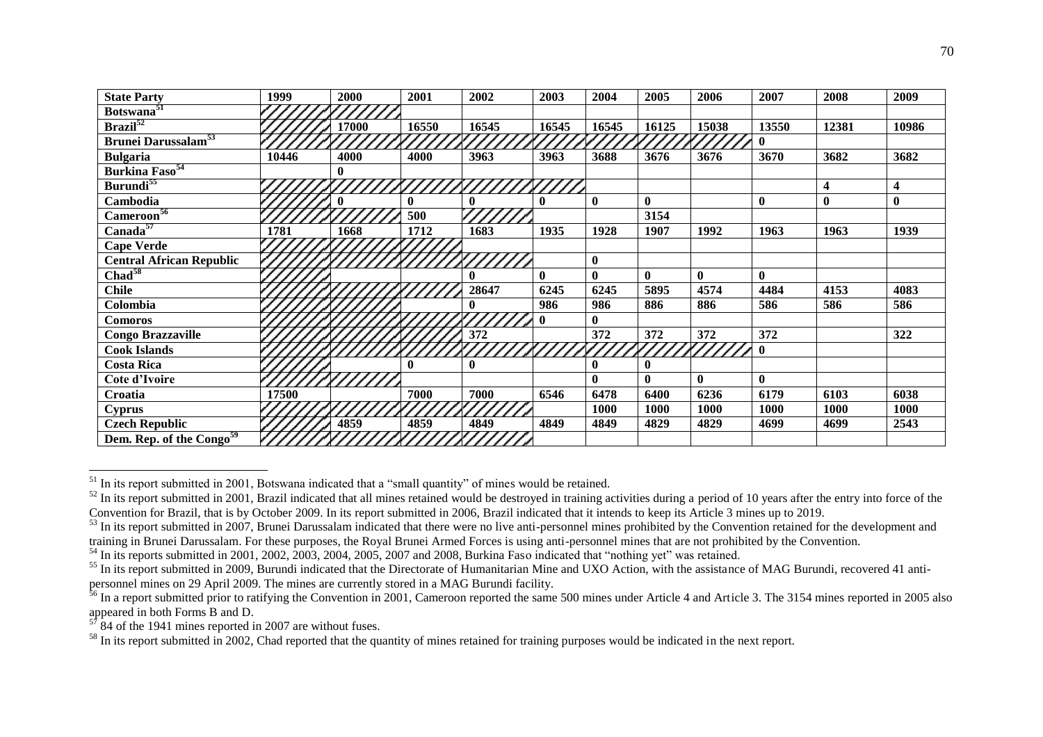| State Party | 1999 | 2000 | 2001 | 2002 | 2003 | 2004 | 2005 | 2006 | 2007 | 2008 | 2009 |
|---|---|---|---|---|---|---|---|---|---|---|---|
| Botswana[51] | | | | | | | | | | | |
| Brazil[52] | | 17000 | 16550 | 16545 | 16545 | 16545 | 16125 | 15038 | 13550 | 12381 | 10986 |
| Brunei Darussalam[53] | | | | | | | | | 0 | | |
| Bulgaria | 10446 | 4000 | 4000 | 3963 | 3963 | 3688 | 3676 | 3676 | 3670 | 3682 | 3682 |
| Burkina Faso[54] | | 0 | | | | | | | | | |
| Burundi[55] | | | | | | | | | | 4 | 4 |
| Cambodia | | 0 | 0 | 0 | 0 | 0 | 0 | | 0 | 0 | 0 |
| Cameroon[56] | | | 500 | | | | 3154 | | | | |
| Canada[57] | 1781 | 1668 | 1712 | 1683 | 1935 | 1928 | 1907 | 1992 | 1963 | 1963 | 1939 |
| Cape Verde | | | | | | | | | | | |
| Central African Republic | | | | | | 0 | | | | | |
| Chad[58] | | | | 0 | 0 | 0 | 0 | 0 | 0 | | |
| Chile | | | | 28647 | 6245 | 6245 | 5895 | 4574 | 4484 | 4153 | 4083 |
| Colombia | | | | 0 | 986 | 986 | 886 | 886 | 586 | 586 | 586 |
| Comoros | | | | | 0 | 0 | | | | | |
| Congo Brazzaville | | | | 372 | | 372 | 372 | 372 | 372 | | 322 |
| Cook Islands | | | | | | | | | 0 | | |
| Costa Rica | | | 0 | 0 | | 0 | 0 | | | | |
| Cote d'Ivoire | | | | | | 0 | 0 | 0 | 0 | | |
| Croatia | 17500 | | 7000 | 7000 | 6546 | 6478 | 6400 | 6236 | 6179 | 6103 | 6038 |
| Cyprus | | | | | | 1000 | 1000 | 1000 | 1000 | 1000 | 1000 |
| Czech Republic | | 4859 | 4859 | 4849 | 4849 | 4849 | 4829 | 4829 | 4699 | 4699 | 2543 |
| Dem. Rep. of the Congo[59] | | | | | | | | | | | |

[51] In its report submitted in 2001, Botswana indicated that a "small quantity" of mines would be retained.

[52] In its report submitted in 2001, Brazil indicated that all mines retained would be destroyed in training activities during a period of 10 years after the entry into force of the Convention for Brazil, that is by October 2009. In its report submitted in 2006, Brazil indicated that it intends to keep its Article 3 mines up to 2019.

[53] In its report submitted in 2007, Brunei Darussalam indicated that there were no live anti-personnel mines prohibited by the Convention retained for the development and training in Brunei Darussalam. For these purposes, the Royal Brunei Armed Forces is using anti-personnel mines that are not prohibited by the Convention.

[54] In its reports submitted in 2001, 2002, 2003, 2004, 2005, 2007 and 2008, Burkina Faso indicated that "nothing yet" was retained.

[55] In its report submitted in 2009, Burundi indicated that the Directorate of Humanitarian Mine and UXO Action, with the assistance of MAG Burundi, recovered 41 anti-personnel mines on 29 April 2009. The mines are currently stored in a MAG Burundi facility.

[56] In a report submitted prior to ratifying the Convention in 2001, Cameroon reported the same 500 mines under Article 4 and Article 3. The 3154 mines reported in 2005 also appeared in both Forms B and D.

[57] 84 of the 1941 mines reported in 2007 are without fuses.

[58] In its report submitted in 2002, Chad reported that the quantity of mines retained for training purposes would be indicated in the next report.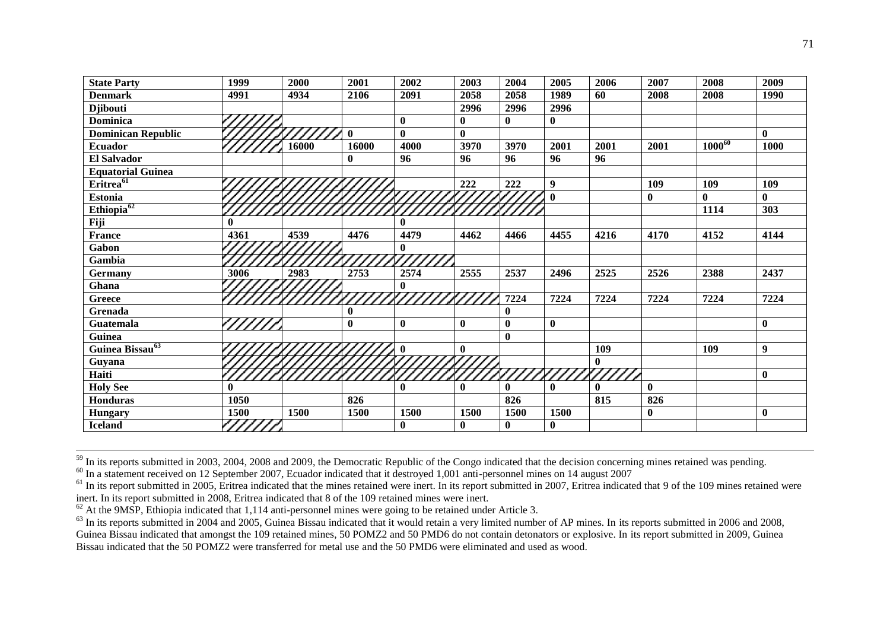| State Party | 1999 | 2000 | 2001 | 2002 | 2003 | 2004 | 2005 | 2006 | 2007 | 2008 | 2009 |
|---|---|---|---|---|---|---|---|---|---|---|---|
| **Denmark** | **4991** | **4934** | **2106** | **2091** | **2058** | **2058** | **1989** | **60** | **2008** | **2008** | **1990** |
| **Djibouti** | | | | | **2996** | **2996** | **2996** | | | | |
| **Dominica** | | | | **0** | **0** | **0** | **0** | | | | |
| **Dominican Republic** | | | **0** | **0** | **0** | | | | | | **0** |
| **Ecuador** | | **16000** | **16000** | **4000** | **3970** | **3970** | **2001** | **2001** | **2001** | **1000**[60] | **1000** |
| **El Salvador** | | | **0** | **96** | **96** | **96** | **96** | **96** | | | |
| **Equatorial Guinea** | | | | | | | | | | | |
| **Eritrea**[61] | | | | | **222** | **222** | **9** | | **109** | **109** | **109** |
| **Estonia** | | | | | | | **0** | | **0** | **0** | **0** |
| **Ethiopia**[62] | | | | | | | | | | **1114** | **303** |
| **Fiji** | **0** | | | **0** | | | | | | | |
| **France** | **4361** | **4539** | **4476** | **4479** | **4462** | **4466** | **4455** | **4216** | **4170** | **4152** | **4144** |
| **Gabon** | | | | **0** | | | | | | | |
| **Gambia** | | | | | | | | | | | |
| **Germany** | **3006** | **2983** | **2753** | **2574** | **2555** | **2537** | **2496** | **2525** | **2526** | **2388** | **2437** |
| **Ghana** | | | | **0** | | | | | | | |
| **Greece** | | | | | | **7224** | **7224** | **7224** | **7224** | **7224** | **7224** |
| **Grenada** | | | **0** | | | **0** | | | | | |
| **Guatemala** | | | **0** | **0** | **0** | **0** | **0** | | | | **0** |
| **Guinea** | | | | | | **0** | | | | | |
| **Guinea Bissau**[63] | | | | **0** | **0** | | | **109** | | **109** | **9** |
| **Guyana** | | | | | | | | **0** | | | |
| **Haiti** | | | | | | | | | | | **0** |
| **Holy See** | **0** | | | **0** | **0** | **0** | **0** | **0** | **0** | | |
| **Honduras** | **1050** | | **826** | | | **826** | | **815** | **826** | | |
| **Hungary** | **1500** | **1500** | **1500** | **1500** | **1500** | **1500** | **1500** | | **0** | | **0** |
| **Iceland** | | | | **0** | **0** | **0** | **0** | | | | |

[59] In its reports submitted in 2003, 2004, 2008 and 2009, the Democratic Republic of the Congo indicated that the decision concerning mines retained was pending.

[60] In a statement received on 12 September 2007, Ecuador indicated that it destroyed 1,001 anti-personnel mines on 14 august 2007

[61] In its report submitted in 2005, Eritrea indicated that the mines retained were inert. In its report submitted in 2007, Eritrea indicated that 9 of the 109 mines retained were inert. In its report submitted in 2008, Eritrea indicated that 8 of the 109 retained mines were inert.

[62] At the 9MSP, Ethiopia indicated that 1,114 anti-personnel mines were going to be retained under Article 3.

[63] In its reports submitted in 2004 and 2005, Guinea Bissau indicated that it would retain a very limited number of AP mines. In its reports submitted in 2006 and 2008, Guinea Bissau indicated that amongst the 109 retained mines, 50 POMZ2 and 50 PMD6 do not contain detonators or explosive. In its report submitted in 2009, Guinea Bissau indicated that the 50 POMZ2 were transferred for metal use and the 50 PMD6 were eliminated and used as wood.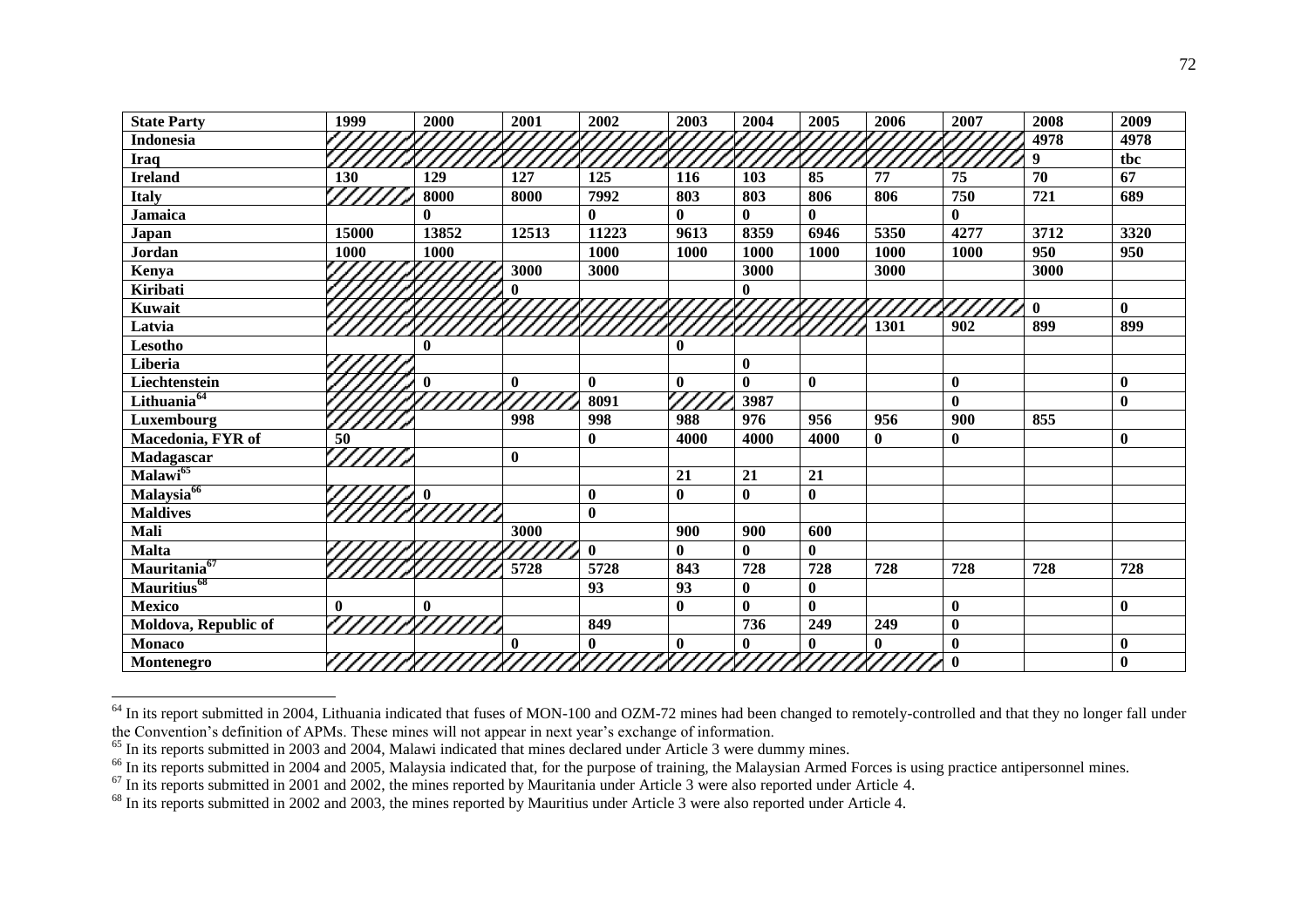| State Party | 1999 | 2000 | 2001 | 2002 | 2003 | 2004 | 2005 | 2006 | 2007 | 2008 | 2009 |
|---|---|---|---|---|---|---|---|---|---|---|---|
| **Indonesia** | | | | | | | | | | **4978** | **4978** |
| **Iraq** | | | | | | | | | | **9** | **tbc** |
| **Ireland** | **130** | **129** | **127** | **125** | **116** | **103** | **85** | **77** | **75** | **70** | **67** |
| **Italy** | | **8000** | **8000** | **7992** | **803** | **803** | **806** | **806** | **750** | **721** | **689** |
| **Jamaica** | | **0** | | **0** | **0** | **0** | **0** | | **0** | | |
| **Japan** | **15000** | **13852** | **12513** | **11223** | **9613** | **8359** | **6946** | **5350** | **4277** | **3712** | **3320** |
| **Jordan** | **1000** | **1000** | | **1000** | **1000** | **1000** | **1000** | **1000** | **1000** | **950** | **950** |
| **Kenya** | | | **3000** | **3000** | | **3000** | | **3000** | | **3000** | |
| **Kiribati** | | | **0** | | | **0** | | | | | |
| **Kuwait** | | | | | | | | | | **0** | **0** |
| **Latvia** | | | | | | | | **1301** | **902** | **899** | **899** |
| **Lesotho** | | **0** | | | **0** | | | | | | |
| **Liberia** | | | | | | **0** | | | | | |
| **Liechtenstein** | | **0** | **0** | **0** | **0** | **0** | **0** | | **0** | | **0** |
| **Lithuania**[64] | | | | **8091** | | **3987** | | | **0** | | **0** |
| **Luxembourg** | | | **998** | **998** | **988** | **976** | **956** | **956** | **900** | **855** | |
| **Macedonia, FYR of** | **50** | | | **0** | **4000** | **4000** | **4000** | **0** | **0** | | **0** |
| **Madagascar** | | | **0** | | | | | | | | |
| **Malawi**[65] | | | | | **21** | **21** | **21** | | | | |
| **Malaysia**[66] | | **0** | | **0** | **0** | **0** | **0** | | | | |
| **Maldives** | | | | **0** | | | | | | | |
| **Mali** | | | **3000** | | **900** | **900** | **600** | | | | |
| **Malta** | | | | **0** | **0** | **0** | **0** | | | | |
| **Mauritania**[67] | | | **5728** | **5728** | **843** | **728** | **728** | **728** | **728** | **728** | **728** |
| **Mauritius**[68] | | | | **93** | **93** | **0** | **0** | | | | |
| **Mexico** | **0** | **0** | | | **0** | **0** | **0** | | **0** | | **0** |
| **Moldova, Republic of** | | | | **849** | | **736** | **249** | **249** | **0** | | |
| **Monaco** | | | **0** | **0** | **0** | **0** | **0** | **0** | **0** | | **0** |
| **Montenegro** | | | | | | | | | **0** | | **0** |

[64] In its report submitted in 2004, Lithuania indicated that fuses of MON-100 and OZM-72 mines had been changed to remotely-controlled and that they no longer fall under the Convention's definition of APMs. These mines will not appear in next year's exchange of information.

[65] In its reports submitted in 2003 and 2004, Malawi indicated that mines declared under Article 3 were dummy mines.

[66] In its reports submitted in 2004 and 2005, Malaysia indicated that, for the purpose of training, the Malaysian Armed Forces is using practice antipersonnel mines.

[67] In its reports submitted in 2001 and 2002, the mines reported by Mauritania under Article 3 were also reported under Article 4.

[68] In its reports submitted in 2002 and 2003, the mines reported by Mauritius under Article 3 were also reported under Article 4.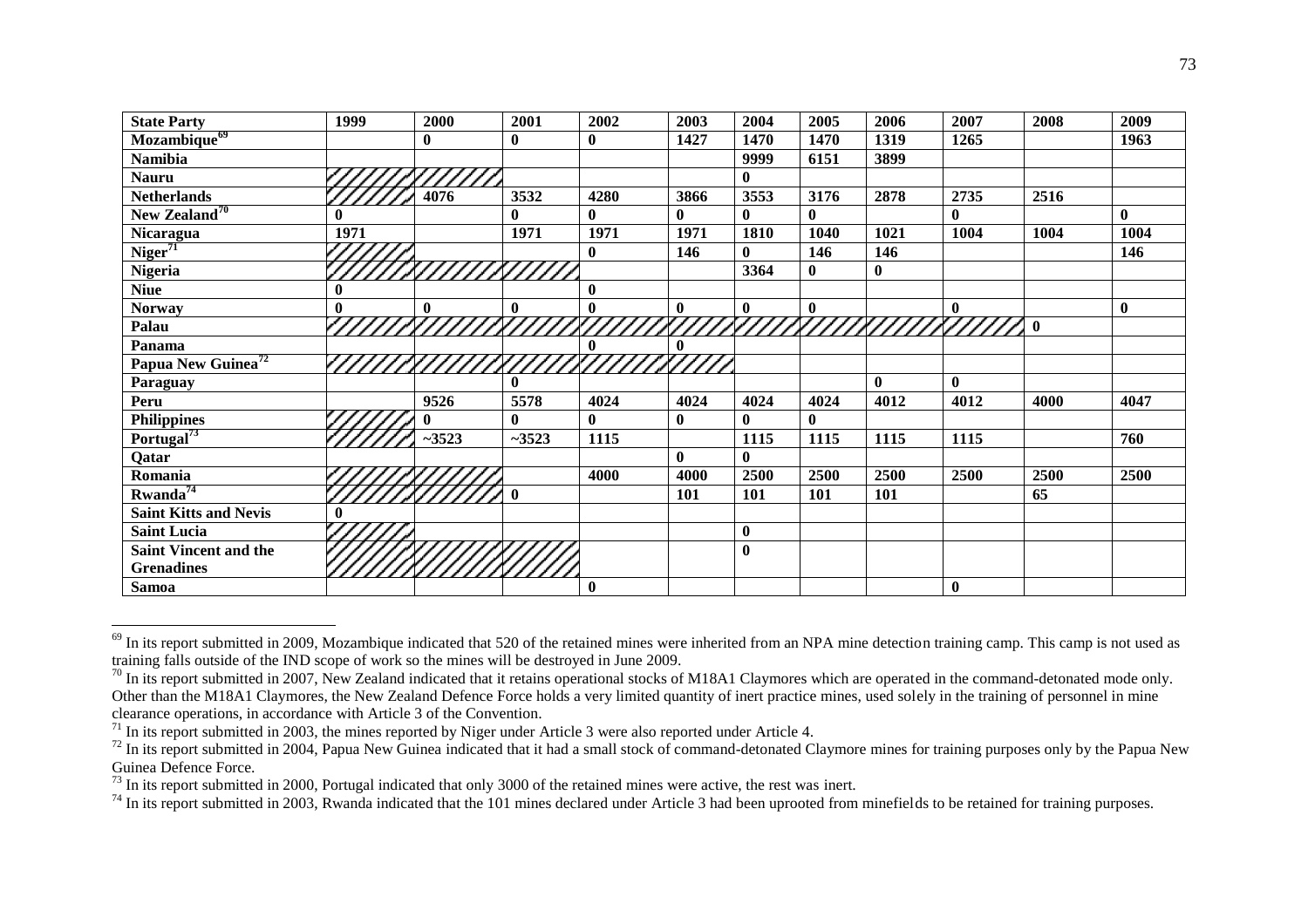| State Party | 1999 | 2000 | 2001 | 2002 | 2003 | 2004 | 2005 | 2006 | 2007 | 2008 | 2009 |
|---|---|---|---|---|---|---|---|---|---|---|---|
| **Mozambique**[69] | | **0** | **0** | **0** | **1427** | **1470** | **1470** | **1319** | **1265** | | **1963** |
| **Namibia** | | | | | | **9999** | **6151** | **3899** | | | |
| **Nauru** | | | | | | **0** | | | | | |
| **Netherlands** | | **4076** | **3532** | **4280** | **3866** | **3553** | **3176** | **2878** | **2735** | **2516** | |
| **New Zealand**[70] | **0** | | **0** | **0** | **0** | **0** | **0** | | **0** | | **0** |
| **Nicaragua** | **1971** | | **1971** | **1971** | **1971** | **1810** | **1040** | **1021** | **1004** | **1004** | **1004** |
| **Niger**[71] | | | | **0** | **146** | **0** | **146** | **146** | | | **146** |
| **Nigeria** | | | | | | **3364** | **0** | **0** | | | |
| **Niue** | **0** | | | **0** | | | | | | | |
| **Norway** | **0** | **0** | **0** | **0** | **0** | **0** | **0** | | **0** | | **0** |
| **Palau** | | | | | | | | | | **0** | |
| **Panama** | | | | **0** | **0** | | | | | | |
| **Papua New Guinea**[72] | | | | | | | | | | | |
| **Paraguay** | | | **0** | | | | | **0** | **0** | | |
| **Peru** | | **9526** | **5578** | **4024** | **4024** | **4024** | **4024** | **4012** | **4012** | **4000** | **4047** |
| **Philippines** | | **0** | **0** | **0** | **0** | **0** | **0** | | | | |
| **Portugal**[73] | | **~3523** | **~3523** | **1115** | | **1115** | **1115** | **1115** | **1115** | | **760** |
| **Qatar** | | | | | **0** | **0** | | | | | |
| **Romania** | | | | **4000** | **4000** | **2500** | **2500** | **2500** | **2500** | **2500** | **2500** |
| **Rwanda**[74] | | | **0** | | **101** | **101** | **101** | **101** | | **65** | |
| **Saint Kitts and Nevis** | **0** | | | | | | | | | | |
| **Saint Lucia** | | | | | | **0** | | | | | |
| **Saint Vincent and the Grenadines** | | | | | | **0** | | | | | |
| **Samoa** | | | | **0** | | | | | **0** | | |

[69] In its report submitted in 2009, Mozambique indicated that 520 of the retained mines were inherited from an NPA mine detection training camp. This camp is not used as training falls outside of the IND scope of work so the mines will be destroyed in June 2009.

[70] In its report submitted in 2007, New Zealand indicated that it retains operational stocks of M18A1 Claymores which are operated in the command-detonated mode only. Other than the M18A1 Claymores, the New Zealand Defence Force holds a very limited quantity of inert practice mines, used solely in the training of personnel in mine clearance operations, in accordance with Article 3 of the Convention.

[71] In its report submitted in 2003, the mines reported by Niger under Article 3 were also reported under Article 4.

[72] In its report submitted in 2004, Papua New Guinea indicated that it had a small stock of command-detonated Claymore mines for training purposes only by the Papua New Guinea Defence Force.

[73] In its report submitted in 2000, Portugal indicated that only 3000 of the retained mines were active, the rest was inert.

[74] In its report submitted in 2003, Rwanda indicated that the 101 mines declared under Article 3 had been uprooted from minefields to be retained for training purposes.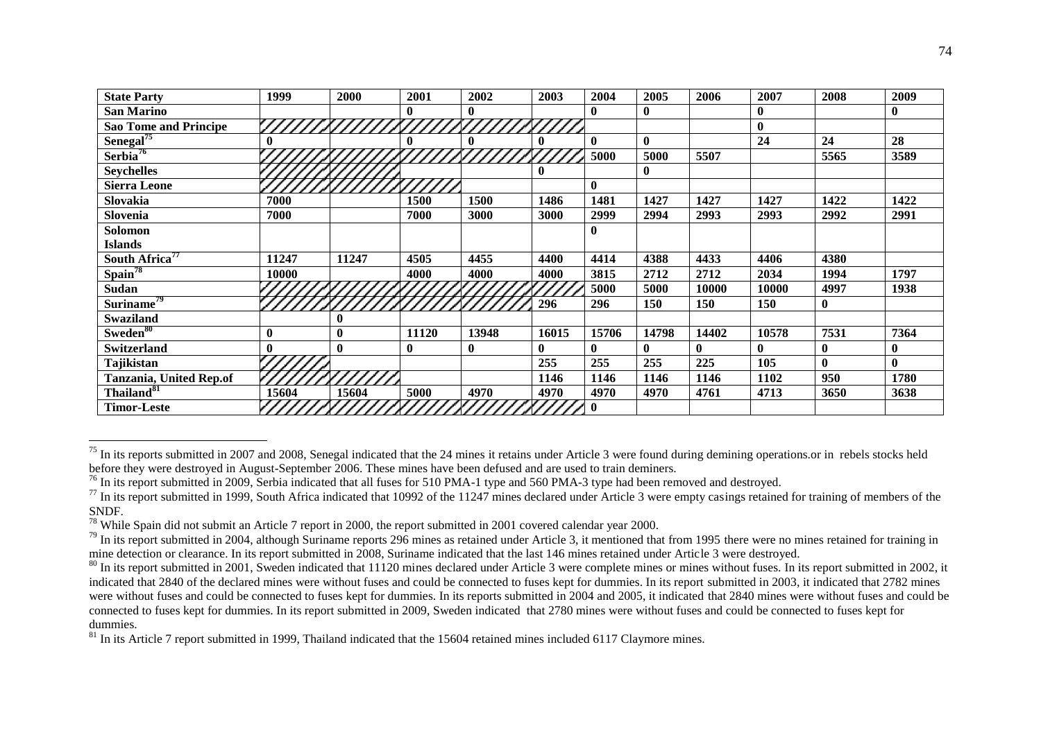| State Party | 1999 | 2000 | 2001 | 2002 | 2003 | 2004 | 2005 | 2006 | 2007 | 2008 | 2009 |
|---|---|---|---|---|---|---|---|---|---|---|---|
| **San Marino** | | | **0** | **0** | | **0** | **0** | | **0** | | **0** |
| **Sao Tome and Principe** | | | | | | | | | **0** | | |
| **Senegal**[75] | **0** | | **0** | **0** | **0** | **0** | **0** | | **24** | **24** | **28** |
| **Serbia**[76] | | | | | | **5000** | **5000** | **5507** | | **5565** | **3589** |
| **Seychelles** | | | | | **0** | | **0** | | | | |
| **Sierra Leone** | | | | | | **0** | | | | | |
| **Slovakia** | **7000** | | **1500** | **1500** | **1486** | **1481** | **1427** | **1427** | **1427** | **1422** | **1422** |
| **Slovenia** | **7000** | | **7000** | **3000** | **3000** | **2999** | **2994** | **2993** | **2993** | **2992** | **2991** |
| **Solomon Islands** | | | | | | **0** | | | | | |
| **South Africa**[77] | **11247** | **11247** | **4505** | **4455** | **4400** | **4414** | **4388** | **4433** | **4406** | **4380** | |
| **Spain**[78] | **10000** | | **4000** | **4000** | **4000** | **3815** | **2712** | **2712** | **2034** | **1994** | **1797** |
| **Sudan** | | | | | | **5000** | **5000** | **10000** | **10000** | **4997** | **1938** |
| **Suriname**[79] | | | | | **296** | **296** | **150** | **150** | **150** | **0** | |
| **Swaziland** | | **0** | | | | | | | | | |
| **Sweden**[80] | **0** | **0** | **11120** | **13948** | **16015** | **15706** | **14798** | **14402** | **10578** | **7531** | **7364** |
| **Switzerland** | **0** | **0** | **0** | **0** | **0** | **0** | **0** | **0** | **0** | **0** | **0** |
| **Tajikistan** | | | | | **255** | **255** | **255** | **225** | **105** | **0** | **0** |
| **Tanzania, United Rep.of** | | | | | **1146** | **1146** | **1146** | **1146** | **1102** | **950** | **1780** |
| **Thailand**[81] | **15604** | **15604** | **5000** | **4970** | **4970** | **4970** | **4970** | **4761** | **4713** | **3650** | **3638** |
| **Timor-Leste** | | | | | | **0** | | | | | |

[75] In its reports submitted in 2007 and 2008, Senegal indicated that the 24 mines it retains under Article 3 were found during demining operations.or in rebels stocks held before they were destroyed in August-September 2006. These mines have been defused and are used to train deminers.

[76] In its report submitted in 2009, Serbia indicated that all fuses for 510 PMA-1 type and 560 PMA-3 type had been removed and destroyed.

[77] In its report submitted in 1999, South Africa indicated that 10992 of the 11247 mines declared under Article 3 were empty casings retained for training of members of the SNDF.

[78] While Spain did not submit an Article 7 report in 2000, the report submitted in 2001 covered calendar year 2000.

[79] In its report submitted in 2004, although Suriname reports 296 mines as retained under Article 3, it mentioned that from 1995 there were no mines retained for training in mine detection or clearance. In its report submitted in 2008, Suriname indicated that the last 146 mines retained under Article 3 were destroyed.

[80] In its report submitted in 2001, Sweden indicated that 11120 mines declared under Article 3 were complete mines or mines without fuses. In its report submitted in 2002, it indicated that 2840 of the declared mines were without fuses and could be connected to fuses kept for dummies. In its report submitted in 2003, it indicated that 2782 mines were without fuses and could be connected to fuses kept for dummies. In its reports submitted in 2004 and 2005, it indicated that 2840 mines were without fuses and could be connected to fuses kept for dummies. In its report submitted in 2009, Sweden indicated that 2780 mines were without fuses and could be connected to fuses kept for dummies.

[81] In its Article 7 report submitted in 1999, Thailand indicated that the 15604 retained mines included 6117 Claymore mines.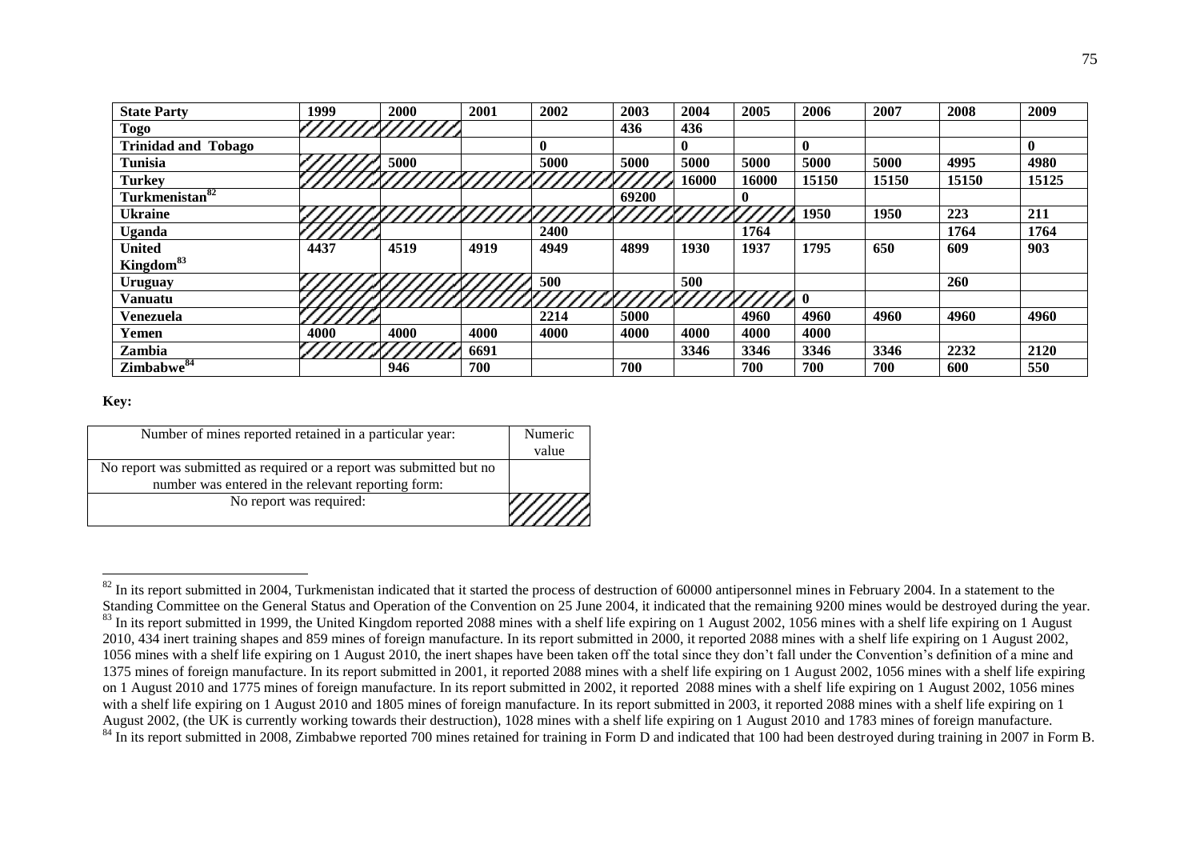| State Party | 1999 | 2000 | 2001 | 2002 | 2003 | 2004 | 2005 | 2006 | 2007 | 2008 | 2009 |
|---|---|---|---|---|---|---|---|---|---|---|---|
| **Togo** | ////// | ////// | | | **436** | **436** | | | | | |
| **Trinidad and Tobago** | | | | **0** | | **0** | | **0** | | | **0** |
| **Tunisia** | ////// | **5000** | | **5000** | **5000** | **5000** | **5000** | **5000** | **5000** | **4995** | **4980** |
| **Turkey** | ////// | ////// | ////// | ////// | ////// | **16000** | **16000** | **15150** | **15150** | **15150** | **15125** |
| **Turkmenistan**[82] | | | | | **69200** | | **0** | | | | |
| **Ukraine** | ////// | ////// | ////// | ////// | ////// | ////// | ////// | **1950** | **1950** | **223** | **211** |
| **Uganda** | ////// | | | **2400** | | | **1764** | | | **1764** | **1764** |
| **United Kingdom**[83] | **4437** | **4519** | **4919** | **4949** | **4899** | **1930** | **1937** | **1795** | **650** | **609** | **903** |
| **Uruguay** | ////// | ////// | ////// | **500** | | **500** | | | | **260** | |
| **Vanuatu** | ////// | ////// | ////// | ////// | ////// | ////// | ////// | **0** | | | |
| **Venezuela** | ////// | | | **2214** | **5000** | | **4960** | **4960** | **4960** | **4960** | **4960** |
| **Yemen** | **4000** | **4000** | **4000** | **4000** | **4000** | **4000** | **4000** | **4000** | | | |
| **Zambia** | ////// | ////// | **6691** | | | **3346** | **3346** | **3346** | **3346** | **2232** | **2120** |
| **Zimbabwe**[84] | | **946** | **700** | | **700** | | **700** | **700** | **700** | **600** | **550** |

**Key:**

| Number of mines reported retained in a particular year: | Numeric value |
|---|---|
| No report was submitted as required or a report was submitted but no number was entered in the relevant reporting form: | |
| No report was required: | ////// |

[82] In its report submitted in 2004, Turkmenistan indicated that it started the process of destruction of 60000 antipersonnel mines in February 2004. In a statement to the Standing Committee on the General Status and Operation of the Convention on 25 June 2004, it indicated that the remaining 9200 mines would be destroyed during the year.

[83] In its report submitted in 1999, the United Kingdom reported 2088 mines with a shelf life expiring on 1 August 2002, 1056 mines with a shelf life expiring on 1 August 2010, 434 inert training shapes and 859 mines of foreign manufacture. In its report submitted in 2000, it reported 2088 mines with a shelf life expiring on 1 August 2002, 1056 mines with a shelf life expiring on 1 August 2010, the inert shapes have been taken off the total since they don't fall under the Convention's definition of a mine and 1375 mines of foreign manufacture. In its report submitted in 2001, it reported 2088 mines with a shelf life expiring on 1 August 2002, 1056 mines with a shelf life expiring on 1 August 2010 and 1775 mines of foreign manufacture. In its report submitted in 2002, it reported 2088 mines with a shelf life expiring on 1 August 2002, 1056 mines with a shelf life expiring on 1 August 2010 and 1805 mines of foreign manufacture. In its report submitted in 2003, it reported 2088 mines with a shelf life expiring on 1 August 2002, (the UK is currently working towards their destruction), 1028 mines with a shelf life expiring on 1 August 2010 and 1783 mines of foreign manufacture.

[84] In its report submitted in 2008, Zimbabwe reported 700 mines retained for training in Form D and indicated that 100 had been destroyed during training in 2007 in Form B.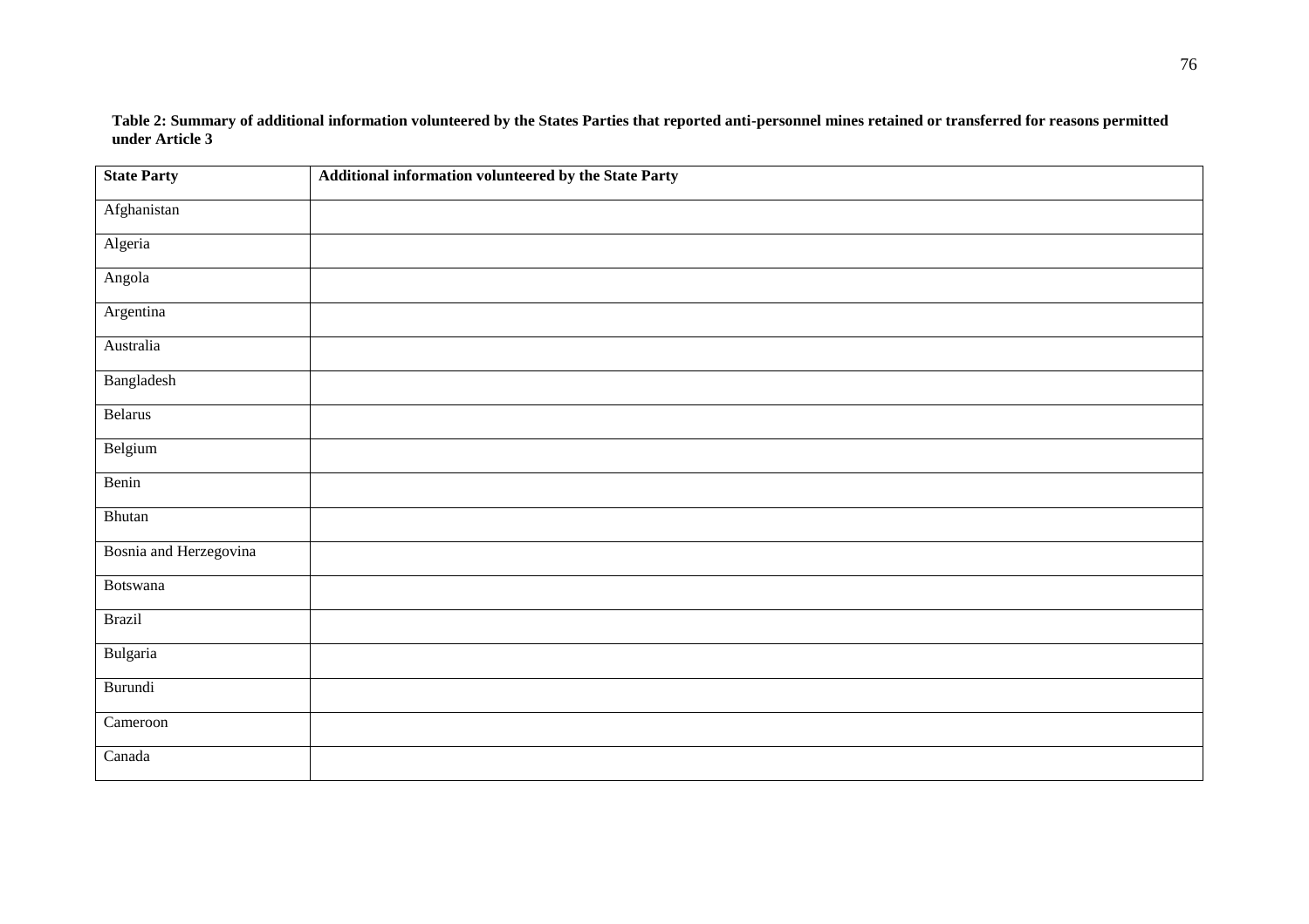**Table 2: Summary of additional information volunteered by the States Parties that reported anti-personnel mines retained or transferred for reasons permitted under Article 3**

| State Party | Additional information volunteered by the State Party |
|---|---|
| Afghanistan | |
| Algeria | |
| Angola | |
| Argentina | |
| Australia | |
| Bangladesh | |
| Belarus | |
| Belgium | |
| Benin | |
| Bhutan | |
| Bosnia and Herzegovina | |
| Botswana | |
| Brazil | |
| Bulgaria | |
| Burundi | |
| Cameroon | |
| Canada | |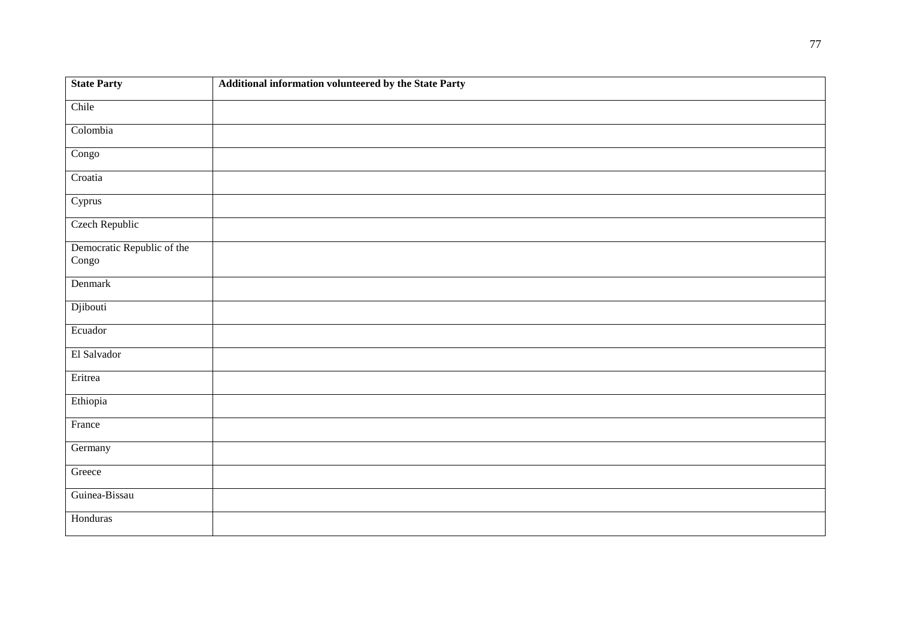| State Party | Additional information volunteered by the State Party |
| --- | --- |
| Chile | |
| Colombia | |
| Congo | |
| Croatia | |
| Cyprus | |
| Czech Republic | |
| Democratic Republic of the Congo | |
| Denmark | |
| Djibouti | |
| Ecuador | |
| El Salvador | |
| Eritrea | |
| Ethiopia | |
| France | |
| Germany | |
| Greece | |
| Guinea-Bissau | |
| Honduras | |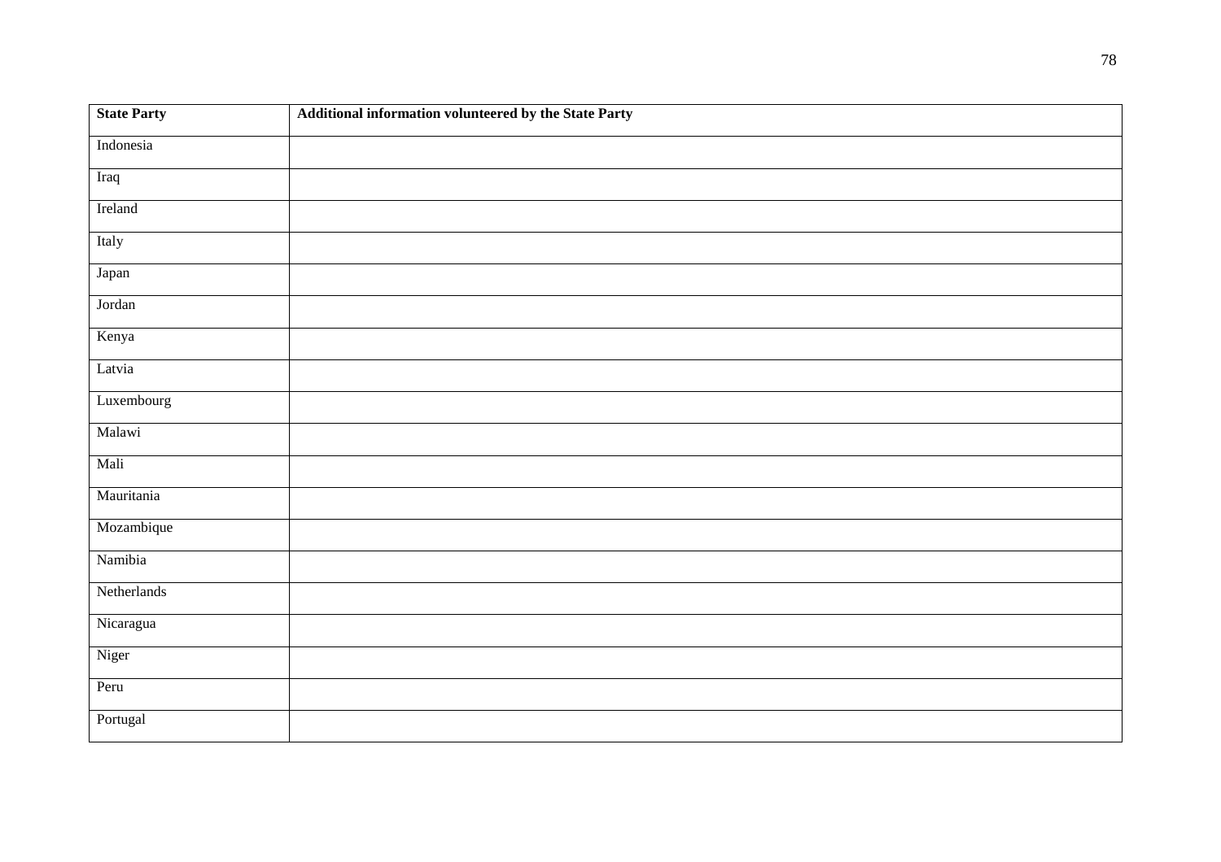| State Party | Additional information volunteered by the State Party |
| --- | --- |
| Indonesia | |
| Iraq | |
| Ireland | |
| Italy | |
| Japan | |
| Jordan | |
| Kenya | |
| Latvia | |
| Luxembourg | |
| Malawi | |
| Mali | |
| Mauritania | |
| Mozambique | |
| Namibia | |
| Netherlands | |
| Nicaragua | |
| Niger | |
| Peru | |
| Portugal | |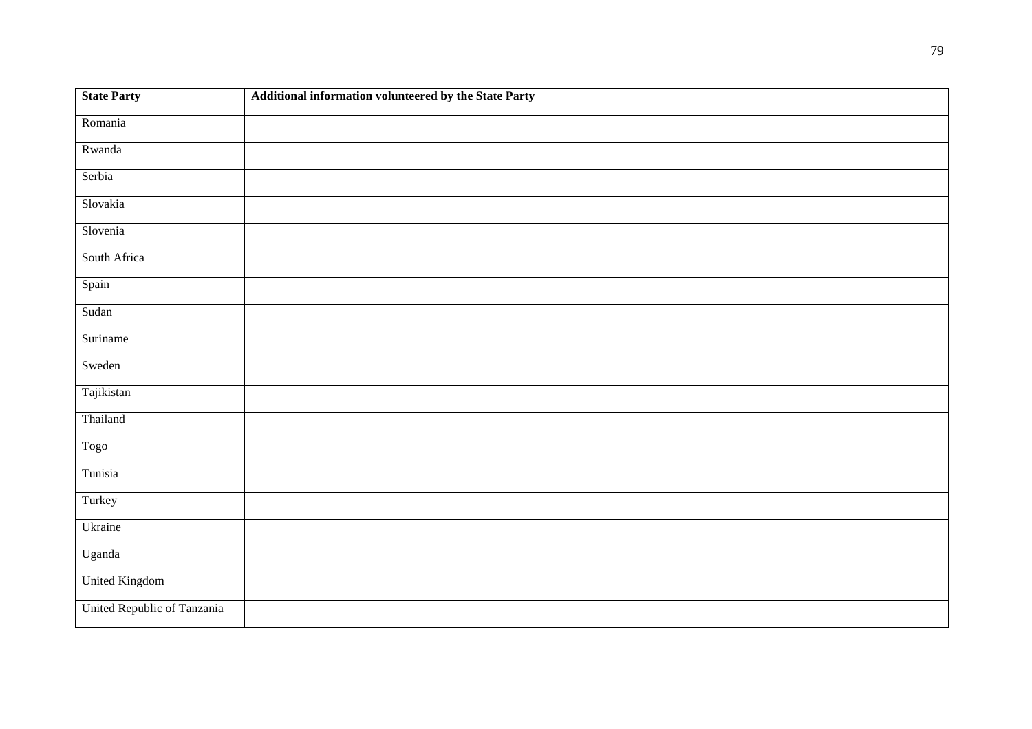| State Party | Additional information volunteered by the State Party |
| --- | --- |
| Romania | |
| Rwanda | |
| Serbia | |
| Slovakia | |
| Slovenia | |
| South Africa | |
| Spain | |
| Sudan | |
| Suriname | |
| Sweden | |
| Tajikistan | |
| Thailand | |
| Togo | |
| Tunisia | |
| Turkey | |
| Ukraine | |
| Uganda | |
| United Kingdom | |
| United Republic of Tanzania | |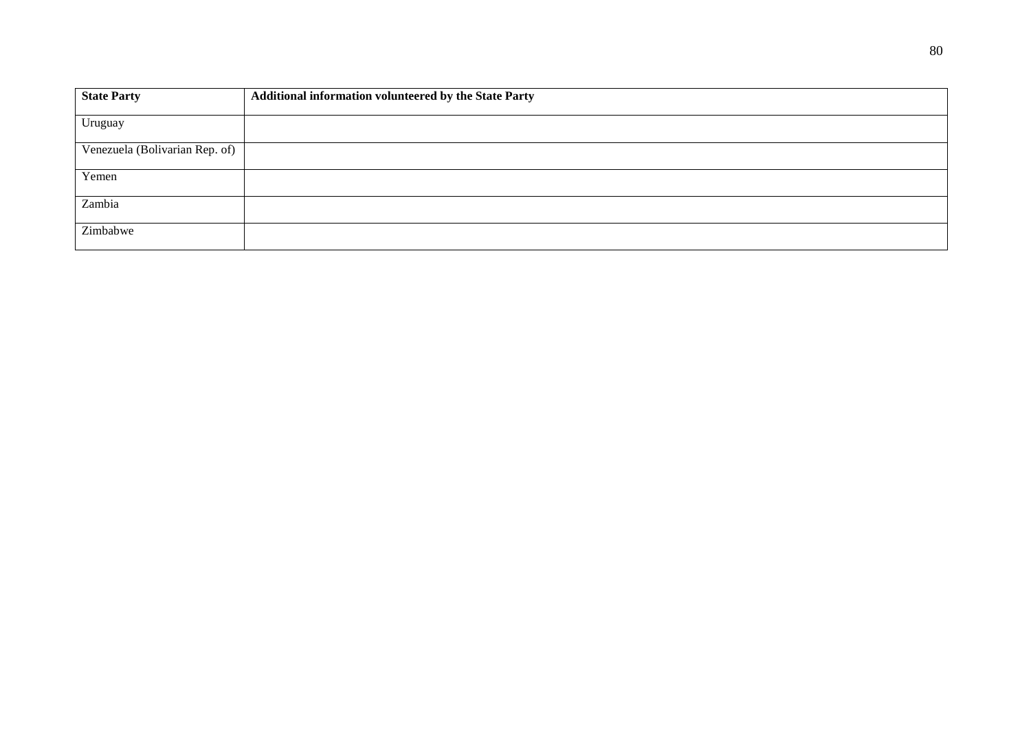| State Party | Additional information volunteered by the State Party |
|---|---|
| Uruguay | |
| Venezuela (Bolivarian Rep. of) | |
| Yemen | |
| Zambia | |
| Zimbabwe | |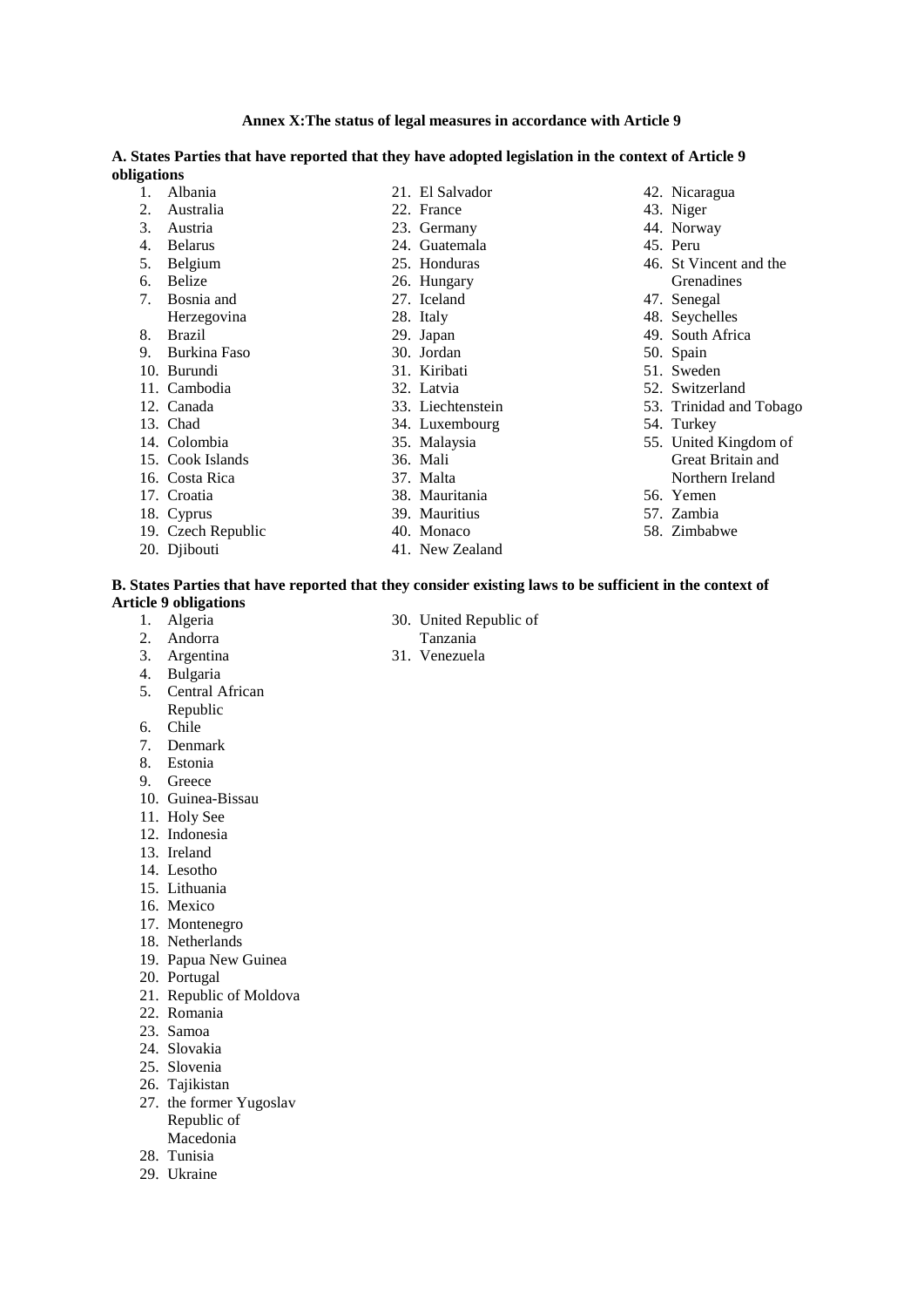**Annex X:The status of legal measures in accordance with Article 9**

**A. States Parties that have reported that they have adopted legislation in the context of Article 9 obligations**

1. Albania
2. Australia
3. Austria
4. Belarus
5. Belgium
6. Belize
7. Bosnia and Herzegovina
8. Brazil
9. Burkina Faso
10. Burundi
11. Cambodia
12. Canada
13. Chad
14. Colombia
15. Cook Islands
16. Costa Rica
17. Croatia
18. Cyprus
19. Czech Republic
20. Djibouti
21. El Salvador
22. France
23. Germany
24. Guatemala
25. Honduras
26. Hungary
27. Iceland
28. Italy
29. Japan
30. Jordan
31. Kiribati
32. Latvia
33. Liechtenstein
34. Luxembourg
35. Malaysia
36. Mali
37. Malta
38. Mauritania
39. Mauritius
40. Monaco
41. New Zealand
42. Nicaragua
43. Niger
44. Norway
45. Peru
46. St Vincent and the Grenadines
47. Senegal
48. Seychelles
49. South Africa
50. Spain
51. Sweden
52. Switzerland
53. Trinidad and Tobago
54. Turkey
55. United Kingdom of Great Britain and Northern Ireland
56. Yemen
57. Zambia
58. Zimbabwe

**B. States Parties that have reported that they consider existing laws to be sufficient in the context of Article 9 obligations**

1. Algeria
2. Andorra
3. Argentina
4. Bulgaria
5. Central African Republic
6. Chile
7. Denmark
8. Estonia
9. Greece
10. Guinea-Bissau
11. Holy See
12. Indonesia
13. Ireland
14. Lesotho
15. Lithuania
16. Mexico
17. Montenegro
18. Netherlands
19. Papua New Guinea
20. Portugal
21. Republic of Moldova
22. Romania
23. Samoa
24. Slovakia
25. Slovenia
26. Tajikistan
27. the former Yugoslav Republic of Macedonia
28. Tunisia
29. Ukraine
30. United Republic of Tanzania
31. Venezuela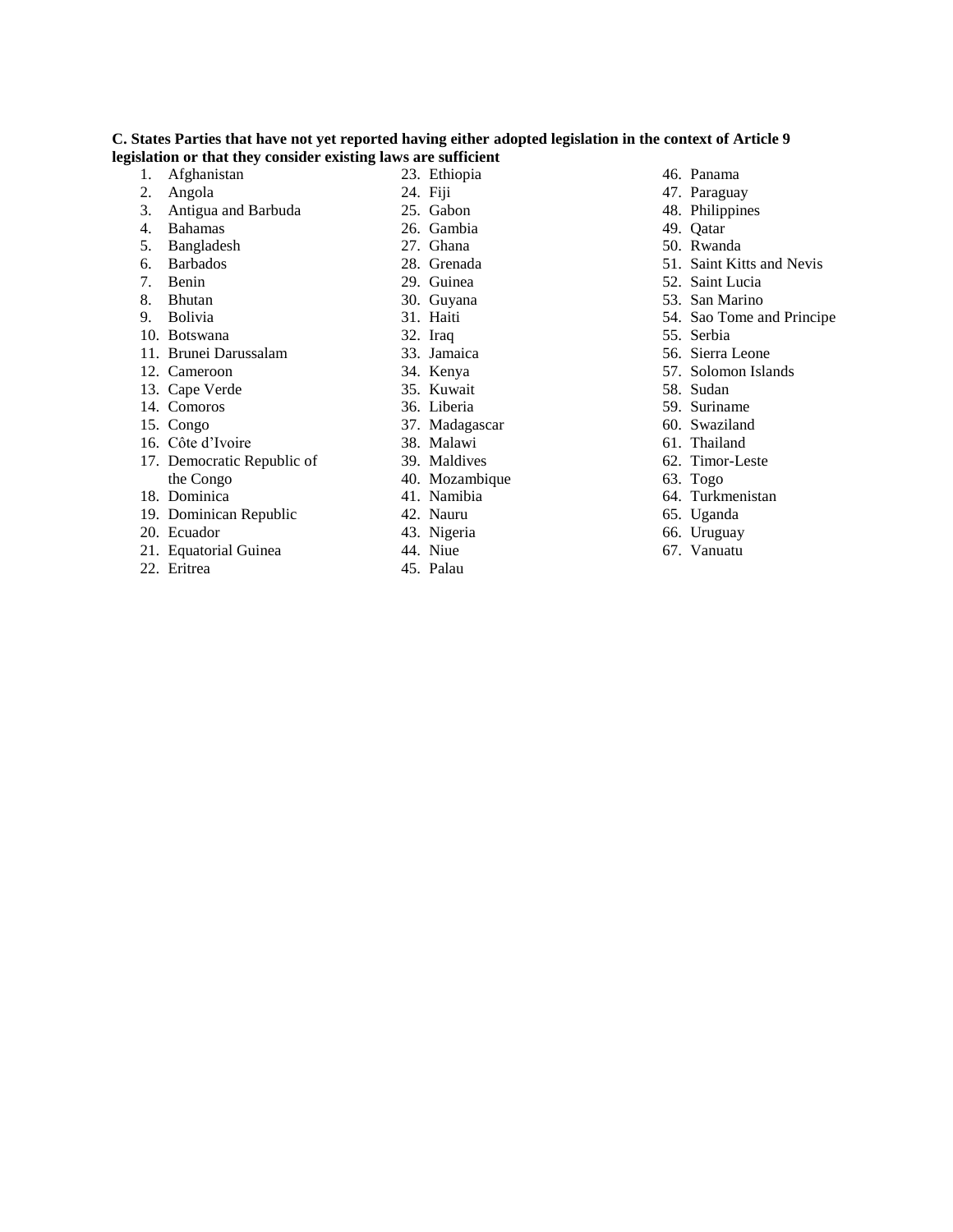**C. States Parties that have not yet reported having either adopted legislation in the context of Article 9 legislation or that they consider existing laws are sufficient**

1. Afghanistan
2. Angola
3. Antigua and Barbuda
4. Bahamas
5. Bangladesh
6. Barbados
7. Benin
8. Bhutan
9. Bolivia
10. Botswana
11. Brunei Darussalam
12. Cameroon
13. Cape Verde
14. Comoros
15. Congo
16. Côte d'Ivoire
17. Democratic Republic of the Congo
18. Dominica
19. Dominican Republic
20. Ecuador
21. Equatorial Guinea
22. Eritrea
23. Ethiopia
24. Fiji
25. Gabon
26. Gambia
27. Ghana
28. Grenada
29. Guinea
30. Guyana
31. Haiti
32. Iraq
33. Jamaica
34. Kenya
35. Kuwait
36. Liberia
37. Madagascar
38. Malawi
39. Maldives
40. Mozambique
41. Namibia
42. Nauru
43. Nigeria
44. Niue
45. Palau
46. Panama
47. Paraguay
48. Philippines
49. Qatar
50. Rwanda
51. Saint Kitts and Nevis
52. Saint Lucia
53. San Marino
54. Sao Tome and Principe
55. Serbia
56. Sierra Leone
57. Solomon Islands
58. Sudan
59. Suriname
60. Swaziland
61. Thailand
62. Timor-Leste
63. Togo
64. Turkmenistan
65. Uganda
66. Uruguay
67. Vanuatu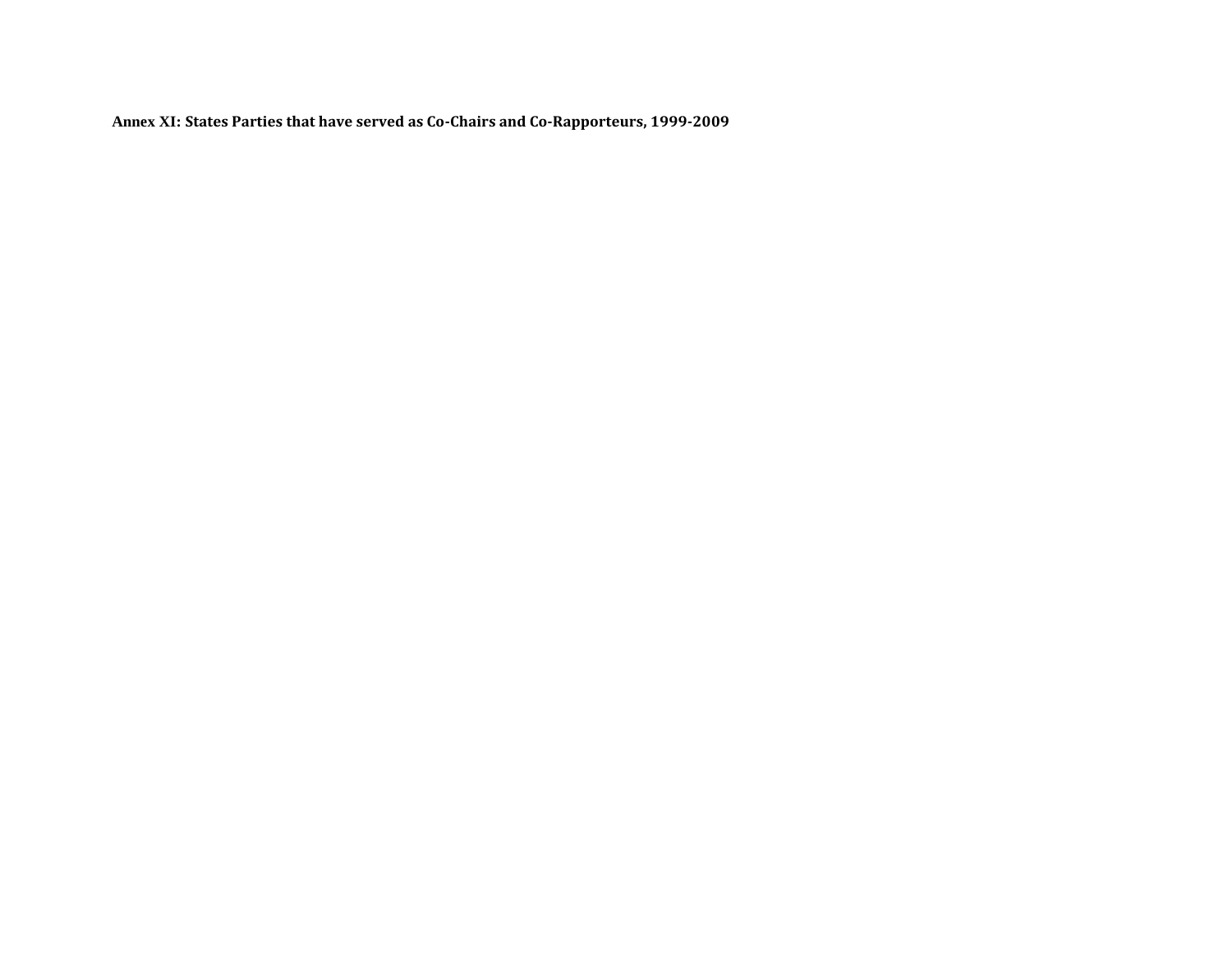**Annex XI: States Parties that have served as Co-Chairs and Co-Rapporteurs, 1999-2009**